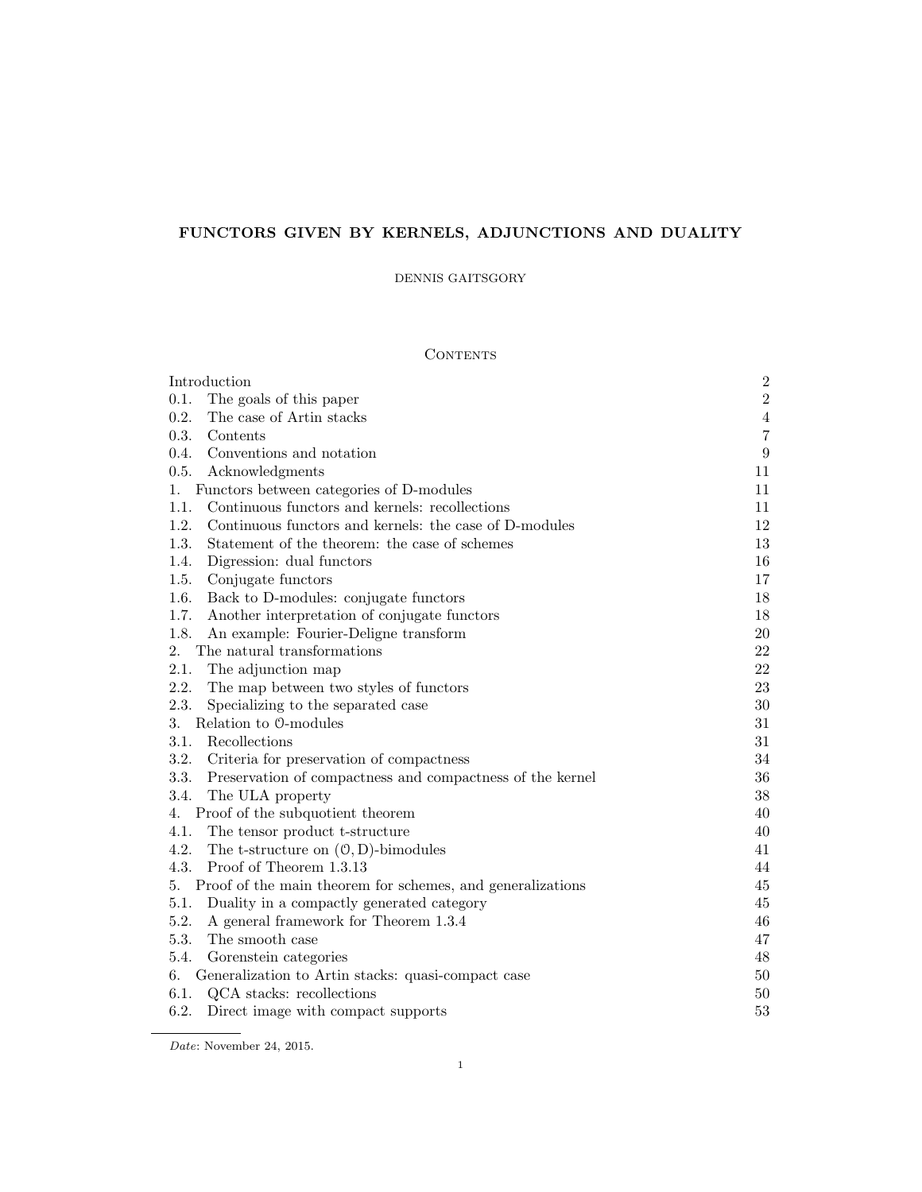# FUNCTORS GIVEN BY KERNELS, ADJUNCTIONS AND DUALITY

DENNIS GAITSGORY

## Contents

| | |
|---|---|
| Introduction | 2 |
| 0.1. The goals of this paper | 2 |
| 0.2. The case of Artin stacks | 4 |
| 0.3. Contents | 7 |
| 0.4. Conventions and notation | 9 |
| 0.5. Acknowledgments | 11 |
| 1. Functors between categories of D-modules | 11 |
| 1.1. Continuous functors and kernels: recollections | 11 |
| 1.2. Continuous functors and kernels: the case of D-modules | 12 |
| 1.3. Statement of the theorem: the case of schemes | 13 |
| 1.4. Digression: dual functors | 16 |
| 1.5. Conjugate functors | 17 |
| 1.6. Back to D-modules: conjugate functors | 18 |
| 1.7. Another interpretation of conjugate functors | 18 |
| 1.8. An example: Fourier-Deligne transform | 20 |
| 2. The natural transformations | 22 |
| 2.1. The adjunction map | 22 |
| 2.2. The map between two styles of functors | 23 |
| 2.3. Specializing to the separated case | 30 |
| 3. Relation to $\mathcal{O}$-modules | 31 |
| 3.1. Recollections | 31 |
| 3.2. Criteria for preservation of compactness | 34 |
| 3.3. Preservation of compactness and compactness of the kernel | 36 |
| 3.4. The ULA property | 38 |
| 4. Proof of the subquotient theorem | 40 |
| 4.1. The tensor product t-structure | 40 |
| 4.2. The t-structure on $(\mathcal{O}, \mathrm{D})$-bimodules | 41 |
| 4.3. Proof of Theorem 1.3.13 | 44 |
| 5. Proof of the main theorem for schemes, and generalizations | 45 |
| 5.1. Duality in a compactly generated category | 45 |
| 5.2. A general framework for Theorem 1.3.4 | 46 |
| 5.3. The smooth case | 47 |
| 5.4. Gorenstein categories | 48 |
| 6. Generalization to Artin stacks: quasi-compact case | 50 |
| 6.1. QCA stacks: recollections | 50 |
| 6.2. Direct image with compact supports | 53 |

*Date*: November 24, 2015.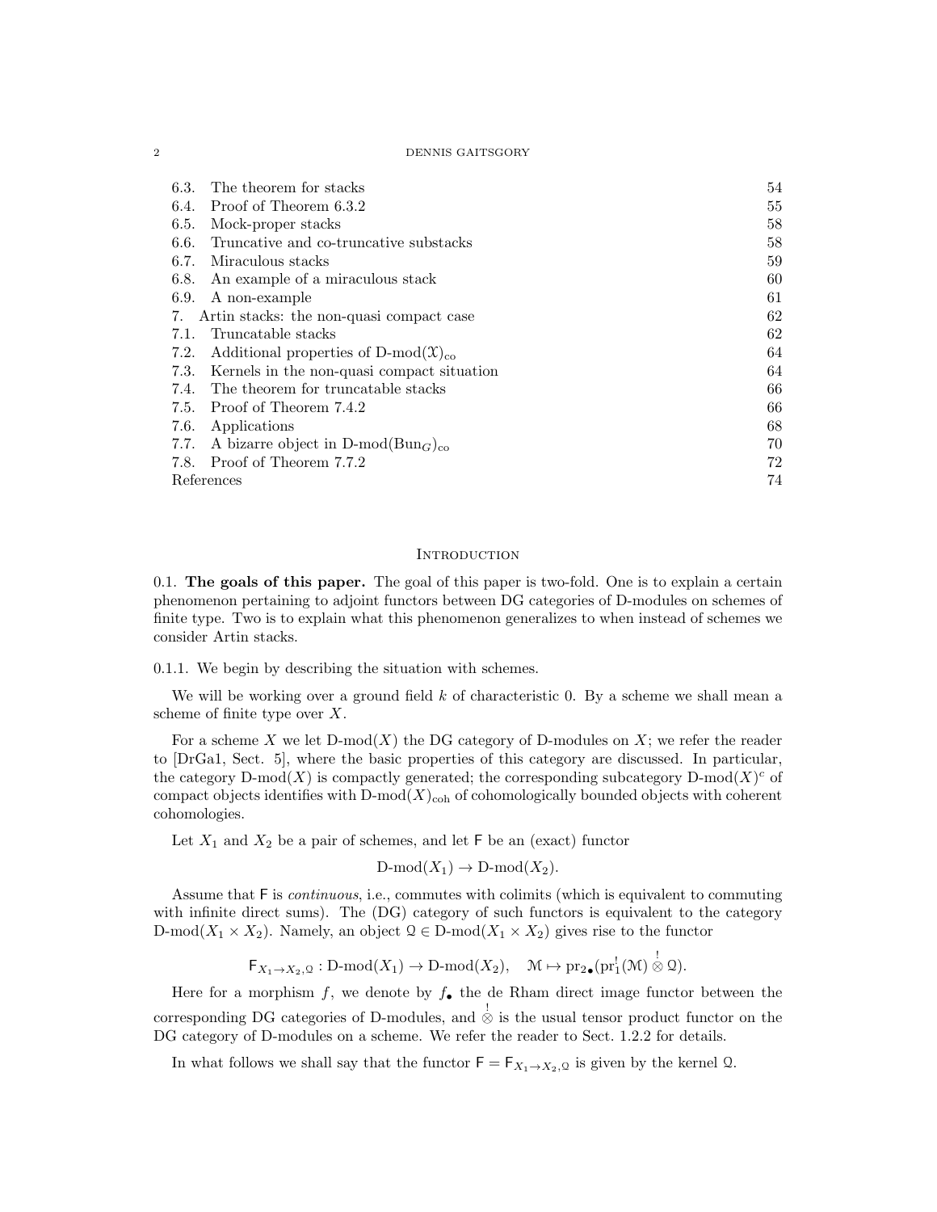| | |
|---|---|
| 6.3. The theorem for stacks | 54 |
| 6.4. Proof of Theorem 6.3.2 | 55 |
| 6.5. Mock-proper stacks | 58 |
| 6.6. Truncative and co-truncative substacks | 58 |
| 6.7. Miraculous stacks | 59 |
| 6.8. An example of a miraculous stack | 60 |
| 6.9. A non-example | 61 |
| 7. Artin stacks: the non-quasi compact case | 62 |
| 7.1. Truncatable stacks | 62 |
| 7.2. Additional properties of $\text{D-mod}(\mathcal{X})_{\text{co}}$ | 64 |
| 7.3. Kernels in the non-quasi compact situation | 64 |
| 7.4. The theorem for truncatable stacks | 66 |
| 7.5. Proof of Theorem 7.4.2 | 66 |
| 7.6. Applications | 68 |
| 7.7. A bizarre object in $\text{D-mod}(\text{Bun}_G)_{\text{co}}$ | 70 |
| 7.8. Proof of Theorem 7.7.2 | 72 |
| References | 74 |

## Introduction

0.1. **The goals of this paper.** The goal of this paper is two-fold. One is to explain a certain phenomenon pertaining to adjoint functors between DG categories of D-modules on schemes of finite type. Two is to explain what this phenomenon generalizes to when instead of schemes we consider Artin stacks.

0.1.1. We begin by describing the situation with schemes.

We will be working over a ground field $k$ of characteristic 0. By a scheme we shall mean a scheme of finite type over $X$.

For a scheme $X$ we let $\text{D-mod}(X)$ the DG category of D-modules on $X$; we refer the reader to [DrGa1, Sect. 5], where the basic properties of this category are discussed. In particular, the category $\text{D-mod}(X)$ is compactly generated; the corresponding subcategory $\text{D-mod}(X)^c$ of compact objects identifies with $\text{D-mod}(X)_{\text{coh}}$ of cohomologically bounded objects with coherent cohomologies.

Let $X_1$ and $X_2$ be a pair of schemes, and let $\mathsf{F}$ be an (exact) functor

$$\text{D-mod}(X_1) \to \text{D-mod}(X_2).$$

Assume that $\mathsf{F}$ is *continuous*, i.e., commutes with colimits (which is equivalent to commuting with infinite direct sums). The (DG) category of such functors is equivalent to the category $\text{D-mod}(X_1 \times X_2)$. Namely, an object $\mathcal{Q} \in \text{D-mod}(X_1 \times X_2)$ gives rise to the functor

$$\mathsf{F}_{X_1 \to X_2, \mathcal{Q}} : \text{D-mod}(X_1) \to \text{D-mod}(X_2), \quad \mathcal{M} \mapsto \text{pr}_{2\bullet}(\text{pr}_1^!(\mathcal{M}) \overset{!}{\otimes} \mathcal{Q}).$$

Here for a morphism $f$, we denote by $f_\bullet$ the de Rham direct image functor between the corresponding DG categories of D-modules, and $\overset{!}{\otimes}$ is the usual tensor product functor on the DG category of D-modules on a scheme. We refer the reader to Sect. 1.2.2 for details.

In what follows we shall say that the functor $\mathsf{F} = \mathsf{F}_{X_1 \to X_2, \mathcal{Q}}$ is given by the kernel $\mathcal{Q}$.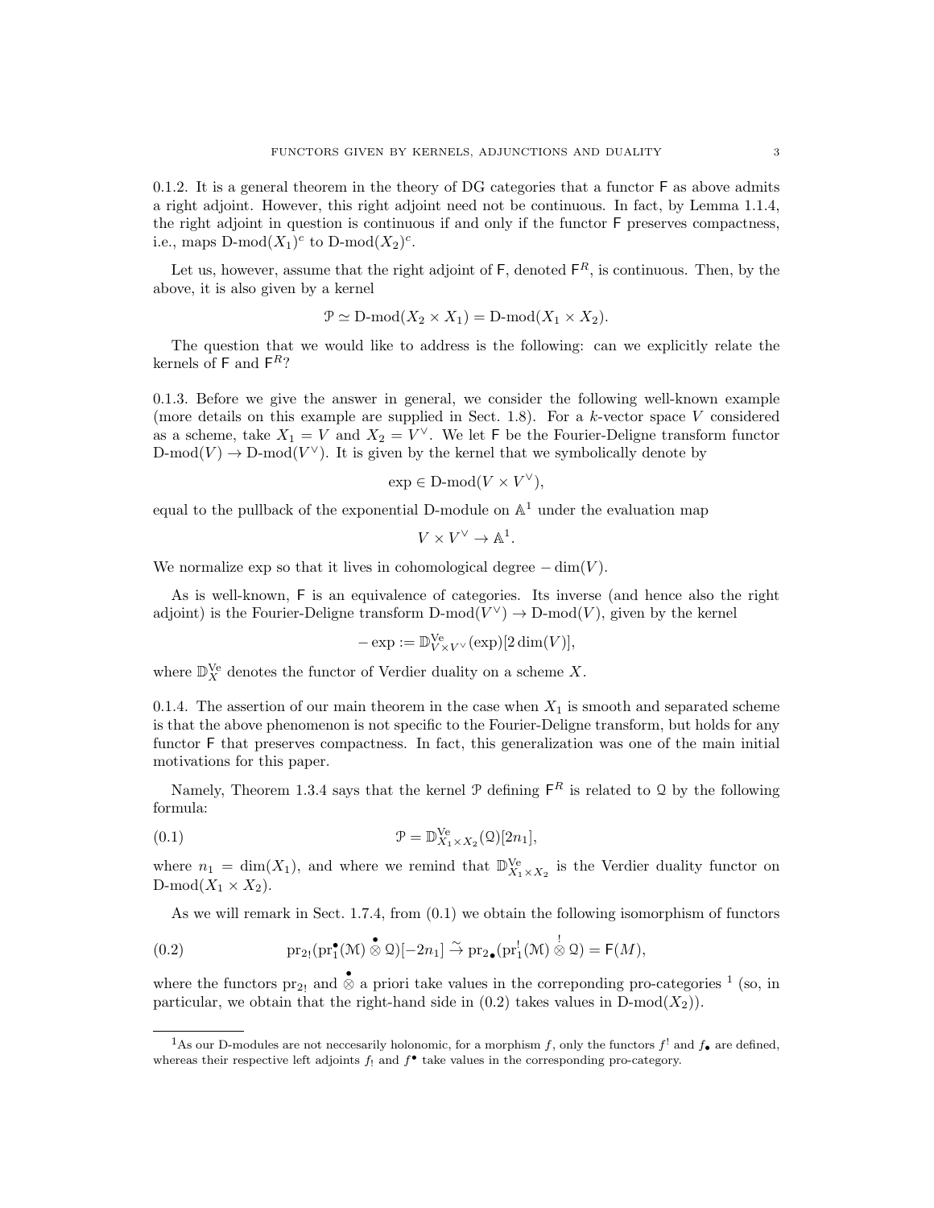0.1.2. It is a general theorem in the theory of DG categories that a functor $\mathsf{F}$ as above admits a right adjoint. However, this right adjoint need not be continuous. In fact, by Lemma 1.1.4, the right adjoint in question is continuous if and only if the functor $\mathsf{F}$ preserves compactness, i.e., maps $\text{D-mod}(X_1)^c$ to $\text{D-mod}(X_2)^c$.

Let us, however, assume that the right adjoint of $\mathsf{F}$, denoted $\mathsf{F}^R$, is continuous. Then, by the above, it is also given by a kernel

$$\mathcal{P} \simeq \text{D-mod}(X_2 \times X_1) = \text{D-mod}(X_1 \times X_2).$$

The question that we would like to address is the following: can we explicitly relate the kernels of $\mathsf{F}$ and $\mathsf{F}^R$?

0.1.3. Before we give the answer in general, we consider the following well-known example (more details on this example are supplied in Sect. 1.8). For a $k$-vector space $V$ considered as a scheme, take $X_1 = V$ and $X_2 = V^\vee$. We let $\mathsf{F}$ be the Fourier-Deligne transform functor $\text{D-mod}(V) \to \text{D-mod}(V^\vee)$. It is given by the kernel that we symbolically denote by

$$\exp \in \text{D-mod}(V \times V^\vee),$$

equal to the pullback of the exponential D-module on $\mathbb{A}^1$ under the evaluation map

$$V \times V^\vee \to \mathbb{A}^1.$$

We normalize exp so that it lives in cohomological degree $-\dim(V)$.

As is well-known, $\mathsf{F}$ is an equivalence of categories. Its inverse (and hence also the right adjoint) is the Fourier-Deligne transform $\text{D-mod}(V^\vee) \to \text{D-mod}(V)$, given by the kernel

$$-\exp := \mathbb{D}^{\text{Ve}}_{V \times V^\vee}(\exp)[2\dim(V)],$$

where $\mathbb{D}^{\text{Ve}}_X$ denotes the functor of Verdier duality on a scheme $X$.

0.1.4. The assertion of our main theorem in the case when $X_1$ is smooth and separated scheme is that the above phenomenon is not specific to the Fourier-Deligne transform, but holds for any functor $\mathsf{F}$ that preserves compactness. In fact, this generalization was one of the main initial motivations for this paper.

Namely, Theorem 1.3.4 says that the kernel $\mathcal{P}$ defining $\mathsf{F}^R$ is related to $\mathcal{Q}$ by the following formula:

$$\mathcal{P} = \mathbb{D}^{\text{Ve}}_{X_1 \times X_2}(\mathcal{Q})[2n_1], \tag{0.1}$$

where $n_1 = \dim(X_1)$, and where we remind that $\mathbb{D}^{\text{Ve}}_{X_1 \times X_2}$ is the Verdier duality functor on $\text{D-mod}(X_1 \times X_2)$.

As we will remark in Sect. 1.7.4, from (0.1) we obtain the following isomorphism of functors

$$\text{pr}_{2!}(\text{pr}_1^\bullet(\mathcal{M}) \overset{\bullet}{\otimes} \mathcal{Q})[-2n_1] \overset{\sim}{\to} \text{pr}_{2\bullet}(\text{pr}_1^!(\mathcal{M}) \overset{!}{\otimes} \mathcal{Q}) = \mathsf{F}(M), \tag{0.2}$$

where the functors $\text{pr}_{2!}$ and $\overset{\bullet}{\otimes}$ a priori take values in the correponding pro-categories [1] (so, in particular, we obtain that the right-hand side in (0.2) takes values in $\text{D-mod}(X_2)$).

[1] As our D-modules are not neccesarily holonomic, for a morphism $f$, only the functors $f^!$ and $f_\bullet$ are defined, whereas their respective left adjoints $f_!$ and $f^\bullet$ take values in the corresponding pro-category.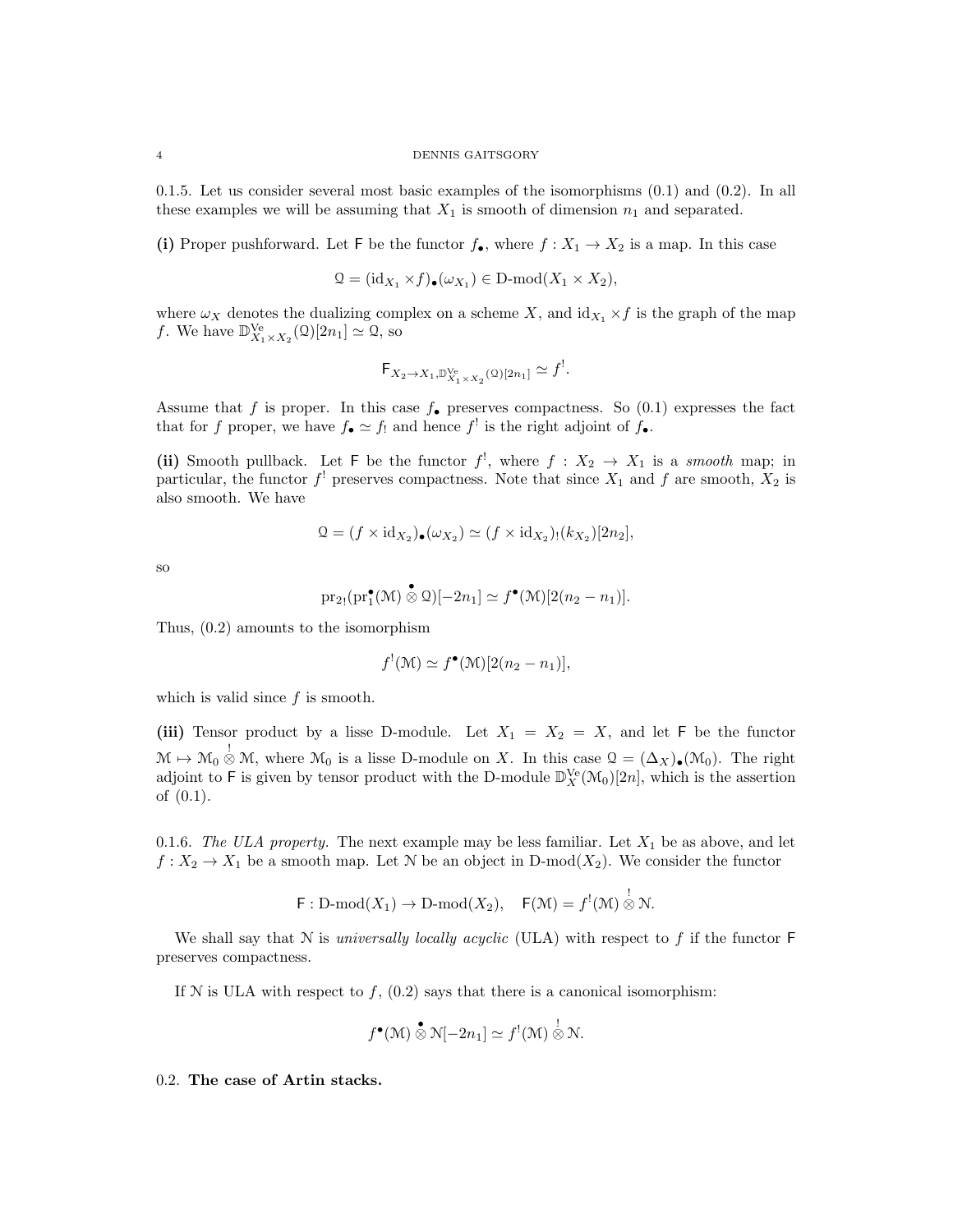0.1.5. Let us consider several most basic examples of the isomorphisms (0.1) and (0.2). In all these examples we will be assuming that $X_1$ is smooth of dimension $n_1$ and separated.

**(i)** Proper pushforward. Let $\mathsf{F}$ be the functor $f_\bullet$, where $f : X_1 \to X_2$ is a map. In this case

$$\mathcal{Q} = (\mathrm{id}_{X_1} \times f)_\bullet(\omega_{X_1}) \in \text{D-mod}(X_1 \times X_2),$$

where $\omega_X$ denotes the dualizing complex on a scheme $X$, and $\mathrm{id}_{X_1} \times f$ is the graph of the map $f$. We have $\mathbb{D}^{\mathrm{Ve}}_{X_1 \times X_2}(\mathcal{Q})[2n_1] \simeq \mathcal{Q}$, so

$$\mathsf{F}_{X_2 \to X_1, \mathbb{D}^{\mathrm{Ve}}_{X_1 \times X_2}(\mathcal{Q})[2n_1]} \simeq f^!.$$

Assume that $f$ is proper. In this case $f_\bullet$ preserves compactness. So (0.1) expresses the fact that for $f$ proper, we have $f_\bullet \simeq f_!$ and hence $f^!$ is the right adjoint of $f_\bullet$.

**(ii)** Smooth pullback. Let $\mathsf{F}$ be the functor $f^!$, where $f : X_2 \to X_1$ is a *smooth* map; in particular, the functor $f^!$ preserves compactness. Note that since $X_1$ and $f$ are smooth, $X_2$ is also smooth. We have

$$\mathcal{Q} = (f \times \mathrm{id}_{X_2})_\bullet(\omega_{X_2}) \simeq (f \times \mathrm{id}_{X_2})_!(k_{X_2})[2n_2],$$

so

$$\mathrm{pr}_{2!}(\mathrm{pr}_1^\bullet(\mathcal{M}) \overset{\bullet}{\otimes} \mathcal{Q})[-2n_1] \simeq f^\bullet(\mathcal{M})[2(n_2 - n_1)].$$

Thus, (0.2) amounts to the isomorphism

$$f^!(\mathcal{M}) \simeq f^\bullet(\mathcal{M})[2(n_2 - n_1)],$$

which is valid since $f$ is smooth.

**(iii)** Tensor product by a lisse D-module. Let $X_1 = X_2 = X$, and let $\mathsf{F}$ be the functor $\mathcal{M} \mapsto \mathcal{M}_0 \overset{!}{\otimes} \mathcal{M}$, where $\mathcal{M}_0$ is a lisse D-module on $X$. In this case $\mathcal{Q} = (\Delta_X)_\bullet(\mathcal{M}_0)$. The right adjoint to $\mathsf{F}$ is given by tensor product with the D-module $\mathbb{D}^{\mathrm{Ve}}_X(\mathcal{M}_0)[2n]$, which is the assertion of (0.1).

0.1.6. *The ULA property.* The next example may be less familiar. Let $X_1$ be as above, and let $f : X_2 \to X_1$ be a smooth map. Let $\mathcal{N}$ be an object in $\text{D-mod}(X_2)$. We consider the functor

$$\mathsf{F} : \text{D-mod}(X_1) \to \text{D-mod}(X_2), \quad \mathsf{F}(\mathcal{M}) = f^!(\mathcal{M}) \overset{!}{\otimes} \mathcal{N}.$$

We shall say that $\mathcal{N}$ is *universally locally acyclic* (ULA) with respect to $f$ if the functor $\mathsf{F}$ preserves compactness.

If $\mathcal{N}$ is ULA with respect to $f$, (0.2) says that there is a canonical isomorphism:

$$f^\bullet(\mathcal{M}) \overset{\bullet}{\otimes} \mathcal{N}[-2n_1] \simeq f^!(\mathcal{M}) \overset{!}{\otimes} \mathcal{N}.$$

0.2. **The case of Artin stacks.**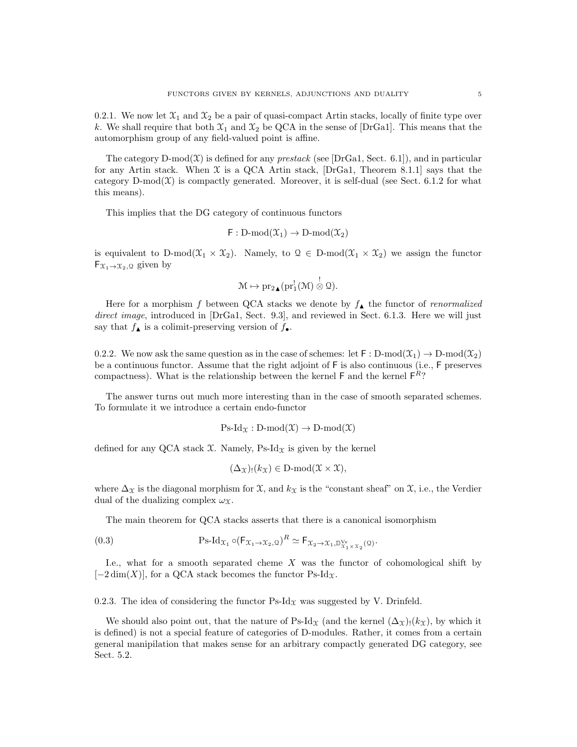0.2.1. We now let $\mathcal{X}_1$ and $\mathcal{X}_2$ be a pair of quasi-compact Artin stacks, locally of finite type over $k$. We shall require that both $\mathcal{X}_1$ and $\mathcal{X}_2$ be QCA in the sense of [DrGa1]. This means that the automorphism group of any field-valued point is affine.

The category $\text{D-mod}(\mathcal{X})$ is defined for any *prestack* (see [DrGa1, Sect. 6.1]), and in particular for any Artin stack. When $\mathcal{X}$ is a QCA Artin stack, [DrGa1, Theorem 8.1.1] says that the category $\text{D-mod}(\mathcal{X})$ is compactly generated. Moreover, it is self-dual (see Sect. 6.1.2 for what this means).

This implies that the DG category of continuous functors

$$\mathsf{F} : \text{D-mod}(\mathcal{X}_1) \to \text{D-mod}(\mathcal{X}_2)$$

is equivalent to $\text{D-mod}(\mathcal{X}_1 \times \mathcal{X}_2)$. Namely, to $\mathcal{Q} \in \text{D-mod}(\mathcal{X}_1 \times \mathcal{X}_2)$ we assign the functor $\mathsf{F}_{\mathcal{X}_1 \to \mathcal{X}_2, \mathcal{Q}}$ given by

$$\mathcal{M} \mapsto \text{pr}_{2\blacktriangle}(\text{pr}_1^!(\mathcal{M}) \overset{!}{\otimes} \mathcal{Q}).$$

Here for a morphism $f$ between QCA stacks we denote by $f_\blacktriangle$ the functor of *renormalized direct image*, introduced in [DrGa1, Sect. 9.3], and reviewed in Sect. 6.1.3. Here we will just say that $f_\blacktriangle$ is a colimit-preserving version of $f_\bullet$.

0.2.2. We now ask the same question as in the case of schemes: let $\mathsf{F} : \text{D-mod}(\mathcal{X}_1) \to \text{D-mod}(\mathcal{X}_2)$ be a continuous functor. Assume that the right adjoint of $\mathsf{F}$ is also continuous (i.e., $\mathsf{F}$ preserves compactness). What is the relationship between the kernel $\mathsf{F}$ and the kernel $\mathsf{F}^R$?

The answer turns out much more interesting than in the case of smooth separated schemes. To formulate it we introduce a certain endo-functor

$$\text{Ps-Id}_{\mathcal{X}} : \text{D-mod}(\mathcal{X}) \to \text{D-mod}(\mathcal{X})$$

defined for any QCA stack $\mathcal{X}$. Namely, $\text{Ps-Id}_{\mathcal{X}}$ is given by the kernel

$$(\Delta_{\mathcal{X}})_!(k_{\mathcal{X}}) \in \text{D-mod}(\mathcal{X} \times \mathcal{X}),$$

where $\Delta_{\mathcal{X}}$ is the diagonal morphism for $\mathcal{X}$, and $k_{\mathcal{X}}$ is the "constant sheaf" on $\mathcal{X}$, i.e., the Verdier dual of the dualizing complex $\omega_{\mathcal{X}}$.

The main theorem for QCA stacks asserts that there is a canonical isomorphism

$$\text{Ps-Id}_{\mathcal{X}_1} \circ (\mathsf{F}_{\mathcal{X}_1 \to \mathcal{X}_2, \mathcal{Q}})^R \simeq \mathsf{F}_{\mathcal{X}_2 \to \mathcal{X}_1, \mathbb{D}^{\text{Ve}}_{\mathcal{X}_1 \times \mathcal{X}_2}(\mathcal{Q})}. \tag{0.3}$$

I.e., what for a smooth separated cheme $X$ was the functor of cohomological shift by $[-2\dim(X)]$, for a QCA stack becomes the functor $\text{Ps-Id}_{\mathcal{X}}$.

0.2.3. The idea of considering the functor $\text{Ps-Id}_{\mathcal{X}}$ was suggested by V. Drinfeld.

We should also point out, that the nature of $\text{Ps-Id}_{\mathcal{X}}$ (and the kernel $(\Delta_{\mathcal{X}})_!(k_{\mathcal{X}})$, by which it is defined) is not a special feature of categories of D-modules. Rather, it comes from a certain general manipilation that makes sense for an arbitrary compactly generated DG category, see Sect. 5.2.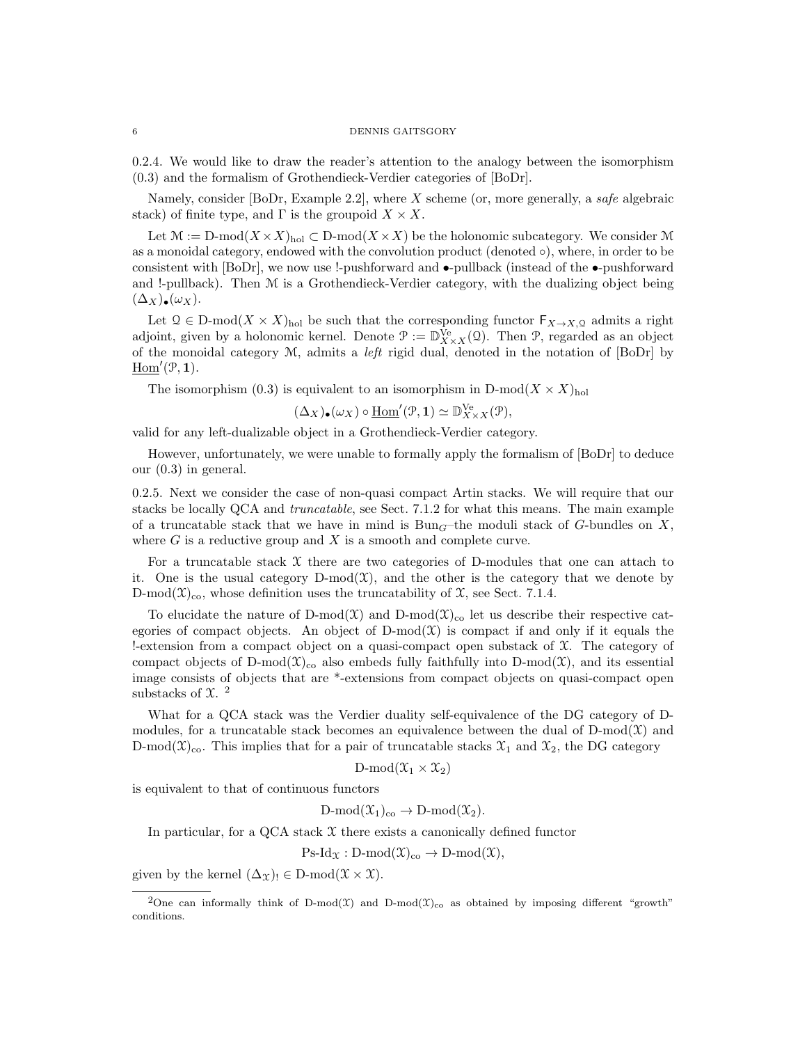0.2.4. We would like to draw the reader's attention to the analogy between the isomorphism (0.3) and the formalism of Grothendieck-Verdier categories of [BoDr].

Namely, consider [BoDr, Example 2.2], where $X$ scheme (or, more generally, a *safe* algebraic stack) of finite type, and $\Gamma$ is the groupoid $X \times X$.

Let $\mathcal{M} := \text{D-mod}(X \times X)_{\text{hol}} \subset \text{D-mod}(X \times X)$ be the holonomic subcategory. We consider $\mathcal{M}$ as a monoidal category, endowed with the convolution product (denoted $\circ$), where, in order to be consistent with [BoDr], we now use !-pushforward and $\bullet$-pullback (instead of the $\bullet$-pushforward and !-pullback). Then $\mathcal{M}$ is a Grothendieck-Verdier category, with the dualizing object being $(\Delta_X)_\bullet(\omega_X)$.

Let $\mathcal{Q} \in \text{D-mod}(X \times X)_{\text{hol}}$ be such that the corresponding functor $\mathsf{F}_{X \to X, \mathcal{Q}}$ admits a right adjoint, given by a holonomic kernel. Denote $\mathcal{P} := \mathbb{D}^{\text{Ve}}_{X \times X}(\mathcal{Q})$. Then $\mathcal{P}$, regarded as an object of the monoidal category $\mathcal{M}$, admits a *left* rigid dual, denoted in the notation of [BoDr] by $\underline{\text{Hom}}'(\mathcal{P}, \mathbf{1})$.

The isomorphism (0.3) is equivalent to an isomorphism in $\text{D-mod}(X \times X)_{\text{hol}}$

$$(\Delta_X)_\bullet(\omega_X) \circ \underline{\text{Hom}}'(\mathcal{P}, \mathbf{1}) \simeq \mathbb{D}^{\text{Ve}}_{X \times X}(\mathcal{P}),$$

valid for any left-dualizable object in a Grothendieck-Verdier category.

However, unfortunately, we were unable to formally apply the formalism of [BoDr] to deduce our (0.3) in general.

0.2.5. Next we consider the case of non-quasi compact Artin stacks. We will require that our stacks be locally QCA and *truncatable*, see Sect. 7.1.2 for what this means. The main example of a truncatable stack that we have in mind is $\text{Bun}_G$–the moduli stack of $G$-bundles on $X$, where $G$ is a reductive group and $X$ is a smooth and complete curve.

For a truncatable stack $\mathcal{X}$ there are two categories of D-modules that one can attach to it. One is the usual category $\text{D-mod}(\mathcal{X})$, and the other is the category that we denote by $\text{D-mod}(\mathcal{X})_{\text{co}}$, whose definition uses the truncatability of $\mathcal{X}$, see Sect. 7.1.4.

To elucidate the nature of $\text{D-mod}(\mathcal{X})$ and $\text{D-mod}(\mathcal{X})_{\text{co}}$ let us describe their respective categories of compact objects. An object of $\text{D-mod}(\mathcal{X})$ is compact if and only if it equals the !-extension from a compact object on a quasi-compact open substack of $\mathcal{X}$. The category of compact objects of $\text{D-mod}(\mathcal{X})_{\text{co}}$ also embeds fully faithfully into $\text{D-mod}(\mathcal{X})$, and its essential image consists of objects that are *-extensions from compact objects on quasi-compact open substacks of $\mathcal{X}$. [2]

What for a QCA stack was the Verdier duality self-equivalence of the DG category of D-modules, for a truncatable stack becomes an equivalence between the dual of $\text{D-mod}(\mathcal{X})$ and $\text{D-mod}(\mathcal{X})_{\text{co}}$. This implies that for a pair of truncatable stacks $\mathcal{X}_1$ and $\mathcal{X}_2$, the DG category

$$\text{D-mod}(\mathcal{X}_1 \times \mathcal{X}_2)$$

is equivalent to that of continuous functors

$$\text{D-mod}(\mathcal{X}_1)_{\text{co}} \to \text{D-mod}(\mathcal{X}_2).$$

In particular, for a QCA stack $\mathcal{X}$ there exists a canonically defined functor

$$\text{Ps-Id}_{\mathcal{X}} : \text{D-mod}(\mathcal{X})_{\text{co}} \to \text{D-mod}(\mathcal{X}),$$

given by the kernel $(\Delta_{\mathcal{X}})_! \in \text{D-mod}(\mathcal{X} \times \mathcal{X})$.

[2] One can informally think of $\text{D-mod}(\mathcal{X})$ and $\text{D-mod}(\mathcal{X})_{\text{co}}$ as obtained by imposing different "growth" conditions.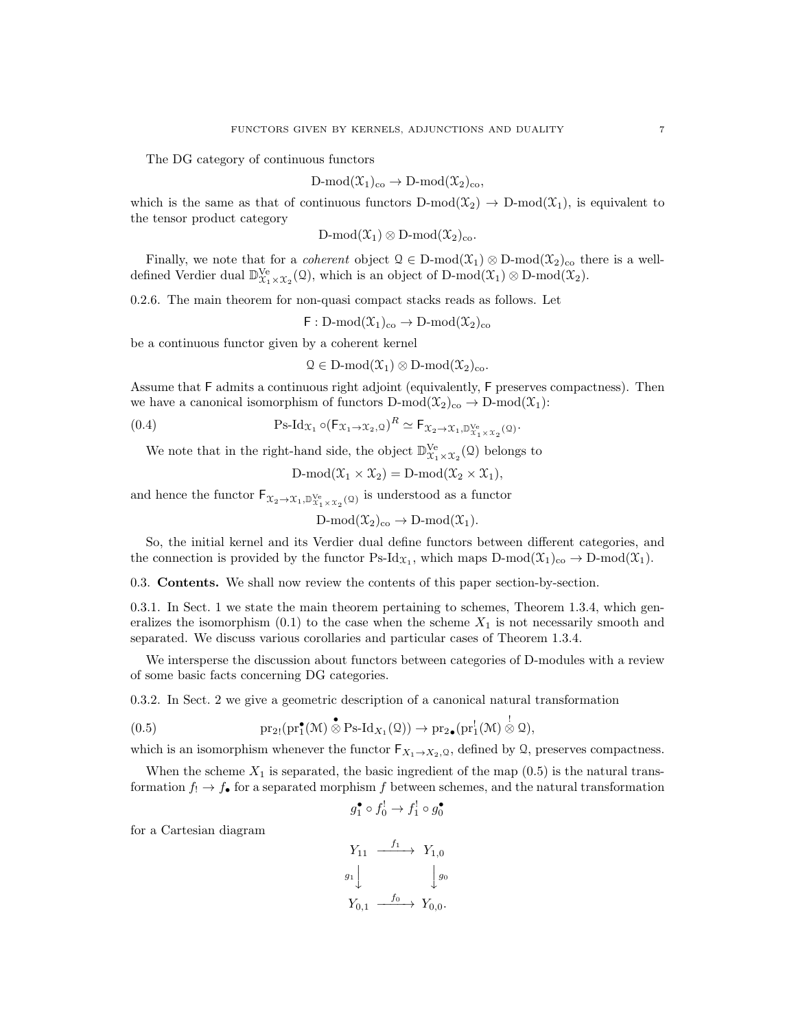The DG category of continuous functors

$$\text{D-mod}(\mathcal{X}_1)_{\text{co}} \to \text{D-mod}(\mathcal{X}_2)_{\text{co}},$$

which is the same as that of continuous functors $\text{D-mod}(\mathcal{X}_2) \to \text{D-mod}(\mathcal{X}_1)$, is equivalent to the tensor product category

$$\text{D-mod}(\mathcal{X}_1) \otimes \text{D-mod}(\mathcal{X}_2)_{\text{co}}.$$

Finally, we note that for a *coherent* object $\mathcal{Q} \in \text{D-mod}(\mathcal{X}_1) \otimes \text{D-mod}(\mathcal{X}_2)_{\text{co}}$ there is a well-defined Verdier dual $\mathbb{D}^{\text{Ve}}_{\mathcal{X}_1 \times \mathcal{X}_2}(\mathcal{Q})$, which is an object of $\text{D-mod}(\mathcal{X}_1) \otimes \text{D-mod}(\mathcal{X}_2)$.

0.2.6. The main theorem for non-quasi compact stacks reads as follows. Let

$$\mathsf{F} : \text{D-mod}(\mathcal{X}_1)_{\text{co}} \to \text{D-mod}(\mathcal{X}_2)_{\text{co}}$$

be a continuous functor given by a coherent kernel

$$\mathcal{Q} \in \text{D-mod}(\mathcal{X}_1) \otimes \text{D-mod}(\mathcal{X}_2)_{\text{co}}.$$

Assume that $\mathsf{F}$ admits a continuous right adjoint (equivalently, $\mathsf{F}$ preserves compactness). Then we have a canonical isomorphism of functors $\text{D-mod}(\mathcal{X}_2)_{\text{co}} \to \text{D-mod}(\mathcal{X}_1)$:

$$\text{Ps-Id}_{\mathcal{X}_1} \circ (\mathsf{F}_{\mathcal{X}_1 \to \mathcal{X}_2, \mathcal{Q}})^R \simeq \mathsf{F}_{\mathcal{X}_2 \to \mathcal{X}_1, \mathbb{D}^{\text{Ve}}_{\mathcal{X}_1 \times \mathcal{X}_2}(\mathcal{Q})}. \tag{0.4}$$

We note that in the right-hand side, the object $\mathbb{D}^{\text{Ve}}_{\mathcal{X}_1 \times \mathcal{X}_2}(\mathcal{Q})$ belongs to

$$\text{D-mod}(\mathcal{X}_1 \times \mathcal{X}_2) = \text{D-mod}(\mathcal{X}_2 \times \mathcal{X}_1),$$

and hence the functor $\mathsf{F}_{\mathcal{X}_2 \to \mathcal{X}_1, \mathbb{D}^{\text{Ve}}_{\mathcal{X}_1 \times \mathcal{X}_2}(\mathcal{Q})}$ is understood as a functor

$$\text{D-mod}(\mathcal{X}_2)_{\text{co}} \to \text{D-mod}(\mathcal{X}_1).$$

So, the initial kernel and its Verdier dual define functors between different categories, and the connection is provided by the functor $\text{Ps-Id}_{\mathcal{X}_1}$, which maps $\text{D-mod}(\mathcal{X}_1)_{\text{co}} \to \text{D-mod}(\mathcal{X}_1)$.

0.3. **Contents.** We shall now review the contents of this paper section-by-section.

0.3.1. In Sect. 1 we state the main theorem pertaining to schemes, Theorem 1.3.4, which generalizes the isomorphism (0.1) to the case when the scheme $X_1$ is not necessarily smooth and separated. We discuss various corollaries and particular cases of Theorem 1.3.4.

We intersperse the discussion about functors between categories of D-modules with a review of some basic facts concerning DG categories.

0.3.2. In Sect. 2 we give a geometric description of a canonical natural transformation

$$\text{pr}_{2!}(\text{pr}_1^\bullet(\mathcal{M}) \overset{\bullet}{\otimes} \text{Ps-Id}_{X_1}(\mathcal{Q})) \to \text{pr}_{2\bullet}(\text{pr}_1^!(\mathcal{M}) \overset{!}{\otimes} \mathcal{Q}), \tag{0.5}$$

which is an isomorphism whenever the functor $\mathsf{F}_{X_1 \to X_2, \mathcal{Q}}$, defined by $\mathcal{Q}$, preserves compactness.

When the scheme $X_1$ is separated, the basic ingredient of the map (0.5) is the natural transformation $f_! \to f_\bullet$ for a separated morphism $f$ between schemes, and the natural transformation

$$g_1^\bullet \circ f_0^! \to f_1^! \circ g_0^\bullet$$

for a Cartesian diagram

$$\begin{array}{ccc} Y_{11} & \xrightarrow{f_1} & Y_{1,0} \\ {\scriptstyle g_1}\downarrow & & \downarrow{\scriptstyle g_0} \\ Y_{0,1} & \xrightarrow{f_0} & Y_{0,0}. \end{array}$$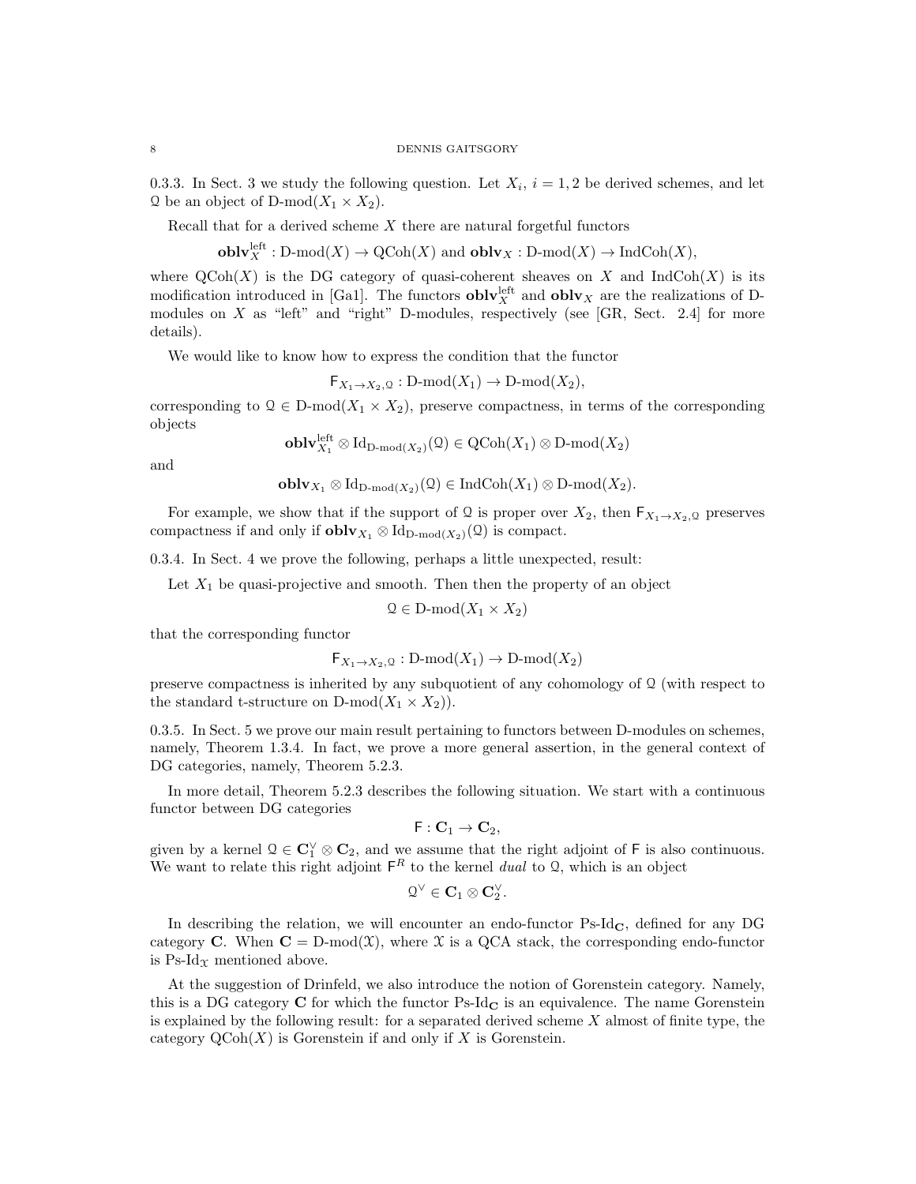0.3.3. In Sect. 3 we study the following question. Let $X_i$, $i = 1, 2$ be derived schemes, and let $\mathcal{Q}$ be an object of $\text{D-mod}(X_1 \times X_2)$.

Recall that for a derived scheme $X$ there are natural forgetful functors

$$\mathbf{oblv}_X^{\text{left}} : \text{D-mod}(X) \to \text{QCoh}(X) \text{ and } \mathbf{oblv}_X : \text{D-mod}(X) \to \text{IndCoh}(X),$$

where $\text{QCoh}(X)$ is the DG category of quasi-coherent sheaves on $X$ and $\text{IndCoh}(X)$ is its modification introduced in [Ga1]. The functors $\mathbf{oblv}_X^{\text{left}}$ and $\mathbf{oblv}_X$ are the realizations of D-modules on $X$ as "left" and "right" D-modules, respectively (see [GR, Sect. 2.4] for more details).

We would like to know how to express the condition that the functor

$$\mathsf{F}_{X_1 \to X_2, \mathcal{Q}} : \text{D-mod}(X_1) \to \text{D-mod}(X_2),$$

corresponding to $\mathcal{Q} \in \text{D-mod}(X_1 \times X_2)$, preserve compactness, in terms of the corresponding objects

$$\mathbf{oblv}_{X_1}^{\text{left}} \otimes \text{Id}_{\text{D-mod}(X_2)}(\mathcal{Q}) \in \text{QCoh}(X_1) \otimes \text{D-mod}(X_2)$$

and

$$\mathbf{oblv}_{X_1} \otimes \text{Id}_{\text{D-mod}(X_2)}(\mathcal{Q}) \in \text{IndCoh}(X_1) \otimes \text{D-mod}(X_2).$$

For example, we show that if the support of $\mathcal{Q}$ is proper over $X_2$, then $\mathsf{F}_{X_1 \to X_2, \mathcal{Q}}$ preserves compactness if and only if $\mathbf{oblv}_{X_1} \otimes \text{Id}_{\text{D-mod}(X_2)}(\mathcal{Q})$ is compact.

0.3.4. In Sect. 4 we prove the following, perhaps a little unexpected, result:

Let $X_1$ be quasi-projective and smooth. Then then the property of an object

$$\mathcal{Q} \in \text{D-mod}(X_1 \times X_2)$$

that the corresponding functor

$$\mathsf{F}_{X_1 \to X_2, \mathcal{Q}} : \text{D-mod}(X_1) \to \text{D-mod}(X_2)$$

preserve compactness is inherited by any subquotient of any cohomology of $\mathcal{Q}$ (with respect to the standard t-structure on $\text{D-mod}(X_1 \times X_2)$).

0.3.5. In Sect. 5 we prove our main result pertaining to functors between D-modules on schemes, namely, Theorem 1.3.4. In fact, we prove a more general assertion, in the general context of DG categories, namely, Theorem 5.2.3.

In more detail, Theorem 5.2.3 describes the following situation. We start with a continuous functor between DG categories

$$\mathsf{F} : \mathbf{C}_1 \to \mathbf{C}_2,$$

given by a kernel $\mathcal{Q} \in \mathbf{C}_1^\vee \otimes \mathbf{C}_2$, and we assume that the right adjoint of $\mathsf{F}$ is also continuous. We want to relate this right adjoint $\mathsf{F}^R$ to the kernel *dual* to $\mathcal{Q}$, which is an object

$$\mathcal{Q}^\vee \in \mathbf{C}_1 \otimes \mathbf{C}_2^\vee.$$

In describing the relation, we will encounter an endo-functor $\text{Ps-Id}_{\mathbf{C}}$, defined for any DG category $\mathbf{C}$. When $\mathbf{C} = \text{D-mod}(\mathcal{X})$, where $\mathcal{X}$ is a QCA stack, the corresponding endo-functor is $\text{Ps-Id}_{\mathcal{X}}$ mentioned above.

At the suggestion of Drinfeld, we also introduce the notion of Gorenstein category. Namely, this is a DG category $\mathbf{C}$ for which the functor $\text{Ps-Id}_{\mathbf{C}}$ is an equivalence. The name Gorenstein is explained by the following result: for a separated derived scheme $X$ almost of finite type, the category $\text{QCoh}(X)$ is Gorenstein if and only if $X$ is Gorenstein.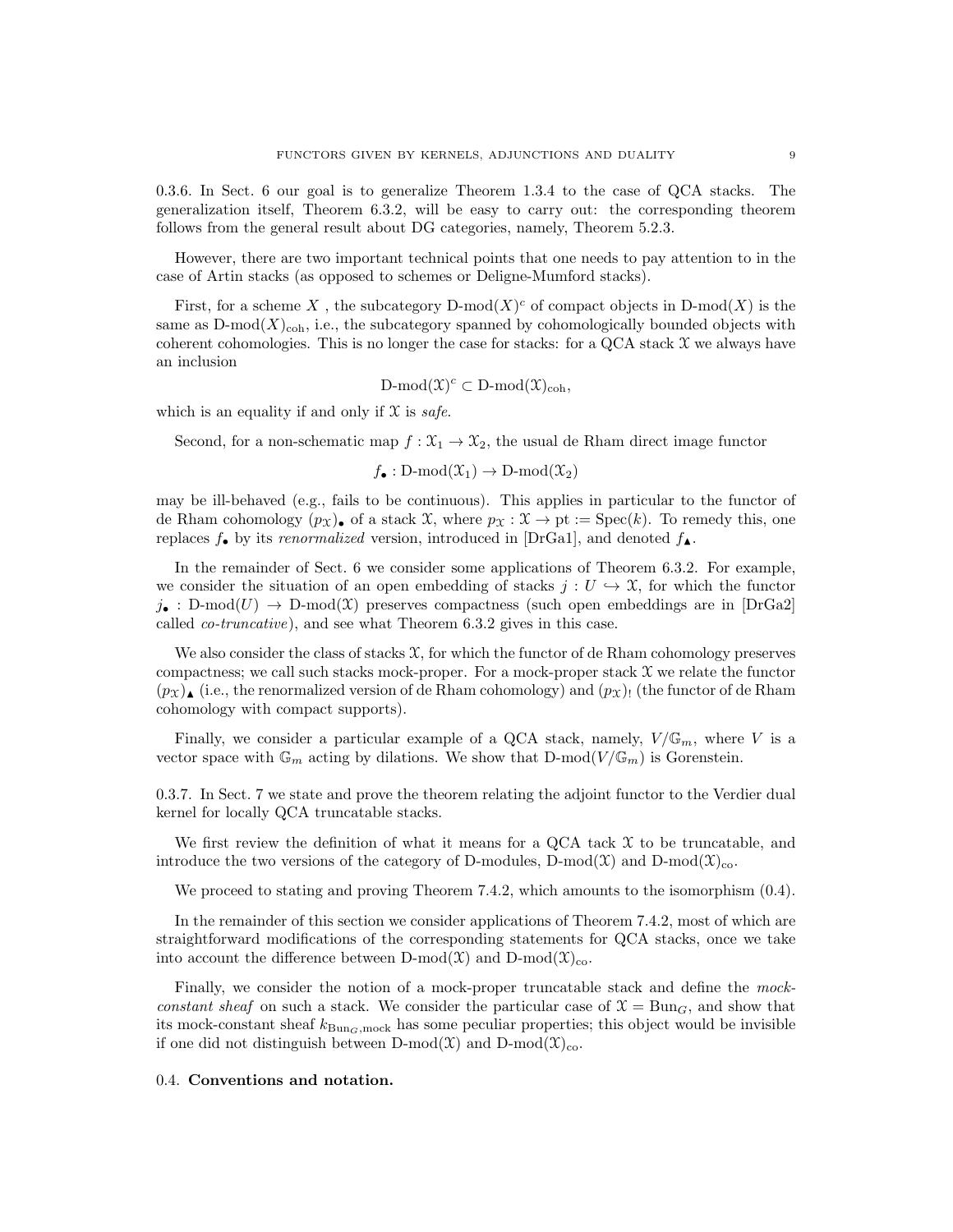0.3.6. In Sect. 6 our goal is to generalize Theorem 1.3.4 to the case of QCA stacks. The generalization itself, Theorem 6.3.2, will be easy to carry out: the corresponding theorem follows from the general result about DG categories, namely, Theorem 5.2.3.

However, there are two important technical points that one needs to pay attention to in the case of Artin stacks (as opposed to schemes or Deligne-Mumford stacks).

First, for a scheme $X$ , the subcategory $\text{D-mod}(X)^c$ of compact objects in $\text{D-mod}(X)$ is the same as $\text{D-mod}(X)_{\text{coh}}$, i.e., the subcategory spanned by cohomologically bounded objects with coherent cohomologies. This is no longer the case for stacks: for a QCA stack $\mathcal{X}$ we always have an inclusion

$$\text{D-mod}(\mathcal{X})^c \subset \text{D-mod}(\mathcal{X})_{\text{coh}},$$

which is an equality if and only if $\mathcal{X}$ is *safe*.

Second, for a non-schematic map $f : \mathcal{X}_1 \to \mathcal{X}_2$, the usual de Rham direct image functor

$$f_\bullet : \text{D-mod}(\mathcal{X}_1) \to \text{D-mod}(\mathcal{X}_2)$$

may be ill-behaved (e.g., fails to be continuous). This applies in particular to the functor of de Rham cohomology $(p_\mathcal{X})_\bullet$ of a stack $\mathcal{X}$, where $p_\mathcal{X} : \mathcal{X} \to \text{pt} := \text{Spec}(k)$. To remedy this, one replaces $f_\bullet$ by its *renormalized* version, introduced in [DrGa1], and denoted $f_\blacktriangle$.

In the remainder of Sect. 6 we consider some applications of Theorem 6.3.2. For example, we consider the situation of an open embedding of stacks $j : U \hookrightarrow \mathcal{X}$, for which the functor $j_\bullet : \text{D-mod}(U) \to \text{D-mod}(\mathcal{X})$ preserves compactness (such open embeddings are in [DrGa2] called *co-truncative*), and see what Theorem 6.3.2 gives in this case.

We also consider the class of stacks $\mathcal{X}$, for which the functor of de Rham cohomology preserves compactness; we call such stacks mock-proper. For a mock-proper stack $\mathcal{X}$ we relate the functor $(p_\mathcal{X})_\blacktriangle$ (i.e., the renormalized version of de Rham cohomology) and $(p_\mathcal{X})_!$ (the functor of de Rham cohomology with compact supports).

Finally, we consider a particular example of a QCA stack, namely, $V/\mathbb{G}_m$, where $V$ is a vector space with $\mathbb{G}_m$ acting by dilations. We show that $\text{D-mod}(V/\mathbb{G}_m)$ is Gorenstein.

0.3.7. In Sect. 7 we state and prove the theorem relating the adjoint functor to the Verdier dual kernel for locally QCA truncatable stacks.

We first review the definition of what it means for a QCA tack $\mathcal{X}$ to be truncatable, and introduce the two versions of the category of D-modules, $\text{D-mod}(\mathcal{X})$ and $\text{D-mod}(\mathcal{X})_{\text{co}}$.

We proceed to stating and proving Theorem 7.4.2, which amounts to the isomorphism (0.4).

In the remainder of this section we consider applications of Theorem 7.4.2, most of which are straightforward modifications of the corresponding statements for QCA stacks, once we take into account the difference between $\text{D-mod}(\mathcal{X})$ and $\text{D-mod}(\mathcal{X})_{\text{co}}$.

Finally, we consider the notion of a mock-proper truncatable stack and define the *mock-constant sheaf* on such a stack. We consider the particular case of $\mathcal{X} = \text{Bun}_G$, and show that its mock-constant sheaf $k_{\text{Bun}_G,\text{mock}}$ has some peculiar properties; this object would be invisible if one did not distinguish between $\text{D-mod}(\mathcal{X})$ and $\text{D-mod}(\mathcal{X})_{\text{co}}$.

## 0.4. **Conventions and notation.**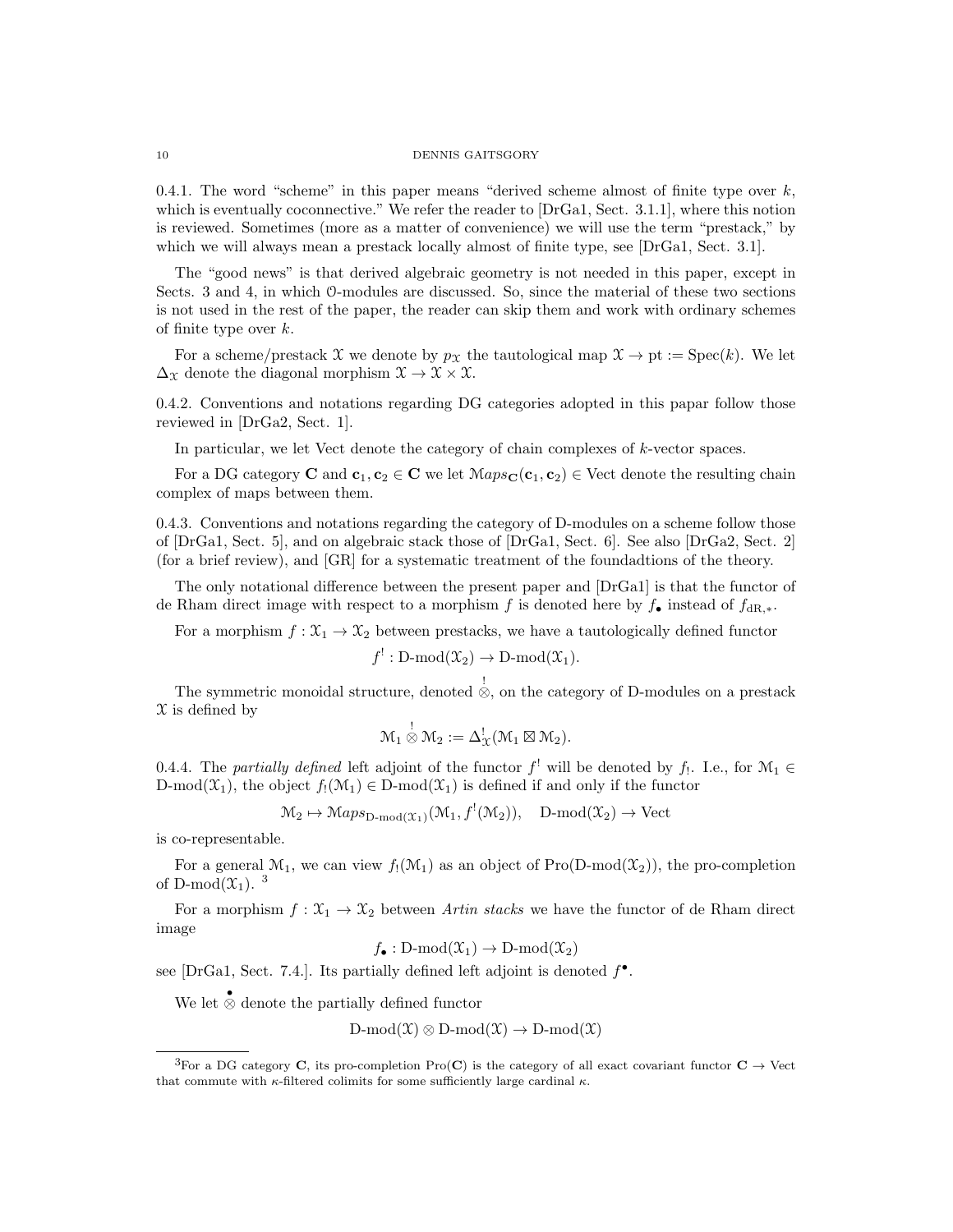0.4.1. The word "scheme" in this paper means "derived scheme almost of finite type over $k$, which is eventually coconnective." We refer the reader to [DrGa1, Sect. 3.1.1], where this notion is reviewed. Sometimes (more as a matter of convenience) we will use the term "prestack," by which we will always mean a prestack locally almost of finite type, see [DrGa1, Sect. 3.1].

The "good news" is that derived algebraic geometry is not needed in this paper, except in Sects. 3 and 4, in which $\mathcal{O}$-modules are discussed. So, since the material of these two sections is not used in the rest of the paper, the reader can skip them and work with ordinary schemes of finite type over $k$.

For a scheme/prestack $\mathcal{X}$ we denote by $p_{\mathcal{X}}$ the tautological map $\mathcal{X} \to \mathrm{pt} := \mathrm{Spec}(k)$. We let $\Delta_{\mathcal{X}}$ denote the diagonal morphism $\mathcal{X} \to \mathcal{X} \times \mathcal{X}$.

0.4.2. Conventions and notations regarding DG categories adopted in this papar follow those reviewed in [DrGa2, Sect. 1].

In particular, we let Vect denote the category of chain complexes of $k$-vector spaces.

For a DG category $\mathbf{C}$ and $\mathbf{c}_1, \mathbf{c}_2 \in \mathbf{C}$ we let $\mathcal{M}aps_{\mathbf{C}}(\mathbf{c}_1, \mathbf{c}_2) \in \mathrm{Vect}$ denote the resulting chain complex of maps between them.

0.4.3. Conventions and notations regarding the category of D-modules on a scheme follow those of [DrGa1, Sect. 5], and on algebraic stack those of [DrGa1, Sect. 6]. See also [DrGa2, Sect. 2] (for a brief review), and [GR] for a systematic treatment of the foundadtions of the theory.

The only notational difference between the present paper and [DrGa1] is that the functor of de Rham direct image with respect to a morphism $f$ is denoted here by $f_\bullet$ instead of $f_{\mathrm{dR},*}$.

For a morphism $f : \mathcal{X}_1 \to \mathcal{X}_2$ between prestacks, we have a tautologically defined functor

$$f^! : \mathrm{D\text{-}mod}(\mathcal{X}_2) \to \mathrm{D\text{-}mod}(\mathcal{X}_1).$$

The symmetric monoidal structure, denoted $\overset{!}{\otimes}$, on the category of D-modules on a prestack $\mathcal{X}$ is defined by

$$\mathcal{M}_1 \overset{!}{\otimes} \mathcal{M}_2 := \Delta^!_{\mathcal{X}}(\mathcal{M}_1 \boxtimes \mathcal{M}_2).$$

0.4.4. The *partially defined* left adjoint of the functor $f^!$ will be denoted by $f_!$. I.e., for $\mathcal{M}_1 \in \mathrm{D\text{-}mod}(\mathcal{X}_1)$, the object $f_!(\mathcal{M}_1) \in \mathrm{D\text{-}mod}(\mathcal{X}_1)$ is defined if and only if the functor

$$\mathcal{M}_2 \mapsto \mathcal{M}aps_{\mathrm{D\text{-}mod}(\mathcal{X}_1)}(\mathcal{M}_1, f^!(\mathcal{M}_2)), \quad \mathrm{D\text{-}mod}(\mathcal{X}_2) \to \mathrm{Vect}$$

is co-representable.

For a general $\mathcal{M}_1$, we can view $f_!(\mathcal{M}_1)$ as an object of $\mathrm{Pro}(\mathrm{D\text{-}mod}(\mathcal{X}_2))$, the pro-completion of $\mathrm{D\text{-}mod}(\mathcal{X}_1)$. [3]

For a morphism $f : \mathcal{X}_1 \to \mathcal{X}_2$ between *Artin stacks* we have the functor of de Rham direct image

$$f_\bullet : \mathrm{D\text{-}mod}(\mathcal{X}_1) \to \mathrm{D\text{-}mod}(\mathcal{X}_2)$$

see [DrGa1, Sect. 7.4.]. Its partially defined left adjoint is denoted $f^\bullet$.

We let $\overset{\bullet}{\otimes}$ denote the partially defined functor

$$\mathrm{D\text{-}mod}(\mathcal{X}) \otimes \mathrm{D\text{-}mod}(\mathcal{X}) \to \mathrm{D\text{-}mod}(\mathcal{X})$$

[3] For a DG category $\mathbf{C}$, its pro-completion $\mathrm{Pro}(\mathbf{C})$ is the category of all exact covariant functor $\mathbf{C} \to \mathrm{Vect}$ that commute with $\kappa$-filtered colimits for some sufficiently large cardinal $\kappa$.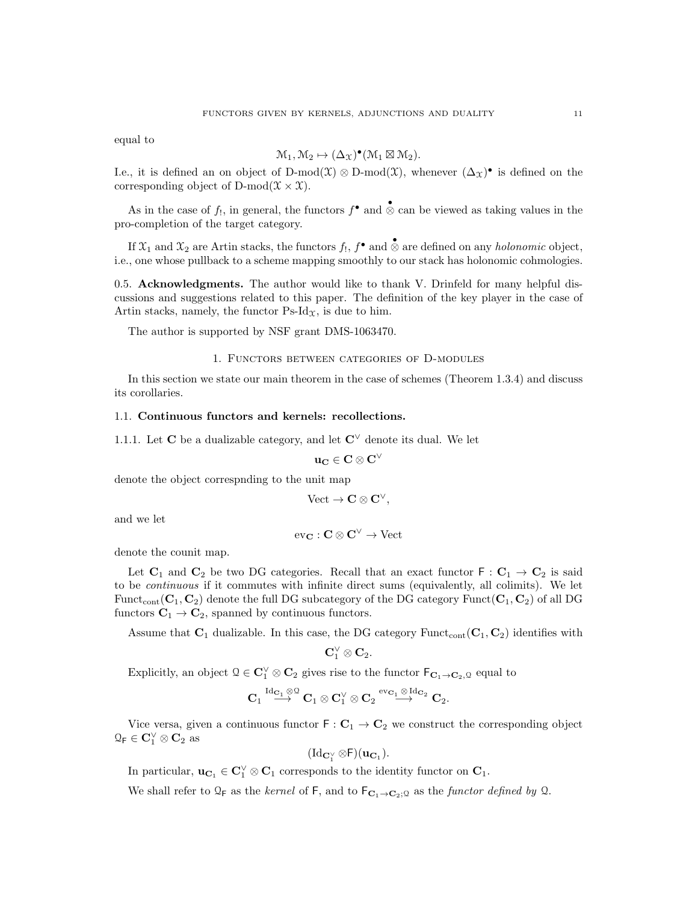equal to

$$\mathcal{M}_1, \mathcal{M}_2 \mapsto (\Delta_{\mathcal{X}})^\bullet(\mathcal{M}_1 \boxtimes \mathcal{M}_2).$$

I.e., it is defined an on object of $\text{D-mod}(\mathcal{X}) \otimes \text{D-mod}(\mathcal{X})$, whenever $(\Delta_{\mathcal{X}})^\bullet$ is defined on the corresponding object of $\text{D-mod}(\mathcal{X} \times \mathcal{X})$.

As in the case of $f_!$, in general, the functors $f^\bullet$ and $\overset{\bullet}{\otimes}$ can be viewed as taking values in the pro-completion of the target category.

If $\mathcal{X}_1$ and $\mathcal{X}_2$ are Artin stacks, the functors $f_!$, $f^\bullet$ and $\overset{\bullet}{\otimes}$ are defined on any *holonomic* object, i.e., one whose pullback to a scheme mapping smoothly to our stack has holonomic cohmologies.

0.5. **Acknowledgments.** The author would like to thank V. Drinfeld for many helpful discussions and suggestions related to this paper. The definition of the key player in the case of Artin stacks, namely, the functor $\text{Ps-Id}_{\mathcal{X}}$, is due to him.

The author is supported by NSF grant DMS-1063470.

## 1. Functors between categories of D-modules

In this section we state our main theorem in the case of schemes (Theorem 1.3.4) and discuss its corollaries.

### 1.1. Continuous functors and kernels: recollections.

1.1.1. Let $\mathbf{C}$ be a dualizable category, and let $\mathbf{C}^\vee$ denote its dual. We let

$$\mathbf{u}_{\mathbf{C}} \in \mathbf{C} \otimes \mathbf{C}^\vee$$

denote the object correspnding to the unit map

$$\text{Vect} \to \mathbf{C} \otimes \mathbf{C}^\vee,$$

and we let

$$\text{ev}_{\mathbf{C}} : \mathbf{C} \otimes \mathbf{C}^\vee \to \text{Vect}$$

denote the counit map.

Let $\mathbf{C}_1$ and $\mathbf{C}_2$ be two DG categories. Recall that an exact functor $\mathsf{F} : \mathbf{C}_1 \to \mathbf{C}_2$ is said to be *continuous* if it commutes with infinite direct sums (equivalently, all colimits). We let $\text{Funct}_{\text{cont}}(\mathbf{C}_1, \mathbf{C}_2)$ denote the full DG subcategory of the DG category $\text{Funct}(\mathbf{C}_1, \mathbf{C}_2)$ of all DG functors $\mathbf{C}_1 \to \mathbf{C}_2$, spanned by continuous functors.

Assume that $\mathbf{C}_1$ dualizable. In this case, the DG category $\text{Funct}_{\text{cont}}(\mathbf{C}_1, \mathbf{C}_2)$ identifies with

$$\mathbf{C}_1^\vee \otimes \mathbf{C}_2.$$

Explicitly, an object $\mathcal{Q} \in \mathbf{C}_1^\vee \otimes \mathbf{C}_2$ gives rise to the functor $\mathsf{F}_{\mathbf{C}_1 \to \mathbf{C}_2, \mathcal{Q}}$ equal to

$$\mathbf{C}_1 \overset{\text{Id}_{\mathbf{C}_1} \otimes \mathcal{Q}}{\longrightarrow} \mathbf{C}_1 \otimes \mathbf{C}_1^\vee \otimes \mathbf{C}_2 \overset{\text{ev}_{\mathbf{C}_1} \otimes \text{Id}_{\mathbf{C}_2}}{\longrightarrow} \mathbf{C}_2.$$

Vice versa, given a continuous functor $\mathsf{F} : \mathbf{C}_1 \to \mathbf{C}_2$ we construct the corresponding object $\mathcal{Q}_{\mathsf{F}} \in \mathbf{C}_1^\vee \otimes \mathbf{C}_2$ as

$$(\text{Id}_{\mathbf{C}_1^\vee} \otimes \mathsf{F})(\mathbf{u}_{\mathbf{C}_1}).$$

In particular, $\mathbf{u}_{\mathbf{C}_1} \in \mathbf{C}_1^\vee \otimes \mathbf{C}_1$ corresponds to the identity functor on $\mathbf{C}_1$.

We shall refer to $\mathcal{Q}_{\mathsf{F}}$ as the *kernel* of $\mathsf{F}$, and to $\mathsf{F}_{\mathbf{C}_1 \to \mathbf{C}_2; \mathcal{Q}}$ as the *functor defined by* $\mathcal{Q}$.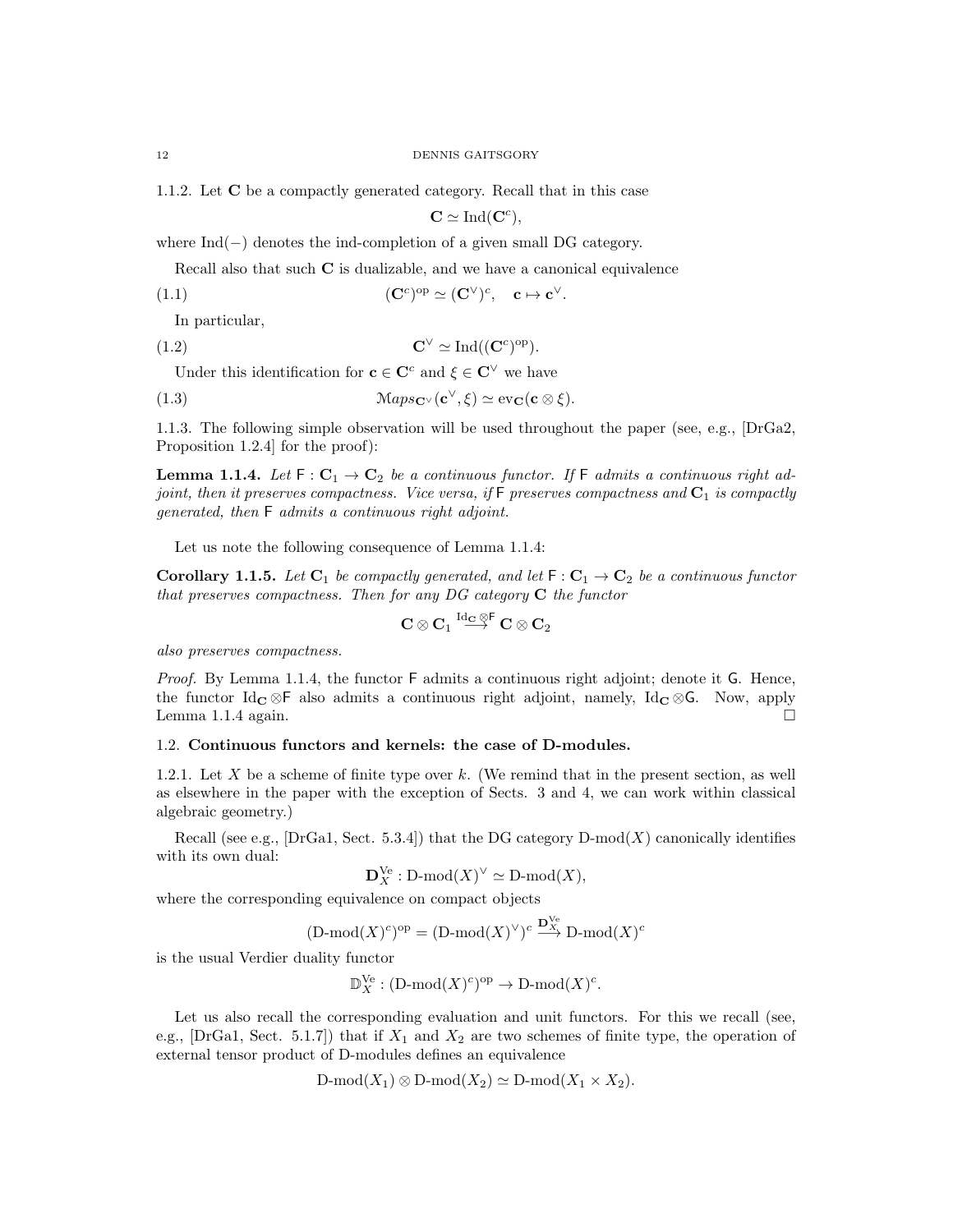1.1.2. Let $\mathbf{C}$ be a compactly generated category. Recall that in this case

$$\mathbf{C} \simeq \operatorname{Ind}(\mathbf{C}^c),$$

where $\operatorname{Ind}(-)$ denotes the ind-completion of a given small DG category.

Recall also that such $\mathbf{C}$ is dualizable, and we have a canonical equivalence

$$(\mathbf{C}^c)^{\mathrm{op}} \simeq (\mathbf{C}^\vee)^c, \quad \mathbf{c} \mapsto \mathbf{c}^\vee. \tag{1.1}$$

In particular,

$$\mathbf{C}^\vee \simeq \operatorname{Ind}((\mathbf{C}^c)^{\mathrm{op}}). \tag{1.2}$$

Under this identification for $\mathbf{c} \in \mathbf{C}^c$ and $\xi \in \mathbf{C}^\vee$ we have

$$\mathcal{M}aps_{\mathbf{C}^\vee}(\mathbf{c}^\vee, \xi) \simeq \operatorname{ev}_{\mathbf{C}}(\mathbf{c} \otimes \xi). \tag{1.3}$$

1.1.3. The following simple observation will be used throughout the paper (see, e.g., [DrGa2, Proposition 1.2.4] for the proof):

**Lemma 1.1.4.** *Let $\mathsf{F} : \mathbf{C}_1 \to \mathbf{C}_2$ be a continuous functor. If $\mathsf{F}$ admits a continuous right adjoint, then it preserves compactness. Vice versa, if $\mathsf{F}$ preserves compactness and $\mathbf{C}_1$ is compactly generated, then $\mathsf{F}$ admits a continuous right adjoint.*

Let us note the following consequence of Lemma 1.1.4:

**Corollary 1.1.5.** *Let $\mathbf{C}_1$ be compactly generated, and let $\mathsf{F} : \mathbf{C}_1 \to \mathbf{C}_2$ be a continuous functor that preserves compactness. Then for any DG category $\mathbf{C}$ the functor*

$$\mathbf{C} \otimes \mathbf{C}_1 \overset{\mathrm{Id}_{\mathbf{C}} \otimes \mathsf{F}}{\longrightarrow} \mathbf{C} \otimes \mathbf{C}_2$$

*also preserves compactness.*

*Proof.* By Lemma 1.1.4, the functor $\mathsf{F}$ admits a continuous right adjoint; denote it $\mathsf{G}$. Hence, the functor $\mathrm{Id}_{\mathbf{C}} \otimes \mathsf{F}$ also admits a continuous right adjoint, namely, $\mathrm{Id}_{\mathbf{C}} \otimes \mathsf{G}$. Now, apply Lemma 1.1.4 again. □

## 1.2. Continuous functors and kernels: the case of D-modules.

1.2.1. Let $X$ be a scheme of finite type over $k$. (We remind that in the present section, as well as elsewhere in the paper with the exception of Sects. 3 and 4, we can work within classical algebraic geometry.)

Recall (see e.g., [DrGa1, Sect. 5.3.4]) that the DG category $\operatorname{D-mod}(X)$ canonically identifies with its own dual:

$$\mathbf{D}_X^{\mathrm{Ve}} : \operatorname{D-mod}(X)^\vee \simeq \operatorname{D-mod}(X),$$

where the corresponding equivalence on compact objects

$$(\operatorname{D-mod}(X)^c)^{\mathrm{op}} = (\operatorname{D-mod}(X)^\vee)^c \overset{\mathbf{D}_X^{\mathrm{Ve}}}{\longrightarrow} \operatorname{D-mod}(X)^c$$

is the usual Verdier duality functor

$$\mathbb{D}_X^{\mathrm{Ve}} : (\operatorname{D-mod}(X)^c)^{\mathrm{op}} \to \operatorname{D-mod}(X)^c.$$

Let us also recall the corresponding evaluation and unit functors. For this we recall (see, e.g., [DrGa1, Sect. 5.1.7]) that if $X_1$ and $X_2$ are two schemes of finite type, the operation of external tensor product of D-modules defines an equivalence

$$\operatorname{D-mod}(X_1) \otimes \operatorname{D-mod}(X_2) \simeq \operatorname{D-mod}(X_1 \times X_2).$$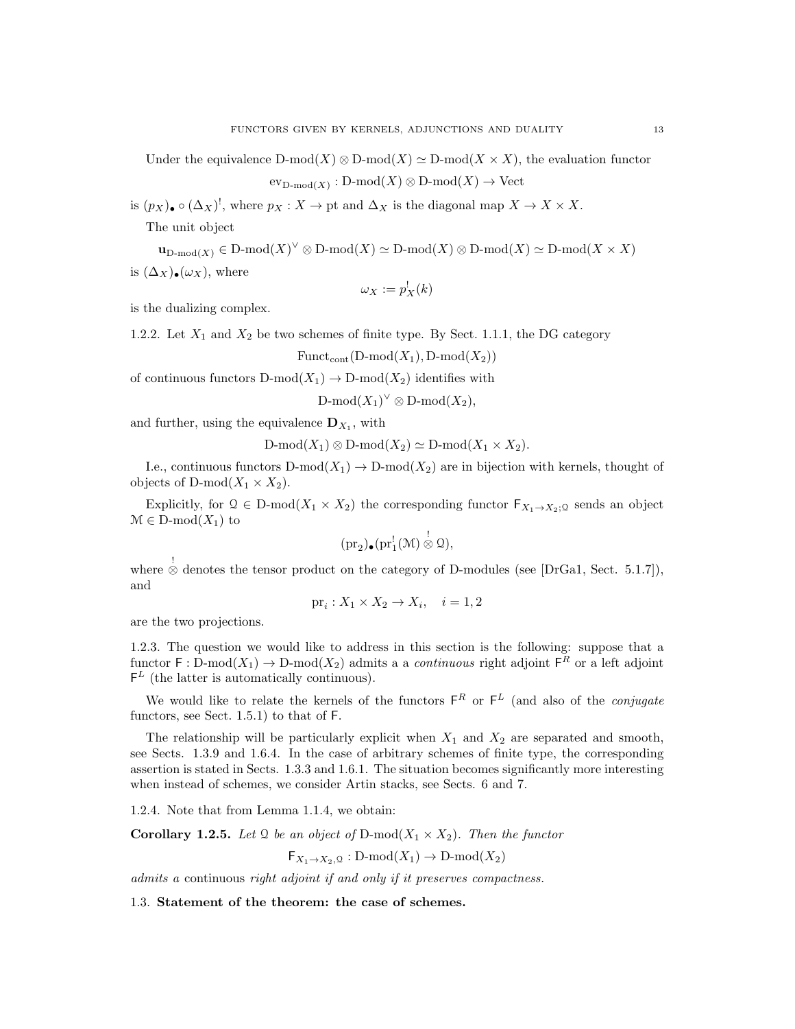Under the equivalence $\text{D-mod}(X) \otimes \text{D-mod}(X) \simeq \text{D-mod}(X \times X)$, the evaluation functor

$$\text{ev}_{\text{D-mod}(X)} : \text{D-mod}(X) \otimes \text{D-mod}(X) \to \text{Vect}$$

is $(p_X)_\bullet \circ (\Delta_X)^!$, where $p_X : X \to \text{pt}$ and $\Delta_X$ is the diagonal map $X \to X \times X$.

The unit object

$$\mathbf{u}_{\text{D-mod}(X)} \in \text{D-mod}(X)^\vee \otimes \text{D-mod}(X) \simeq \text{D-mod}(X) \otimes \text{D-mod}(X) \simeq \text{D-mod}(X \times X)$$

is $(\Delta_X)_\bullet(\omega_X)$, where

$$\omega_X := p_X^!(k)$$

is the dualizing complex.

1.2.2. Let $X_1$ and $X_2$ be two schemes of finite type. By Sect. 1.1.1, the DG category

$$\text{Funct}_{\text{cont}}(\text{D-mod}(X_1), \text{D-mod}(X_2))$$

of continuous functors $\text{D-mod}(X_1) \to \text{D-mod}(X_2)$ identifies with

$$\text{D-mod}(X_1)^\vee \otimes \text{D-mod}(X_2),$$

and further, using the equivalence $\mathbf{D}_{X_1}$, with

$$\text{D-mod}(X_1) \otimes \text{D-mod}(X_2) \simeq \text{D-mod}(X_1 \times X_2).$$

I.e., continuous functors $\text{D-mod}(X_1) \to \text{D-mod}(X_2)$ are in bijection with kernels, thought of objects of $\text{D-mod}(X_1 \times X_2)$.

Explicitly, for $\mathcal{Q} \in \text{D-mod}(X_1 \times X_2)$ the corresponding functor $\mathsf{F}_{X_1 \to X_2;\mathcal{Q}}$ sends an object $\mathcal{M} \in \text{D-mod}(X_1)$ to

$$(\text{pr}_2)_\bullet(\text{pr}_1^!(\mathcal{M}) \overset{!}{\otimes} \mathcal{Q}),$$

where $\overset{!}{\otimes}$ denotes the tensor product on the category of D-modules (see [DrGa1, Sect. 5.1.7]), and

$$\text{pr}_i : X_1 \times X_2 \to X_i, \quad i = 1, 2$$

are the two projections.

1.2.3. The question we would like to address in this section is the following: suppose that a functor $\mathsf{F} : \text{D-mod}(X_1) \to \text{D-mod}(X_2)$ admits a a *continuous* right adjoint $\mathsf{F}^R$ or a left adjoint $\mathsf{F}^L$ (the latter is automatically continuous).

We would like to relate the kernels of the functors $\mathsf{F}^R$ or $\mathsf{F}^L$ (and also of the *conjugate* functors, see Sect. 1.5.1) to that of $\mathsf{F}$.

The relationship will be particularly explicit when $X_1$ and $X_2$ are separated and smooth, see Sects. 1.3.9 and 1.6.4. In the case of arbitrary schemes of finite type, the corresponding assertion is stated in Sects. 1.3.3 and 1.6.1. The situation becomes significantly more interesting when instead of schemes, we consider Artin stacks, see Sects. 6 and 7.

1.2.4. Note that from Lemma 1.1.4, we obtain:

**Corollary 1.2.5.** *Let $\mathcal{Q}$ be an object of $\text{D-mod}(X_1 \times X_2)$. Then the functor*

$$\mathsf{F}_{X_1 \to X_2,\mathcal{Q}} : \text{D-mod}(X_1) \to \text{D-mod}(X_2)$$

*admits a* continuous *right adjoint if and only if it preserves compactness.*

1.3. **Statement of the theorem: the case of schemes.**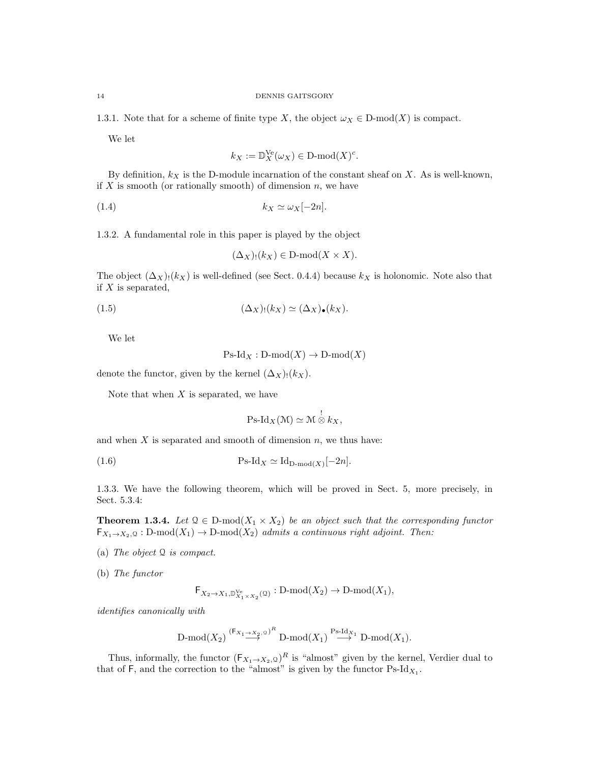1.3.1. Note that for a scheme of finite type $X$, the object $\omega_X \in \text{D-mod}(X)$ is compact.

We let

$$k_X := \mathbb{D}^{\text{Ve}}_X(\omega_X) \in \text{D-mod}(X)^c.$$

By definition, $k_X$ is the D-module incarnation of the constant sheaf on $X$. As is well-known, if $X$ is smooth (or rationally smooth) of dimension $n$, we have

$$k_X \simeq \omega_X[-2n]. \tag{1.4}$$

1.3.2. A fundamental role in this paper is played by the object

$$(\Delta_X)_!(k_X) \in \text{D-mod}(X \times X).$$

The object $(\Delta_X)_!(k_X)$ is well-defined (see Sect. 0.4.4) because $k_X$ is holonomic. Note also that if $X$ is separated,

$$(\Delta_X)_!(k_X) \simeq (\Delta_X)_\bullet(k_X). \tag{1.5}$$

We let

$$\text{Ps-Id}_X : \text{D-mod}(X) \to \text{D-mod}(X)$$

denote the functor, given by the kernel $(\Delta_X)_!(k_X)$.

Note that when $X$ is separated, we have

$$\text{Ps-Id}_X(\mathcal{M}) \simeq \mathcal{M} \overset{!}{\otimes} k_X,$$

and when $X$ is separated and smooth of dimension $n$, we thus have:

$$\text{Ps-Id}_X \simeq \text{Id}_{\text{D-mod}(X)}[-2n]. \tag{1.6}$$

1.3.3. We have the following theorem, which will be proved in Sect. 5, more precisely, in Sect. 5.3.4:

**Theorem 1.3.4.** *Let $\mathcal{Q} \in \text{D-mod}(X_1 \times X_2)$ be an object such that the corresponding functor $\mathsf{F}_{X_1 \to X_2, \mathcal{Q}} : \text{D-mod}(X_1) \to \text{D-mod}(X_2)$ admits a continuous right adjoint. Then:*

(a) *The object $\mathcal{Q}$ is compact.*

(b) *The functor*

$$\mathsf{F}_{X_2 \to X_1, \mathbb{D}^{\text{Ve}}_{X_1 \times X_2}(\mathcal{Q})} : \text{D-mod}(X_2) \to \text{D-mod}(X_1),$$

*identifies canonically with*

$$\text{D-mod}(X_2) \overset{(\mathsf{F}_{X_1 \to X_2, \mathcal{Q}})^R}{\longrightarrow} \text{D-mod}(X_1) \overset{\text{Ps-Id}_{X_1}}{\longrightarrow} \text{D-mod}(X_1).$$

Thus, informally, the functor $(\mathsf{F}_{X_1 \to X_2, \mathcal{Q}})^R$ is "almost" given by the kernel, Verdier dual to that of $\mathsf{F}$, and the correction to the "almost" is given by the functor $\text{Ps-Id}_{X_1}$.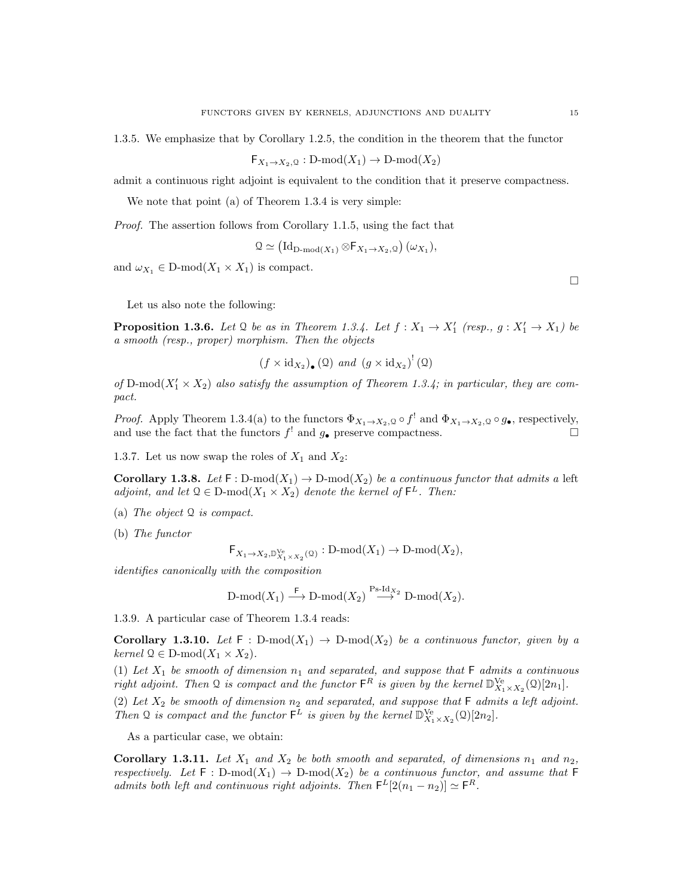1.3.5. We emphasize that by Corollary 1.2.5, the condition in the theorem that the functor

$$\mathsf{F}_{X_1\to X_2,\mathcal{Q}} : \text{D-mod}(X_1) \to \text{D-mod}(X_2)$$

admit a continuous right adjoint is equivalent to the condition that it preserve compactness.

We note that point (a) of Theorem 1.3.4 is very simple:

*Proof.* The assertion follows from Corollary 1.1.5, using the fact that

$$\mathcal{Q} \simeq \left(\mathrm{Id}_{\text{D-mod}(X_1)} \otimes \mathsf{F}_{X_1\to X_2,\mathcal{Q}}\right)(\omega_{X_1}),$$

and $\omega_{X_1} \in \text{D-mod}(X_1 \times X_1)$ is compact. $\square$

Let us also note the following:

**Proposition 1.3.6.** *Let $\mathcal{Q}$ be as in Theorem 1.3.4. Let $f : X_1 \to X_1'$ (resp., $g : X_1' \to X_1$) be a smooth (resp., proper) morphism. Then the objects*

$$(f \times \mathrm{id}_{X_2})_\bullet(\mathcal{Q}) \text{ and } (g \times \mathrm{id}_{X_2})^!(\mathcal{Q})$$

*of $\text{D-mod}(X_1' \times X_2)$ also satisfy the assumption of Theorem 1.3.4; in particular, they are compact.*

*Proof.* Apply Theorem 1.3.4(a) to the functors $\Phi_{X_1\to X_2,\mathcal{Q}} \circ f^!$ and $\Phi_{X_1\to X_2,\mathcal{Q}} \circ g_\bullet$, respectively, and use the fact that the functors $f^!$ and $g_\bullet$ preserve compactness. $\square$

1.3.7. Let us now swap the roles of $X_1$ and $X_2$:

**Corollary 1.3.8.** *Let $\mathsf{F} : \text{D-mod}(X_1) \to \text{D-mod}(X_2)$ be a continuous functor that admits a* left *adjoint, and let $\mathcal{Q} \in \text{D-mod}(X_1 \times X_2)$ denote the kernel of $\mathsf{F}^L$. Then:*

(a) *The object $\mathcal{Q}$ is compact.*

(b) *The functor*

$$\mathsf{F}_{X_1\to X_2,\mathbb{D}^{\mathrm{Ve}}_{X_1\times X_2}(\mathcal{Q})} : \text{D-mod}(X_1) \to \text{D-mod}(X_2),$$

*identifies canonically with the composition*

$$\text{D-mod}(X_1) \xrightarrow{\mathsf{F}} \text{D-mod}(X_2) \xrightarrow{\text{Ps-Id}_{X_2}} \text{D-mod}(X_2).$$

1.3.9. A particular case of Theorem 1.3.4 reads:

**Corollary 1.3.10.** *Let $\mathsf{F} : \text{D-mod}(X_1) \to \text{D-mod}(X_2)$ be a continuous functor, given by a kernel $\mathcal{Q} \in \text{D-mod}(X_1 \times X_2)$.*

(1) *Let $X_1$ be smooth of dimension $n_1$ and separated, and suppose that $\mathsf{F}$ admits a continuous right adjoint. Then $\mathcal{Q}$ is compact and the functor $\mathsf{F}^R$ is given by the kernel $\mathbb{D}^{\mathrm{Ve}}_{X_1\times X_2}(\mathcal{Q})[2n_1]$.*

(2) *Let $X_2$ be smooth of dimension $n_2$ and separated, and suppose that $\mathsf{F}$ admits a left adjoint. Then $\mathcal{Q}$ is compact and the functor $\mathsf{F}^L$ is given by the kernel $\mathbb{D}^{\mathrm{Ve}}_{X_1\times X_2}(\mathcal{Q})[2n_2]$.*

As a particular case, we obtain:

**Corollary 1.3.11.** *Let $X_1$ and $X_2$ be both smooth and separated, of dimensions $n_1$ and $n_2$, respectively. Let $\mathsf{F} : \text{D-mod}(X_1) \to \text{D-mod}(X_2)$ be a continuous functor, and assume that $\mathsf{F}$ admits both left and continuous right adjoints. Then $\mathsf{F}^L[2(n_1 - n_2)] \simeq \mathsf{F}^R$.*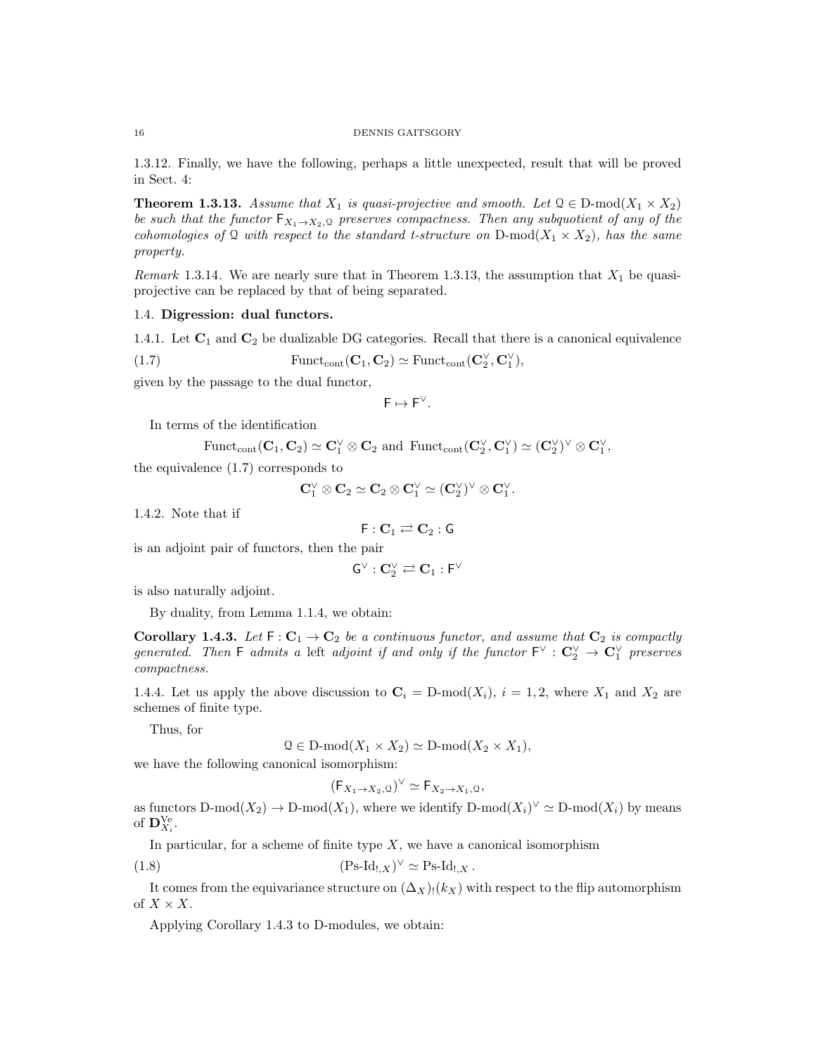1.3.12. Finally, we have the following, perhaps a little unexpected, result that will be proved in Sect. 4:

**Theorem 1.3.13.** *Assume that $X_1$ is quasi-projective and smooth. Let $\mathcal{Q} \in \text{D-mod}(X_1 \times X_2)$ be such that the functor $\mathsf{F}_{X_1 \to X_2, \mathcal{Q}}$ preserves compactness. Then any subquotient of any of the cohomologies of $\mathcal{Q}$ with respect to the standard t-structure on $\text{D-mod}(X_1 \times X_2)$, has the same property.*

*Remark* 1.3.14. We are nearly sure that in Theorem 1.3.13, the assumption that $X_1$ be quasi-projective can be replaced by that of being separated.

## 1.4. Digression: dual functors.

1.4.1. Let $\mathbf{C}_1$ and $\mathbf{C}_2$ be dualizable DG categories. Recall that there is a canonical equivalence

$$\text{Funct}_{\text{cont}}(\mathbf{C}_1, \mathbf{C}_2) \simeq \text{Funct}_{\text{cont}}(\mathbf{C}_2^\vee, \mathbf{C}_1^\vee), \tag{1.7}$$

given by the passage to the dual functor,

$$\mathsf{F} \mapsto \mathsf{F}^\vee.$$

In terms of the identification

$$\text{Funct}_{\text{cont}}(\mathbf{C}_1, \mathbf{C}_2) \simeq \mathbf{C}_1^\vee \otimes \mathbf{C}_2 \text{ and } \text{Funct}_{\text{cont}}(\mathbf{C}_2^\vee, \mathbf{C}_1^\vee) \simeq (\mathbf{C}_2^\vee)^\vee \otimes \mathbf{C}_1^\vee,$$

the equivalence (1.7) corresponds to

$$\mathbf{C}_1^\vee \otimes \mathbf{C}_2 \simeq \mathbf{C}_2 \otimes \mathbf{C}_1^\vee \simeq (\mathbf{C}_2^\vee)^\vee \otimes \mathbf{C}_1^\vee.$$

1.4.2. Note that if

$$\mathsf{F} : \mathbf{C}_1 \rightleftarrows \mathbf{C}_2 : \mathsf{G}$$

is an adjoint pair of functors, then the pair

$$\mathsf{G}^\vee : \mathbf{C}_2^\vee \rightleftarrows \mathbf{C}_1 : \mathsf{F}^\vee$$

is also naturally adjoint.

By duality, from Lemma 1.1.4, we obtain:

**Corollary 1.4.3.** *Let $\mathsf{F} : \mathbf{C}_1 \to \mathbf{C}_2$ be a continuous functor, and assume that $\mathbf{C}_2$ is compactly generated. Then $\mathsf{F}$ admits a* left *adjoint if and only if the functor $\mathsf{F}^\vee : \mathbf{C}_2^\vee \to \mathbf{C}_1^\vee$ preserves compactness.*

1.4.4. Let us apply the above discussion to $\mathbf{C}_i = \text{D-mod}(X_i)$, $i = 1, 2$, where $X_1$ and $X_2$ are schemes of finite type.

Thus, for

$$\mathcal{Q} \in \text{D-mod}(X_1 \times X_2) \simeq \text{D-mod}(X_2 \times X_1),$$

we have the following canonical isomorphism:

$$(\mathsf{F}_{X_1 \to X_2, \mathcal{Q}})^\vee \simeq \mathsf{F}_{X_2 \to X_1, \mathcal{Q}},$$

as functors $\text{D-mod}(X_2) \to \text{D-mod}(X_1)$, where we identify $\text{D-mod}(X_i)^\vee \simeq \text{D-mod}(X_i)$ by means of $\mathbf{D}_{X_i}^{\text{Ve}}$.

In particular, for a scheme of finite type $X$, we have a canonical isomorphism

$$(\text{Ps-Id}_{!,X})^\vee \simeq \text{Ps-Id}_{!,X}\,. \tag{1.8}$$

It comes from the equivariance structure on $(\Delta_X)_!(k_X)$ with respect to the flip automorphism of $X \times X$.

Applying Corollary 1.4.3 to D-modules, we obtain: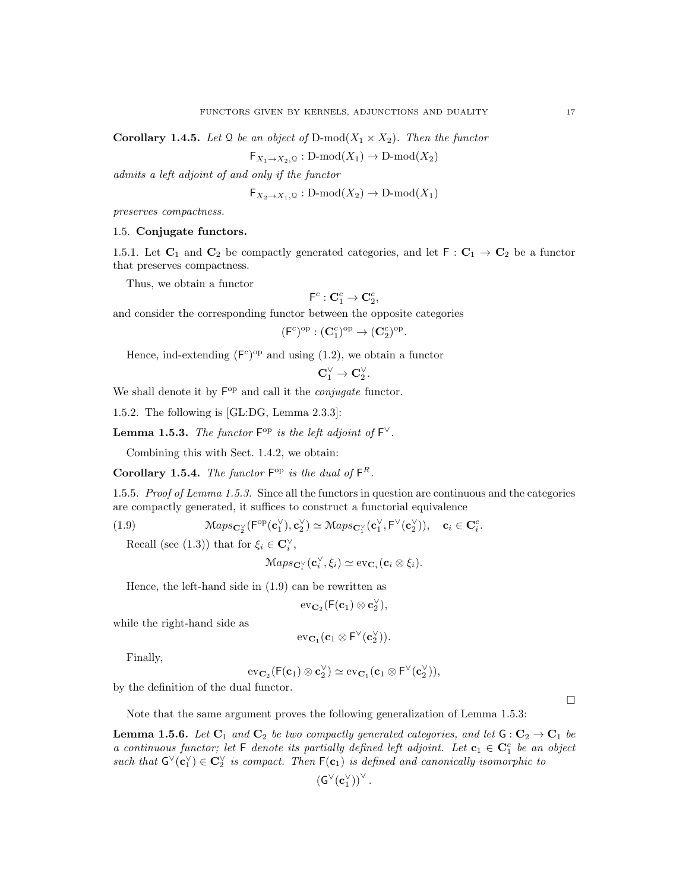**Corollary 1.4.5.** *Let $\mathcal{Q}$ be an object of* $\text{D-mod}(X_1 \times X_2)$*. Then the functor*

$$\mathsf{F}_{X_1 \to X_2, \mathcal{Q}} : \text{D-mod}(X_1) \to \text{D-mod}(X_2)$$

*admits a left adjoint of and only if the functor*

$$\mathsf{F}_{X_2 \to X_1, \mathcal{Q}} : \text{D-mod}(X_2) \to \text{D-mod}(X_1)$$

*preserves compactness.*

## 1.5. Conjugate functors.

1.5.1. Let $\mathbf{C}_1$ and $\mathbf{C}_2$ be compactly generated categories, and let $\mathsf{F} : \mathbf{C}_1 \to \mathbf{C}_2$ be a functor that preserves compactness.

Thus, we obtain a functor

$$\mathsf{F}^c : \mathbf{C}_1^c \to \mathbf{C}_2^c,$$

and consider the corresponding functor between the opposite categories

$$(\mathsf{F}^c)^{\text{op}} : (\mathbf{C}_1^c)^{\text{op}} \to (\mathbf{C}_2^c)^{\text{op}}.$$

Hence, ind-extending $(\mathsf{F}^c)^{\text{op}}$ and using (1.2), we obtain a functor

$$\mathbf{C}_1^\vee \to \mathbf{C}_2^\vee.$$

We shall denote it by $\mathsf{F}^{\text{op}}$ and call it the *conjugate* functor.

1.5.2. The following is [GL:DG, Lemma 2.3.3]:

**Lemma 1.5.3.** *The functor $\mathsf{F}^{\text{op}}$ is the left adjoint of $\mathsf{F}^\vee$.*

Combining this with Sect. 1.4.2, we obtain:

**Corollary 1.5.4.** *The functor $\mathsf{F}^{\text{op}}$ is the dual of $\mathsf{F}^R$.*

1.5.5. *Proof of Lemma 1.5.3.* Since all the functors in question are continuous and the categories are compactly generated, it suffices to construct a functorial equivalence

$$\mathcal{M}aps_{\mathbf{C}_2^\vee}(\mathsf{F}^{\text{op}}(\mathbf{c}_1^\vee), \mathbf{c}_2^\vee) \simeq \mathcal{M}aps_{\mathbf{C}_1^\vee}(\mathbf{c}_1^\vee, \mathsf{F}^\vee(\mathbf{c}_2^\vee)), \quad \mathbf{c}_i \in \mathbf{C}_i^c. \tag{1.9}$$

Recall (see (1.3)) that for $\xi_i \in \mathbf{C}_i^\vee$,

$$\mathcal{M}aps_{\mathbf{C}_i^\vee}(\mathbf{c}_i^\vee, \xi_i) \simeq \text{ev}_{\mathbf{C}_i}(\mathbf{c}_i \otimes \xi_i).$$

Hence, the left-hand side in (1.9) can be rewritten as

$$\text{ev}_{\mathbf{C}_2}(\mathsf{F}(\mathbf{c}_1) \otimes \mathbf{c}_2^\vee),$$

while the right-hand side as

$$\text{ev}_{\mathbf{C}_1}(\mathbf{c}_1 \otimes \mathsf{F}^\vee(\mathbf{c}_2^\vee)).$$

Finally,

$$\text{ev}_{\mathbf{C}_2}(\mathsf{F}(\mathbf{c}_1) \otimes \mathbf{c}_2^\vee) \simeq \text{ev}_{\mathbf{C}_1}(\mathbf{c}_1 \otimes \mathsf{F}^\vee(\mathbf{c}_2^\vee)),$$

by the definition of the dual functor.

□

Note that the same argument proves the following generalization of Lemma 1.5.3:

**Lemma 1.5.6.** *Let $\mathbf{C}_1$ and $\mathbf{C}_2$ be two compactly generated categories, and let $\mathsf{G} : \mathbf{C}_2 \to \mathbf{C}_1$ be a continuous functor; let $\mathsf{F}$ denote its partially defined left adjoint. Let $\mathbf{c}_1 \in \mathbf{C}_1^c$ be an object such that $\mathsf{G}^\vee(\mathbf{c}_1^\vee) \in \mathbf{C}_2^\vee$ is compact. Then $\mathsf{F}(\mathbf{c}_1)$ is defined and canonically isomorphic to*

$$\left(\mathsf{G}^\vee(\mathbf{c}_1^\vee)\right)^\vee.$$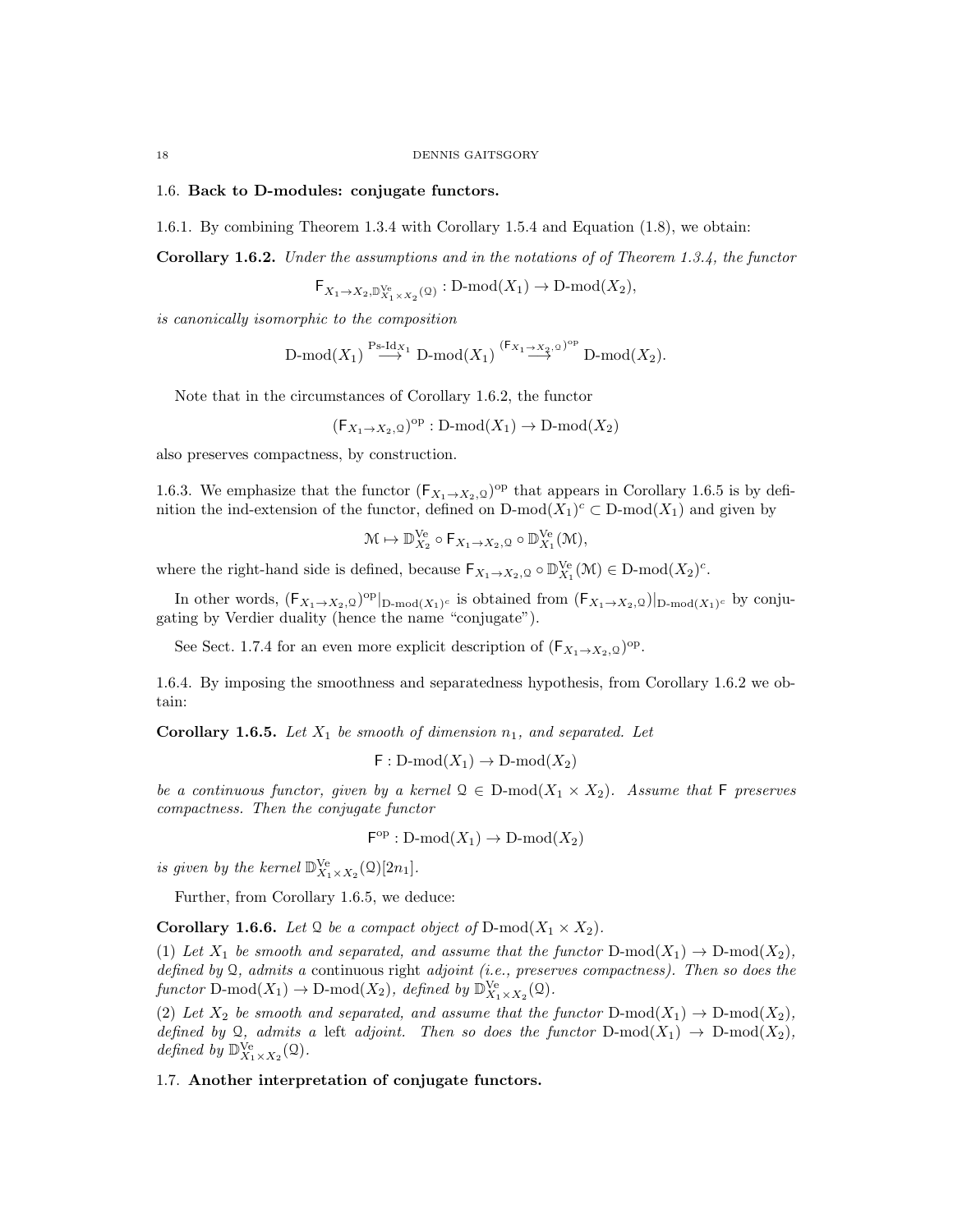## 1.6. **Back to D-modules: conjugate functors.**

1.6.1. By combining Theorem 1.3.4 with Corollary 1.5.4 and Equation (1.8), we obtain:

**Corollary 1.6.2.** *Under the assumptions and in the notations of of Theorem 1.3.4, the functor*

$$\mathsf{F}_{X_1 \to X_2, \mathbb{D}^{\mathrm{Ve}}_{X_1 \times X_2}(\mathcal{Q})} : \text{D-mod}(X_1) \to \text{D-mod}(X_2),$$

*is canonically isomorphic to the composition*

$$\text{D-mod}(X_1) \overset{\text{Ps-Id}_{X_1}}{\longrightarrow} \text{D-mod}(X_1) \overset{(\mathsf{F}_{X_1 \to X_2, \mathcal{Q}})^{\mathrm{op}}}{\longrightarrow} \text{D-mod}(X_2).$$

Note that in the circumstances of Corollary 1.6.2, the functor

$$(\mathsf{F}_{X_1 \to X_2, \mathcal{Q}})^{\mathrm{op}} : \text{D-mod}(X_1) \to \text{D-mod}(X_2)$$

also preserves compactness, by construction.

1.6.3. We emphasize that the functor $(\mathsf{F}_{X_1 \to X_2, \mathcal{Q}})^{\mathrm{op}}$ that appears in Corollary 1.6.5 is by definition the ind-extension of the functor, defined on $\text{D-mod}(X_1)^c \subset \text{D-mod}(X_1)$ and given by

$$\mathcal{M} \mapsto \mathbb{D}^{\mathrm{Ve}}_{X_2} \circ \mathsf{F}_{X_1 \to X_2, \mathcal{Q}} \circ \mathbb{D}^{\mathrm{Ve}}_{X_1}(\mathcal{M}),$$

where the right-hand side is defined, because $\mathsf{F}_{X_1 \to X_2, \mathcal{Q}} \circ \mathbb{D}^{\mathrm{Ve}}_{X_1}(\mathcal{M}) \in \text{D-mod}(X_2)^c$.

In other words, $(\mathsf{F}_{X_1 \to X_2, \mathcal{Q}})^{\mathrm{op}}|_{\text{D-mod}(X_1)^c}$ is obtained from $(\mathsf{F}_{X_1 \to X_2, \mathcal{Q}})|_{\text{D-mod}(X_1)^c}$ by conjugating by Verdier duality (hence the name "conjugate").

See Sect. 1.7.4 for an even more explicit description of $(\mathsf{F}_{X_1 \to X_2, \mathcal{Q}})^{\mathrm{op}}$.

1.6.4. By imposing the smoothness and separatedness hypothesis, from Corollary 1.6.2 we obtain:

**Corollary 1.6.5.** *Let $X_1$ be smooth of dimension $n_1$, and separated. Let*

$$\mathsf{F} : \text{D-mod}(X_1) \to \text{D-mod}(X_2)$$

*be a continuous functor, given by a kernel $\mathcal{Q} \in \text{D-mod}(X_1 \times X_2)$. Assume that $\mathsf{F}$ preserves compactness. Then the conjugate functor*

$$\mathsf{F}^{\mathrm{op}} : \text{D-mod}(X_1) \to \text{D-mod}(X_2)$$

*is given by the kernel $\mathbb{D}^{\mathrm{Ve}}_{X_1 \times X_2}(\mathcal{Q})[2n_1]$.*

Further, from Corollary 1.6.5, we deduce:

**Corollary 1.6.6.** *Let $\mathcal{Q}$ be a compact object of $\text{D-mod}(X_1 \times X_2)$.*

*(1) Let $X_1$ be smooth and separated, and assume that the functor $\text{D-mod}(X_1) \to \text{D-mod}(X_2)$, defined by $\mathcal{Q}$, admits a* continuous *right adjoint (i.e., preserves compactness). Then so does the functor $\text{D-mod}(X_1) \to \text{D-mod}(X_2)$, defined by $\mathbb{D}^{\mathrm{Ve}}_{X_1 \times X_2}(\mathcal{Q})$.*

*(2) Let $X_2$ be smooth and separated, and assume that the functor $\text{D-mod}(X_1) \to \text{D-mod}(X_2)$, defined by $\mathcal{Q}$, admits a* left *adjoint. Then so does the functor $\text{D-mod}(X_1) \to \text{D-mod}(X_2)$, defined by $\mathbb{D}^{\mathrm{Ve}}_{X_1 \times X_2}(\mathcal{Q})$.*

## 1.7. **Another interpretation of conjugate functors.**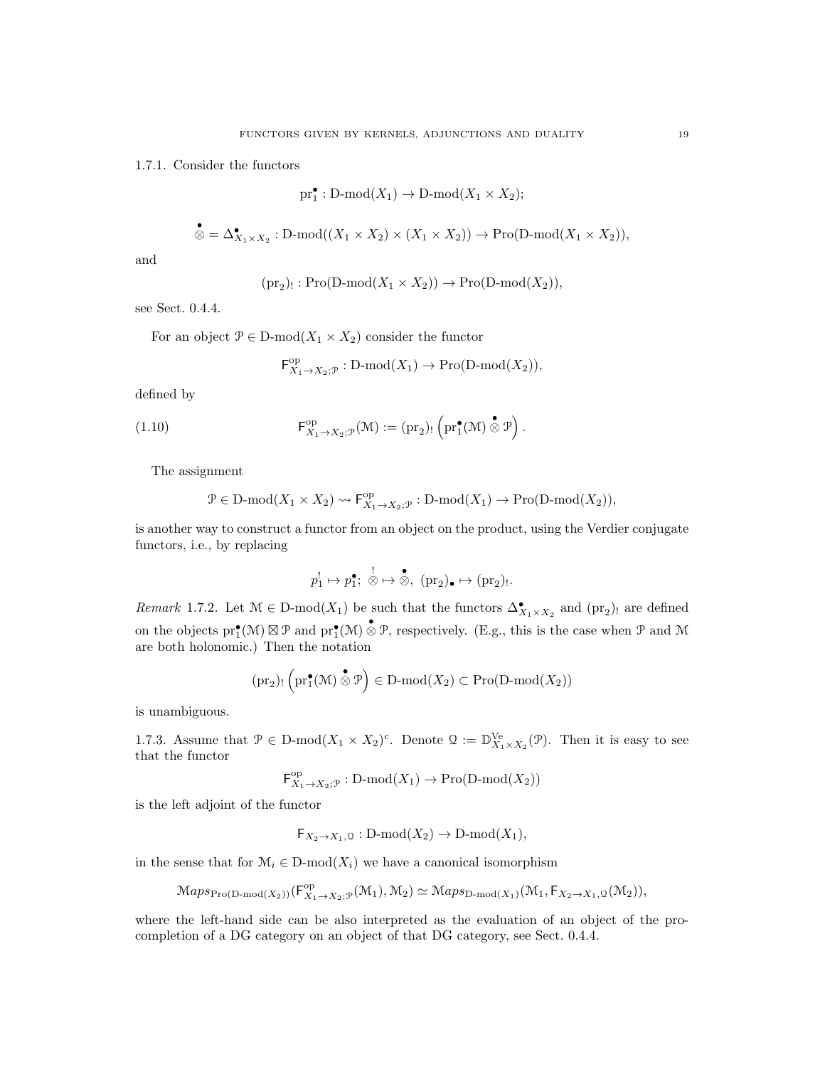1.7.1. Consider the functors

$$\mathrm{pr}_1^\bullet : \text{D-mod}(X_1) \to \text{D-mod}(X_1 \times X_2);$$

$$\overset{\bullet}{\otimes} = \Delta^\bullet_{X_1 \times X_2} : \text{D-mod}((X_1 \times X_2) \times (X_1 \times X_2)) \to \mathrm{Pro}(\text{D-mod}(X_1 \times X_2)),$$

and

$$(\mathrm{pr}_2)_! : \mathrm{Pro}(\text{D-mod}(X_1 \times X_2)) \to \mathrm{Pro}(\text{D-mod}(X_2)),$$

see Sect. 0.4.4.

For an object $\mathcal{P} \in \text{D-mod}(X_1 \times X_2)$ consider the functor

$$\mathsf{F}^{\mathrm{op}}_{X_1 \to X_2; \mathcal{P}} : \text{D-mod}(X_1) \to \mathrm{Pro}(\text{D-mod}(X_2)),$$

defined by

$$\mathsf{F}^{\mathrm{op}}_{X_1 \to X_2; \mathcal{P}}(\mathcal{M}) := (\mathrm{pr}_2)_! \left( \mathrm{pr}_1^\bullet(\mathcal{M}) \overset{\bullet}{\otimes} \mathcal{P} \right). \tag{1.10}$$

The assignment

$$\mathcal{P} \in \text{D-mod}(X_1 \times X_2) \rightsquigarrow \mathsf{F}^{\mathrm{op}}_{X_1 \to X_2; \mathcal{P}} : \text{D-mod}(X_1) \to \mathrm{Pro}(\text{D-mod}(X_2)),$$

is another way to construct a functor from an object on the product, using the Verdier conjugate functors, i.e., by replacing

$$p_1^! \mapsto p_1^\bullet;\ \overset{!}{\otimes} \mapsto \overset{\bullet}{\otimes},\ (\mathrm{pr}_2)_\bullet \mapsto (\mathrm{pr}_2)_!.$$

*Remark* 1.7.2. Let $\mathcal{M} \in \text{D-mod}(X_1)$ be such that the functors $\Delta^\bullet_{X_1 \times X_2}$ and $(\mathrm{pr}_2)_!$ are defined on the objects $\mathrm{pr}_1^\bullet(\mathcal{M}) \boxtimes \mathcal{P}$ and $\mathrm{pr}_1^\bullet(\mathcal{M}) \overset{\bullet}{\otimes} \mathcal{P}$, respectively. (E.g., this is the case when $\mathcal{P}$ and $\mathcal{M}$ are both holonomic.) Then the notation

$$(\mathrm{pr}_2)_! \left( \mathrm{pr}_1^\bullet(\mathcal{M}) \overset{\bullet}{\otimes} \mathcal{P} \right) \in \text{D-mod}(X_2) \subset \mathrm{Pro}(\text{D-mod}(X_2))$$

is unambiguous.

1.7.3. Assume that $\mathcal{P} \in \text{D-mod}(X_1 \times X_2)^c$. Denote $\mathcal{Q} := \mathbb{D}^{\mathrm{Ve}}_{X_1 \times X_2}(\mathcal{P})$. Then it is easy to see that the functor

$$\mathsf{F}^{\mathrm{op}}_{X_1 \to X_2; \mathcal{P}} : \text{D-mod}(X_1) \to \mathrm{Pro}(\text{D-mod}(X_2))$$

is the left adjoint of the functor

$$\mathsf{F}_{X_2 \to X_1, \mathcal{Q}} : \text{D-mod}(X_2) \to \text{D-mod}(X_1),$$

in the sense that for $\mathcal{M}_i \in \text{D-mod}(X_i)$ we have a canonical isomorphism

$$\mathcal{M}aps_{\mathrm{Pro}(\text{D-mod}(X_2))}(\mathsf{F}^{\mathrm{op}}_{X_1 \to X_2; \mathcal{P}}(\mathcal{M}_1), \mathcal{M}_2) \simeq \mathcal{M}aps_{\text{D-mod}(X_1)}(\mathcal{M}_1, \mathsf{F}_{X_2 \to X_1, \mathcal{Q}}(\mathcal{M}_2)),$$

where the left-hand side can be also interpreted as the evaluation of an object of the pro-completion of a DG category on an object of that DG category, see Sect. 0.4.4.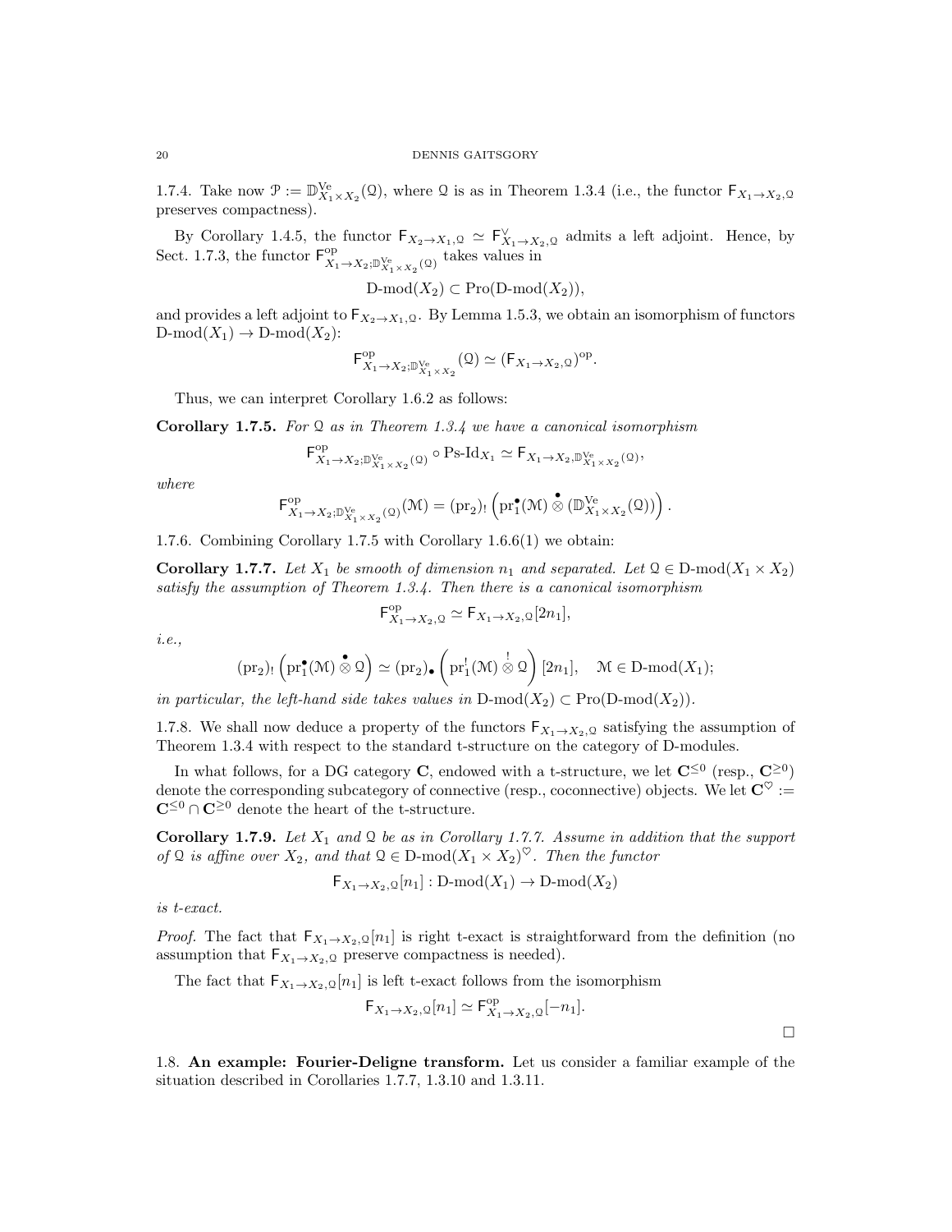1.7.4. Take now $\mathcal{P} := \mathbb{D}^{\mathrm{Ve}}_{X_1\times X_2}(\mathcal{Q})$, where $\mathcal{Q}$ is as in Theorem 1.3.4 (i.e., the functor $\mathsf{F}_{X_1\to X_2,\mathcal{Q}}$ preserves compactness).

By Corollary 1.4.5, the functor $\mathsf{F}_{X_2\to X_1,\mathcal{Q}} \simeq \mathsf{F}^{\vee}_{X_1\to X_2,\mathcal{Q}}$ admits a left adjoint. Hence, by Sect. 1.7.3, the functor $\mathsf{F}^{\mathrm{op}}_{X_1\to X_2;\mathbb{D}^{\mathrm{Ve}}_{X_1\times X_2}(\mathcal{Q})}$ takes values in

$$\mathrm{D\text{-}mod}(X_2) \subset \mathrm{Pro}(\mathrm{D\text{-}mod}(X_2)),$$

and provides a left adjoint to $\mathsf{F}_{X_2\to X_1,\mathcal{Q}}$. By Lemma 1.5.3, we obtain an isomorphism of functors $\mathrm{D\text{-}mod}(X_1)\to \mathrm{D\text{-}mod}(X_2)$:

$$\mathsf{F}^{\mathrm{op}}_{X_1\to X_2;\mathbb{D}^{\mathrm{Ve}}_{X_1\times X_2}}(\mathcal{Q}) \simeq (\mathsf{F}_{X_1\to X_2,\mathcal{Q}})^{\mathrm{op}}.$$

Thus, we can interpret Corollary 1.6.2 as follows:

**Corollary 1.7.5.** *For $\mathcal{Q}$ as in Theorem 1.3.4 we have a canonical isomorphism*

$$\mathsf{F}^{\mathrm{op}}_{X_1\to X_2;\mathbb{D}^{\mathrm{Ve}}_{X_1\times X_2}(\mathcal{Q})} \circ \mathrm{Ps\text{-}Id}_{X_1} \simeq \mathsf{F}_{X_1\to X_2,\mathbb{D}^{\mathrm{Ve}}_{X_1\times X_2}(\mathcal{Q})},$$

*where*

$$\mathsf{F}^{\mathrm{op}}_{X_1\to X_2;\mathbb{D}^{\mathrm{Ve}}_{X_1\times X_2}(\mathcal{Q})}(\mathcal{M}) = (\mathrm{pr}_2)_!\left(\mathrm{pr}_1^{\bullet}(\mathcal{M}) \overset{\bullet}{\otimes} (\mathbb{D}^{\mathrm{Ve}}_{X_1\times X_2}(\mathcal{Q}))\right).$$

1.7.6. Combining Corollary 1.7.5 with Corollary 1.6.6(1) we obtain:

**Corollary 1.7.7.** *Let $X_1$ be smooth of dimension $n_1$ and separated. Let $\mathcal{Q}\in \mathrm{D\text{-}mod}(X_1\times X_2)$ satisfy the assumption of Theorem 1.3.4. Then there is a canonical isomorphism*

$$\mathsf{F}^{\mathrm{op}}_{X_1\to X_2,\mathcal{Q}} \simeq \mathsf{F}_{X_1\to X_2,\mathcal{Q}}[2n_1],$$

*i.e.,*

$$(\mathrm{pr}_2)_!\left(\mathrm{pr}_1^{\bullet}(\mathcal{M}) \overset{\bullet}{\otimes} \mathcal{Q}\right) \simeq (\mathrm{pr}_2)_{\bullet}\left(\mathrm{pr}_1^{!}(\mathcal{M}) \overset{!}{\otimes} \mathcal{Q}\right)[2n_1], \quad \mathcal{M}\in \mathrm{D\text{-}mod}(X_1);$$

*in particular, the left-hand side takes values in* $\mathrm{D\text{-}mod}(X_2)\subset \mathrm{Pro}(\mathrm{D\text{-}mod}(X_2))$.

1.7.8. We shall now deduce a property of the functors $\mathsf{F}_{X_1\to X_2,\mathcal{Q}}$ satisfying the assumption of Theorem 1.3.4 with respect to the standard t-structure on the category of D-modules.

In what follows, for a DG category $\mathbf{C}$, endowed with a t-structure, we let $\mathbf{C}^{\leq 0}$ (resp., $\mathbf{C}^{\geq 0}$) denote the corresponding subcategory of connective (resp., coconnective) objects. We let $\mathbf{C}^{\heartsuit} := \mathbf{C}^{\leq 0}\cap \mathbf{C}^{\geq 0}$ denote the heart of the t-structure.

**Corollary 1.7.9.** *Let $X_1$ and $\mathcal{Q}$ be as in Corollary 1.7.7. Assume in addition that the support of $\mathcal{Q}$ is affine over $X_2$, and that $\mathcal{Q}\in \mathrm{D\text{-}mod}(X_1\times X_2)^{\heartsuit}$. Then the functor*

$$\mathsf{F}_{X_1\to X_2,\mathcal{Q}}[n_1] : \mathrm{D\text{-}mod}(X_1)\to \mathrm{D\text{-}mod}(X_2)$$

*is t-exact.*

*Proof.* The fact that $\mathsf{F}_{X_1\to X_2,\mathcal{Q}}[n_1]$ is right t-exact is straightforward from the definition (no assumption that $\mathsf{F}_{X_1\to X_2,\mathcal{Q}}$ preserve compactness is needed).

The fact that $\mathsf{F}_{X_1\to X_2,\mathcal{Q}}[n_1]$ is left t-exact follows from the isomorphism

$$\mathsf{F}_{X_1\to X_2,\mathcal{Q}}[n_1] \simeq \mathsf{F}^{\mathrm{op}}_{X_1\to X_2,\mathcal{Q}}[-n_1].$$

□

1.8. **An example: Fourier-Deligne transform.** Let us consider a familiar example of the situation described in Corollaries 1.7.7, 1.3.10 and 1.3.11.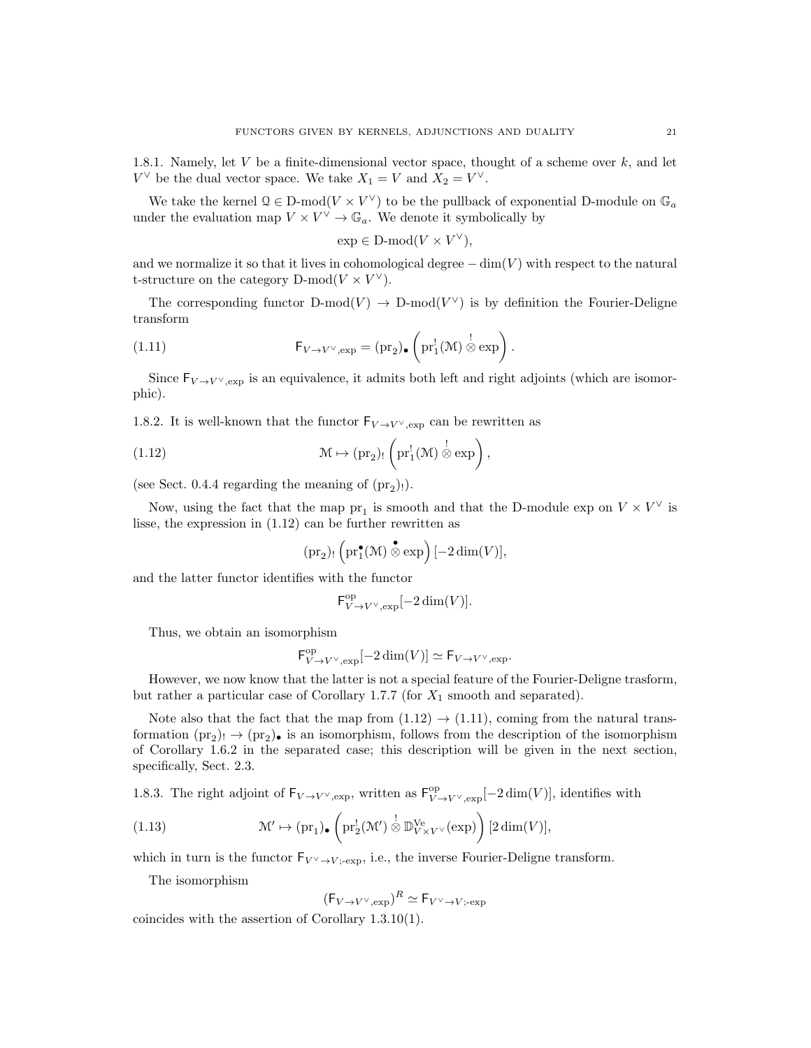1.8.1. Namely, let $V$ be a finite-dimensional vector space, thought of a scheme over $k$, and let $V^\vee$ be the dual vector space. We take $X_1 = V$ and $X_2 = V^\vee$.

We take the kernel $\mathcal{Q} \in \text{D-mod}(V \times V^\vee)$ to be the pullback of exponential D-module on $\mathbb{G}_a$ under the evaluation map $V \times V^\vee \to \mathbb{G}_a$. We denote it symbolically by

$$\exp \in \text{D-mod}(V \times V^\vee),$$

and we normalize it so that it lives in cohomological degree $-\dim(V)$ with respect to the natural t-structure on the category $\text{D-mod}(V \times V^\vee)$.

The corresponding functor $\text{D-mod}(V) \to \text{D-mod}(V^\vee)$ is by definition the Fourier-Deligne transform

$$\mathsf{F}_{V\to V^\vee,\exp} = (\text{pr}_2)_\bullet \left(\text{pr}_1^!(\mathcal{M}) \overset{!}{\otimes} \exp\right). \tag{1.11}$$

Since $\mathsf{F}_{V\to V^\vee,\exp}$ is an equivalence, it admits both left and right adjoints (which are isomorphic).

1.8.2. It is well-known that the functor $\mathsf{F}_{V\to V^\vee,\exp}$ can be rewritten as

$$\mathcal{M} \mapsto (\text{pr}_2)_! \left(\text{pr}_1^!(\mathcal{M}) \overset{!}{\otimes} \exp\right), \tag{1.12}$$

(see Sect. 0.4.4 regarding the meaning of $(\text{pr}_2)_!$).

Now, using the fact that the map $\text{pr}_1$ is smooth and that the D-module exp on $V \times V^\vee$ is lisse, the expression in (1.12) can be further rewritten as

$$(\text{pr}_2)_! \left(\text{pr}_1^\bullet(\mathcal{M}) \overset{\bullet}{\otimes} \exp\right)[-2\dim(V)],$$

and the latter functor identifies with the functor

$$\mathsf{F}^{\text{op}}_{V\to V^\vee,\exp}[-2\dim(V)].$$

Thus, we obtain an isomorphism

$$\mathsf{F}^{\text{op}}_{V\to V^\vee,\exp}[-2\dim(V)] \simeq \mathsf{F}_{V\to V^\vee,\exp}.$$

However, we now know that the latter is not a special feature of the Fourier-Deligne trasform, but rather a particular case of Corollary 1.7.7 (for $X_1$ smooth and separated).

Note also that the fact that the map from (1.12) $\to$ (1.11), coming from the natural transformation $(\text{pr}_2)_! \to (\text{pr}_2)_\bullet$ is an isomorphism, follows from the description of the isomorphism of Corollary 1.6.2 in the separated case; this description will be given in the next section, specifically, Sect. 2.3.

1.8.3. The right adjoint of $\mathsf{F}_{V\to V^\vee,\exp}$, written as $\mathsf{F}^{\text{op}}_{V\to V^\vee,\exp}[-2\dim(V)]$, identifies with

$$\mathcal{M}' \mapsto (\text{pr}_1)_\bullet \left(\text{pr}_2^!(\mathcal{M}') \overset{!}{\otimes} \mathbb{D}^{\text{Ve}}_{V\times V^\vee}(\exp)\right)[2\dim(V)], \tag{1.13}$$

which in turn is the functor $\mathsf{F}_{V^\vee\to V;\text{-}\exp}$, i.e., the inverse Fourier-Deligne transform.

The isomorphism

$$(\mathsf{F}_{V\to V^\vee,\exp})^R \simeq \mathsf{F}_{V^\vee\to V;\text{-}\exp}$$

coincides with the assertion of Corollary 1.3.10(1).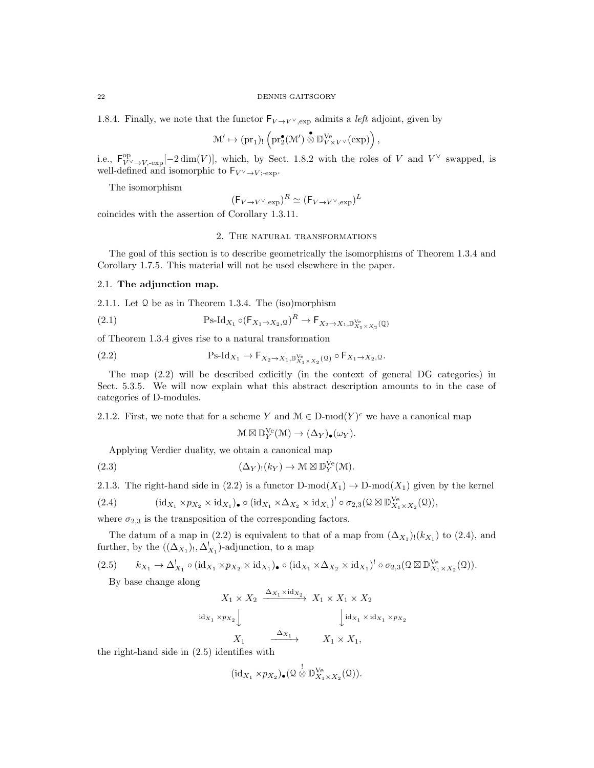1.8.4. Finally, we note that the functor $\mathsf{F}_{V\to V^\vee,\exp}$ admits a *left* adjoint, given by

$$\mathcal{M}' \mapsto (\mathrm{pr}_1)_! \left(\mathrm{pr}_2^\bullet(\mathcal{M}') \overset{\bullet}{\otimes} \mathbb{D}^{\mathrm{Ve}}_{V\times V^\vee}(\exp)\right),$$

i.e., $\mathsf{F}^{\mathrm{op}}_{V^\vee\to V,\text{-}\exp}[-2\dim(V)]$, which, by Sect. 1.8.2 with the roles of $V$ and $V^\vee$ swapped, is well-defined and isomorphic to $\mathsf{F}_{V^\vee\to V;\text{-}\exp}$.

The isomorphism

$$(\mathsf{F}_{V\to V^\vee,\exp})^R \simeq (\mathsf{F}_{V\to V^\vee,\exp})^L$$

coincides with the assertion of Corollary 1.3.11.

## 2. The natural transformations

The goal of this section is to describe geometrically the isomorphisms of Theorem 1.3.4 and Corollary 1.7.5. This material will not be used elsewhere in the paper.

### 2.1. The adjunction map.

2.1.1. Let $\mathcal{Q}$ be as in Theorem 1.3.4. The (iso)morphism

$$\text{Ps-Id}_{X_1} \circ (\mathsf{F}_{X_1\to X_2,\mathcal{Q}})^R \to \mathsf{F}_{X_2\to X_1,\mathbb{D}^{\mathrm{Ve}}_{X_1\times X_2}(\mathcal{Q})} \tag{2.1}$$

of Theorem 1.3.4 gives rise to a natural transformation

$$\text{Ps-Id}_{X_1} \to \mathsf{F}_{X_2\to X_1,\mathbb{D}^{\mathrm{Ve}}_{X_1\times X_2}(\mathcal{Q})} \circ \mathsf{F}_{X_1\to X_2,\mathcal{Q}}. \tag{2.2}$$

The map (2.2) will be described explicitly (in the context of general DG categories) in Sect. 5.3.5. We will now explain what this abstract description amounts to in the case of categories of D-modules.

2.1.2. First, we note that for a scheme $Y$ and $\mathcal{M} \in \text{D-mod}(Y)^c$ we have a canonical map

$$\mathcal{M} \boxtimes \mathbb{D}^{\mathrm{Ve}}_Y(\mathcal{M}) \to (\Delta_Y)_\bullet(\omega_Y).$$

Applying Verdier duality, we obtain a canonical map

$$(\Delta_Y)_!(k_Y) \to \mathcal{M} \boxtimes \mathbb{D}^{\mathrm{Ve}}_Y(\mathcal{M}). \tag{2.3}$$

2.1.3. The right-hand side in (2.2) is a functor $\text{D-mod}(X_1) \to \text{D-mod}(X_1)$ given by the kernel

$$(\mathrm{id}_{X_1} \times p_{X_2} \times \mathrm{id}_{X_1})_\bullet \circ (\mathrm{id}_{X_1} \times \Delta_{X_2} \times \mathrm{id}_{X_1})^! \circ \sigma_{2,3}(\mathcal{Q} \boxtimes \mathbb{D}^{\mathrm{Ve}}_{X_1\times X_2}(\mathcal{Q})), \tag{2.4}$$

where $\sigma_{2,3}$ is the transposition of the corresponding factors.

The datum of a map in (2.2) is equivalent to that of a map from $(\Delta_{X_1})_!(k_{X_1})$ to (2.4), and further, by the $((\Delta_{X_1})_!, \Delta^!_{X_1})$-adjunction, to a map

$$k_{X_1} \to \Delta^!_{X_1} \circ (\mathrm{id}_{X_1} \times p_{X_2} \times \mathrm{id}_{X_1})_\bullet \circ (\mathrm{id}_{X_1} \times \Delta_{X_2} \times \mathrm{id}_{X_1})^! \circ \sigma_{2,3}(\mathcal{Q} \boxtimes \mathbb{D}^{\mathrm{Ve}}_{X_1\times X_2}(\mathcal{Q})). \tag{2.5}$$

By base change along

$$\begin{array}{ccc} X_1 \times X_2 & \xrightarrow{\Delta_{X_1}\times \mathrm{id}_{X_2}} & X_1 \times X_1 \times X_2 \\ {\scriptstyle \mathrm{id}_{X_1}\times p_{X_2}}\downarrow & & \downarrow{\scriptstyle \mathrm{id}_{X_1}\times \mathrm{id}_{X_1}\times p_{X_2}} \\ X_1 & \xrightarrow{\Delta_{X_1}} & X_1 \times X_1, \end{array}$$

the right-hand side in (2.5) identifies with

$$(\mathrm{id}_{X_1} \times p_{X_2})_\bullet(\mathcal{Q} \overset{!}{\otimes} \mathbb{D}^{\mathrm{Ve}}_{X_1\times X_2}(\mathcal{Q})).$$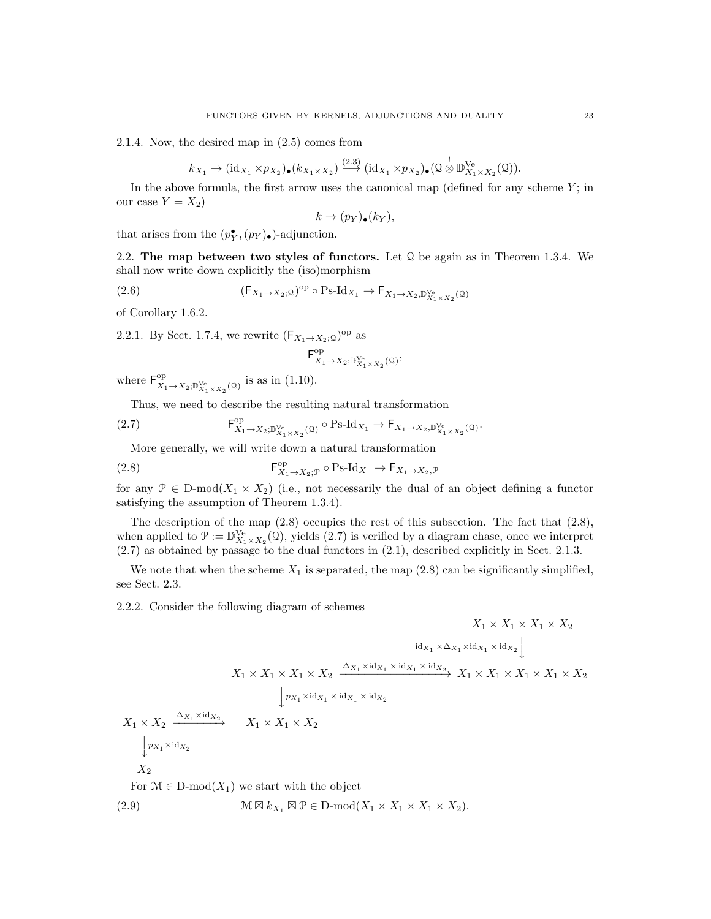2.1.4. Now, the desired map in (2.5) comes from

$$k_{X_1} \to (\mathrm{id}_{X_1} \times p_{X_2})_\bullet(k_{X_1 \times X_2}) \xrightarrow{(2.3)} (\mathrm{id}_{X_1} \times p_{X_2})_\bullet(\mathcal{Q} \overset{!}{\otimes} \mathbb{D}^{\mathrm{Ve}}_{X_1 \times X_2}(\mathcal{Q})).$$

In the above formula, the first arrow uses the canonical map (defined for any scheme $Y$; in our case $Y = X_2$)

$$k \to (p_Y)_\bullet(k_Y),$$

that arises from the $(p_Y^\bullet, (p_Y)_\bullet)$-adjunction.

2.2. **The map between two styles of functors.** Let $\mathcal{Q}$ be again as in Theorem 1.3.4. We shall now write down explicitly the (iso)morphism

$$(\mathsf{F}_{X_1 \to X_2;\mathcal{Q}})^{\mathrm{op}} \circ \text{Ps-Id}_{X_1} \to \mathsf{F}_{X_1 \to X_2, \mathbb{D}^{\mathrm{Ve}}_{X_1 \times X_2}(\mathcal{Q})} \tag{2.6}$$

of Corollary 1.6.2.

2.2.1. By Sect. 1.7.4, we rewrite $(\mathsf{F}_{X_1 \to X_2;\mathcal{Q}})^{\mathrm{op}}$ as

$$\mathsf{F}^{\mathrm{op}}_{X_1 \to X_2; \mathbb{D}^{\mathrm{Ve}}_{X_1 \times X_2}(\mathcal{Q})},$$

where $\mathsf{F}^{\mathrm{op}}_{X_1 \to X_2; \mathbb{D}^{\mathrm{Ve}}_{X_1 \times X_2}(\mathcal{Q})}$ is as in (1.10).

Thus, we need to describe the resulting natural transformation

$$\mathsf{F}^{\mathrm{op}}_{X_1 \to X_2; \mathbb{D}^{\mathrm{Ve}}_{X_1 \times X_2}(\mathcal{Q})} \circ \text{Ps-Id}_{X_1} \to \mathsf{F}_{X_1 \to X_2, \mathbb{D}^{\mathrm{Ve}}_{X_1 \times X_2}(\mathcal{Q})}. \tag{2.7}$$

More generally, we will write down a natural transformation

$$\mathsf{F}^{\mathrm{op}}_{X_1 \to X_2; \mathcal{P}} \circ \text{Ps-Id}_{X_1} \to \mathsf{F}_{X_1 \to X_2, \mathcal{P}} \tag{2.8}$$

for any $\mathcal{P} \in \text{D-mod}(X_1 \times X_2)$ (i.e., not necessarily the dual of an object defining a functor satisfying the assumption of Theorem 1.3.4).

The description of the map (2.8) occupies the rest of this subsection. The fact that (2.8), when applied to $\mathcal{P} := \mathbb{D}^{\mathrm{Ve}}_{X_1 \times X_2}(\mathcal{Q})$, yields (2.7) is verified by a diagram chase, once we interpret (2.7) as obtained by passage to the dual functors in (2.1), described explicitly in Sect. 2.1.3.

We note that when the scheme $X_1$ is separated, the map (2.8) can be significantly simplified, see Sect. 2.3.

2.2.2. Consider the following diagram of schemes

$$\begin{array}{ccccc}
 & & & & X_1 \times X_1 \times X_1 \times X_2 \\
 & & & & \big\downarrow {\scriptstyle \mathrm{id}_{X_1} \times \Delta_{X_1} \times \mathrm{id}_{X_1} \times \mathrm{id}_{X_2}} \\
 & & X_1 \times X_1 \times X_1 \times X_2 & \xrightarrow{\Delta_{X_1} \times \mathrm{id}_{X_1} \times \mathrm{id}_{X_1} \times \mathrm{id}_{X_2}} & X_1 \times X_1 \times X_1 \times X_1 \times X_2 \\
 & & \big\downarrow {\scriptstyle p_{X_1} \times \mathrm{id}_{X_1} \times \mathrm{id}_{X_1} \times \mathrm{id}_{X_2}} & & \\
X_1 \times X_2 & \xrightarrow{\Delta_{X_1} \times \mathrm{id}_{X_2}} & X_1 \times X_1 \times X_2 & & \\
\big\downarrow {\scriptstyle p_{X_1} \times \mathrm{id}_{X_2}} & & & & \\
X_2 & & & &
\end{array}$$

For $\mathcal{M} \in \text{D-mod}(X_1)$ we start with the object

$$\mathcal{M} \boxtimes k_{X_1} \boxtimes \mathcal{P} \in \text{D-mod}(X_1 \times X_1 \times X_1 \times X_2). \tag{2.9}$$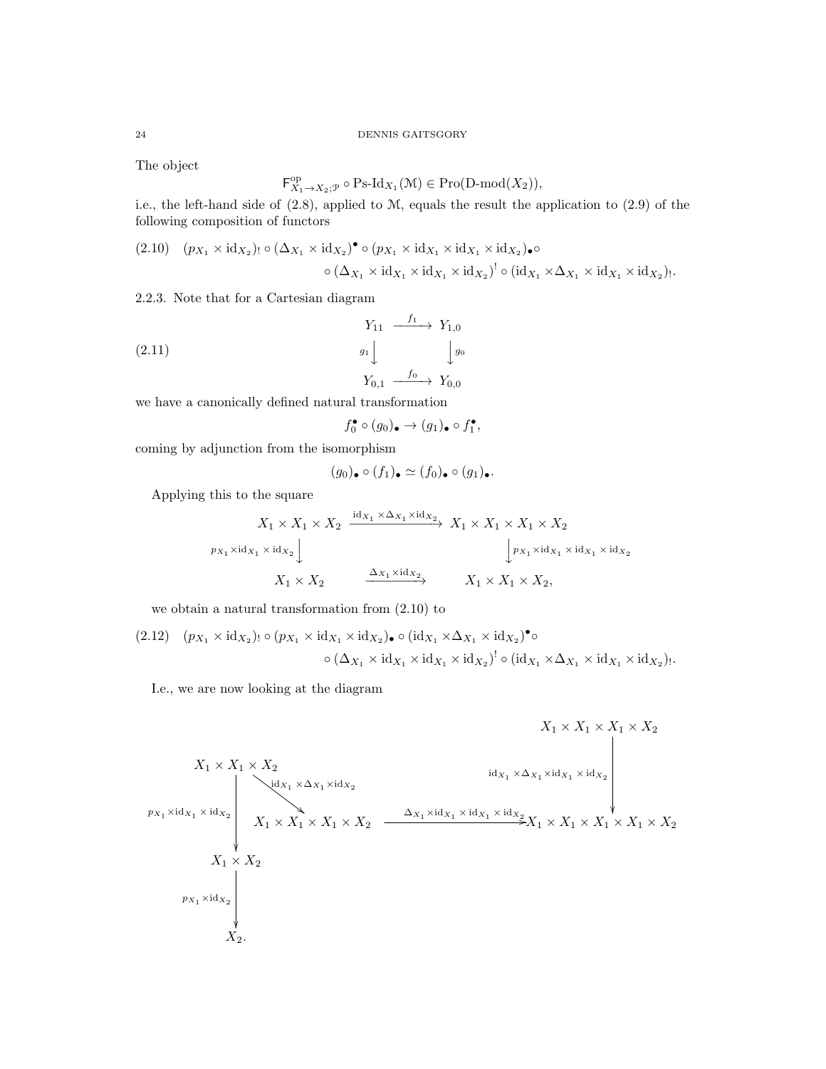The object

$$\mathsf{F}^{\mathrm{op}}_{X_1\to X_2;\mathcal{P}} \circ \mathrm{Ps\text{-}Id}_{X_1}(\mathcal{M}) \in \mathrm{Pro}(\mathrm{D\text{-}mod}(X_2)),$$

i.e., the left-hand side of (2.8), applied to $\mathcal{M}$, equals the result the application to (2.9) of the following composition of functors

$$(2.10)\quad (p_{X_1}\times \mathrm{id}_{X_2})_! \circ (\Delta_{X_1}\times \mathrm{id}_{X_2})^{\bullet} \circ (p_{X_1}\times \mathrm{id}_{X_1}\times \mathrm{id}_{X_1}\times \mathrm{id}_{X_2})_{\bullet}\circ$$
$$\circ (\Delta_{X_1}\times \mathrm{id}_{X_1}\times \mathrm{id}_{X_1}\times \mathrm{id}_{X_2})^! \circ (\mathrm{id}_{X_1}\times \Delta_{X_1}\times \mathrm{id}_{X_1}\times \mathrm{id}_{X_2})_!.$$

2.2.3. Note that for a Cartesian diagram

$$(2.11)\qquad \begin{array}{ccc} Y_{11} & \xrightarrow{f_1} & Y_{1,0} \\ {\scriptstyle g_1}\downarrow & & \downarrow{\scriptstyle g_0} \\ Y_{0,1} & \xrightarrow{f_0} & Y_{0,0} \end{array}$$

we have a canonically defined natural transformation

$$f_0^{\bullet}\circ (g_0)_{\bullet} \to (g_1)_{\bullet}\circ f_1^{\bullet},$$

coming by adjunction from the isomorphism

$$(g_0)_{\bullet}\circ (f_1)_{\bullet} \simeq (f_0)_{\bullet}\circ (g_1)_{\bullet}.$$

Applying this to the square

$$\begin{array}{ccc} X_1\times X_1\times X_2 & \xrightarrow{\mathrm{id}_{X_1}\times \Delta_{X_1}\times \mathrm{id}_{X_2}} & X_1\times X_1\times X_1\times X_2 \\ {\scriptstyle p_{X_1}\times \mathrm{id}_{X_1}\times \mathrm{id}_{X_2}}\downarrow & & \downarrow{\scriptstyle p_{X_1}\times \mathrm{id}_{X_1}\times \mathrm{id}_{X_1}\times \mathrm{id}_{X_2}} \\ X_1\times X_2 & \xrightarrow{\Delta_{X_1}\times \mathrm{id}_{X_2}} & X_1\times X_1\times X_2, \end{array}$$

we obtain a natural transformation from (2.10) to

$$(2.12)\quad (p_{X_1}\times \mathrm{id}_{X_2})_! \circ (p_{X_1}\times \mathrm{id}_{X_1}\times \mathrm{id}_{X_2})_{\bullet} \circ (\mathrm{id}_{X_1}\times \Delta_{X_1}\times \mathrm{id}_{X_2})^{\bullet}\circ$$
$$\circ (\Delta_{X_1}\times \mathrm{id}_{X_1}\times \mathrm{id}_{X_1}\times \mathrm{id}_{X_2})^! \circ (\mathrm{id}_{X_1}\times \Delta_{X_1}\times \mathrm{id}_{X_1}\times \mathrm{id}_{X_2})_!.$$

I.e., we are now looking at the diagram

$$\begin{array}{ccccc}
 & & & & X_1\times X_1\times X_1\times X_2 \\
 & & & & \downarrow{\scriptstyle \mathrm{id}_{X_1}\times \Delta_{X_1}\times \mathrm{id}_{X_1}\times \mathrm{id}_{X_2}} \\
X_1\times X_1\times X_2 & \xrightarrow{\mathrm{id}_{X_1}\times \Delta_{X_1}\times \mathrm{id}_{X_2}} & X_1\times X_1\times X_1\times X_2 & \xrightarrow{\Delta_{X_1}\times \mathrm{id}_{X_1}\times \mathrm{id}_{X_1}\times \mathrm{id}_{X_2}} & X_1\times X_1\times X_1\times X_1\times X_2 \\
{\scriptstyle p_{X_1}\times \mathrm{id}_{X_1}\times \mathrm{id}_{X_2}}\downarrow & & & & \\
X_1\times X_2 & & & & \\
{\scriptstyle p_{X_1}\times \mathrm{id}_{X_2}}\downarrow & & & & \\
X_2. & & & &
\end{array}$$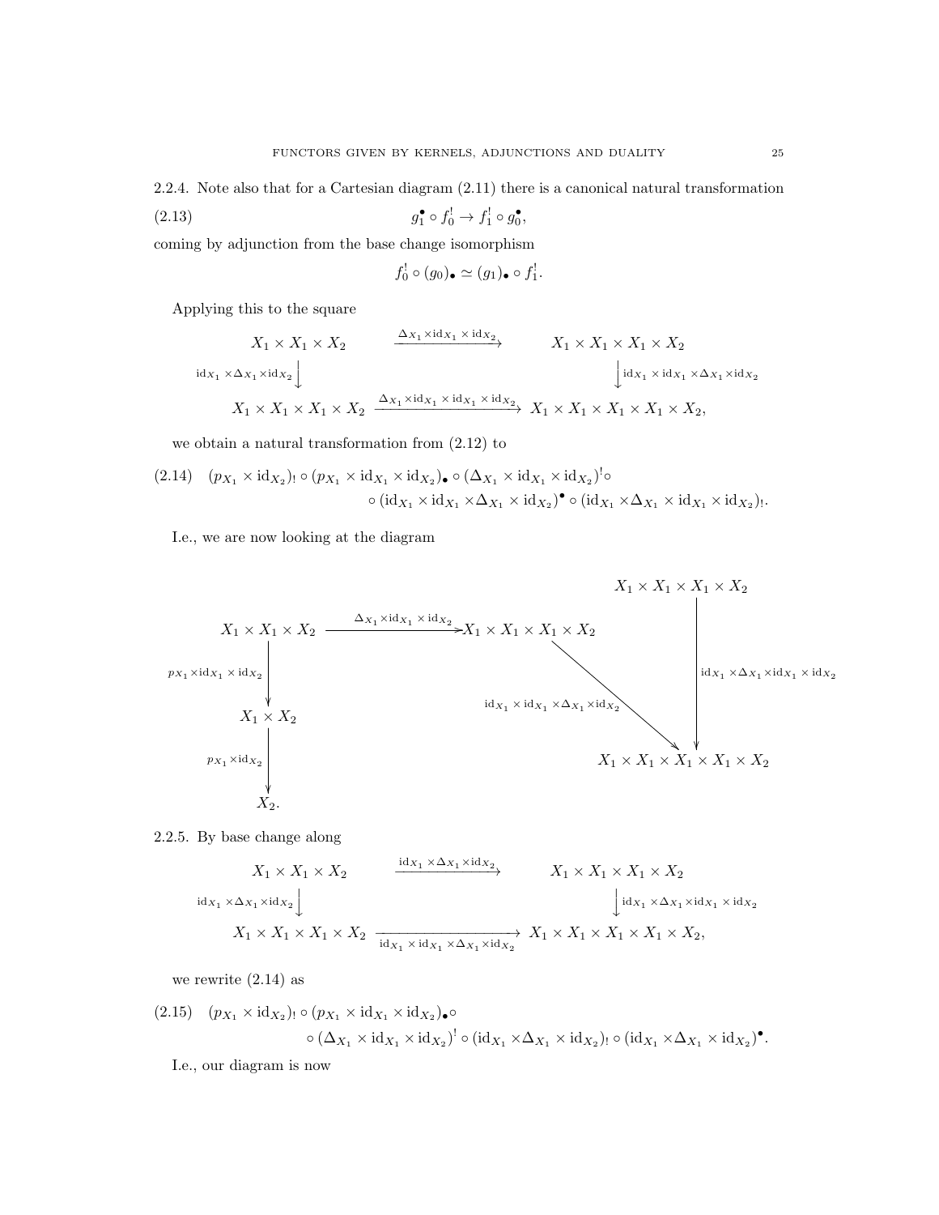2.2.4. Note also that for a Cartesian diagram (2.11) there is a canonical natural transformation

$$g_1^\bullet \circ f_0^! \to f_1^! \circ g_0^\bullet, \tag{2.13}$$

coming by adjunction from the base change isomorphism

$$f_0^! \circ (g_0)_\bullet \simeq (g_1)_\bullet \circ f_1^!.$$

Applying this to the square

$$\begin{array}{ccc} X_1 \times X_1 \times X_2 & \xrightarrow{\Delta_{X_1} \times \mathrm{id}_{X_1} \times \mathrm{id}_{X_2}} & X_1 \times X_1 \times X_1 \times X_2 \\ \Big\downarrow{\scriptstyle \mathrm{id}_{X_1} \times \Delta_{X_1} \times \mathrm{id}_{X_2}} & & \Big\downarrow{\scriptstyle \mathrm{id}_{X_1} \times \mathrm{id}_{X_1} \times \Delta_{X_1} \times \mathrm{id}_{X_2}} \\ X_1 \times X_1 \times X_1 \times X_2 & \xrightarrow{\Delta_{X_1} \times \mathrm{id}_{X_1} \times \mathrm{id}_{X_1} \times \mathrm{id}_{X_2}} & X_1 \times X_1 \times X_1 \times X_1 \times X_2, \end{array}$$

we obtain a natural transformation from (2.12) to

$$\begin{aligned} (2.14) \quad & (p_{X_1} \times \mathrm{id}_{X_2})_! \circ (p_{X_1} \times \mathrm{id}_{X_1} \times \mathrm{id}_{X_2})_\bullet \circ (\Delta_{X_1} \times \mathrm{id}_{X_1} \times \mathrm{id}_{X_2})^! \circ \\ & \circ (\mathrm{id}_{X_1} \times \mathrm{id}_{X_1} \times \Delta_{X_1} \times \mathrm{id}_{X_2})^\bullet \circ (\mathrm{id}_{X_1} \times \Delta_{X_1} \times \mathrm{id}_{X_1} \times \mathrm{id}_{X_2})_!. \end{aligned}$$

I.e., we are now looking at the diagram

$$\begin{array}{ccccc} & & & & X_1 \times X_1 \times X_1 \times X_2 \\ X_1 \times X_1 \times X_2 & \xrightarrow{\Delta_{X_1} \times \mathrm{id}_{X_1} \times \mathrm{id}_{X_2}} & X_1 \times X_1 \times X_1 \times X_2 & & \Big\downarrow{\scriptstyle \mathrm{id}_{X_1} \times \Delta_{X_1} \times \mathrm{id}_{X_1} \times \mathrm{id}_{X_2}} \\ \Big\downarrow{\scriptstyle p_{X_1} \times \mathrm{id}_{X_1} \times \mathrm{id}_{X_2}} & & & \searrow{\scriptstyle \mathrm{id}_{X_1} \times \mathrm{id}_{X_1} \times \Delta_{X_1} \times \mathrm{id}_{X_2}} & \\ X_1 \times X_2 & & & & X_1 \times X_1 \times X_1 \times X_1 \times X_2 \\ \Big\downarrow{\scriptstyle p_{X_1} \times \mathrm{id}_{X_2}} & & & & \\ X_2. & & & & \end{array}$$

2.2.5. By base change along

$$\begin{array}{ccc} X_1 \times X_1 \times X_2 & \xrightarrow{\mathrm{id}_{X_1} \times \Delta_{X_1} \times \mathrm{id}_{X_2}} & X_1 \times X_1 \times X_1 \times X_2 \\ \Big\downarrow{\scriptstyle \mathrm{id}_{X_1} \times \Delta_{X_1} \times \mathrm{id}_{X_2}} & & \Big\downarrow{\scriptstyle \mathrm{id}_{X_1} \times \Delta_{X_1} \times \mathrm{id}_{X_1} \times \mathrm{id}_{X_2}} \\ X_1 \times X_1 \times X_1 \times X_2 & \xrightarrow[\mathrm{id}_{X_1} \times \mathrm{id}_{X_1} \times \Delta_{X_1} \times \mathrm{id}_{X_2}]{} & X_1 \times X_1 \times X_1 \times X_1 \times X_2, \end{array}$$

we rewrite (2.14) as

$$\begin{aligned} (2.15) \quad & (p_{X_1} \times \mathrm{id}_{X_2})_! \circ (p_{X_1} \times \mathrm{id}_{X_1} \times \mathrm{id}_{X_2})_\bullet \circ \\ & \circ (\Delta_{X_1} \times \mathrm{id}_{X_1} \times \mathrm{id}_{X_2})^! \circ (\mathrm{id}_{X_1} \times \Delta_{X_1} \times \mathrm{id}_{X_2})_! \circ (\mathrm{id}_{X_1} \times \Delta_{X_1} \times \mathrm{id}_{X_2})^\bullet. \end{aligned}$$

I.e., our diagram is now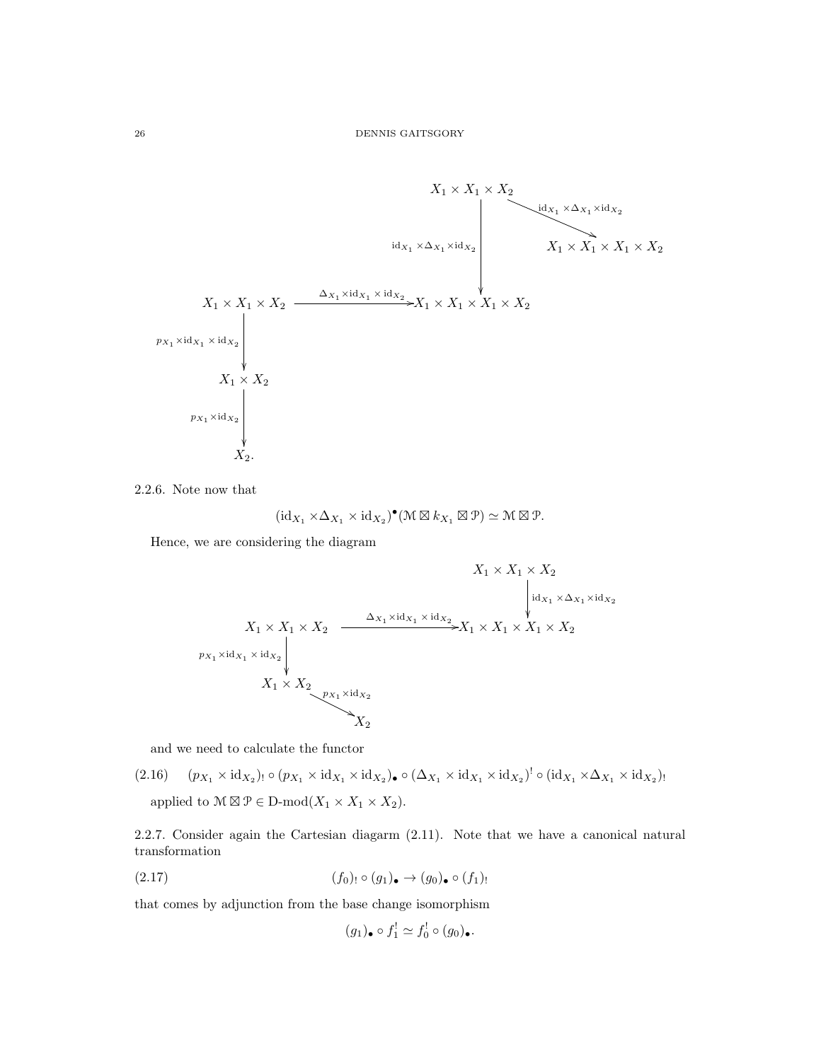$$
\begin{array}{ccccc}
 & & X_1 \times X_1 \times X_2 & \xrightarrow{\mathrm{id}_{X_1} \times \Delta_{X_1} \times \mathrm{id}_{X_2}} & X_1 \times X_1 \times X_1 \times X_2 \\
 & & \downarrow{\scriptstyle \mathrm{id}_{X_1} \times \Delta_{X_1} \times \mathrm{id}_{X_2}} & & \\
X_1 \times X_1 \times X_2 & \xrightarrow{\Delta_{X_1} \times \mathrm{id}_{X_1} \times \mathrm{id}_{X_2}} & X_1 \times X_1 \times X_1 \times X_2 & & \\
\downarrow{\scriptstyle p_{X_1} \times \mathrm{id}_{X_1} \times \mathrm{id}_{X_2}} & & & & \\
X_1 \times X_2 & & & & \\
\downarrow{\scriptstyle p_{X_1} \times \mathrm{id}_{X_2}} & & & & \\
X_2. & & & &
\end{array}
$$

2.2.6. Note now that

$$(\mathrm{id}_{X_1} \times \Delta_{X_1} \times \mathrm{id}_{X_2})^\bullet(\mathcal{M} \boxtimes k_{X_1} \boxtimes \mathcal{P}) \simeq \mathcal{M} \boxtimes \mathcal{P}.$$

Hence, we are considering the diagram

$$
\begin{array}{ccc}
 & & X_1 \times X_1 \times X_2 \\
 & & \downarrow{\scriptstyle \mathrm{id}_{X_1} \times \Delta_{X_1} \times \mathrm{id}_{X_2}} \\
X_1 \times X_1 \times X_2 & \xrightarrow{\Delta_{X_1} \times \mathrm{id}_{X_1} \times \mathrm{id}_{X_2}} & X_1 \times X_1 \times X_1 \times X_2 \\
\downarrow{\scriptstyle p_{X_1} \times \mathrm{id}_{X_1} \times \mathrm{id}_{X_2}} & & \\
X_1 \times X_2 & & \\
\searrow{\scriptstyle p_{X_1} \times \mathrm{id}_{X_2}} & & \\
X_2 & &
\end{array}
$$

and we need to calculate the functor

$$(p_{X_1} \times \mathrm{id}_{X_2})_! \circ (p_{X_1} \times \mathrm{id}_{X_1} \times \mathrm{id}_{X_2})_\bullet \circ (\Delta_{X_1} \times \mathrm{id}_{X_1} \times \mathrm{id}_{X_2})^! \circ (\mathrm{id}_{X_1} \times \Delta_{X_1} \times \mathrm{id}_{X_2})_! \tag{2.16}$$

applied to $\mathcal{M} \boxtimes \mathcal{P} \in \text{D-mod}(X_1 \times X_1 \times X_2)$.

2.2.7. Consider again the Cartesian diagarm (2.11). Note that we have a canonical natural transformation

$$(f_0)_! \circ (g_1)_\bullet \to (g_0)_\bullet \circ (f_1)_! \tag{2.17}$$

that comes by adjunction from the base change isomorphism

$$(g_1)_\bullet \circ f_1^! \simeq f_0^! \circ (g_0)_\bullet.$$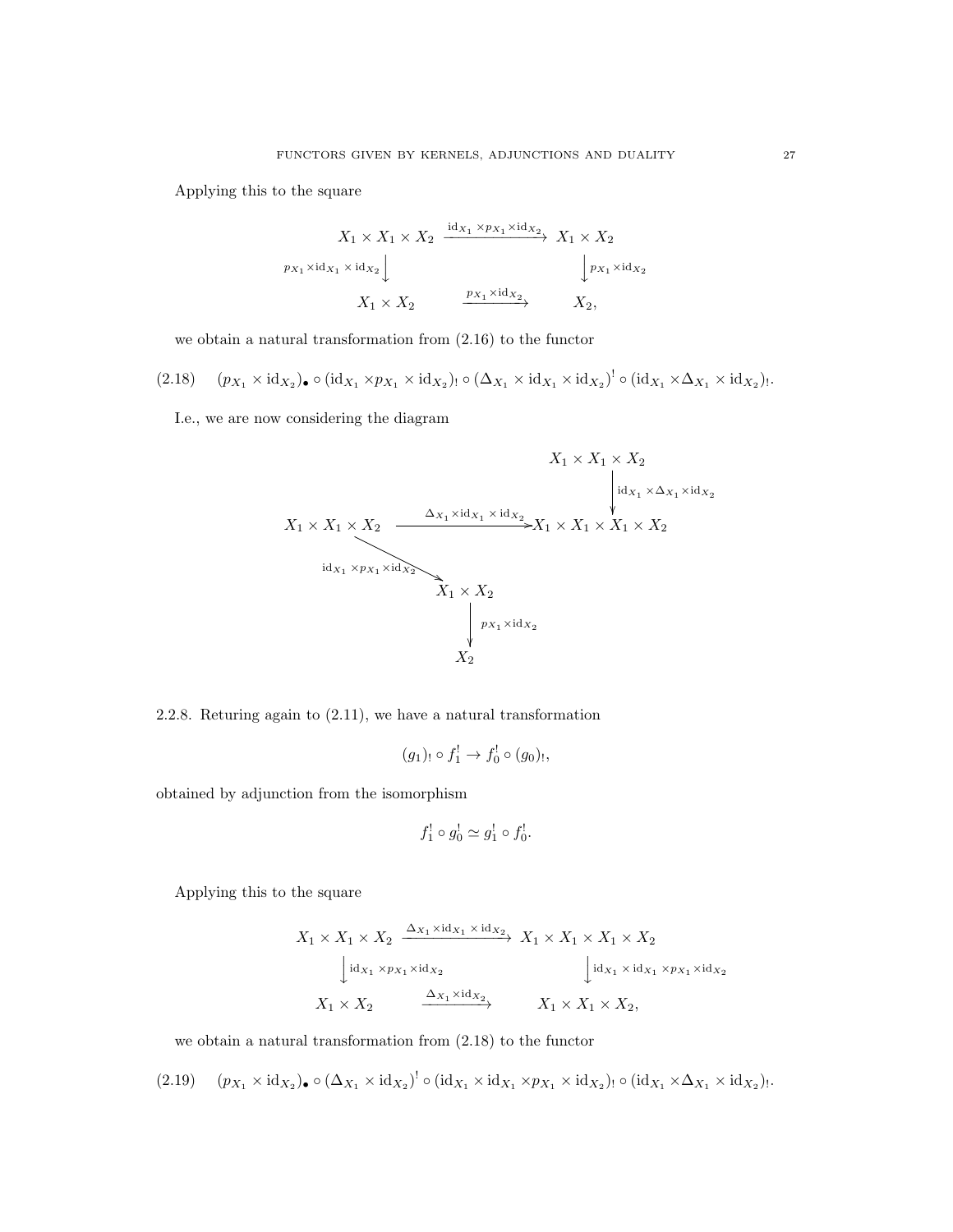Applying this to the square

$$
\begin{array}{ccc}
X_1 \times X_1 \times X_2 & \xrightarrow{\mathrm{id}_{X_1} \times p_{X_1} \times \mathrm{id}_{X_2}} & X_1 \times X_2 \\
\Big\downarrow {\scriptstyle p_{X_1} \times \mathrm{id}_{X_1} \times \mathrm{id}_{X_2}} & & \Big\downarrow {\scriptstyle p_{X_1} \times \mathrm{id}_{X_2}} \\
X_1 \times X_2 & \xrightarrow{p_{X_1} \times \mathrm{id}_{X_2}} & X_2,
\end{array}
$$

we obtain a natural transformation from (2.16) to the functor

$$
(p_{X_1} \times \mathrm{id}_{X_2})_\bullet \circ (\mathrm{id}_{X_1} \times p_{X_1} \times \mathrm{id}_{X_2})_! \circ (\Delta_{X_1} \times \mathrm{id}_{X_1} \times \mathrm{id}_{X_2})^! \circ (\mathrm{id}_{X_1} \times \Delta_{X_1} \times \mathrm{id}_{X_2})_!. \tag{2.18}
$$

I.e., we are now considering the diagram

$$
\begin{array}{ccc}
 & & X_1 \times X_1 \times X_2 \\
 & & \Big\downarrow {\scriptstyle \mathrm{id}_{X_1} \times \Delta_{X_1} \times \mathrm{id}_{X_2}} \\
X_1 \times X_1 \times X_2 & \xrightarrow{\Delta_{X_1} \times \mathrm{id}_{X_1} \times \mathrm{id}_{X_2}} & X_1 \times X_1 \times X_1 \times X_2 \\
 \searrow {\scriptstyle \mathrm{id}_{X_1} \times p_{X_1} \times \mathrm{id}_{X_2}} & & \\
 & X_1 \times X_2 & \\
 & \Big\downarrow {\scriptstyle p_{X_1} \times \mathrm{id}_{X_2}} & \\
 & X_2 &
\end{array}
$$

2.2.8. Returing again to (2.11), we have a natural transformation

$$
(g_1)_! \circ f_1^! \to f_0^! \circ (g_0)_!,
$$

obtained by adjunction from the isomorphism

$$
f_1^! \circ g_0^! \simeq g_1^! \circ f_0^!.
$$

Applying this to the square

$$
\begin{array}{ccc}
X_1 \times X_1 \times X_2 & \xrightarrow{\Delta_{X_1} \times \mathrm{id}_{X_1} \times \mathrm{id}_{X_2}} & X_1 \times X_1 \times X_1 \times X_2 \\
\Big\downarrow {\scriptstyle \mathrm{id}_{X_1} \times p_{X_1} \times \mathrm{id}_{X_2}} & & \Big\downarrow {\scriptstyle \mathrm{id}_{X_1} \times \mathrm{id}_{X_1} \times p_{X_1} \times \mathrm{id}_{X_2}} \\
X_1 \times X_2 & \xrightarrow{\Delta_{X_1} \times \mathrm{id}_{X_2}} & X_1 \times X_1 \times X_2,
\end{array}
$$

we obtain a natural transformation from (2.18) to the functor

$$
(p_{X_1} \times \mathrm{id}_{X_2})_\bullet \circ (\Delta_{X_1} \times \mathrm{id}_{X_2})^! \circ (\mathrm{id}_{X_1} \times \mathrm{id}_{X_1} \times p_{X_1} \times \mathrm{id}_{X_2})_! \circ (\mathrm{id}_{X_1} \times \Delta_{X_1} \times \mathrm{id}_{X_2})_!. \tag{2.19}
$$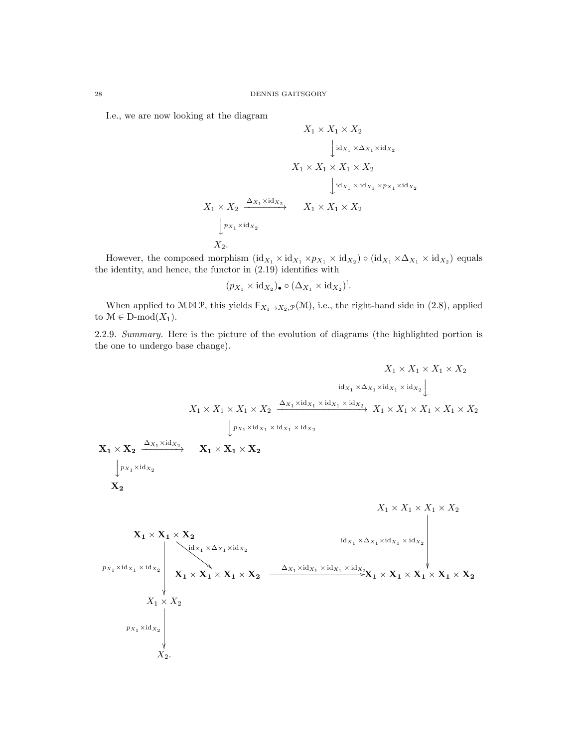I.e., we are now looking at the diagram

$$
\begin{array}{ccc}
 & & X_1 \times X_1 \times X_2 \\
 & & \downarrow {\scriptstyle \mathrm{id}_{X_1} \times \Delta_{X_1} \times \mathrm{id}_{X_2}} \\
 & & X_1 \times X_1 \times X_1 \times X_2 \\
 & & \downarrow {\scriptstyle \mathrm{id}_{X_1} \times \mathrm{id}_{X_1} \times p_{X_1} \times \mathrm{id}_{X_2}} \\
X_1 \times X_2 & \xrightarrow{\Delta_{X_1} \times \mathrm{id}_{X_2}} & X_1 \times X_1 \times X_2 \\
\downarrow {\scriptstyle p_{X_1} \times \mathrm{id}_{X_2}} & & \\
X_2. & &
\end{array}
$$

However, the composed morphism $(\mathrm{id}_{X_1} \times \mathrm{id}_{X_1} \times p_{X_1} \times \mathrm{id}_{X_2}) \circ (\mathrm{id}_{X_1} \times \Delta_{X_1} \times \mathrm{id}_{X_2})$ equals the identity, and hence, the functor in (2.19) identifies with

$$(p_{X_1} \times \mathrm{id}_{X_2})_\bullet \circ (\Delta_{X_1} \times \mathrm{id}_{X_2})^!.$$

When applied to $\mathcal{M} \boxtimes \mathcal{P}$, this yields $\mathsf{F}_{X_1 \to X_2, \mathcal{P}}(\mathcal{M})$, i.e., the right-hand side in (2.8), applied to $\mathcal{M} \in \text{D-mod}(X_1)$.

2.2.9. *Summary.* Here is the picture of the evolution of diagrams (the highlighted portion is the one to undergo base change).

$$
\begin{array}{ccccc}
 & & & & X_1 \times X_1 \times X_1 \times X_2 \\
 & & & & \downarrow {\scriptstyle \mathrm{id}_{X_1} \times \Delta_{X_1} \times \mathrm{id}_{X_1} \times \mathrm{id}_{X_2}} \\
 & & X_1 \times X_1 \times X_1 \times X_2 & \xrightarrow{\Delta_{X_1} \times \mathrm{id}_{X_1} \times \mathrm{id}_{X_1} \times \mathrm{id}_{X_2}} & X_1 \times X_1 \times X_1 \times X_1 \times X_2 \\
 & & \downarrow {\scriptstyle p_{X_1} \times \mathrm{id}_{X_1} \times \mathrm{id}_{X_1} \times \mathrm{id}_{X_2}} & & \\
\mathbf{X_1 \times X_2} & \xrightarrow{\Delta_{X_1} \times \mathrm{id}_{X_2}} & \mathbf{X_1 \times X_1 \times X_2} & & \\
\downarrow {\scriptstyle p_{X_1} \times \mathrm{id}_{X_2}} & & & & \\
\mathbf{X_2} & & & &
\end{array}
$$

$$
\begin{array}{cccc}
 & & & X_1 \times X_1 \times X_1 \times X_2 \\
\mathbf{X_1 \times X_1 \times X_2} & \searrow {\scriptstyle \mathrm{id}_{X_1} \times \Delta_{X_1} \times \mathrm{id}_{X_2}} & & \downarrow {\scriptstyle \mathrm{id}_{X_1} \times \Delta_{X_1} \times \mathrm{id}_{X_1} \times \mathrm{id}_{X_2}} \\
\downarrow {\scriptstyle p_{X_1} \times \mathrm{id}_{X_1} \times \mathrm{id}_{X_2}} & \mathbf{X_1 \times X_1 \times X_1 \times X_2} & \xrightarrow{\Delta_{X_1} \times \mathrm{id}_{X_1} \times \mathrm{id}_{X_1} \times \mathrm{id}_{X_2}} & \mathbf{X_1 \times X_1 \times X_1 \times X_1 \times X_2} \\
X_1 \times X_2 & & & \\
\downarrow {\scriptstyle p_{X_1} \times \mathrm{id}_{X_2}} & & & \\
X_2. & & &
\end{array}
$$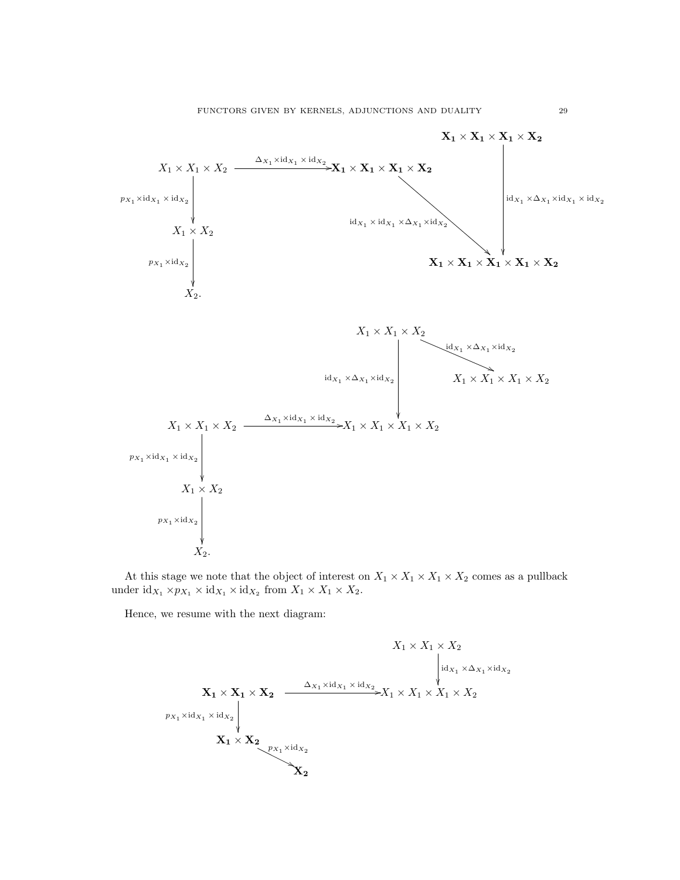$$
\begin{array}{ccccc}
 & & & & \mathbf{X_1 \times X_1 \times X_1 \times X_2} \\
 & & & & \big\downarrow {\scriptstyle \mathrm{id}_{X_1} \times \Delta_{X_1} \times \mathrm{id}_{X_1} \times \mathrm{id}_{X_2}} \\
X_1 \times X_1 \times X_2 & \xrightarrow{\Delta_{X_1} \times \mathrm{id}_{X_1} \times \mathrm{id}_{X_2}} & \mathbf{X_1 \times X_1 \times X_1 \times X_2} & \xrightarrow{\mathrm{id}_{X_1} \times \mathrm{id}_{X_1} \times \Delta_{X_1} \times \mathrm{id}_{X_2}} & \mathbf{X_1 \times X_1 \times X_1 \times X_1 \times X_2} \\
\big\downarrow {\scriptstyle p_{X_1} \times \mathrm{id}_{X_1} \times \mathrm{id}_{X_2}} & & & & \\
X_1 \times X_2 & & & & \\
\big\downarrow {\scriptstyle p_{X_1} \times \mathrm{id}_{X_2}} & & & & \\
X_2. & & & &
\end{array}
$$

$$
\begin{array}{ccccc}
 & & X_1 \times X_1 \times X_2 & \xrightarrow{\mathrm{id}_{X_1} \times \Delta_{X_1} \times \mathrm{id}_{X_2}} & X_1 \times X_1 \times X_1 \times X_2 \\
 & & \big\downarrow {\scriptstyle \mathrm{id}_{X_1} \times \Delta_{X_1} \times \mathrm{id}_{X_2}} & & \\
X_1 \times X_1 \times X_2 & \xrightarrow{\Delta_{X_1} \times \mathrm{id}_{X_1} \times \mathrm{id}_{X_2}} & X_1 \times X_1 \times X_1 \times X_2 & & \\
\big\downarrow {\scriptstyle p_{X_1} \times \mathrm{id}_{X_1} \times \mathrm{id}_{X_2}} & & & & \\
X_1 \times X_2 & & & & \\
\big\downarrow {\scriptstyle p_{X_1} \times \mathrm{id}_{X_2}} & & & & \\
X_2. & & & &
\end{array}
$$

At this stage we note that the object of interest on $X_1 \times X_1 \times X_1 \times X_2$ comes as a pullback under $\mathrm{id}_{X_1} \times p_{X_1} \times \mathrm{id}_{X_1} \times \mathrm{id}_{X_2}$ from $X_1 \times X_1 \times X_2$.

Hence, we resume with the next diagram:

$$
\begin{array}{ccc}
 & & X_1 \times X_1 \times X_2 \\
 & & \big\downarrow {\scriptstyle \mathrm{id}_{X_1} \times \Delta_{X_1} \times \mathrm{id}_{X_2}} \\
\mathbf{X_1 \times X_1 \times X_2} & \xrightarrow{\Delta_{X_1} \times \mathrm{id}_{X_1} \times \mathrm{id}_{X_2}} & X_1 \times X_1 \times X_1 \times X_2 \\
\big\downarrow {\scriptstyle p_{X_1} \times \mathrm{id}_{X_1} \times \mathrm{id}_{X_2}} & & \\
\mathbf{X_1 \times X_2} & \xrightarrow{p_{X_1} \times \mathrm{id}_{X_2}} & \mathbf{X_2}
\end{array}
$$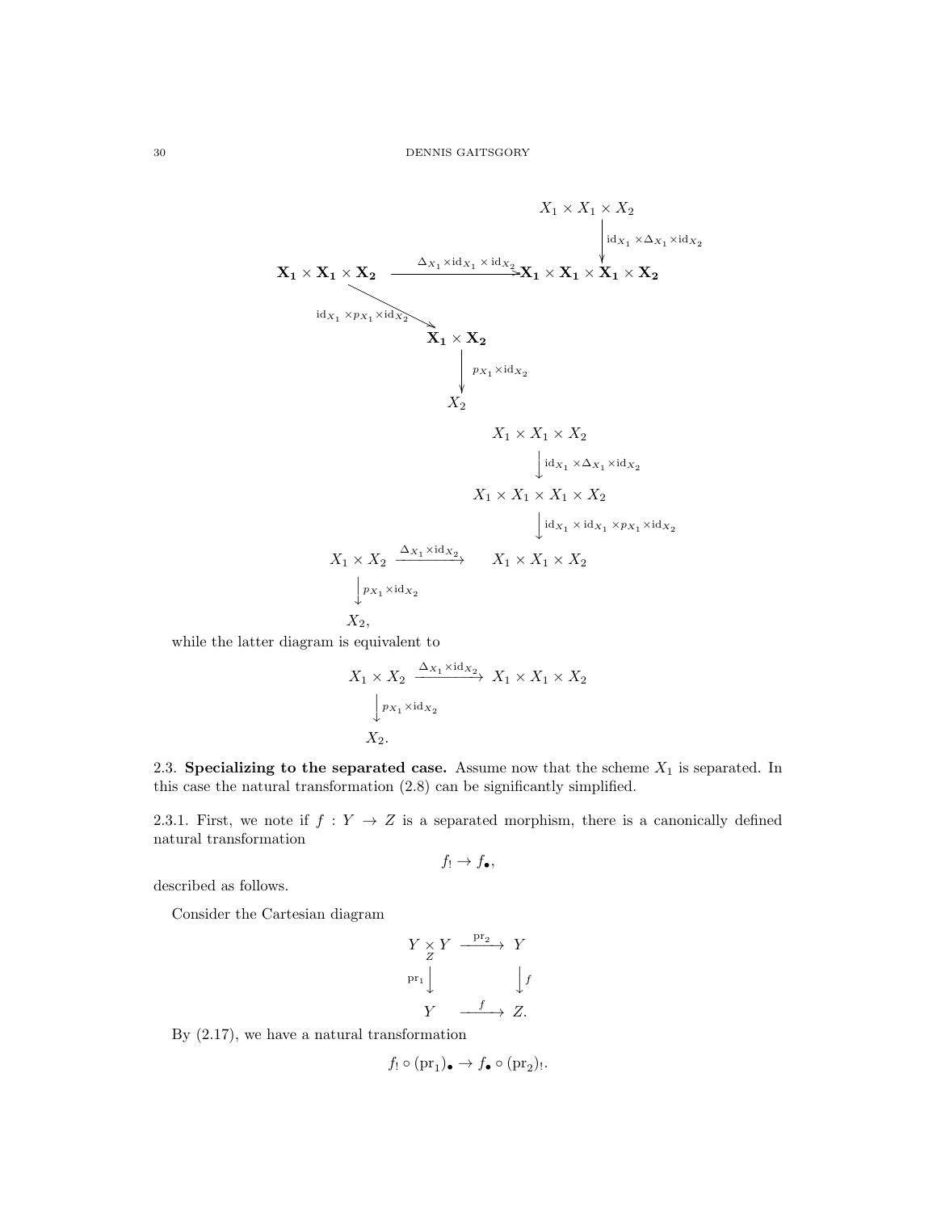$$\begin{array}{ccc}
 & & X_1 \times X_1 \times X_2 \\
 & & \big\downarrow {\scriptstyle \mathrm{id}_{X_1} \times \Delta_{X_1} \times \mathrm{id}_{X_2}} \\
\mathbf{X_1 \times X_1 \times X_2} & \xrightarrow{\Delta_{X_1} \times \mathrm{id}_{X_1} \times \mathrm{id}_{X_2}} & \mathbf{X_1 \times X_1 \times X_1 \times X_2} \\
 & \searrow {\scriptstyle \mathrm{id}_{X_1} \times p_{X_1} \times \mathrm{id}_{X_2}} & \\
 & \mathbf{X_1 \times X_2} & \\
 & \big\downarrow {\scriptstyle p_{X_1} \times \mathrm{id}_{X_2}} & \\
 & X_2 &
\end{array}$$

$$\begin{array}{ccc}
 & & X_1 \times X_1 \times X_2 \\
 & & \big\downarrow {\scriptstyle \mathrm{id}_{X_1} \times \Delta_{X_1} \times \mathrm{id}_{X_2}} \\
 & & X_1 \times X_1 \times X_1 \times X_2 \\
 & & \big\downarrow {\scriptstyle \mathrm{id}_{X_1} \times \mathrm{id}_{X_1} \times p_{X_1} \times \mathrm{id}_{X_2}} \\
X_1 \times X_2 & \xrightarrow{\Delta_{X_1} \times \mathrm{id}_{X_2}} & X_1 \times X_1 \times X_2 \\
\big\downarrow {\scriptstyle p_{X_1} \times \mathrm{id}_{X_2}} & & \\
X_2, & &
\end{array}$$

while the latter diagram is equivalent to

$$\begin{array}{ccc}
X_1 \times X_2 & \xrightarrow{\Delta_{X_1} \times \mathrm{id}_{X_2}} & X_1 \times X_1 \times X_2 \\
\big\downarrow {\scriptstyle p_{X_1} \times \mathrm{id}_{X_2}} & & \\
X_2. & &
\end{array}$$

## 2.3. Specializing to the separated case.

Assume now that the scheme $X_1$ is separated. In this case the natural transformation (2.8) can be significantly simplified.

2.3.1. First, we note if $f : Y \to Z$ is a separated morphism, there is a canonically defined natural transformation

$$f_! \to f_\bullet,$$

described as follows.

Consider the Cartesian diagram

$$\begin{array}{ccc}
Y \underset{Z}{\times} Y & \xrightarrow{\mathrm{pr}_2} & Y \\
{\scriptstyle \mathrm{pr}_1}\big\downarrow & & \big\downarrow {\scriptstyle f} \\
Y & \xrightarrow{f} & Z.
\end{array}$$

By (2.17), we have a natural transformation

$$f_! \circ (\mathrm{pr}_1)_\bullet \to f_\bullet \circ (\mathrm{pr}_2)_!.$$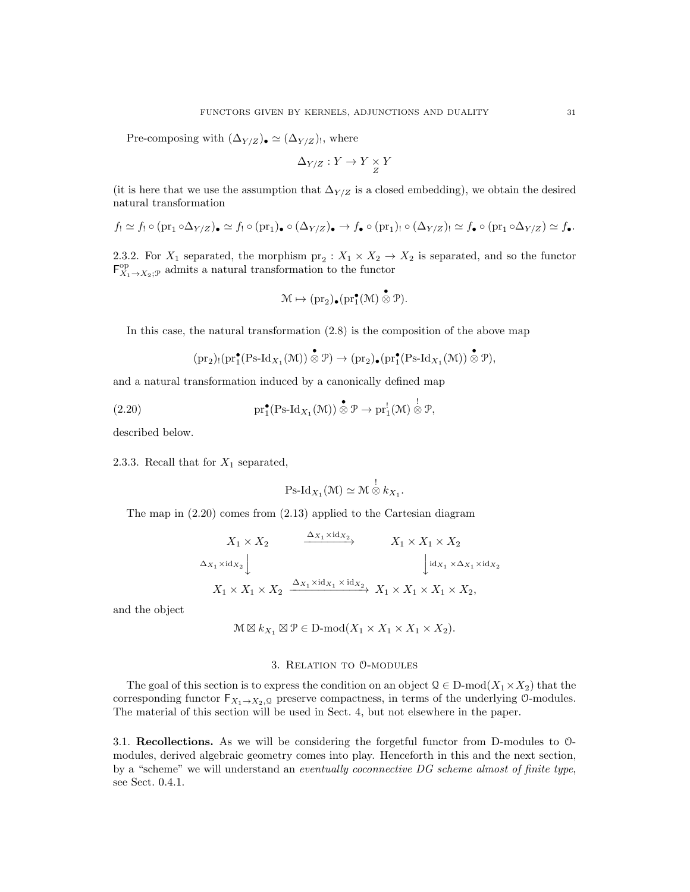Pre-composing with $(\Delta_{Y/Z})_\bullet \simeq (\Delta_{Y/Z})_!$, where

$$\Delta_{Y/Z} : Y \to Y \underset{Z}{\times} Y$$

(it is here that we use the assumption that $\Delta_{Y/Z}$ is a closed embedding), we obtain the desired natural transformation

$$f_! \simeq f_! \circ (\mathrm{pr}_1 \circ \Delta_{Y/Z})_\bullet \simeq f_! \circ (\mathrm{pr}_1)_\bullet \circ (\Delta_{Y/Z})_\bullet \to f_\bullet \circ (\mathrm{pr}_1)_! \circ (\Delta_{Y/Z})_! \simeq f_\bullet \circ (\mathrm{pr}_1 \circ \Delta_{Y/Z}) \simeq f_\bullet.$$

2.3.2. For $X_1$ separated, the morphism $\mathrm{pr}_2 : X_1 \times X_2 \to X_2$ is separated, and so the functor $\mathsf{F}^{\mathrm{op}}_{X_1 \to X_2;\mathcal{P}}$ admits a natural transformation to the functor

$$\mathcal{M} \mapsto (\mathrm{pr}_2)_\bullet(\mathrm{pr}_1^\bullet(\mathcal{M}) \overset{\bullet}{\otimes} \mathcal{P}).$$

In this case, the natural transformation (2.8) is the composition of the above map

$$(\mathrm{pr}_2)_!(\mathrm{pr}_1^\bullet(\text{Ps-Id}_{X_1}(\mathcal{M})) \overset{\bullet}{\otimes} \mathcal{P}) \to (\mathrm{pr}_2)_\bullet(\mathrm{pr}_1^\bullet(\text{Ps-Id}_{X_1}(\mathcal{M})) \overset{\bullet}{\otimes} \mathcal{P}),$$

and a natural transformation induced by a canonically defined map

$$\mathrm{pr}_1^\bullet(\text{Ps-Id}_{X_1}(\mathcal{M})) \overset{\bullet}{\otimes} \mathcal{P} \to \mathrm{pr}_1^!(\mathcal{M}) \overset{!}{\otimes} \mathcal{P}, \tag{2.20}$$

described below.

2.3.3. Recall that for $X_1$ separated,

$$\text{Ps-Id}_{X_1}(\mathcal{M}) \simeq \mathcal{M} \overset{!}{\otimes} k_{X_1}.$$

The map in (2.20) comes from (2.13) applied to the Cartesian diagram

$$\begin{array}{ccc} X_1 \times X_2 & \xrightarrow{\Delta_{X_1} \times \mathrm{id}_{X_2}} & X_1 \times X_1 \times X_2 \\ {\scriptstyle \Delta_{X_1} \times \mathrm{id}_{X_2}} \downarrow & & \downarrow {\scriptstyle \mathrm{id}_{X_1} \times \Delta_{X_1} \times \mathrm{id}_{X_2}} \\ X_1 \times X_1 \times X_2 & \xrightarrow{\Delta_{X_1} \times \mathrm{id}_{X_1} \times \mathrm{id}_{X_2}} & X_1 \times X_1 \times X_1 \times X_2, \end{array}$$

and the object

$$\mathcal{M} \boxtimes k_{X_1} \boxtimes \mathcal{P} \in \text{D-mod}(X_1 \times X_1 \times X_1 \times X_2).$$

## 3. Relation to $\mathcal{O}$-modules

The goal of this section is to express the condition on an object $\mathcal{Q} \in \text{D-mod}(X_1 \times X_2)$ that the corresponding functor $\mathsf{F}_{X_1 \to X_2,\mathcal{Q}}$ preserve compactness, in terms of the underlying $\mathcal{O}$-modules. The material of this section will be used in Sect. 4, but not elsewhere in the paper.

3.1. **Recollections.** As we will be considering the forgetful functor from D-modules to $\mathcal{O}$-modules, derived algebraic geometry comes into play. Henceforth in this and the next section, by a "scheme" we will understand an *eventually coconnective DG scheme almost of finite type*, see Sect. 0.4.1.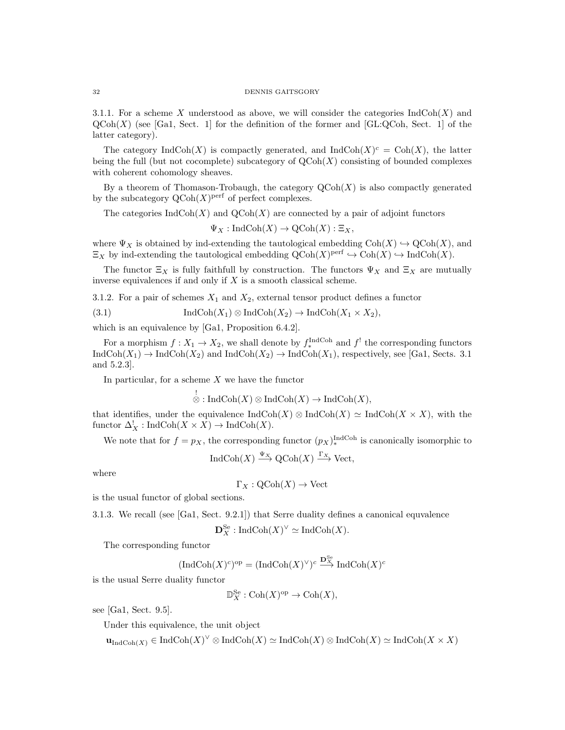3.1.1. For a scheme $X$ understood as above, we will consider the categories $\mathrm{IndCoh}(X)$ and $\mathrm{QCoh}(X)$ (see [Ga1, Sect. 1] for the definition of the former and [GL:QCoh, Sect. 1] of the latter category).

The category $\mathrm{IndCoh}(X)$ is compactly generated, and $\mathrm{IndCoh}(X)^c = \mathrm{Coh}(X)$, the latter being the full (but not cocomplete) subcategory of $\mathrm{QCoh}(X)$ consisting of bounded complexes with coherent cohomology sheaves.

By a theorem of Thomason-Trobaugh, the category $\mathrm{QCoh}(X)$ is also compactly generated by the subcategory $\mathrm{QCoh}(X)^{\mathrm{perf}}$ of perfect complexes.

The categories $\mathrm{IndCoh}(X)$ and $\mathrm{QCoh}(X)$ are connected by a pair of adjoint functors

$$\Psi_X : \mathrm{IndCoh}(X) \to \mathrm{QCoh}(X) : \Xi_X,$$

where $\Psi_X$ is obtained by ind-extending the tautological embedding $\mathrm{Coh}(X) \hookrightarrow \mathrm{QCoh}(X)$, and $\Xi_X$ by ind-extending the tautological embedding $\mathrm{QCoh}(X)^{\mathrm{perf}} \hookrightarrow \mathrm{Coh}(X) \hookrightarrow \mathrm{IndCoh}(X)$.

The functor $\Xi_X$ is fully faithfull by construction. The functors $\Psi_X$ and $\Xi_X$ are mutually inverse equivalences if and only if $X$ is a smooth classical scheme.

3.1.2. For a pair of schemes $X_1$ and $X_2$, external tensor product defines a functor

$$\mathrm{IndCoh}(X_1) \otimes \mathrm{IndCoh}(X_2) \to \mathrm{IndCoh}(X_1 \times X_2), \tag{3.1}$$

which is an equivalence by [Ga1, Proposition 6.4.2].

For a morphism $f : X_1 \to X_2$, we shall denote by $f_*^{\mathrm{IndCoh}}$ and $f^!$ the corresponding functors $\mathrm{IndCoh}(X_1) \to \mathrm{IndCoh}(X_2)$ and $\mathrm{IndCoh}(X_2) \to \mathrm{IndCoh}(X_1)$, respectively, see [Ga1, Sects. 3.1 and 5.2.3].

In particular, for a scheme $X$ we have the functor

$$\overset{!}{\otimes} : \mathrm{IndCoh}(X) \otimes \mathrm{IndCoh}(X) \to \mathrm{IndCoh}(X),$$

that identifies, under the equivalence $\mathrm{IndCoh}(X) \otimes \mathrm{IndCoh}(X) \simeq \mathrm{IndCoh}(X \times X)$, with the functor $\Delta_X^! : \mathrm{IndCoh}(X \times X) \to \mathrm{IndCoh}(X)$.

We note that for $f = p_X$, the corresponding functor $(p_X)_*^{\mathrm{IndCoh}}$ is canonically isomorphic to

$$\mathrm{IndCoh}(X) \xrightarrow{\Psi_X} \mathrm{QCoh}(X) \xrightarrow{\Gamma_X} \mathrm{Vect},$$

where

$$\Gamma_X : \mathrm{QCoh}(X) \to \mathrm{Vect}$$

is the usual functor of global sections.

3.1.3. We recall (see [Ga1, Sect. 9.2.1]) that Serre duality defines a canonical equvalence

$$\mathbf{D}_X^{\mathrm{Se}} : \mathrm{IndCoh}(X)^\vee \simeq \mathrm{IndCoh}(X).$$

The corresponding functor

$$(\mathrm{IndCoh}(X)^c)^{\mathrm{op}} = (\mathrm{IndCoh}(X)^\vee)^c \xrightarrow{\mathbf{D}_X^{\mathrm{Se}}} \mathrm{IndCoh}(X)^c$$

is the usual Serre duality functor

$$\mathbb{D}_X^{\mathrm{Se}} : \mathrm{Coh}(X)^{\mathrm{op}} \to \mathrm{Coh}(X),$$

see [Ga1, Sect. 9.5].

Under this equivalence, the unit object

$$\mathbf{u}_{\mathrm{IndCoh}(X)} \in \mathrm{IndCoh}(X)^\vee \otimes \mathrm{IndCoh}(X) \simeq \mathrm{IndCoh}(X) \otimes \mathrm{IndCoh}(X) \simeq \mathrm{IndCoh}(X \times X)$$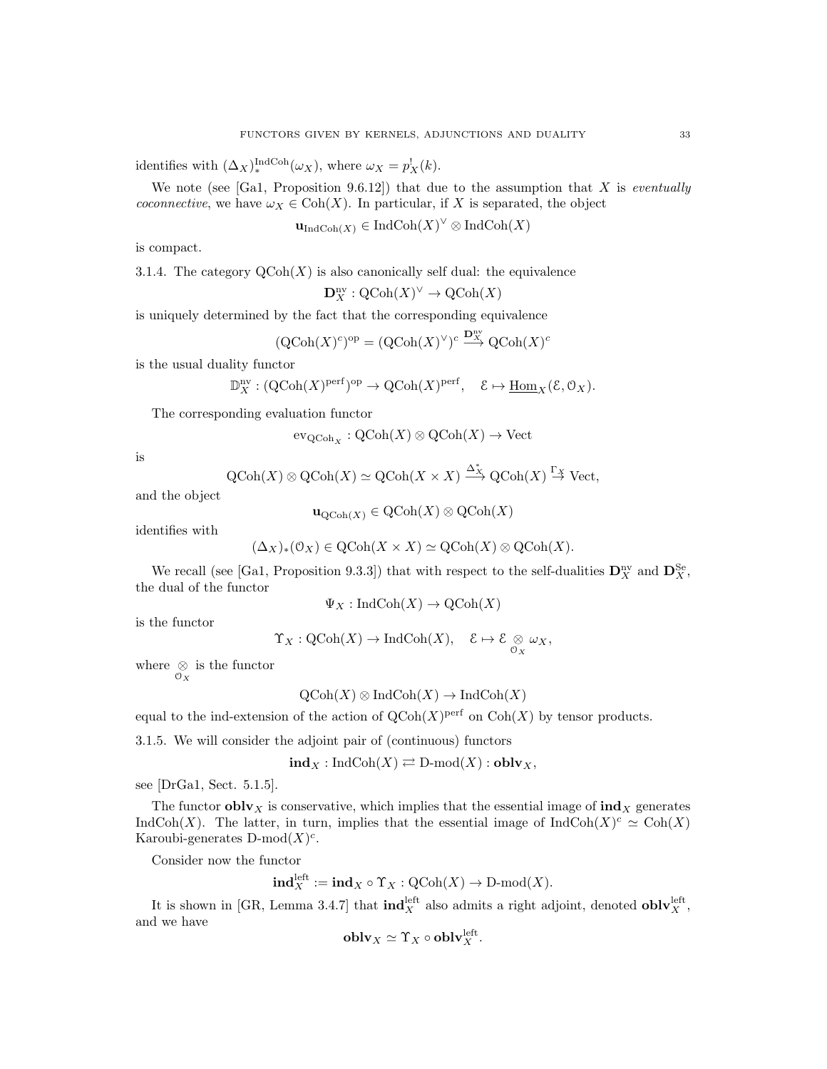identifies with $(\Delta_X)_*^{\mathrm{IndCoh}}(\omega_X)$, where $\omega_X = p_X^!(k)$.

We note (see [Ga1, Proposition 9.6.12]) that due to the assumption that $X$ is *eventually coconnective*, we have $\omega_X \in \mathrm{Coh}(X)$. In particular, if $X$ is separated, the object

$$\mathbf{u}_{\mathrm{IndCoh}(X)} \in \mathrm{IndCoh}(X)^\vee \otimes \mathrm{IndCoh}(X)$$

is compact.

3.1.4. The category $\mathrm{QCoh}(X)$ is also canonically self dual: the equivalence

$$\mathbf{D}_X^{\mathrm{nv}} : \mathrm{QCoh}(X)^\vee \to \mathrm{QCoh}(X)$$

is uniquely determined by the fact that the corresponding equivalence

$$(\mathrm{QCoh}(X)^c)^{\mathrm{op}} = (\mathrm{QCoh}(X)^\vee)^c \xrightarrow{\mathbf{D}_X^{\mathrm{nv}}} \mathrm{QCoh}(X)^c$$

is the usual duality functor

$$\mathbb{D}_X^{\mathrm{nv}} : (\mathrm{QCoh}(X)^{\mathrm{perf}})^{\mathrm{op}} \to \mathrm{QCoh}(X)^{\mathrm{perf}}, \quad \mathcal{E} \mapsto \underline{\mathrm{Hom}}_X(\mathcal{E}, \mathcal{O}_X).$$

The corresponding evaluation functor

$$\mathrm{ev}_{\mathrm{QCoh}_X} : \mathrm{QCoh}(X) \otimes \mathrm{QCoh}(X) \to \mathrm{Vect}$$

is

$$\mathrm{QCoh}(X) \otimes \mathrm{QCoh}(X) \simeq \mathrm{QCoh}(X \times X) \xrightarrow{\Delta_X^*} \mathrm{QCoh}(X) \xrightarrow{\Gamma_X} \mathrm{Vect},$$

and the object

$$\mathbf{u}_{\mathrm{QCoh}(X)} \in \mathrm{QCoh}(X) \otimes \mathrm{QCoh}(X)$$

identifies with

$$(\Delta_X)_*(\mathcal{O}_X) \in \mathrm{QCoh}(X \times X) \simeq \mathrm{QCoh}(X) \otimes \mathrm{QCoh}(X).$$

We recall (see [Ga1, Proposition 9.3.3]) that with respect to the self-dualities $\mathbf{D}_X^{\mathrm{nv}}$ and $\mathbf{D}_X^{\mathrm{Se}}$, the dual of the functor

$$\Psi_X : \mathrm{IndCoh}(X) \to \mathrm{QCoh}(X)$$

is the functor

$$\Upsilon_X : \mathrm{QCoh}(X) \to \mathrm{IndCoh}(X), \quad \mathcal{E} \mapsto \mathcal{E} \underset{\mathcal{O}_X}{\otimes} \omega_X,$$

where $\underset{\mathcal{O}_X}{\otimes}$ is the functor

$$\mathrm{QCoh}(X) \otimes \mathrm{IndCoh}(X) \to \mathrm{IndCoh}(X)$$

equal to the ind-extension of the action of $\mathrm{QCoh}(X)^{\mathrm{perf}}$ on $\mathrm{Coh}(X)$ by tensor products.

3.1.5. We will consider the adjoint pair of (continuous) functors

$$\mathbf{ind}_X : \mathrm{IndCoh}(X) \rightleftarrows \text{D-mod}(X) : \mathbf{oblv}_X,$$

see [DrGa1, Sect. 5.1.5].

The functor $\mathbf{oblv}_X$ is conservative, which implies that the essential image of $\mathbf{ind}_X$ generates $\mathrm{IndCoh}(X)$. The latter, in turn, implies that the essential image of $\mathrm{IndCoh}(X)^c \simeq \mathrm{Coh}(X)$ Karoubi-generates $\text{D-mod}(X)^c$.

Consider now the functor

$$\mathbf{ind}_X^{\mathrm{left}} := \mathbf{ind}_X \circ \Upsilon_X : \mathrm{QCoh}(X) \to \text{D-mod}(X).$$

It is shown in [GR, Lemma 3.4.7] that $\mathbf{ind}_X^{\mathrm{left}}$ also admits a right adjoint, denoted $\mathbf{oblv}_X^{\mathrm{left}}$, and we have

$$\mathbf{oblv}_X \simeq \Upsilon_X \circ \mathbf{oblv}_X^{\mathrm{left}}.$$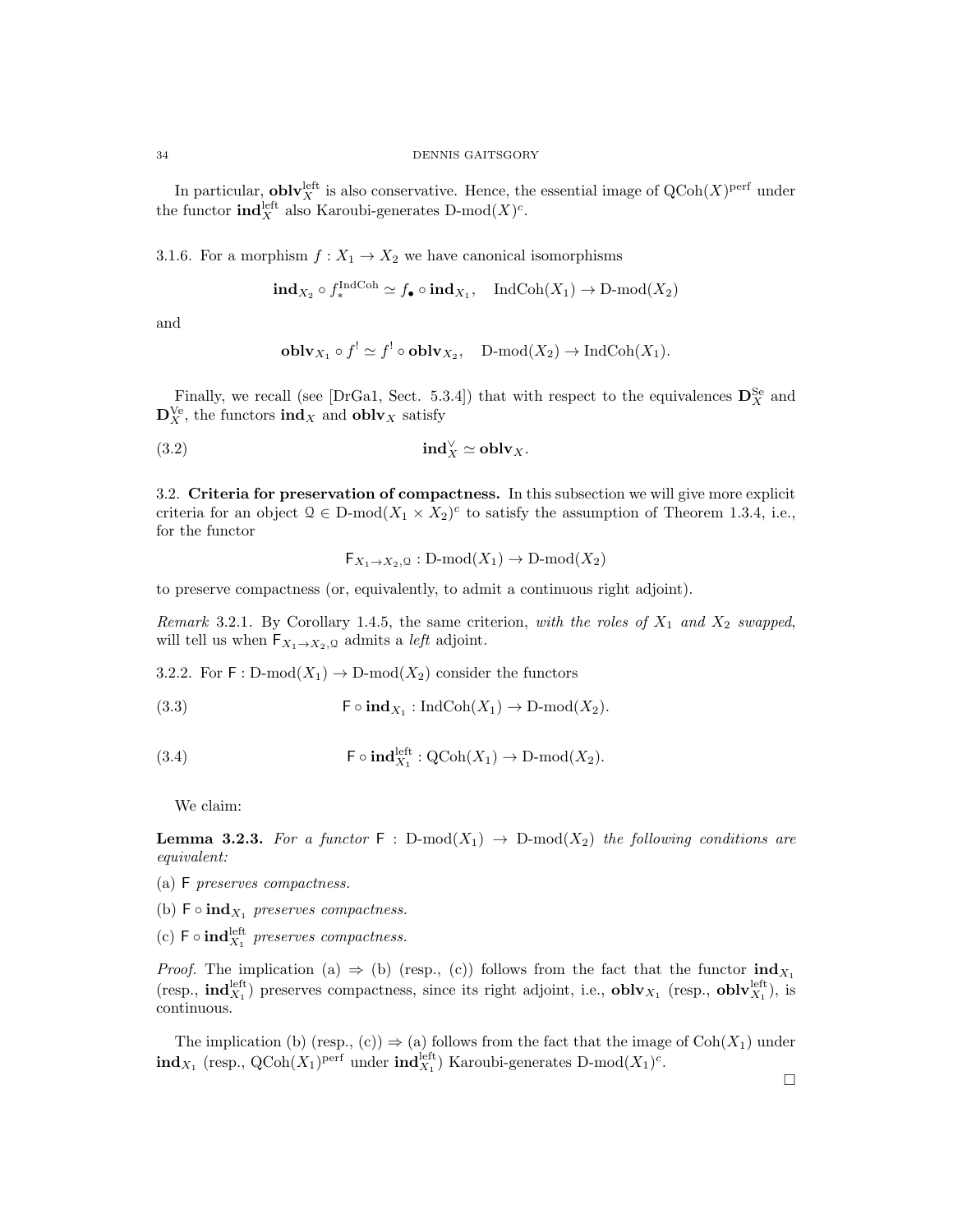In particular, $\mathbf{oblv}_X^{\text{left}}$ is also conservative. Hence, the essential image of $\text{QCoh}(X)^{\text{perf}}$ under the functor $\mathbf{ind}_X^{\text{left}}$ also Karoubi-generates $\text{D-mod}(X)^c$.

3.1.6. For a morphism $f : X_1 \to X_2$ we have canonical isomorphisms

$$\mathbf{ind}_{X_2} \circ f_*^{\text{IndCoh}} \simeq f_\bullet \circ \mathbf{ind}_{X_1}, \quad \text{IndCoh}(X_1) \to \text{D-mod}(X_2)$$

and

$$\mathbf{oblv}_{X_1} \circ f^! \simeq f^! \circ \mathbf{oblv}_{X_2}, \quad \text{D-mod}(X_2) \to \text{IndCoh}(X_1).$$

Finally, we recall (see [DrGa1, Sect. 5.3.4]) that with respect to the equivalences $\mathbf{D}_X^{\text{Se}}$ and $\mathbf{D}_X^{\text{Ve}}$, the functors $\mathbf{ind}_X$ and $\mathbf{oblv}_X$ satisfy

$$\mathbf{ind}_X^\vee \simeq \mathbf{oblv}_X. \tag{3.2}$$

3.2. **Criteria for preservation of compactness.** In this subsection we will give more explicit criteria for an object $\mathcal{Q} \in \text{D-mod}(X_1 \times X_2)^c$ to satisfy the assumption of Theorem 1.3.4, i.e., for the functor

$$\mathsf{F}_{X_1 \to X_2, \mathcal{Q}} : \text{D-mod}(X_1) \to \text{D-mod}(X_2)$$

to preserve compactness (or, equivalently, to admit a continuous right adjoint).

*Remark* 3.2.1. By Corollary 1.4.5, the same criterion, *with the roles of $X_1$ and $X_2$ swapped*, will tell us when $\mathsf{F}_{X_1 \to X_2, \mathcal{Q}}$ admits a *left* adjoint.

3.2.2. For $\mathsf{F} : \text{D-mod}(X_1) \to \text{D-mod}(X_2)$ consider the functors

$$\mathsf{F} \circ \mathbf{ind}_{X_1} : \text{IndCoh}(X_1) \to \text{D-mod}(X_2). \tag{3.3}$$

$$\mathsf{F} \circ \mathbf{ind}_{X_1}^{\text{left}} : \text{QCoh}(X_1) \to \text{D-mod}(X_2). \tag{3.4}$$

We claim:

**Lemma 3.2.3.** *For a functor $\mathsf{F} : \text{D-mod}(X_1) \to \text{D-mod}(X_2)$ the following conditions are equivalent:*

(a) *$\mathsf{F}$ preserves compactness.*

(b) *$\mathsf{F} \circ \mathbf{ind}_{X_1}$ preserves compactness.*

(c) *$\mathsf{F} \circ \mathbf{ind}_{X_1}^{\text{left}}$ preserves compactness.*

*Proof.* The implication (a) $\Rightarrow$ (b) (resp., (c)) follows from the fact that the functor $\mathbf{ind}_{X_1}$ (resp., $\mathbf{ind}_{X_1}^{\text{left}}$) preserves compactness, since its right adjoint, i.e., $\mathbf{oblv}_{X_1}$ (resp., $\mathbf{oblv}_{X_1}^{\text{left}}$), is continuous.

The implication (b) (resp., (c)) $\Rightarrow$ (a) follows from the fact that the image of $\text{Coh}(X_1)$ under $\mathbf{ind}_{X_1}$ (resp., $\text{QCoh}(X_1)^{\text{perf}}$ under $\mathbf{ind}_{X_1}^{\text{left}}$) Karoubi-generates $\text{D-mod}(X_1)^c$.

□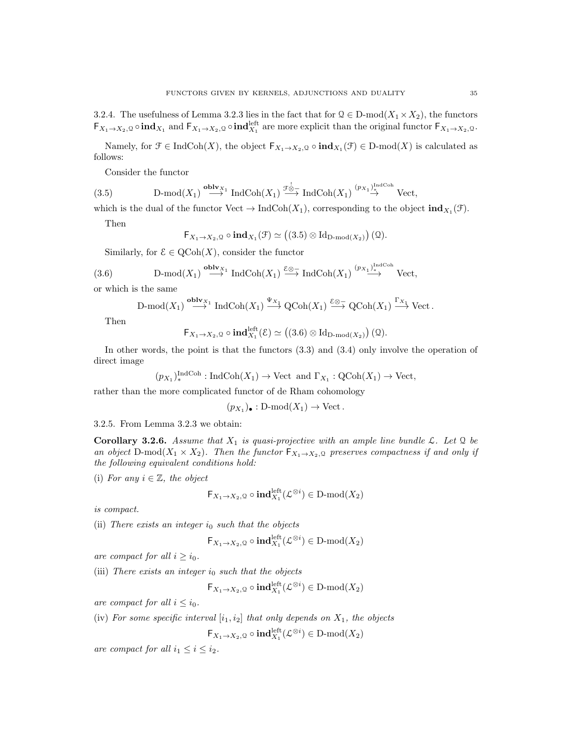3.2.4. The usefulness of Lemma 3.2.3 lies in the fact that for $\mathcal{Q} \in \text{D-mod}(X_1 \times X_2)$, the functors $\mathsf{F}_{X_1 \to X_2, \mathcal{Q}} \circ \mathbf{ind}_{X_1}$ and $\mathsf{F}_{X_1 \to X_2, \mathcal{Q}} \circ \mathbf{ind}^{\text{left}}_{X_1}$ are more explicit than the original functor $\mathsf{F}_{X_1 \to X_2, \mathcal{Q}}$.

Namely, for $\mathcal{F} \in \text{IndCoh}(X)$, the object $\mathsf{F}_{X_1 \to X_2, \mathcal{Q}} \circ \mathbf{ind}_{X_1}(\mathcal{F}) \in \text{D-mod}(X)$ is calculated as follows:

Consider the functor

$$\text{D-mod}(X_1) \overset{\mathbf{oblv}_{X_1}}{\longrightarrow} \text{IndCoh}(X_1) \overset{\mathcal{F} \overset{!}{\otimes} -}{\longrightarrow} \text{IndCoh}(X_1) \overset{(p_{X_1})_*^{\text{IndCoh}}}{\longrightarrow} \text{Vect}, \tag{3.5}$$

which is the dual of the functor $\text{Vect} \to \text{IndCoh}(X_1)$, corresponding to the object $\mathbf{ind}_{X_1}(\mathcal{F})$.

Then

$$\mathsf{F}_{X_1 \to X_2, \mathcal{Q}} \circ \mathbf{ind}_{X_1}(\mathcal{F}) \simeq \left( (3.5) \otimes \text{Id}_{\text{D-mod}(X_2)} \right)(\mathcal{Q}).$$

Similarly, for $\mathcal{E} \in \text{QCoh}(X)$, consider the functor

$$\text{D-mod}(X_1) \overset{\mathbf{oblv}_{X_1}}{\longrightarrow} \text{IndCoh}(X_1) \overset{\mathcal{E} \otimes -}{\longrightarrow} \text{IndCoh}(X_1) \overset{(p_{X_1})_*^{\text{IndCoh}}}{\longrightarrow} \text{Vect}, \tag{3.6}$$

or which is the same

$$\text{D-mod}(X_1) \overset{\mathbf{oblv}_{X_1}}{\longrightarrow} \text{IndCoh}(X_1) \overset{\Psi_{X_1}}{\longrightarrow} \text{QCoh}(X_1) \overset{\mathcal{E} \otimes -}{\longrightarrow} \text{QCoh}(X_1) \overset{\Gamma_{X_1}}{\longrightarrow} \text{Vect}.$$

Then

$$\mathsf{F}_{X_1 \to X_2, \mathcal{Q}} \circ \mathbf{ind}^{\text{left}}_{X_1}(\mathcal{E}) \simeq \left( (3.6) \otimes \text{Id}_{\text{D-mod}(X_2)} \right)(\mathcal{Q}).$$

In other words, the point is that the functors (3.3) and (3.4) only involve the operation of direct image

$$(p_{X_1})_*^{\text{IndCoh}} : \text{IndCoh}(X_1) \to \text{Vect} \ \text{ and } \ \Gamma_{X_1} : \text{QCoh}(X_1) \to \text{Vect},$$

rather than the more complicated functor of de Rham cohomology

$$(p_{X_1})_\bullet : \text{D-mod}(X_1) \to \text{Vect}.$$

3.2.5. From Lemma 3.2.3 we obtain:

**Corollary 3.2.6.** *Assume that $X_1$ is quasi-projective with an ample line bundle $\mathcal{L}$. Let $\mathcal{Q}$ be an object $\text{D-mod}(X_1 \times X_2)$. Then the functor $\mathsf{F}_{X_1 \to X_2, \mathcal{Q}}$ preserves compactness if and only if the following equivalent conditions hold:*

(i) *For any $i \in \mathbb{Z}$, the object*

$$\mathsf{F}_{X_1 \to X_2, \mathcal{Q}} \circ \mathbf{ind}^{\text{left}}_{X_1}(\mathcal{L}^{\otimes i}) \in \text{D-mod}(X_2)$$

*is compact.*

(ii) *There exists an integer $i_0$ such that the objects*

$$\mathsf{F}_{X_1 \to X_2, \mathcal{Q}} \circ \mathbf{ind}^{\text{left}}_{X_1}(\mathcal{L}^{\otimes i}) \in \text{D-mod}(X_2)$$

*are compact for all $i \geq i_0$.*

(iii) *There exists an integer $i_0$ such that the objects*

$$\mathsf{F}_{X_1 \to X_2, \mathcal{Q}} \circ \mathbf{ind}^{\text{left}}_{X_1}(\mathcal{L}^{\otimes i}) \in \text{D-mod}(X_2)$$

*are compact for all $i \leq i_0$.*

(iv) *For some specific interval $[i_1, i_2]$ that only depends on $X_1$, the objects*

$$\mathsf{F}_{X_1 \to X_2, \mathcal{Q}} \circ \mathbf{ind}^{\text{left}}_{X_1}(\mathcal{L}^{\otimes i}) \in \text{D-mod}(X_2)$$

*are compact for all $i_1 \leq i \leq i_2$.*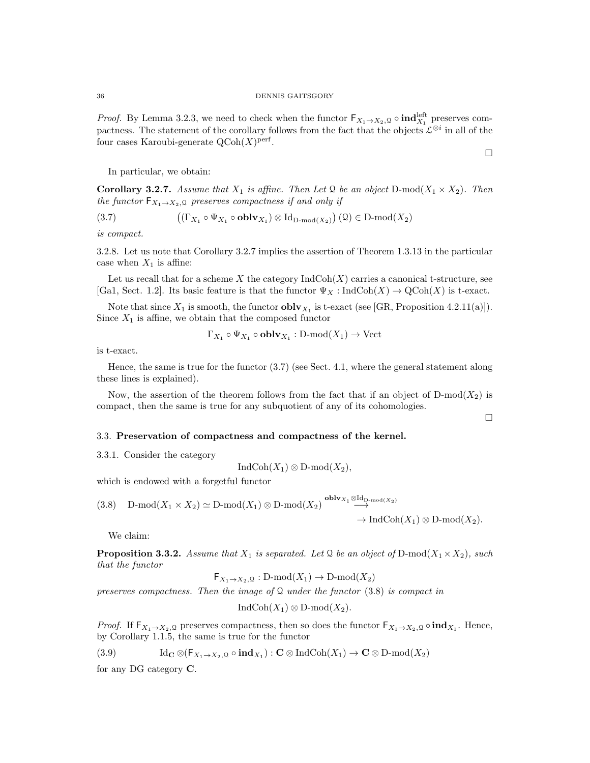*Proof.* By Lemma 3.2.3, we need to check when the functor $\mathsf{F}_{X_1 \to X_2, \mathcal{Q}} \circ \mathbf{ind}^{\text{left}}_{X_1}$ preserves compactness. The statement of the corollary follows from the fact that the objects $\mathcal{L}^{\otimes i}$ in all of the four cases Karoubi-generate $\text{QCoh}(X)^{\text{perf}}$.

□

In particular, we obtain:

**Corollary 3.2.7.** *Assume that $X_1$ is affine. Then Let $\mathcal{Q}$ be an object $\text{D-mod}(X_1 \times X_2)$. Then the functor $\mathsf{F}_{X_1 \to X_2, \mathcal{Q}}$ preserves compactness if and only if*

$$\left( (\Gamma_{X_1} \circ \Psi_{X_1} \circ \mathbf{oblv}_{X_1}) \otimes \text{Id}_{\text{D-mod}(X_2)} \right) (\mathcal{Q}) \in \text{D-mod}(X_2) \tag{3.7}$$

*is compact.*

3.2.8. Let us note that Corollary 3.2.7 implies the assertion of Theorem 1.3.13 in the particular case when $X_1$ is affine:

Let us recall that for a scheme $X$ the category $\text{IndCoh}(X)$ carries a canonical t-structure, see [Ga1, Sect. 1.2]. Its basic feature is that the functor $\Psi_X : \text{IndCoh}(X) \to \text{QCoh}(X)$ is t-exact.

Note that since $X_1$ is smooth, the functor $\mathbf{oblv}_{X_1}$ is t-exact (see [GR, Proposition 4.2.11(a)]). Since $X_1$ is affine, we obtain that the composed functor

$$\Gamma_{X_1} \circ \Psi_{X_1} \circ \mathbf{oblv}_{X_1} : \text{D-mod}(X_1) \to \text{Vect}$$

is t-exact.

Hence, the same is true for the functor (3.7) (see Sect. 4.1, where the general statement along these lines is explained).

Now, the assertion of the theorem follows from the fact that if an object of $\text{D-mod}(X_2)$ is compact, then the same is true for any subquotient of any of its cohomologies.

□

### 3.3. Preservation of compactness and compactness of the kernel.

3.3.1. Consider the category

$$\text{IndCoh}(X_1) \otimes \text{D-mod}(X_2),$$

which is endowed with a forgetful functor

$$\text{D-mod}(X_1 \times X_2) \simeq \text{D-mod}(X_1) \otimes \text{D-mod}(X_2) \overset{\mathbf{oblv}_{X_1} \otimes \text{Id}_{\text{D-mod}(X_2)}}{\longrightarrow} \to \text{IndCoh}(X_1) \otimes \text{D-mod}(X_2). \tag{3.8}$$

We claim:

**Proposition 3.3.2.** *Assume that $X_1$ is separated. Let $\mathcal{Q}$ be an object of $\text{D-mod}(X_1 \times X_2)$, such that the functor*

$$\mathsf{F}_{X_1 \to X_2, \mathcal{Q}} : \text{D-mod}(X_1) \to \text{D-mod}(X_2)$$

*preserves compactness. Then the image of $\mathcal{Q}$ under the functor (3.8) is compact in*

$$\text{IndCoh}(X_1) \otimes \text{D-mod}(X_2).$$

*Proof.* If $\mathsf{F}_{X_1 \to X_2, \mathcal{Q}}$ preserves compactness, then so does the functor $\mathsf{F}_{X_1 \to X_2, \mathcal{Q}} \circ \mathbf{ind}_{X_1}$. Hence, by Corollary 1.1.5, the same is true for the functor

$$\text{Id}_{\mathbf{C}} \otimes (\mathsf{F}_{X_1 \to X_2, \mathcal{Q}} \circ \mathbf{ind}_{X_1}) : \mathbf{C} \otimes \text{IndCoh}(X_1) \to \mathbf{C} \otimes \text{D-mod}(X_2) \tag{3.9}$$

for any DG category $\mathbf{C}$.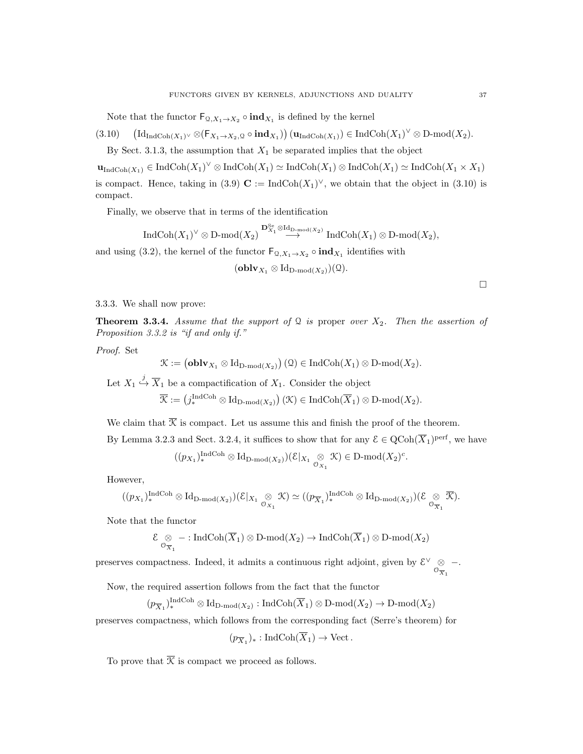Note that the functor $\mathsf{F}_{\mathcal{Q},X_1\to X_2}\circ \mathbf{ind}_{X_1}$ is defined by the kernel

$$(3.10)\qquad \left(\mathrm{Id}_{\mathrm{IndCoh}(X_1)^\vee}\otimes(\mathsf{F}_{X_1\to X_2,\mathcal{Q}}\circ \mathbf{ind}_{X_1})\right)(\mathbf{u}_{\mathrm{IndCoh}(X_1)})\in \mathrm{IndCoh}(X_1)^\vee\otimes \text{D-mod}(X_2).$$

By Sect. 3.1.3, the assumption that $X_1$ be separated implies that the object

$$\mathbf{u}_{\mathrm{IndCoh}(X_1)}\in \mathrm{IndCoh}(X_1)^\vee\otimes \mathrm{IndCoh}(X_1)\simeq \mathrm{IndCoh}(X_1)\otimes \mathrm{IndCoh}(X_1)\simeq \mathrm{IndCoh}(X_1\times X_1)$$

is compact. Hence, taking in (3.9) $\mathbf{C}:=\mathrm{IndCoh}(X_1)^\vee$, we obtain that the object in (3.10) is compact.

Finally, we observe that in terms of the identification

$$\mathrm{IndCoh}(X_1)^\vee\otimes \text{D-mod}(X_2)\overset{\mathbf{D}^{\mathrm{Se}}_{X_1}\otimes \mathrm{Id}_{\text{D-mod}(X_2)}}{\longrightarrow}\mathrm{IndCoh}(X_1)\otimes \text{D-mod}(X_2),$$

and using (3.2), the kernel of the functor $\mathsf{F}_{\mathcal{Q},X_1\to X_2}\circ \mathbf{ind}_{X_1}$ identifies with

$$(\mathbf{oblv}_{X_1}\otimes \mathrm{Id}_{\text{D-mod}(X_2)})(\mathcal{Q}).$$

□

3.3.3. We shall now prove:

**Theorem 3.3.4.** *Assume that the support of $\mathcal{Q}$ is* proper *over $X_2$. Then the assertion of Proposition 3.3.2 is "if and only if."*

*Proof.* Set

$$\mathcal{K}:=\left(\mathbf{oblv}_{X_1}\otimes \mathrm{Id}_{\text{D-mod}(X_2)}\right)(\mathcal{Q})\in \mathrm{IndCoh}(X_1)\otimes \text{D-mod}(X_2).$$

Let $X_1\overset{j}{\hookrightarrow}\overline{X}_1$ be a compactification of $X_1$. Consider the object

$$\overline{\mathcal{K}}:=\left(j_*^{\mathrm{IndCoh}}\otimes \mathrm{Id}_{\text{D-mod}(X_2)}\right)(\mathcal{K})\in \mathrm{IndCoh}(\overline{X}_1)\otimes \text{D-mod}(X_2).$$

We claim that $\overline{\mathcal{K}}$ is compact. Let us assume this and finish the proof of the theorem.

By Lemma 3.2.3 and Sect. 3.2.4, it suffices to show that for any $\mathcal{E}\in \mathrm{QCoh}(\overline{X}_1)^{\mathrm{perf}}$, we have

$$((p_{X_1})_*^{\mathrm{IndCoh}}\otimes \mathrm{Id}_{\text{D-mod}(X_2)})(\mathcal{E}|_{X_1}\underset{\mathcal{O}_{X_1}}{\otimes}\mathcal{K})\in \text{D-mod}(X_2)^c.$$

However,

$$((p_{X_1})_*^{\mathrm{IndCoh}}\otimes \mathrm{Id}_{\text{D-mod}(X_2)})(\mathcal{E}|_{X_1}\underset{\mathcal{O}_{X_1}}{\otimes}\mathcal{K})\simeq ((p_{\overline{X}_1})_*^{\mathrm{IndCoh}}\otimes \mathrm{Id}_{\text{D-mod}(X_2)})(\mathcal{E}\underset{\mathcal{O}_{\overline{X}_1}}{\otimes}\overline{\mathcal{K}}).$$

Note that the functor

$$\mathcal{E}\underset{\mathcal{O}_{\overline{X}_1}}{\otimes}-:\mathrm{IndCoh}(\overline{X}_1)\otimes \text{D-mod}(X_2)\to \mathrm{IndCoh}(\overline{X}_1)\otimes \text{D-mod}(X_2)$$

preserves compactness. Indeed, it admits a continuous right adjoint, given by $\mathcal{E}^\vee\underset{\mathcal{O}_{\overline{X}_1}}{\otimes}-$.

Now, the required assertion follows from the fact that the functor

$$(p_{\overline{X}_1})_*^{\mathrm{IndCoh}}\otimes \mathrm{Id}_{\text{D-mod}(X_2)}:\mathrm{IndCoh}(\overline{X}_1)\otimes \text{D-mod}(X_2)\to \text{D-mod}(X_2)$$

preserves compactness, which follows from the corresponding fact (Serre's theorem) for

$$(p_{\overline{X}_1})_*:\mathrm{IndCoh}(\overline{X}_1)\to \mathrm{Vect}.$$

To prove that $\overline{\mathcal{K}}$ is compact we proceed as follows.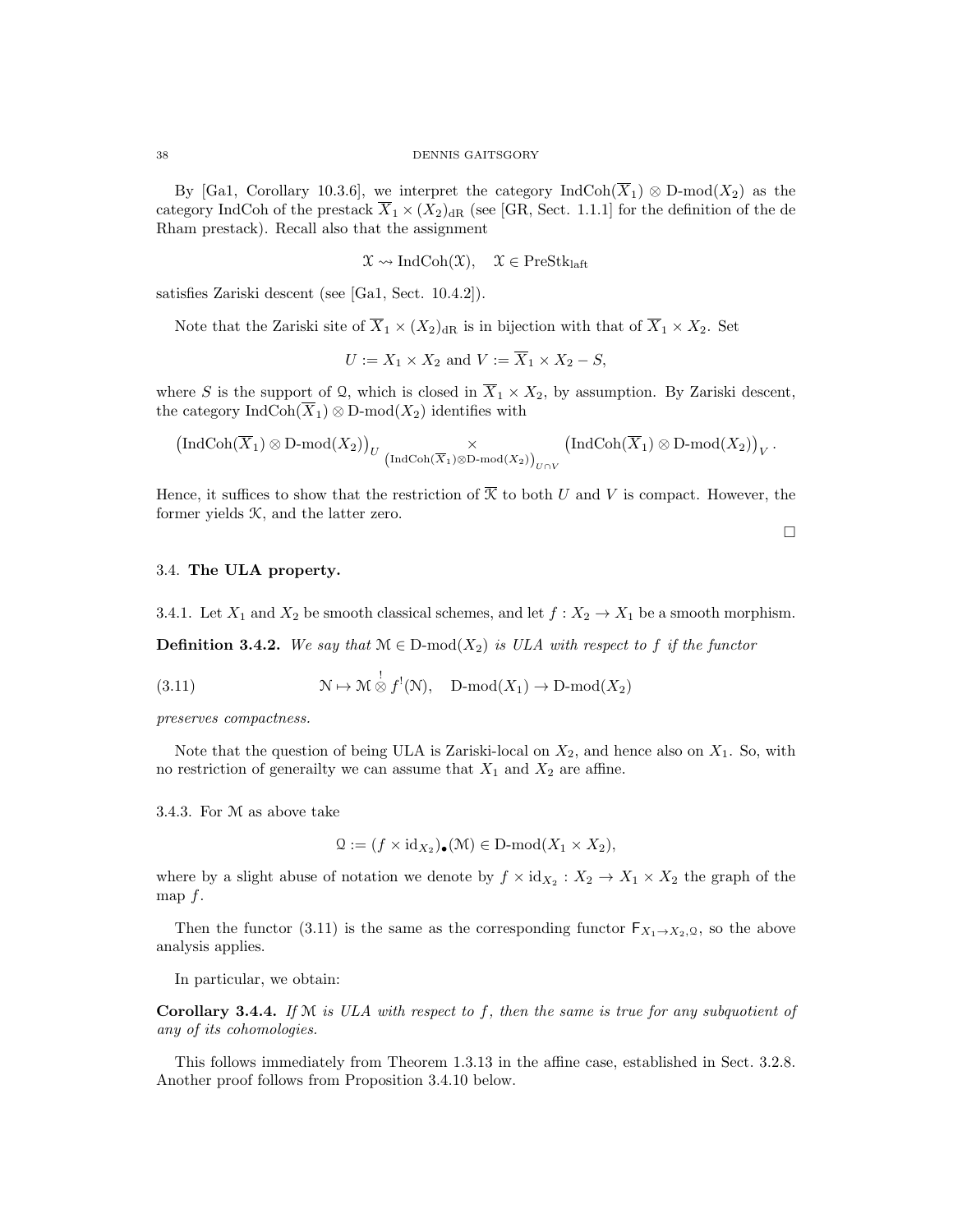By [Ga1, Corollary 10.3.6], we interpret the category $\mathrm{IndCoh}(\overline{X}_1) \otimes \text{D-mod}(X_2)$ as the category IndCoh of the prestack $\overline{X}_1 \times (X_2)_{\mathrm{dR}}$ (see [GR, Sect. 1.1.1] for the definition of the de Rham prestack). Recall also that the assignment

$$\mathcal{X} \rightsquigarrow \mathrm{IndCoh}(\mathcal{X}), \quad \mathcal{X} \in \mathrm{PreStk}_{\mathrm{laft}}$$

satisfies Zariski descent (see [Ga1, Sect. 10.4.2]).

Note that the Zariski site of $\overline{X}_1 \times (X_2)_{\mathrm{dR}}$ is in bijection with that of $\overline{X}_1 \times X_2$. Set

$$U := X_1 \times X_2 \text{ and } V := \overline{X}_1 \times X_2 - S,$$

where $S$ is the support of $\mathcal{Q}$, which is closed in $\overline{X}_1 \times X_2$, by assumption. By Zariski descent, the category $\mathrm{IndCoh}(\overline{X}_1) \otimes \text{D-mod}(X_2)$ identifies with

$$\left(\mathrm{IndCoh}(\overline{X}_1) \otimes \text{D-mod}(X_2)\right)_U \underset{\left(\mathrm{IndCoh}(\overline{X}_1) \otimes \text{D-mod}(X_2)\right)_{U \cap V}}{\times} \left(\mathrm{IndCoh}(\overline{X}_1) \otimes \text{D-mod}(X_2)\right)_V.$$

Hence, it suffices to show that the restriction of $\overline{\mathcal{K}}$ to both $U$ and $V$ is compact. However, the former yields $\mathcal{K}$, and the latter zero.

□

### 3.4. **The ULA property.**

3.4.1. Let $X_1$ and $X_2$ be smooth classical schemes, and let $f : X_2 \to X_1$ be a smooth morphism.

**Definition 3.4.2.** *We say that* $\mathcal{M} \in \text{D-mod}(X_2)$ *is ULA with respect to* $f$ *if the functor*

$$\mathcal{N} \mapsto \mathcal{M} \overset{!}{\otimes} f^!(\mathcal{N}), \quad \text{D-mod}(X_1) \to \text{D-mod}(X_2) \tag{3.11}$$

*preserves compactness.*

Note that the question of being ULA is Zariski-local on $X_2$, and hence also on $X_1$. So, with no restriction of generailty we can assume that $X_1$ and $X_2$ are affine.

3.4.3. For $\mathcal{M}$ as above take

$$\mathcal{Q} := (f \times \mathrm{id}_{X_2})_\bullet(\mathcal{M}) \in \text{D-mod}(X_1 \times X_2),$$

where by a slight abuse of notation we denote by $f \times \mathrm{id}_{X_2} : X_2 \to X_1 \times X_2$ the graph of the map $f$.

Then the functor (3.11) is the same as the corresponding functor $\mathsf{F}_{X_1 \to X_2, \mathcal{Q}}$, so the above analysis applies.

In particular, we obtain:

**Corollary 3.4.4.** *If* $\mathcal{M}$ *is ULA with respect to* $f$*, then the same is true for any subquotient of any of its cohomologies.*

This follows immediately from Theorem 1.3.13 in the affine case, established in Sect. 3.2.8. Another proof follows from Proposition 3.4.10 below.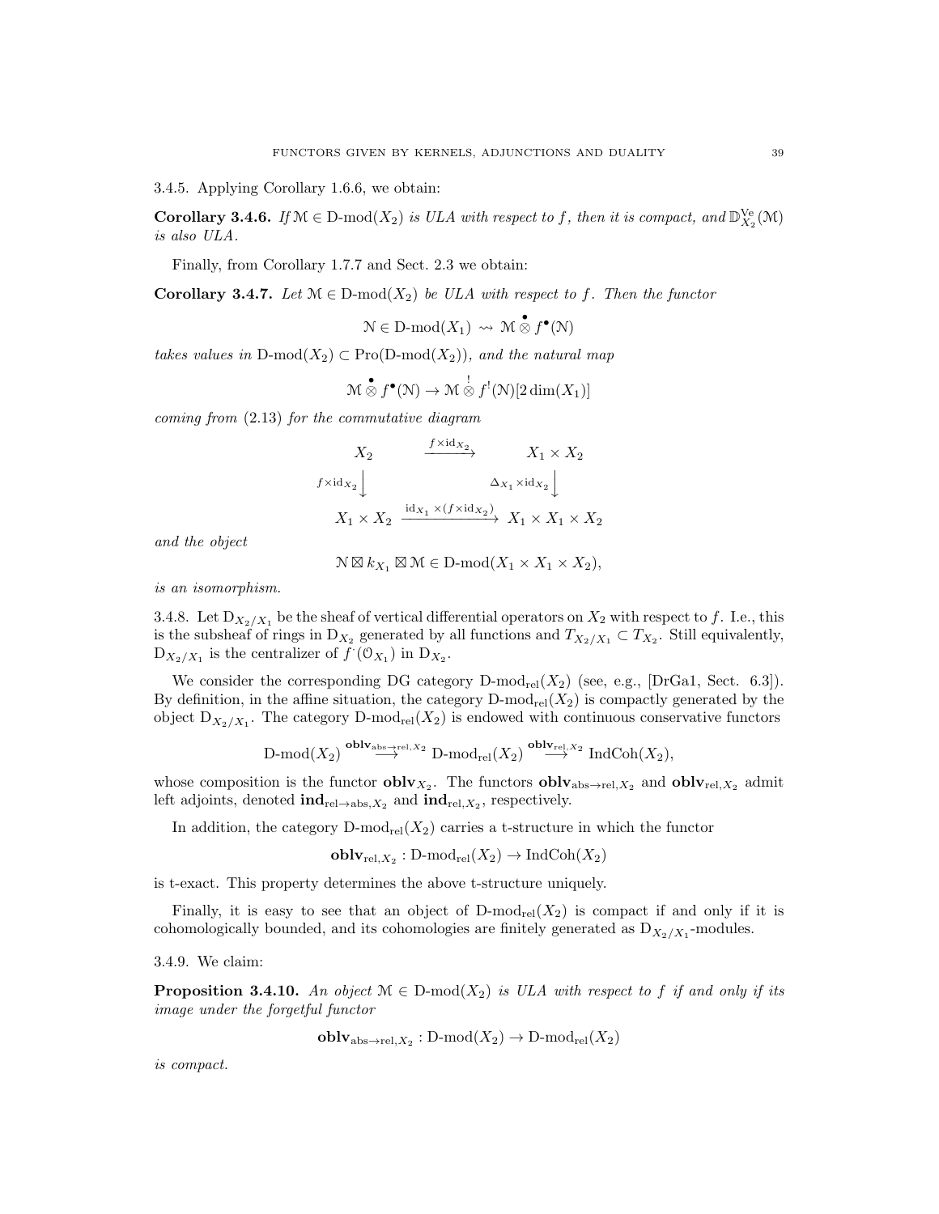3.4.5. Applying Corollary 1.6.6, we obtain:

**Corollary 3.4.6.** *If $\mathcal{M} \in \text{D-mod}(X_2)$ is ULA with respect to $f$, then it is compact, and $\mathbb{D}^{\text{Ve}}_{X_2}(\mathcal{M})$ is also ULA.*

Finally, from Corollary 1.7.7 and Sect. 2.3 we obtain:

**Corollary 3.4.7.** *Let $\mathcal{M} \in \text{D-mod}(X_2)$ be ULA with respect to $f$. Then the functor*

$$\mathcal{N} \in \text{D-mod}(X_1) \rightsquigarrow \mathcal{M} \overset{\bullet}{\otimes} f^\bullet(\mathcal{N})$$

*takes values in $\text{D-mod}(X_2) \subset \text{Pro}(\text{D-mod}(X_2))$, and the natural map*

$$\mathcal{M} \overset{\bullet}{\otimes} f^\bullet(\mathcal{N}) \to \mathcal{M} \overset{!}{\otimes} f^!(\mathcal{N})[2\dim(X_1)]$$

*coming from (2.13) for the commutative diagram*

$$\begin{array}{ccc} X_2 & \xrightarrow{f \times \text{id}_{X_2}} & X_1 \times X_2 \\ {\scriptstyle f \times \text{id}_{X_2}}\downarrow & & \downarrow{\scriptstyle \Delta_{X_1} \times \text{id}_{X_2}} \\ X_1 \times X_2 & \xrightarrow{\text{id}_{X_1} \times (f \times \text{id}_{X_2})} & X_1 \times X_1 \times X_2 \end{array}$$

*and the object*

$$\mathcal{N} \boxtimes k_{X_1} \boxtimes \mathcal{M} \in \text{D-mod}(X_1 \times X_1 \times X_2),$$

*is an isomorphism.*

3.4.8. Let $\text{D}_{X_2/X_1}$ be the sheaf of vertical differential operators on $X_2$ with respect to $f$. I.e., this is the subsheaf of rings in $\text{D}_{X_2}$ generated by all functions and $T_{X_2/X_1} \subset T_{X_2}$. Still equivalently, $\text{D}_{X_2/X_1}$ is the centralizer of $f^{\cdot}(\mathcal{O}_{X_1})$ in $\text{D}_{X_2}$.

We consider the corresponding DG category $\text{D-mod}_{\text{rel}}(X_2)$ (see, e.g., [DrGa1, Sect. 6.3]). By definition, in the affine situation, the category $\text{D-mod}_{\text{rel}}(X_2)$ is compactly generated by the object $\text{D}_{X_2/X_1}$. The category $\text{D-mod}_{\text{rel}}(X_2)$ is endowed with continuous conservative functors

$$\text{D-mod}(X_2) \overset{\mathbf{oblv}_{\text{abs}\to\text{rel},X_2}}{\longrightarrow} \text{D-mod}_{\text{rel}}(X_2) \overset{\mathbf{oblv}_{\text{rel},X_2}}{\longrightarrow} \text{IndCoh}(X_2),$$

whose composition is the functor $\mathbf{oblv}_{X_2}$. The functors $\mathbf{oblv}_{\text{abs}\to\text{rel},X_2}$ and $\mathbf{oblv}_{\text{rel},X_2}$ admit left adjoints, denoted $\mathbf{ind}_{\text{rel}\to\text{abs},X_2}$ and $\mathbf{ind}_{\text{rel},X_2}$, respectively.

In addition, the category $\text{D-mod}_{\text{rel}}(X_2)$ carries a t-structure in which the functor

$$\mathbf{oblv}_{\text{rel},X_2} : \text{D-mod}_{\text{rel}}(X_2) \to \text{IndCoh}(X_2)$$

is t-exact. This property determines the above t-structure uniquely.

Finally, it is easy to see that an object of $\text{D-mod}_{\text{rel}}(X_2)$ is compact if and only if it is cohomologically bounded, and its cohomologies are finitely generated as $\text{D}_{X_2/X_1}$-modules.

3.4.9. We claim:

**Proposition 3.4.10.** *An object $\mathcal{M} \in \text{D-mod}(X_2)$ is ULA with respect to $f$ if and only if its image under the forgetful functor*

$$\mathbf{oblv}_{\text{abs}\to\text{rel},X_2} : \text{D-mod}(X_2) \to \text{D-mod}_{\text{rel}}(X_2)$$

*is compact.*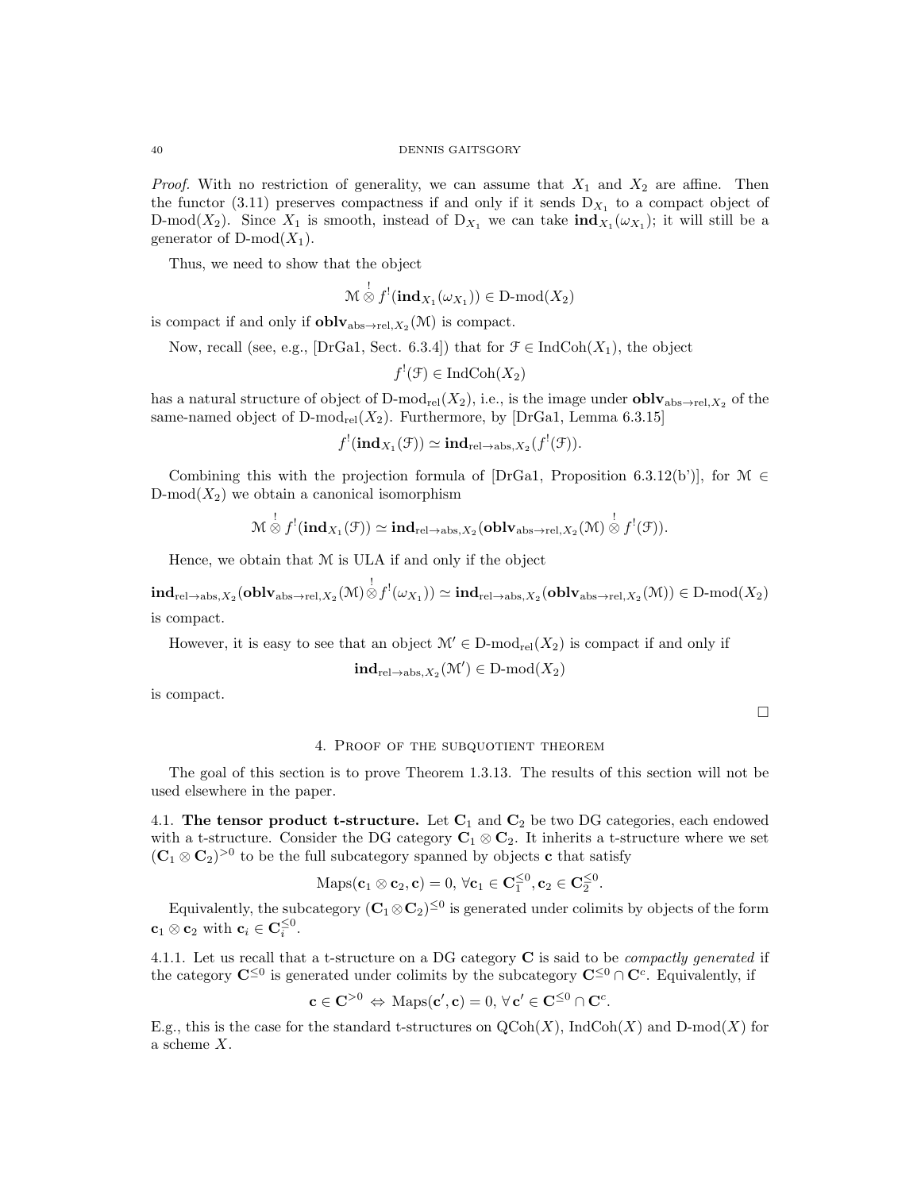*Proof.* With no restriction of generality, we can assume that $X_1$ and $X_2$ are affine. Then the functor (3.11) preserves compactness if and only if it sends $\mathrm{D}_{X_1}$ to a compact object of $\text{D-mod}(X_2)$. Since $X_1$ is smooth, instead of $\mathrm{D}_{X_1}$ we can take $\mathbf{ind}_{X_1}(\omega_{X_1})$; it will still be a generator of $\text{D-mod}(X_1)$.

Thus, we need to show that the object

$$\mathcal{M} \overset{!}{\otimes} f^!(\mathbf{ind}_{X_1}(\omega_{X_1})) \in \text{D-mod}(X_2)$$

is compact if and only if $\mathbf{oblv}_{\mathrm{abs}\to\mathrm{rel},X_2}(\mathcal{M})$ is compact.

Now, recall (see, e.g., [DrGa1, Sect. 6.3.4]) that for $\mathcal{F} \in \mathrm{IndCoh}(X_1)$, the object

$$f^!(\mathcal{F}) \in \mathrm{IndCoh}(X_2)$$

has a natural structure of object of $\text{D-mod}_{\mathrm{rel}}(X_2)$, i.e., is the image under $\mathbf{oblv}_{\mathrm{abs}\to\mathrm{rel},X_2}$ of the same-named object of $\text{D-mod}_{\mathrm{rel}}(X_2)$. Furthermore, by [DrGa1, Lemma 6.3.15]

$$f^!(\mathbf{ind}_{X_1}(\mathcal{F})) \simeq \mathbf{ind}_{\mathrm{rel}\to\mathrm{abs},X_2}(f^!(\mathcal{F})).$$

Combining this with the projection formula of [DrGa1, Proposition 6.3.12(b')], for $\mathcal{M} \in \text{D-mod}(X_2)$ we obtain a canonical isomorphism

$$\mathcal{M} \overset{!}{\otimes} f^!(\mathbf{ind}_{X_1}(\mathcal{F})) \simeq \mathbf{ind}_{\mathrm{rel}\to\mathrm{abs},X_2}(\mathbf{oblv}_{\mathrm{abs}\to\mathrm{rel},X_2}(\mathcal{M}) \overset{!}{\otimes} f^!(\mathcal{F})).$$

Hence, we obtain that $\mathcal{M}$ is ULA if and only if the object

$$\mathbf{ind}_{\mathrm{rel}\to\mathrm{abs},X_2}(\mathbf{oblv}_{\mathrm{abs}\to\mathrm{rel},X_2}(\mathcal{M}) \overset{!}{\otimes} f^!(\omega_{X_1})) \simeq \mathbf{ind}_{\mathrm{rel}\to\mathrm{abs},X_2}(\mathbf{oblv}_{\mathrm{abs}\to\mathrm{rel},X_2}(\mathcal{M})) \in \text{D-mod}(X_2)$$

is compact.

However, it is easy to see that an object $\mathcal{M}' \in \text{D-mod}_{\mathrm{rel}}(X_2)$ is compact if and only if

$$\mathbf{ind}_{\mathrm{rel}\to\mathrm{abs},X_2}(\mathcal{M}') \in \text{D-mod}(X_2)$$

is compact.

□

## 4. Proof of the subquotient theorem

The goal of this section is to prove Theorem 1.3.13. The results of this section will not be used elsewhere in the paper.

**4.1. The tensor product t-structure.** Let $\mathbf{C}_1$ and $\mathbf{C}_2$ be two DG categories, each endowed with a t-structure. Consider the DG category $\mathbf{C}_1 \otimes \mathbf{C}_2$. It inherits a t-structure where we set $(\mathbf{C}_1 \otimes \mathbf{C}_2)^{>0}$ to be the full subcategory spanned by objects $\mathbf{c}$ that satisfy

$$\mathrm{Maps}(\mathbf{c}_1 \otimes \mathbf{c}_2, \mathbf{c}) = 0, \; \forall \mathbf{c}_1 \in \mathbf{C}_1^{\leq 0}, \mathbf{c}_2 \in \mathbf{C}_2^{\leq 0}.$$

Equivalently, the subcategory $(\mathbf{C}_1 \otimes \mathbf{C}_2)^{\leq 0}$ is generated under colimits by objects of the form $\mathbf{c}_1 \otimes \mathbf{c}_2$ with $\mathbf{c}_i \in \mathbf{C}_i^{\leq 0}$.

4.1.1. Let us recall that a t-structure on a DG category $\mathbf{C}$ is said to be *compactly generated* if the category $\mathbf{C}^{\leq 0}$ is generated under colimits by the subcategory $\mathbf{C}^{\leq 0} \cap \mathbf{C}^c$. Equivalently, if

$$\mathbf{c} \in \mathbf{C}^{>0} \;\Leftrightarrow\; \mathrm{Maps}(\mathbf{c}', \mathbf{c}) = 0, \; \forall \, \mathbf{c}' \in \mathbf{C}^{\leq 0} \cap \mathbf{C}^c.$$

E.g., this is the case for the standard t-structures on $\mathrm{QCoh}(X)$, $\mathrm{IndCoh}(X)$ and $\text{D-mod}(X)$ for a scheme $X$.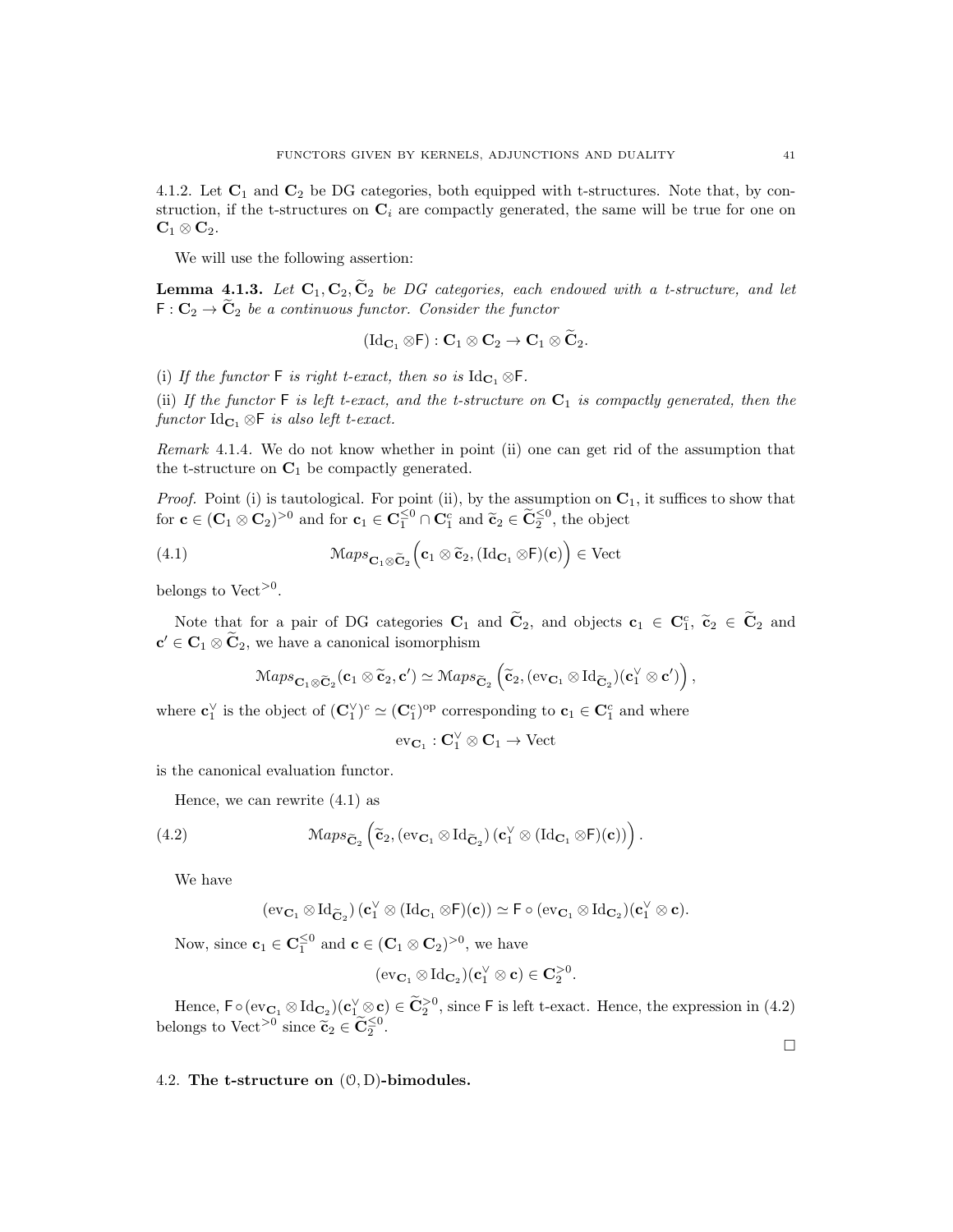4.1.2. Let $\mathbf{C}_1$ and $\mathbf{C}_2$ be DG categories, both equipped with t-structures. Note that, by construction, if the t-structures on $\mathbf{C}_i$ are compactly generated, the same will be true for one on $\mathbf{C}_1 \otimes \mathbf{C}_2$.

We will use the following assertion:

**Lemma 4.1.3.** *Let $\mathbf{C}_1, \mathbf{C}_2, \widetilde{\mathbf{C}}_2$ be DG categories, each endowed with a t-structure, and let $\mathsf{F} : \mathbf{C}_2 \to \widetilde{\mathbf{C}}_2$ be a continuous functor. Consider the functor*

$$(\mathrm{Id}_{\mathbf{C}_1} \otimes \mathsf{F}) : \mathbf{C}_1 \otimes \mathbf{C}_2 \to \mathbf{C}_1 \otimes \widetilde{\mathbf{C}}_2.$$

(i) *If the functor $\mathsf{F}$ is right t-exact, then so is $\mathrm{Id}_{\mathbf{C}_1} \otimes \mathsf{F}$.*

(ii) *If the functor $\mathsf{F}$ is left t-exact, and the t-structure on $\mathbf{C}_1$ is compactly generated, then the functor $\mathrm{Id}_{\mathbf{C}_1} \otimes \mathsf{F}$ is also left t-exact.*

*Remark* 4.1.4. We do not know whether in point (ii) one can get rid of the assumption that the t-structure on $\mathbf{C}_1$ be compactly generated.

*Proof.* Point (i) is tautological. For point (ii), by the assumption on $\mathbf{C}_1$, it suffices to show that for $\mathbf{c} \in (\mathbf{C}_1 \otimes \mathbf{C}_2)^{>0}$ and for $\mathbf{c}_1 \in \mathbf{C}_1^{\leq 0} \cap \mathbf{C}_1^c$ and $\widetilde{\mathbf{c}}_2 \in \widetilde{\mathbf{C}}_2^{\leq 0}$, the object

$$\mathcal{M}aps_{\mathbf{C}_1 \otimes \widetilde{\mathbf{C}}_2}\Big(\mathbf{c}_1 \otimes \widetilde{\mathbf{c}}_2, (\mathrm{Id}_{\mathbf{C}_1} \otimes \mathsf{F})(\mathbf{c})\Big) \in \mathrm{Vect} \tag{4.1}$$

belongs to $\mathrm{Vect}^{>0}$.

Note that for a pair of DG categories $\mathbf{C}_1$ and $\widetilde{\mathbf{C}}_2$, and objects $\mathbf{c}_1 \in \mathbf{C}_1^c$, $\widetilde{\mathbf{c}}_2 \in \widetilde{\mathbf{C}}_2$ and $\mathbf{c}' \in \mathbf{C}_1 \otimes \widetilde{\mathbf{C}}_2$, we have a canonical isomorphism

$$\mathcal{M}aps_{\mathbf{C}_1 \otimes \widetilde{\mathbf{C}}_2}(\mathbf{c}_1 \otimes \widetilde{\mathbf{c}}_2, \mathbf{c}') \simeq \mathcal{M}aps_{\widetilde{\mathbf{C}}_2}\left(\widetilde{\mathbf{c}}_2, (\mathrm{ev}_{\mathbf{C}_1} \otimes \mathrm{Id}_{\widetilde{\mathbf{C}}_2})(\mathbf{c}_1^\vee \otimes \mathbf{c}')\right),$$

where $\mathbf{c}_1^\vee$ is the object of $(\mathbf{C}_1^\vee)^c \simeq (\mathbf{C}_1^c)^{\mathrm{op}}$ corresponding to $\mathbf{c}_1 \in \mathbf{C}_1^c$ and where

$$\mathrm{ev}_{\mathbf{C}_1} : \mathbf{C}_1^\vee \otimes \mathbf{C}_1 \to \mathrm{Vect}$$

is the canonical evaluation functor.

Hence, we can rewrite (4.1) as

$$\mathcal{M}aps_{\widetilde{\mathbf{C}}_2}\left(\widetilde{\mathbf{c}}_2, (\mathrm{ev}_{\mathbf{C}_1} \otimes \mathrm{Id}_{\widetilde{\mathbf{C}}_2})\left(\mathbf{c}_1^\vee \otimes (\mathrm{Id}_{\mathbf{C}_1} \otimes \mathsf{F})(\mathbf{c})\right)\right). \tag{4.2}$$

We have

$$(\mathrm{ev}_{\mathbf{C}_1} \otimes \mathrm{Id}_{\widetilde{\mathbf{C}}_2})\left(\mathbf{c}_1^\vee \otimes (\mathrm{Id}_{\mathbf{C}_1} \otimes \mathsf{F})(\mathbf{c})\right) \simeq \mathsf{F} \circ (\mathrm{ev}_{\mathbf{C}_1} \otimes \mathrm{Id}_{\mathbf{C}_2})(\mathbf{c}_1^\vee \otimes \mathbf{c}).$$

Now, since $\mathbf{c}_1 \in \mathbf{C}_1^{\leq 0}$ and $\mathbf{c} \in (\mathbf{C}_1 \otimes \mathbf{C}_2)^{>0}$, we have

$$(\mathrm{ev}_{\mathbf{C}_1} \otimes \mathrm{Id}_{\mathbf{C}_2})(\mathbf{c}_1^\vee \otimes \mathbf{c}) \in \mathbf{C}_2^{>0}.$$

Hence, $\mathsf{F} \circ (\mathrm{ev}_{\mathbf{C}_1} \otimes \mathrm{Id}_{\mathbf{C}_2})(\mathbf{c}_1^\vee \otimes \mathbf{c}) \in \widetilde{\mathbf{C}}_2^{>0}$, since $\mathsf{F}$ is left t-exact. Hence, the expression in (4.2) belongs to $\mathrm{Vect}^{>0}$ since $\widetilde{\mathbf{c}}_2 \in \widetilde{\mathbf{C}}_2^{\leq 0}$.

□

## 4.2. The t-structure on $(\mathcal{O}, \mathrm{D})$-bimodules.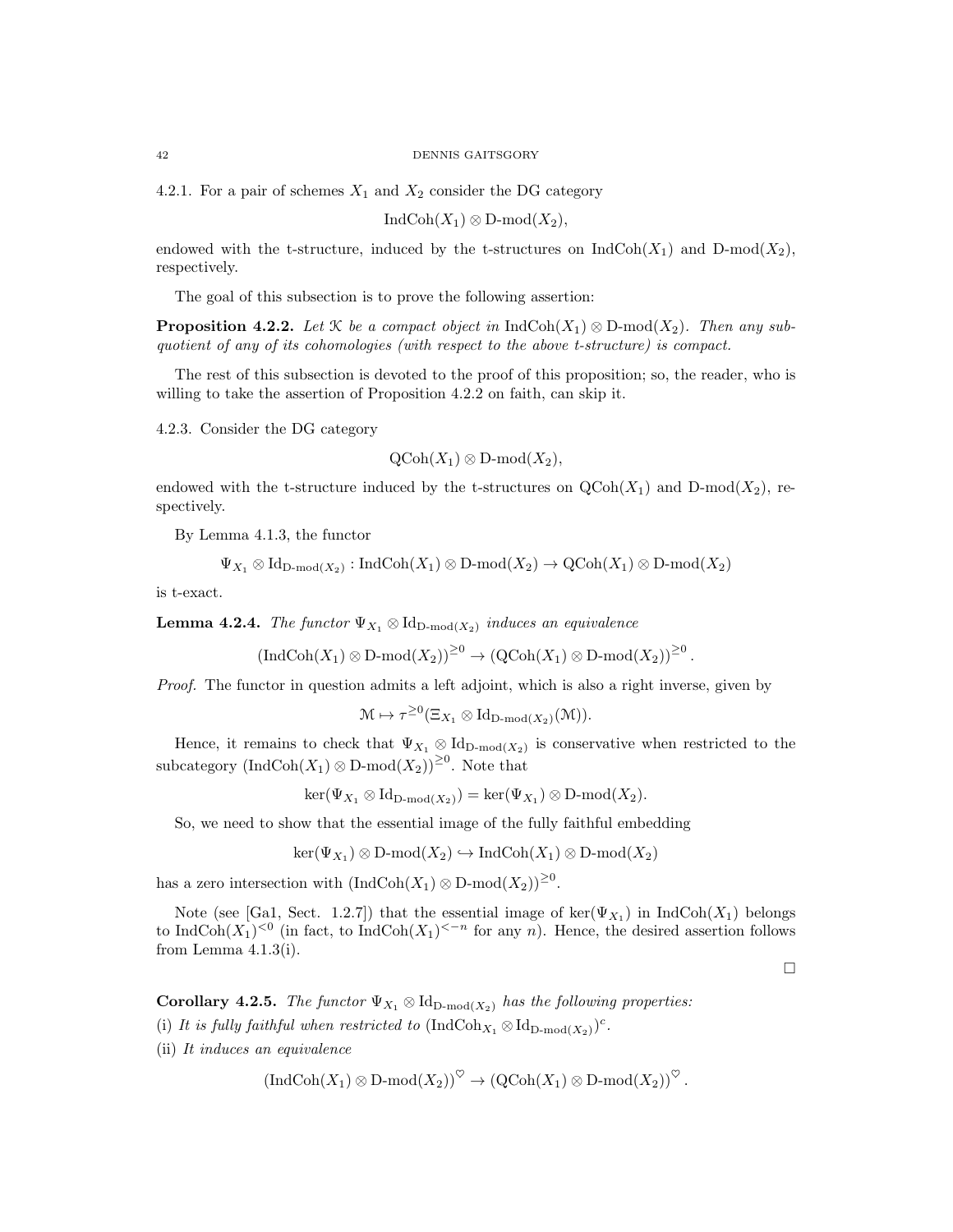4.2.1. For a pair of schemes $X_1$ and $X_2$ consider the DG category

$$\mathrm{IndCoh}(X_1) \otimes \text{D-mod}(X_2),$$

endowed with the t-structure, induced by the t-structures on $\mathrm{IndCoh}(X_1)$ and $\text{D-mod}(X_2)$, respectively.

The goal of this subsection is to prove the following assertion:

**Proposition 4.2.2.** *Let $\mathcal{K}$ be a compact object in $\mathrm{IndCoh}(X_1) \otimes \text{D-mod}(X_2)$. Then any subquotient of any of its cohomologies (with respect to the above t-structure) is compact.*

The rest of this subsection is devoted to the proof of this proposition; so, the reader, who is willing to take the assertion of Proposition 4.2.2 on faith, can skip it.

4.2.3. Consider the DG category

$$\mathrm{QCoh}(X_1) \otimes \text{D-mod}(X_2),$$

endowed with the t-structure induced by the t-structures on $\mathrm{QCoh}(X_1)$ and $\text{D-mod}(X_2)$, respectively.

By Lemma 4.1.3, the functor

$$\Psi_{X_1} \otimes \mathrm{Id}_{\text{D-mod}(X_2)} : \mathrm{IndCoh}(X_1) \otimes \text{D-mod}(X_2) \to \mathrm{QCoh}(X_1) \otimes \text{D-mod}(X_2)$$

is t-exact.

**Lemma 4.2.4.** *The functor $\Psi_{X_1} \otimes \mathrm{Id}_{\text{D-mod}(X_2)}$ induces an equivalence*

$$(\mathrm{IndCoh}(X_1) \otimes \text{D-mod}(X_2))^{\geq 0} \to (\mathrm{QCoh}(X_1) \otimes \text{D-mod}(X_2))^{\geq 0}.$$

*Proof.* The functor in question admits a left adjoint, which is also a right inverse, given by

$$\mathcal{M} \mapsto \tau^{\geq 0}(\Xi_{X_1} \otimes \mathrm{Id}_{\text{D-mod}(X_2)}(\mathcal{M})).$$

Hence, it remains to check that $\Psi_{X_1} \otimes \mathrm{Id}_{\text{D-mod}(X_2)}$ is conservative when restricted to the subcategory $(\mathrm{IndCoh}(X_1) \otimes \text{D-mod}(X_2))^{\geq 0}$. Note that

$$\ker(\Psi_{X_1} \otimes \mathrm{Id}_{\text{D-mod}(X_2)}) = \ker(\Psi_{X_1}) \otimes \text{D-mod}(X_2).$$

So, we need to show that the essential image of the fully faithful embedding

$$\ker(\Psi_{X_1}) \otimes \text{D-mod}(X_2) \hookrightarrow \mathrm{IndCoh}(X_1) \otimes \text{D-mod}(X_2)$$

has a zero intersection with $(\mathrm{IndCoh}(X_1) \otimes \text{D-mod}(X_2))^{\geq 0}$.

Note (see [Ga1, Sect. 1.2.7]) that the essential image of $\ker(\Psi_{X_1})$ in $\mathrm{IndCoh}(X_1)$ belongs to $\mathrm{IndCoh}(X_1)^{<0}$ (in fact, to $\mathrm{IndCoh}(X_1)^{<-n}$ for any $n$). Hence, the desired assertion follows from Lemma 4.1.3(i).

□

**Corollary 4.2.5.** *The functor $\Psi_{X_1} \otimes \mathrm{Id}_{\text{D-mod}(X_2)}$ has the following properties:*

(i) *It is fully faithful when restricted to $(\mathrm{IndCoh}_{X_1} \otimes \mathrm{Id}_{\text{D-mod}(X_2)})^c$.*

(ii) *It induces an equivalence*

$$(\mathrm{IndCoh}(X_1) \otimes \text{D-mod}(X_2))^{\heartsuit} \to (\mathrm{QCoh}(X_1) \otimes \text{D-mod}(X_2))^{\heartsuit}.$$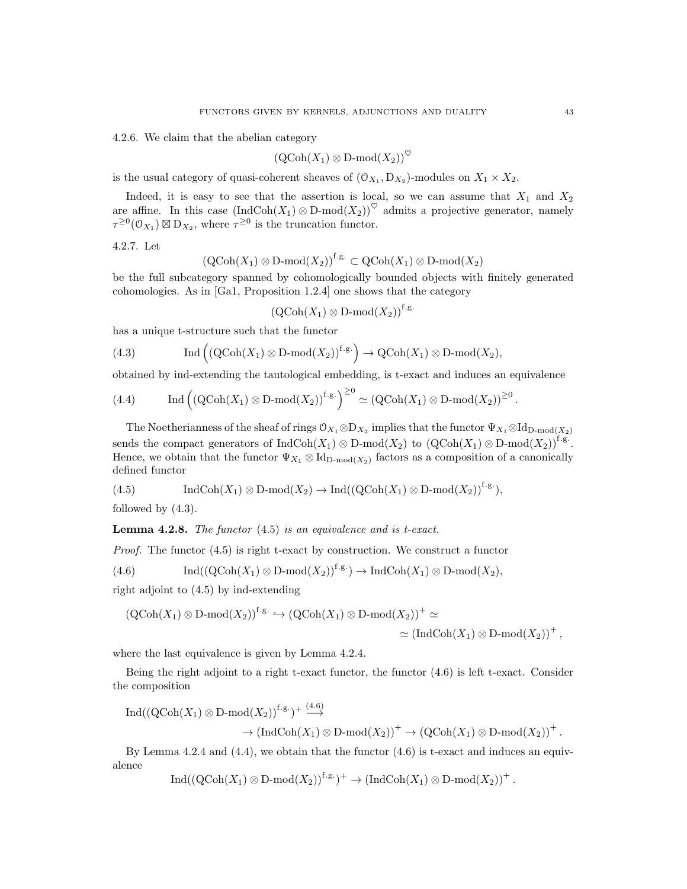4.2.6. We claim that the abelian category

$$(\mathrm{QCoh}(X_1) \otimes \text{D-mod}(X_2))^{\heartsuit}$$

is the usual category of quasi-coherent sheaves of $(\mathcal{O}_{X_1}, \mathrm{D}_{X_2})$-modules on $X_1 \times X_2$.

Indeed, it is easy to see that the assertion is local, so we can assume that $X_1$ and $X_2$ are affine. In this case $(\mathrm{IndCoh}(X_1) \otimes \text{D-mod}(X_2))^{\heartsuit}$ admits a projective generator, namely $\tau^{\geq 0}(\mathcal{O}_{X_1}) \boxtimes \mathrm{D}_{X_2}$, where $\tau^{\geq 0}$ is the truncation functor.

4.2.7. Let

$$(\mathrm{QCoh}(X_1) \otimes \text{D-mod}(X_2))^{\text{f.g.}} \subset \mathrm{QCoh}(X_1) \otimes \text{D-mod}(X_2)$$

be the full subcategory spanned by cohomologically bounded objects with finitely generated cohomologies. As in [Ga1, Proposition 1.2.4] one shows that the category

$$(\mathrm{QCoh}(X_1) \otimes \text{D-mod}(X_2))^{\text{f.g.}}$$

has a unique t-structure such that the functor

$$\mathrm{Ind}\left((\mathrm{QCoh}(X_1) \otimes \text{D-mod}(X_2))^{\text{f.g.}}\right) \to \mathrm{QCoh}(X_1) \otimes \text{D-mod}(X_2), \tag{4.3}$$

obtained by ind-extending the tautological embedding, is t-exact and induces an equivalence

$$\mathrm{Ind}\left((\mathrm{QCoh}(X_1) \otimes \text{D-mod}(X_2))^{\text{f.g.}}\right)^{\geq 0} \simeq (\mathrm{QCoh}(X_1) \otimes \text{D-mod}(X_2))^{\geq 0}. \tag{4.4}$$

The Noetherianness of the sheaf of rings $\mathcal{O}_{X_1} \otimes \mathrm{D}_{X_2}$ implies that the functor $\Psi_{X_1} \otimes \mathrm{Id}_{\text{D-mod}(X_2)}$ sends the compact generators of $\mathrm{IndCoh}(X_1) \otimes \text{D-mod}(X_2)$ to $(\mathrm{QCoh}(X_1) \otimes \text{D-mod}(X_2))^{\text{f.g.}}$. Hence, we obtain that the functor $\Psi_{X_1} \otimes \mathrm{Id}_{\text{D-mod}(X_2)}$ factors as a composition of a canonically defined functor

$$\mathrm{IndCoh}(X_1) \otimes \text{D-mod}(X_2) \to \mathrm{Ind}((\mathrm{QCoh}(X_1) \otimes \text{D-mod}(X_2))^{\text{f.g.}}), \tag{4.5}$$

followed by (4.3).

**Lemma 4.2.8.** *The functor* (4.5) *is an equivalence and is t-exact.*

*Proof.* The functor (4.5) is right t-exact by construction. We construct a functor

$$\mathrm{Ind}((\mathrm{QCoh}(X_1) \otimes \text{D-mod}(X_2))^{\text{f.g.}}) \to \mathrm{IndCoh}(X_1) \otimes \text{D-mod}(X_2), \tag{4.6}$$

right adjoint to (4.5) by ind-extending

$$(\mathrm{QCoh}(X_1) \otimes \text{D-mod}(X_2))^{\text{f.g.}} \hookrightarrow (\mathrm{QCoh}(X_1) \otimes \text{D-mod}(X_2))^{+} \simeq$$
$$\simeq (\mathrm{IndCoh}(X_1) \otimes \text{D-mod}(X_2))^{+},$$

where the last equivalence is given by Lemma 4.2.4.

Being the right adjoint to a right t-exact functor, the functor (4.6) is left t-exact. Consider the composition

$$\mathrm{Ind}((\mathrm{QCoh}(X_1) \otimes \text{D-mod}(X_2))^{\text{f.g.}})^{+} \xrightarrow{(4.6)}$$
$$\to (\mathrm{IndCoh}(X_1) \otimes \text{D-mod}(X_2))^{+} \to (\mathrm{QCoh}(X_1) \otimes \text{D-mod}(X_2))^{+}.$$

By Lemma 4.2.4 and (4.4), we obtain that the functor (4.6) is t-exact and induces an equivalence

$$\mathrm{Ind}((\mathrm{QCoh}(X_1) \otimes \text{D-mod}(X_2))^{\text{f.g.}})^{+} \to (\mathrm{IndCoh}(X_1) \otimes \text{D-mod}(X_2))^{+}.$$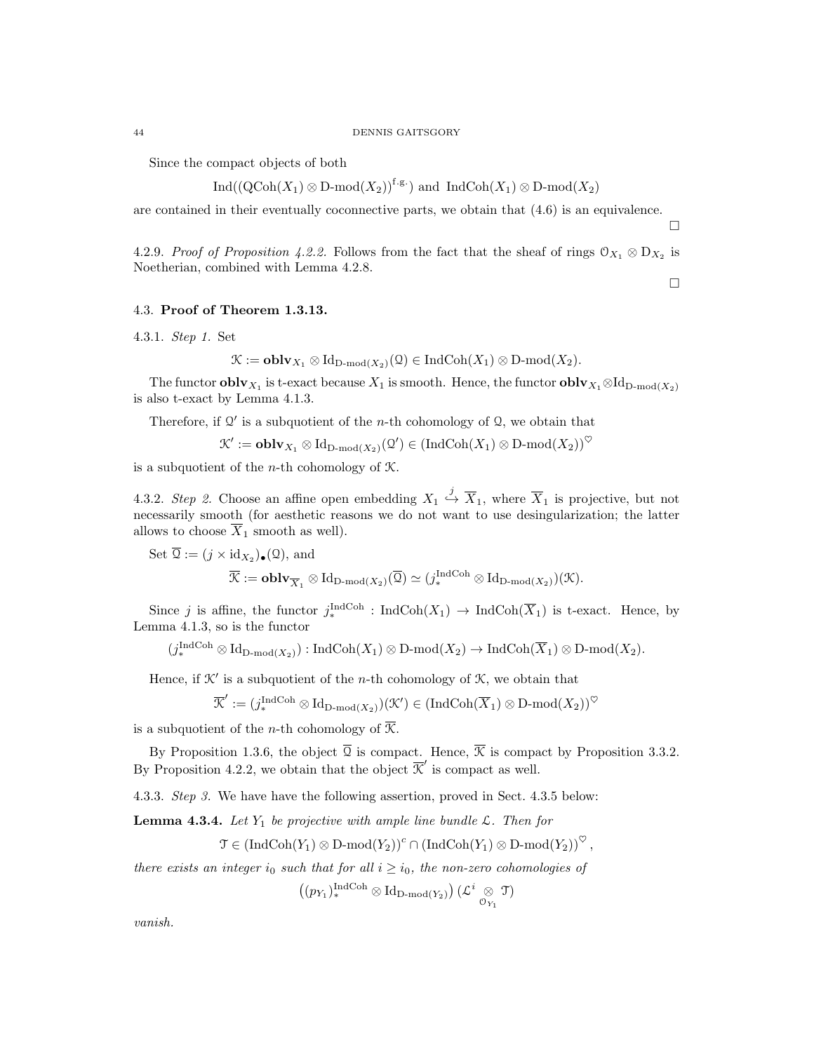Since the compact objects of both

$$\mathrm{Ind}((\mathrm{QCoh}(X_1) \otimes \text{D-mod}(X_2))^{\text{f.g.}}) \text{ and } \mathrm{IndCoh}(X_1) \otimes \text{D-mod}(X_2)$$

are contained in their eventually coconnective parts, we obtain that (4.6) is an equivalence.

□

4.2.9. *Proof of Proposition 4.2.2.* Follows from the fact that the sheaf of rings $\mathcal{O}_{X_1} \otimes \mathrm{D}_{X_2}$ is Noetherian, combined with Lemma 4.2.8.

□

### 4.3. **Proof of Theorem 1.3.13.**

4.3.1. *Step 1.* Set

$$\mathcal{K} := \mathbf{oblv}_{X_1} \otimes \mathrm{Id}_{\text{D-mod}(X_2)}(\mathcal{Q}) \in \mathrm{IndCoh}(X_1) \otimes \text{D-mod}(X_2).$$

The functor $\mathbf{oblv}_{X_1}$ is t-exact because $X_1$ is smooth. Hence, the functor $\mathbf{oblv}_{X_1} \otimes \mathrm{Id}_{\text{D-mod}(X_2)}$ is also t-exact by Lemma 4.1.3.

Therefore, if $\mathcal{Q}'$ is a subquotient of the $n$-th cohomology of $\mathcal{Q}$, we obtain that

$$\mathcal{K}' := \mathbf{oblv}_{X_1} \otimes \mathrm{Id}_{\text{D-mod}(X_2)}(\mathcal{Q}') \in (\mathrm{IndCoh}(X_1) \otimes \text{D-mod}(X_2))^{\heartsuit}$$

is a subquotient of the $n$-th cohomology of $\mathcal{K}$.

4.3.2. *Step 2.* Choose an affine open embedding $X_1 \overset{j}{\hookrightarrow} \overline{X}_1$, where $\overline{X}_1$ is projective, but not necessarily smooth (for aesthetic reasons we do not want to use desingularization; the latter allows to choose $\overline{X}_1$ smooth as well).

Set $\overline{\mathcal{Q}} := (j \times \mathrm{id}_{X_2})_{\bullet}(\mathcal{Q})$, and

$$\overline{\mathcal{K}} := \mathbf{oblv}_{\overline{X}_1} \otimes \mathrm{Id}_{\text{D-mod}(X_2)}(\overline{\mathcal{Q}}) \simeq (j_*^{\mathrm{IndCoh}} \otimes \mathrm{Id}_{\text{D-mod}(X_2)})(\mathcal{K}).$$

Since $j$ is affine, the functor $j_*^{\mathrm{IndCoh}} : \mathrm{IndCoh}(X_1) \to \mathrm{IndCoh}(\overline{X}_1)$ is t-exact. Hence, by Lemma 4.1.3, so is the functor

$$(j_*^{\mathrm{IndCoh}} \otimes \mathrm{Id}_{\text{D-mod}(X_2)}) : \mathrm{IndCoh}(X_1) \otimes \text{D-mod}(X_2) \to \mathrm{IndCoh}(\overline{X}_1) \otimes \text{D-mod}(X_2).$$

Hence, if $\mathcal{K}'$ is a subquotient of the $n$-th cohomology of $\mathcal{K}$, we obtain that

$$\overline{\mathcal{K}}' := (j_*^{\mathrm{IndCoh}} \otimes \mathrm{Id}_{\text{D-mod}(X_2)})(\mathcal{K}') \in (\mathrm{IndCoh}(\overline{X}_1) \otimes \text{D-mod}(X_2))^{\heartsuit}$$

is a subquotient of the $n$-th cohomology of $\overline{\mathcal{K}}$.

By Proposition 1.3.6, the object $\overline{\mathcal{Q}}$ is compact. Hence, $\overline{\mathcal{K}}$ is compact by Proposition 3.3.2. By Proposition 4.2.2, we obtain that the object $\overline{\mathcal{K}}'$ is compact as well.

4.3.3. *Step 3.* We have have the following assertion, proved in Sect. 4.3.5 below:

**Lemma 4.3.4.** *Let $Y_1$ be projective with ample line bundle $\mathcal{L}$. Then for*

$$\mathcal{T} \in (\mathrm{IndCoh}(Y_1) \otimes \text{D-mod}(Y_2))^c \cap (\mathrm{IndCoh}(Y_1) \otimes \text{D-mod}(Y_2))^{\heartsuit},$$

*there exists an integer $i_0$ such that for all $i \geq i_0$, the non-zero cohomologies of*

$$\left((p_{Y_1})_*^{\mathrm{IndCoh}} \otimes \mathrm{Id}_{\text{D-mod}(Y_2)}\right)(\mathcal{L}^i \underset{\mathcal{O}_{Y_1}}{\otimes} \mathcal{T})$$

*vanish.*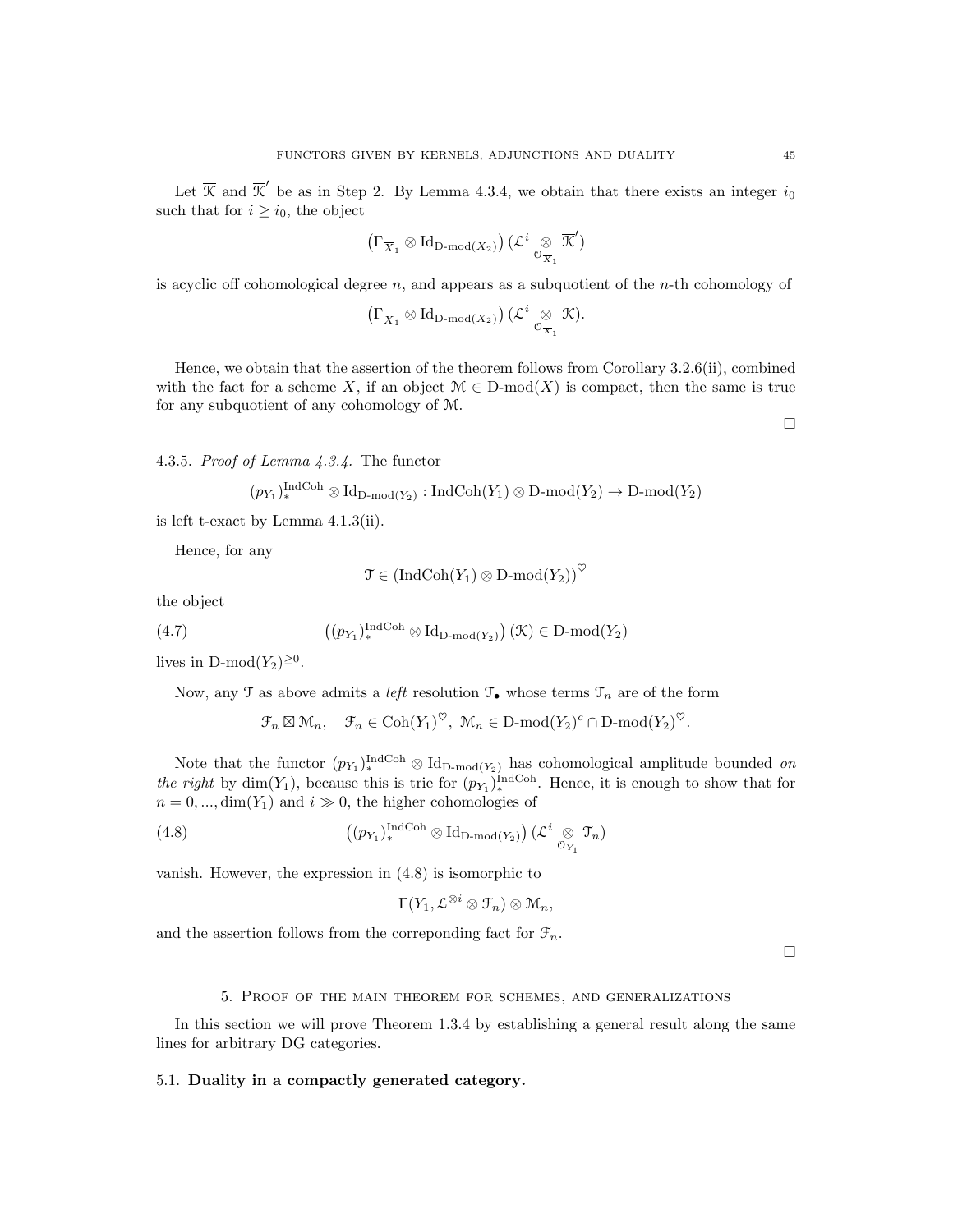Let $\overline{\mathcal{K}}$ and $\overline{\mathcal{K}}'$ be as in Step 2. By Lemma 4.3.4, we obtain that there exists an integer $i_0$ such that for $i \geq i_0$, the object

$$\left(\Gamma_{\overline{X}_1} \otimes \mathrm{Id}_{\mathrm{D}\text{-mod}(X_2)}\right)(\mathcal{L}^i \underset{\mathcal{O}_{\overline{X}_1}}{\otimes} \overline{\mathcal{K}}')$$

is acyclic off cohomological degree $n$, and appears as a subquotient of the $n$-th cohomology of

$$\left(\Gamma_{\overline{X}_1} \otimes \mathrm{Id}_{\mathrm{D}\text{-mod}(X_2)}\right)(\mathcal{L}^i \underset{\mathcal{O}_{\overline{X}_1}}{\otimes} \overline{\mathcal{K}}).$$

Hence, we obtain that the assertion of the theorem follows from Corollary 3.2.6(ii), combined with the fact for a scheme $X$, if an object $\mathcal{M} \in \mathrm{D}\text{-mod}(X)$ is compact, then the same is true for any subquotient of any cohomology of $\mathcal{M}$.

□

4.3.5. *Proof of Lemma 4.3.4.* The functor

$$(p_{Y_1})_*^{\mathrm{IndCoh}} \otimes \mathrm{Id}_{\mathrm{D}\text{-mod}(Y_2)} : \mathrm{IndCoh}(Y_1) \otimes \mathrm{D}\text{-mod}(Y_2) \to \mathrm{D}\text{-mod}(Y_2)$$

is left t-exact by Lemma 4.1.3(ii).

Hence, for any

$$\mathcal{T} \in \left(\mathrm{IndCoh}(Y_1) \otimes \mathrm{D}\text{-mod}(Y_2)\right)^{\heartsuit}$$

the object

$$\left((p_{Y_1})_*^{\mathrm{IndCoh}} \otimes \mathrm{Id}_{\mathrm{D}\text{-mod}(Y_2)}\right)(\mathcal{K}) \in \mathrm{D}\text{-mod}(Y_2) \tag{4.7}$$

lives in $\mathrm{D}\text{-mod}(Y_2)^{\geq 0}$.

Now, any $\mathcal{T}$ as above admits a *left* resolution $\mathcal{T}_\bullet$ whose terms $\mathcal{T}_n$ are of the form

$$\mathcal{F}_n \boxtimes \mathcal{M}_n, \quad \mathcal{F}_n \in \mathrm{Coh}(Y_1)^{\heartsuit}, \ \mathcal{M}_n \in \mathrm{D}\text{-mod}(Y_2)^c \cap \mathrm{D}\text{-mod}(Y_2)^{\heartsuit}.$$

Note that the functor $(p_{Y_1})_*^{\mathrm{IndCoh}} \otimes \mathrm{Id}_{\mathrm{D}\text{-mod}(Y_2)}$ has cohomological amplitude bounded *on the right* by $\dim(Y_1)$, because this is trie for $(p_{Y_1})_*^{\mathrm{IndCoh}}$. Hence, it is enough to show that for $n = 0, ..., \dim(Y_1)$ and $i \gg 0$, the higher cohomologies of

$$\left((p_{Y_1})_*^{\mathrm{IndCoh}} \otimes \mathrm{Id}_{\mathrm{D}\text{-mod}(Y_2)}\right)(\mathcal{L}^i \underset{\mathcal{O}_{Y_1}}{\otimes} \mathcal{T}_n) \tag{4.8}$$

vanish. However, the expression in (4.8) is isomorphic to

$$\Gamma(Y_1, \mathcal{L}^{\otimes i} \otimes \mathcal{F}_n) \otimes \mathcal{M}_n,$$

and the assertion follows from the correponding fact for $\mathcal{F}_n$.

□

## 5. Proof of the main theorem for schemes, and generalizations

In this section we will prove Theorem 1.3.4 by establishing a general result along the same lines for arbitrary DG categories.

### 5.1. **Duality in a compactly generated category.**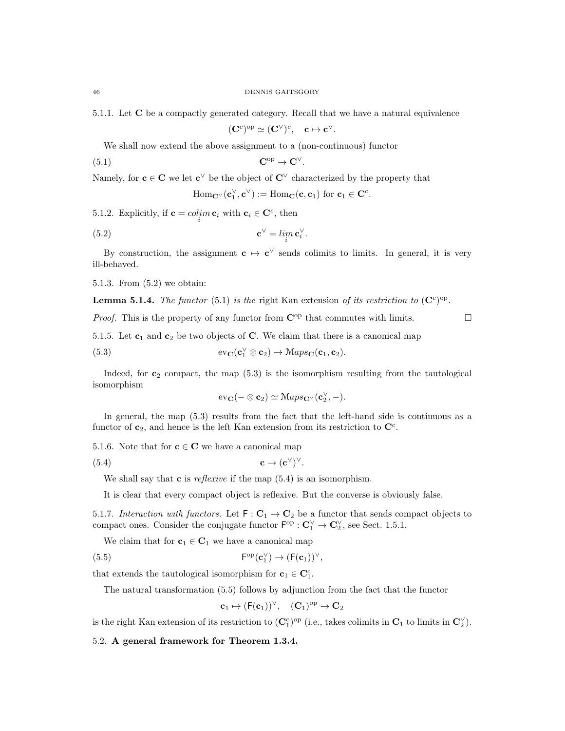5.1.1. Let $\mathbf{C}$ be a compactly generated category. Recall that we have a natural equivalence

$$(\mathbf{C}^c)^{\mathrm{op}} \simeq (\mathbf{C}^\vee)^c, \quad \mathbf{c} \mapsto \mathbf{c}^\vee.$$

We shall now extend the above assignment to a (non-continuous) functor

$$\mathbf{C}^{\mathrm{op}} \to \mathbf{C}^\vee. \tag{5.1}$$

Namely, for $\mathbf{c} \in \mathbf{C}$ we let $\mathbf{c}^\vee$ be the object of $\mathbf{C}^\vee$ characterized by the property that

$$\mathrm{Hom}_{\mathbf{C}^\vee}(\mathbf{c}_1^\vee, \mathbf{c}^\vee) := \mathrm{Hom}_{\mathbf{C}}(\mathbf{c}, \mathbf{c}_1) \text{ for } \mathbf{c}_1 \in \mathbf{C}^c.$$

5.1.2. Explicitly, if $\mathbf{c} = \underset{i}{colim}\, \mathbf{c}_i$ with $\mathbf{c}_i \in \mathbf{C}^c$, then

$$\mathbf{c}^\vee = \underset{i}{lim}\, \mathbf{c}_i^\vee. \tag{5.2}$$

By construction, the assignment $\mathbf{c} \mapsto \mathbf{c}^\vee$ sends colimits to limits. In general, it is very ill-behaved.

5.1.3. From (5.2) we obtain:

**Lemma 5.1.4.** *The functor* (5.1) *is the* right Kan extension *of its restriction to* $(\mathbf{C}^c)^{\mathrm{op}}$.

*Proof.* This is the property of any functor from $\mathbf{C}^{\mathrm{op}}$ that commutes with limits. $\square$

5.1.5. Let $\mathbf{c}_1$ and $\mathbf{c}_2$ be two objects of $\mathbf{C}$. We claim that there is a canonical map

$$\mathrm{ev}_{\mathbf{C}}(\mathbf{c}_1^\vee \otimes \mathbf{c}_2) \to \mathcal{M}aps_{\mathbf{C}}(\mathbf{c}_1, \mathbf{c}_2). \tag{5.3}$$

Indeed, for $\mathbf{c}_2$ compact, the map (5.3) is the isomorphism resulting from the tautological isomorphism

$$\mathrm{ev}_{\mathbf{C}}(- \otimes \mathbf{c}_2) \simeq \mathcal{M}aps_{\mathbf{C}^\vee}(\mathbf{c}_2^\vee, -).$$

In general, the map (5.3) results from the fact that the left-hand side is continuous as a functor of $\mathbf{c}_2$, and hence is the left Kan extension from its restriction to $\mathbf{C}^c$.

5.1.6. Note that for $\mathbf{c} \in \mathbf{C}$ we have a canonical map

$$\mathbf{c} \to (\mathbf{c}^\vee)^\vee. \tag{5.4}$$

We shall say that $\mathbf{c}$ is *reflexive* if the map (5.4) is an isomorphism.

It is clear that every compact object is reflexive. But the converse is obviously false.

5.1.7. *Interaction with functors.* Let $\mathsf{F} : \mathbf{C}_1 \to \mathbf{C}_2$ be a functor that sends compact objects to compact ones. Consider the conjugate functor $\mathsf{F}^{\mathrm{op}} : \mathbf{C}_1^\vee \to \mathbf{C}_2^\vee$, see Sect. 1.5.1.

We claim that for $\mathbf{c}_1 \in \mathbf{C}_1$ we have a canonical map

$$\mathsf{F}^{\mathrm{op}}(\mathbf{c}_1^\vee) \to (\mathsf{F}(\mathbf{c}_1))^\vee, \tag{5.5}$$

that extends the tautological isomorphism for $\mathbf{c}_1 \in \mathbf{C}_1^c$.

The natural transformation (5.5) follows by adjunction from the fact that the functor

$$\mathbf{c}_1 \mapsto (\mathsf{F}(\mathbf{c}_1))^\vee, \quad (\mathbf{C}_1)^{\mathrm{op}} \to \mathbf{C}_2$$

is the right Kan extension of its restriction to $(\mathbf{C}_1^c)^{\mathrm{op}}$ (i.e., takes colimits in $\mathbf{C}_1$ to limits in $\mathbf{C}_2^\vee$).

## 5.2. A general framework for Theorem 1.3.4.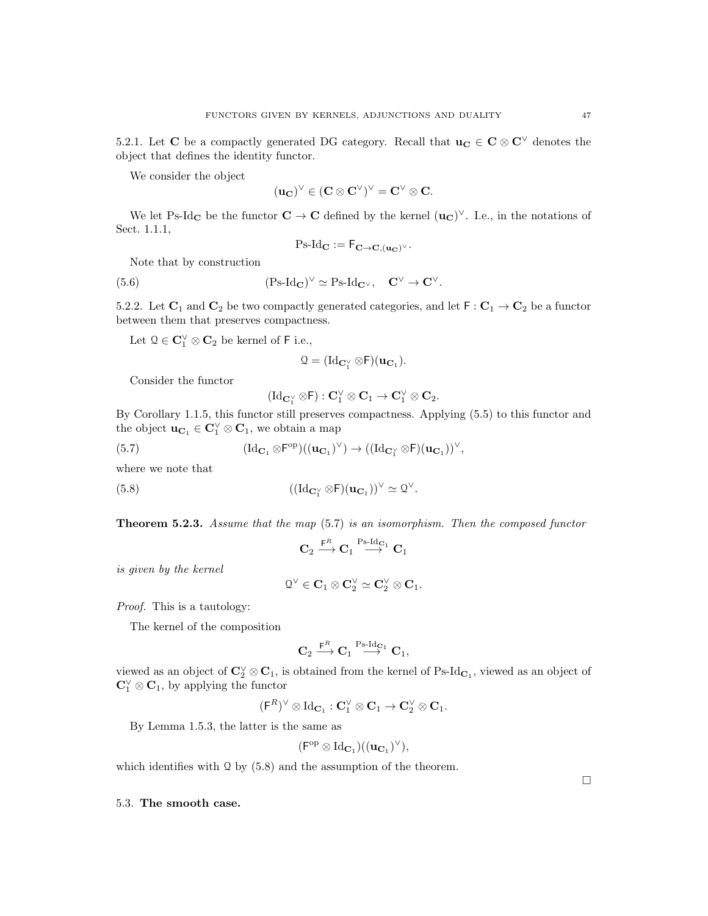5.2.1. Let $\mathbf{C}$ be a compactly generated DG category. Recall that $\mathbf{u_C} \in \mathbf{C} \otimes \mathbf{C}^\vee$ denotes the object that defines the identity functor.

We consider the object

$$(\mathbf{u_C})^\vee \in (\mathbf{C} \otimes \mathbf{C}^\vee)^\vee = \mathbf{C}^\vee \otimes \mathbf{C}.$$

We let $\text{Ps-Id}_\mathbf{C}$ be the functor $\mathbf{C} \to \mathbf{C}$ defined by the kernel $(\mathbf{u_C})^\vee$. I.e., in the notations of Sect. 1.1.1,

$$\text{Ps-Id}_\mathbf{C} := \mathsf{F}_{\mathbf{C} \to \mathbf{C}, (\mathbf{u_C})^\vee}.$$

Note that by construction

$$(\text{Ps-Id}_\mathbf{C})^\vee \simeq \text{Ps-Id}_{\mathbf{C}^\vee}, \quad \mathbf{C}^\vee \to \mathbf{C}^\vee. \tag{5.6}$$

5.2.2. Let $\mathbf{C}_1$ and $\mathbf{C}_2$ be two compactly generated categories, and let $\mathsf{F} : \mathbf{C}_1 \to \mathbf{C}_2$ be a functor between them that preserves compactness.

Let $\mathcal{Q} \in \mathbf{C}_1^\vee \otimes \mathbf{C}_2$ be kernel of $\mathsf{F}$ i.e.,

$$\mathcal{Q} = (\text{Id}_{\mathbf{C}_1^\vee} \otimes \mathsf{F})(\mathbf{u}_{\mathbf{C}_1}).$$

Consider the functor

$$(\text{Id}_{\mathbf{C}_1^\vee} \otimes \mathsf{F}) : \mathbf{C}_1^\vee \otimes \mathbf{C}_1 \to \mathbf{C}_1^\vee \otimes \mathbf{C}_2.$$

By Corollary 1.1.5, this functor still preserves compactness. Applying (5.5) to this functor and the object $\mathbf{u}_{\mathbf{C}_1} \in \mathbf{C}_1^\vee \otimes \mathbf{C}_1$, we obtain a map

$$(\text{Id}_{\mathbf{C}_1} \otimes \mathsf{F}^{\text{op}})((\mathbf{u}_{\mathbf{C}_1})^\vee) \to ((\text{Id}_{\mathbf{C}_1^\vee} \otimes \mathsf{F})(\mathbf{u}_{\mathbf{C}_1}))^\vee, \tag{5.7}$$

where we note that

$$((\text{Id}_{\mathbf{C}_1^\vee} \otimes \mathsf{F})(\mathbf{u}_{\mathbf{C}_1}))^\vee \simeq \mathcal{Q}^\vee. \tag{5.8}$$

**Theorem 5.2.3.** *Assume that the map* (5.7) *is an isomorphism. Then the composed functor*

$$\mathbf{C}_2 \xrightarrow{\mathsf{F}^R} \mathbf{C}_1 \xrightarrow{\text{Ps-Id}_{\mathbf{C}_1}} \mathbf{C}_1$$

*is given by the kernel*

$$\mathcal{Q}^\vee \in \mathbf{C}_1 \otimes \mathbf{C}_2^\vee \simeq \mathbf{C}_2^\vee \otimes \mathbf{C}_1.$$

*Proof.* This is a tautology:

The kernel of the composition

$$\mathbf{C}_2 \xrightarrow{\mathsf{F}^R} \mathbf{C}_1 \xrightarrow{\text{Ps-Id}_{\mathbf{C}_1}} \mathbf{C}_1,$$

viewed as an object of $\mathbf{C}_2^\vee \otimes \mathbf{C}_1$, is obtained from the kernel of $\text{Ps-Id}_{\mathbf{C}_1}$, viewed as an object of $\mathbf{C}_1^\vee \otimes \mathbf{C}_1$, by applying the functor

$$(\mathsf{F}^R)^\vee \otimes \text{Id}_{\mathbf{C}_1} : \mathbf{C}_1^\vee \otimes \mathbf{C}_1 \to \mathbf{C}_2^\vee \otimes \mathbf{C}_1.$$

By Lemma 1.5.3, the latter is the same as

$$(\mathsf{F}^{\text{op}} \otimes \text{Id}_{\mathbf{C}_1})((\mathbf{u}_{\mathbf{C}_1})^\vee),$$

which identifies with $\mathcal{Q}$ by (5.8) and the assumption of the theorem.

$\square$

## 5.3. The smooth case.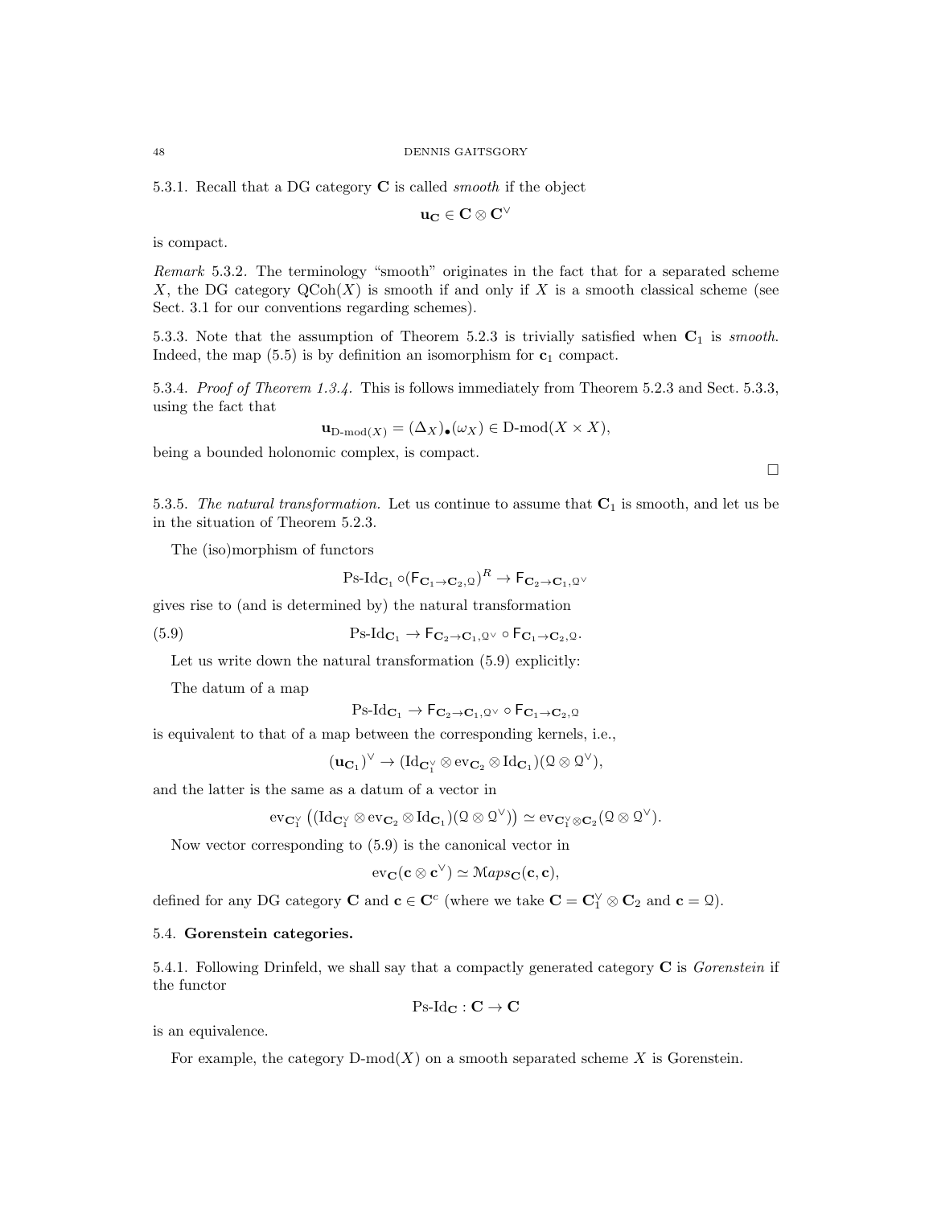5.3.1. Recall that a DG category $\mathbf{C}$ is called *smooth* if the object

$$\mathbf{u}_{\mathbf{C}} \in \mathbf{C} \otimes \mathbf{C}^\vee$$

is compact.

*Remark* 5.3.2. The terminology "smooth" originates in the fact that for a separated scheme $X$, the DG category $\operatorname{QCoh}(X)$ is smooth if and only if $X$ is a smooth classical scheme (see Sect. 3.1 for our conventions regarding schemes).

5.3.3. Note that the assumption of Theorem 5.2.3 is trivially satisfied when $\mathbf{C}_1$ is *smooth*. Indeed, the map (5.5) is by definition an isomorphism for $\mathbf{c}_1$ compact.

5.3.4. *Proof of Theorem 1.3.4.* This is follows immediately from Theorem 5.2.3 and Sect. 5.3.3, using the fact that

$$\mathbf{u}_{\text{D-mod}(X)} = (\Delta_X)_\bullet(\omega_X) \in \text{D-mod}(X \times X),$$

being a bounded holonomic complex, is compact.

$\square$

5.3.5. *The natural transformation.* Let us continue to assume that $\mathbf{C}_1$ is smooth, and let us be in the situation of Theorem 5.2.3.

The (iso)morphism of functors

$$\text{Ps-Id}_{\mathbf{C}_1} \circ (\mathsf{F}_{\mathbf{C}_1 \to \mathbf{C}_2, \mathcal{Q}})^R \to \mathsf{F}_{\mathbf{C}_2 \to \mathbf{C}_1, \mathcal{Q}^\vee}$$

gives rise to (and is determined by) the natural transformation

$$\text{Ps-Id}_{\mathbf{C}_1} \to \mathsf{F}_{\mathbf{C}_2 \to \mathbf{C}_1, \mathcal{Q}^\vee} \circ \mathsf{F}_{\mathbf{C}_1 \to \mathbf{C}_2, \mathcal{Q}}. \tag{5.9}$$

Let us write down the natural transformation (5.9) explicitly:

The datum of a map

$$\text{Ps-Id}_{\mathbf{C}_1} \to \mathsf{F}_{\mathbf{C}_2 \to \mathbf{C}_1, \mathcal{Q}^\vee} \circ \mathsf{F}_{\mathbf{C}_1 \to \mathbf{C}_2, \mathcal{Q}}$$

is equivalent to that of a map between the corresponding kernels, i.e.,

$$(\mathbf{u}_{\mathbf{C}_1})^\vee \to (\text{Id}_{\mathbf{C}_1^\vee} \otimes \text{ev}_{\mathbf{C}_2} \otimes \text{Id}_{\mathbf{C}_1})(\mathcal{Q} \otimes \mathcal{Q}^\vee),$$

and the latter is the same as a datum of a vector in

$$\text{ev}_{\mathbf{C}_1^\vee}\left((\text{Id}_{\mathbf{C}_1^\vee} \otimes \text{ev}_{\mathbf{C}_2} \otimes \text{Id}_{\mathbf{C}_1})(\mathcal{Q} \otimes \mathcal{Q}^\vee)\right) \simeq \text{ev}_{\mathbf{C}_1^\vee \otimes \mathbf{C}_2}(\mathcal{Q} \otimes \mathcal{Q}^\vee).$$

Now vector corresponding to (5.9) is the canonical vector in

$$\text{ev}_{\mathbf{C}}(\mathbf{c} \otimes \mathbf{c}^\vee) \simeq \mathcal{M}aps_{\mathbf{C}}(\mathbf{c}, \mathbf{c}),$$

defined for any DG category $\mathbf{C}$ and $\mathbf{c} \in \mathbf{C}^c$ (where we take $\mathbf{C} = \mathbf{C}_1^\vee \otimes \mathbf{C}_2$ and $\mathbf{c} = \mathcal{Q}$).

## 5.4. Gorenstein categories.

5.4.1. Following Drinfeld, we shall say that a compactly generated category $\mathbf{C}$ is *Gorenstein* if the functor

$$\text{Ps-Id}_{\mathbf{C}} : \mathbf{C} \to \mathbf{C}$$

is an equivalence.

For example, the category $\text{D-mod}(X)$ on a smooth separated scheme $X$ is Gorenstein.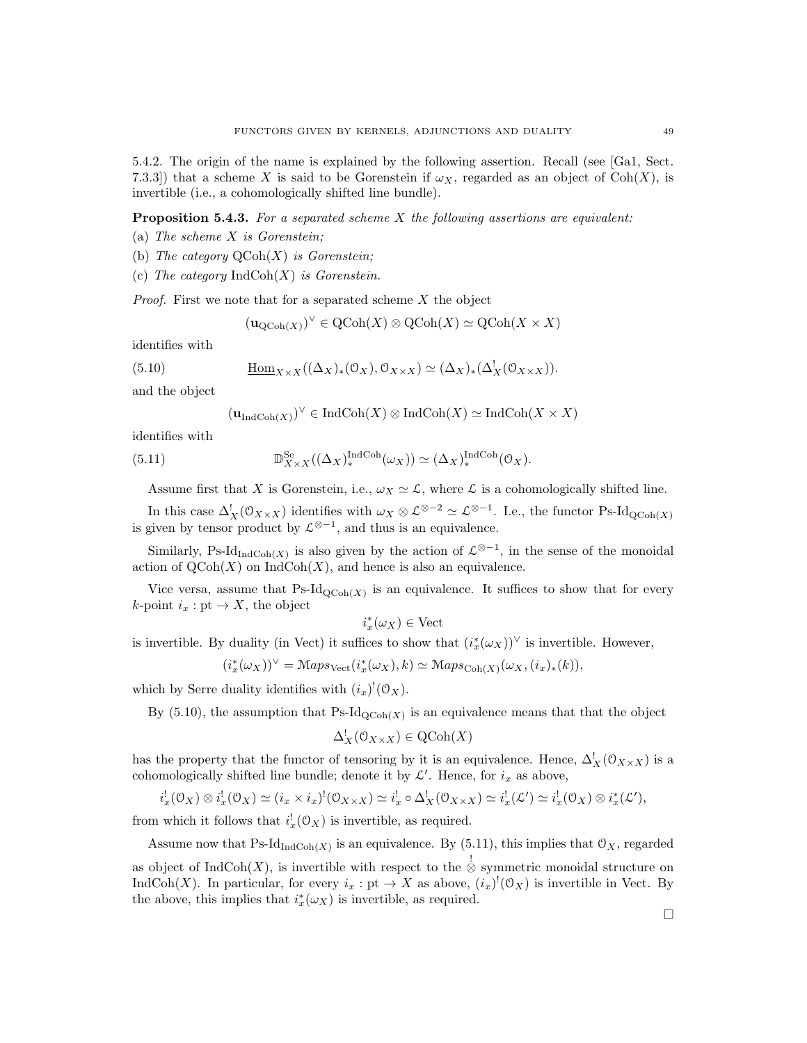5.4.2. The origin of the name is explained by the following assertion. Recall (see [Ga1, Sect. 7.3.3]) that a scheme $X$ is said to be Gorenstein if $\omega_X$, regarded as an object of $\mathrm{Coh}(X)$, is invertible (i.e., a cohomologically shifted line bundle).

**Proposition 5.4.3.** *For a separated scheme $X$ the following assertions are equivalent:*

(a) *The scheme $X$ is Gorenstein;*

(b) *The category $\mathrm{QCoh}(X)$ is Gorenstein;*

(c) *The category $\mathrm{IndCoh}(X)$ is Gorenstein.*

*Proof.* First we note that for a separated scheme $X$ the object

$$(\mathbf{u}_{\mathrm{QCoh}(X)})^\vee \in \mathrm{QCoh}(X) \otimes \mathrm{QCoh}(X) \simeq \mathrm{QCoh}(X \times X)$$

identifies with

$$\underline{\mathrm{Hom}}_{X \times X}((\Delta_X)_*(\mathcal{O}_X), \mathcal{O}_{X\times X}) \simeq (\Delta_X)_*(\Delta_X^!(\mathcal{O}_{X\times X})). \tag{5.10}$$

and the object

$$(\mathbf{u}_{\mathrm{IndCoh}(X)})^\vee \in \mathrm{IndCoh}(X) \otimes \mathrm{IndCoh}(X) \simeq \mathrm{IndCoh}(X \times X)$$

identifies with

$$\mathbb{D}^{\mathrm{Se}}_{X\times X}((\Delta_X)_*^{\mathrm{IndCoh}}(\omega_X)) \simeq (\Delta_X)_*^{\mathrm{IndCoh}}(\mathcal{O}_X). \tag{5.11}$$

Assume first that $X$ is Gorenstein, i.e., $\omega_X \simeq \mathcal{L}$, where $\mathcal{L}$ is a cohomologically shifted line.

In this case $\Delta_X^!(\mathcal{O}_{X\times X})$ identifies with $\omega_X \otimes \mathcal{L}^{\otimes -2} \simeq \mathcal{L}^{\otimes -1}$. I.e., the functor $\text{Ps-Id}_{\mathrm{QCoh}(X)}$ is given by tensor product by $\mathcal{L}^{\otimes -1}$, and thus is an equivalence.

Similarly, $\text{Ps-Id}_{\mathrm{IndCoh}(X)}$ is also given by the action of $\mathcal{L}^{\otimes -1}$, in the sense of the monoidal action of $\mathrm{QCoh}(X)$ on $\mathrm{IndCoh}(X)$, and hence is also an equivalence.

Vice versa, assume that $\text{Ps-Id}_{\mathrm{QCoh}(X)}$ is an equivalence. It suffices to show that for every $k$-point $i_x : \mathrm{pt} \to X$, the object

$$i_x^*(\omega_X) \in \mathrm{Vect}$$

is invertible. By duality (in Vect) it suffices to show that $(i_x^*(\omega_X))^\vee$ is invertible. However,

$$(i_x^*(\omega_X))^\vee = \mathcal{M}aps_{\mathrm{Vect}}(i_x^*(\omega_X), k) \simeq \mathcal{M}aps_{\mathrm{Coh}(X)}(\omega_X, (i_x)_*(k)),$$

which by Serre duality identifies with $(i_x)^!(\mathcal{O}_X)$.

By (5.10), the assumption that $\text{Ps-Id}_{\mathrm{QCoh}(X)}$ is an equivalence means that that the object

$$\Delta_X^!(\mathcal{O}_{X\times X}) \in \mathrm{QCoh}(X)$$

has the property that the functor of tensoring by it is an equivalence. Hence, $\Delta_X^!(\mathcal{O}_{X\times X})$ is a cohomologically shifted line bundle; denote it by $\mathcal{L}'$. Hence, for $i_x$ as above,

$$i_x^!(\mathcal{O}_X) \otimes i_x^!(\mathcal{O}_X) \simeq (i_x \times i_x)^!(\mathcal{O}_{X\times X}) \simeq i_x^! \circ \Delta_X^!(\mathcal{O}_{X\times X}) \simeq i_x^!(\mathcal{L}') \simeq i_x^!(\mathcal{O}_X) \otimes i_x^*(\mathcal{L}'),$$

from which it follows that $i_x^!(\mathcal{O}_X)$ is invertible, as required.

Assume now that $\text{Ps-Id}_{\mathrm{IndCoh}(X)}$ is an equivalence. By (5.11), this implies that $\mathcal{O}_X$, regarded as object of $\mathrm{IndCoh}(X)$, is invertible with respect to the $\overset{!}{\otimes}$ symmetric monoidal structure on $\mathrm{IndCoh}(X)$. In particular, for every $i_x : \mathrm{pt} \to X$ as above, $(i_x)^!(\mathcal{O}_X)$ is invertible in Vect. By the above, this implies that $i_x^*(\omega_X)$ is invertible, as required.

□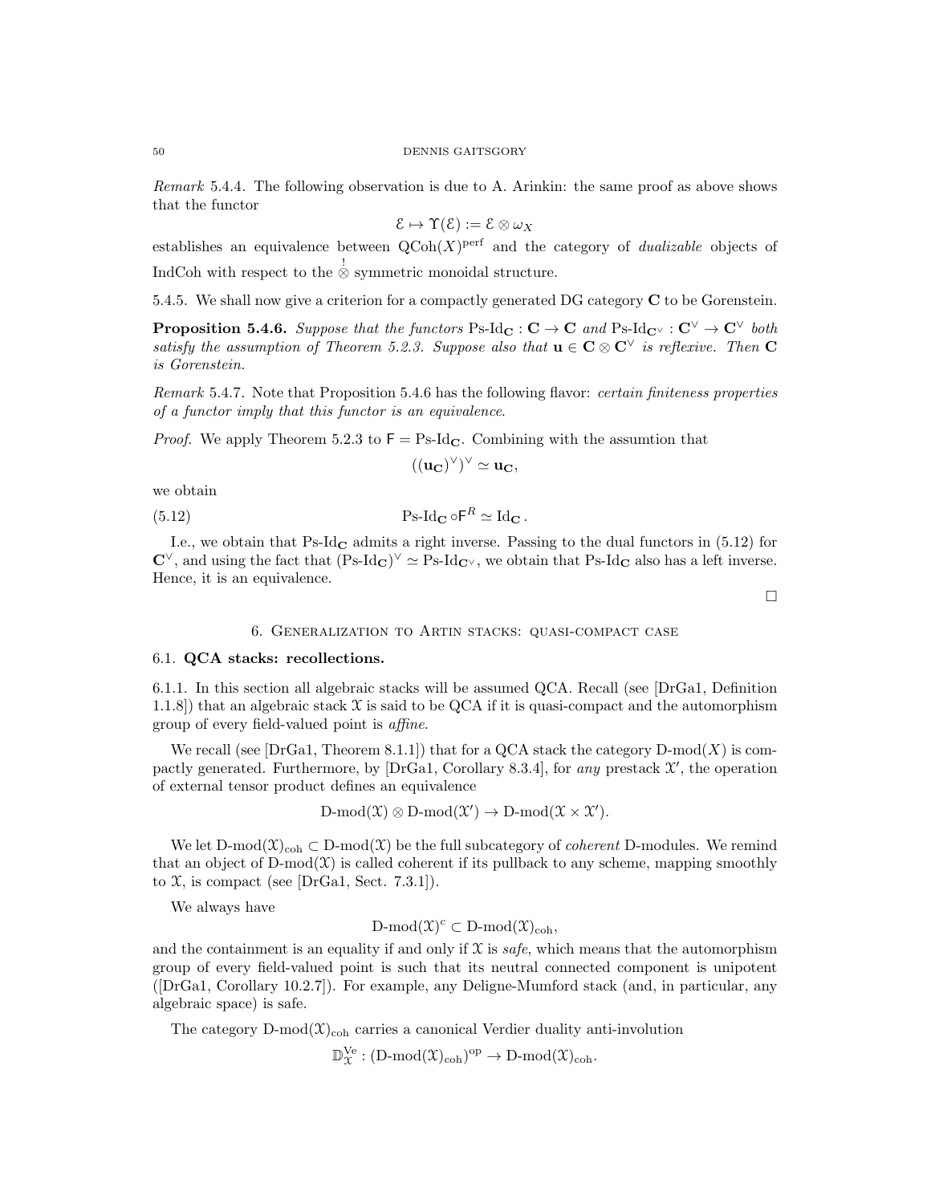*Remark* 5.4.4. The following observation is due to A. Arinkin: the same proof as above shows that the functor

$$\mathcal{E} \mapsto \Upsilon(\mathcal{E}) := \mathcal{E} \otimes \omega_X$$

establishes an equivalence between $\operatorname{QCoh}(X)^{\mathrm{perf}}$ and the category of *dualizable* objects of IndCoh with respect to the $\overset{!}{\otimes}$ symmetric monoidal structure.

5.4.5. We shall now give a criterion for a compactly generated DG category $\mathbf{C}$ to be Gorenstein.

**Proposition 5.4.6.** *Suppose that the functors* $\text{Ps-Id}_{\mathbf{C}} : \mathbf{C} \to \mathbf{C}$ *and* $\text{Ps-Id}_{\mathbf{C}^\vee} : \mathbf{C}^\vee \to \mathbf{C}^\vee$ *both satisfy the assumption of Theorem 5.2.3. Suppose also that* $\mathbf{u} \in \mathbf{C} \otimes \mathbf{C}^\vee$ *is reflexive. Then* $\mathbf{C}$ *is Gorenstein.*

*Remark* 5.4.7. Note that Proposition 5.4.6 has the following flavor: *certain finiteness properties of a functor imply that this functor is an equivalence.*

*Proof.* We apply Theorem 5.2.3 to $\mathsf{F} = \text{Ps-Id}_{\mathbf{C}}$. Combining with the assumtion that

$$((\mathbf{u}_{\mathbf{C}})^\vee)^\vee \simeq \mathbf{u}_{\mathbf{C}},$$

we obtain

$$\text{Ps-Id}_{\mathbf{C}} \circ \mathsf{F}^R \simeq \text{Id}_{\mathbf{C}}. \tag{5.12}$$

I.e., we obtain that $\text{Ps-Id}_{\mathbf{C}}$ admits a right inverse. Passing to the dual functors in (5.12) for $\mathbf{C}^\vee$, and using the fact that $(\text{Ps-Id}_{\mathbf{C}})^\vee \simeq \text{Ps-Id}_{\mathbf{C}^\vee}$, we obtain that $\text{Ps-Id}_{\mathbf{C}}$ also has a left inverse. Hence, it is an equivalence.

□

## 6. Generalization to Artin stacks: quasi-compact case

### 6.1. QCA stacks: recollections.

6.1.1. In this section all algebraic stacks will be assumed QCA. Recall (see [DrGa1, Definition 1.1.8]) that an algebraic stack $\mathcal{X}$ is said to be QCA if it is quasi-compact and the automorphism group of every field-valued point is *affine*.

We recall (see [DrGa1, Theorem 8.1.1]) that for a QCA stack the category $\text{D-mod}(X)$ is compactly generated. Furthermore, by [DrGa1, Corollary 8.3.4], for *any* prestack $\mathcal{X}'$, the operation of external tensor product defines an equivalence

$$\text{D-mod}(\mathcal{X}) \otimes \text{D-mod}(\mathcal{X}') \to \text{D-mod}(\mathcal{X} \times \mathcal{X}').$$

We let $\text{D-mod}(\mathcal{X})_{\text{coh}} \subset \text{D-mod}(\mathcal{X})$ be the full subcategory of *coherent* D-modules. We remind that an object of $\text{D-mod}(\mathcal{X})$ is called coherent if its pullback to any scheme, mapping smoothly to $\mathcal{X}$, is compact (see [DrGa1, Sect. 7.3.1]).

We always have

$$\text{D-mod}(\mathcal{X})^c \subset \text{D-mod}(\mathcal{X})_{\text{coh}},$$

and the containment is an equality if and only if $\mathcal{X}$ is *safe*, which means that the automorphism group of every field-valued point is such that its neutral connected component is unipotent ([DrGa1, Corollary 10.2.7]). For example, any Deligne-Mumford stack (and, in particular, any algebraic space) is safe.

The category $\text{D-mod}(\mathcal{X})_{\text{coh}}$ carries a canonical Verdier duality anti-involution

$$\mathbb{D}^{\text{Ve}}_{\mathcal{X}} : (\text{D-mod}(\mathcal{X})_{\text{coh}})^{\text{op}} \to \text{D-mod}(\mathcal{X})_{\text{coh}}.$$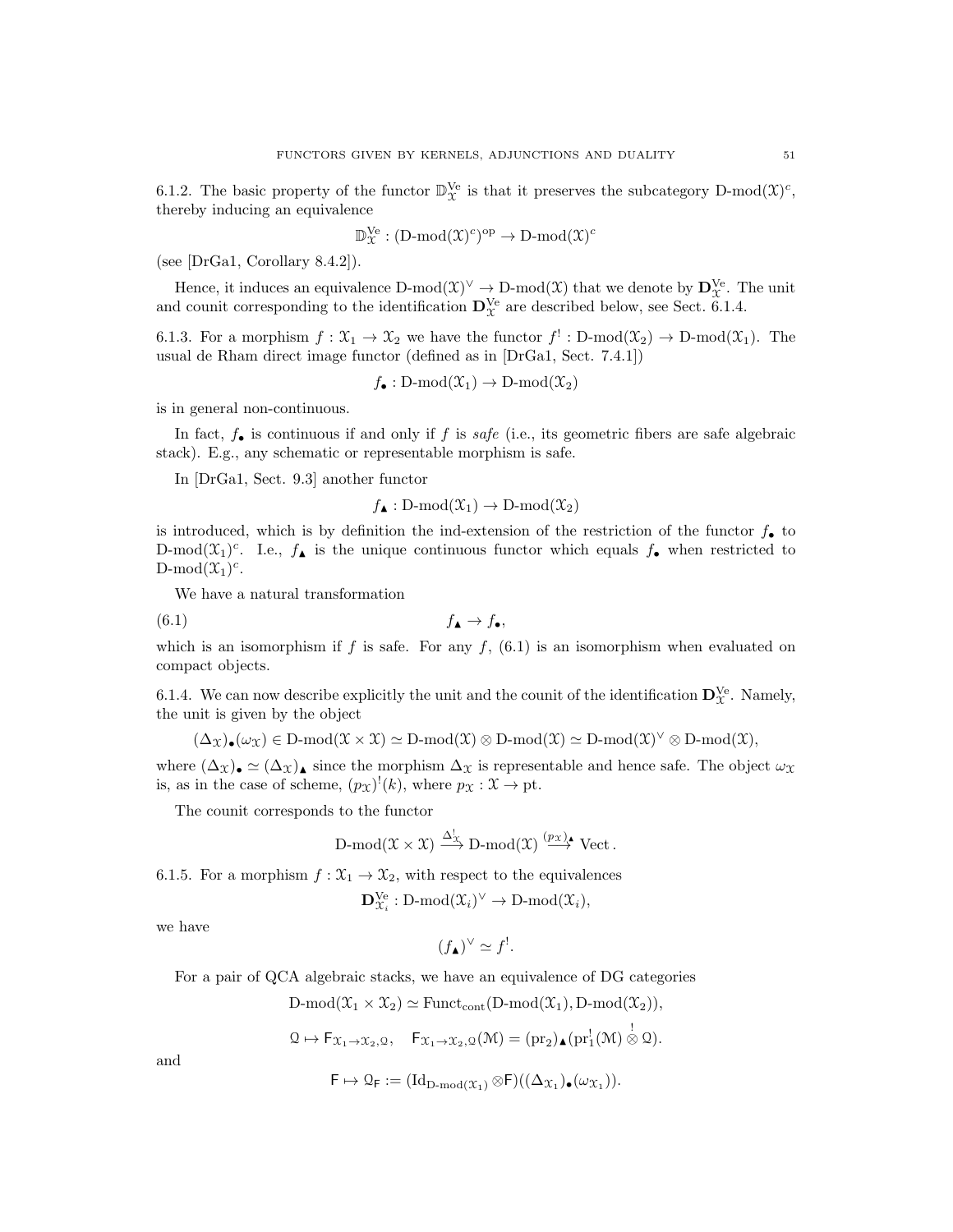6.1.2. The basic property of the functor $\mathbb{D}^{\mathrm{Ve}}_{\mathcal{X}}$ is that it preserves the subcategory $\text{D-mod}(\mathcal{X})^c$, thereby inducing an equivalence

$$\mathbb{D}^{\mathrm{Ve}}_{\mathcal{X}} : (\text{D-mod}(\mathcal{X})^c)^{\mathrm{op}} \to \text{D-mod}(\mathcal{X})^c$$

(see [DrGa1, Corollary 8.4.2]).

Hence, it induces an equivalence $\text{D-mod}(\mathcal{X})^\vee \to \text{D-mod}(\mathcal{X})$ that we denote by $\mathbf{D}^{\mathrm{Ve}}_{\mathcal{X}}$. The unit and counit corresponding to the identification $\mathbf{D}^{\mathrm{Ve}}_{\mathcal{X}}$ are described below, see Sect. 6.1.4.

6.1.3. For a morphism $f : \mathcal{X}_1 \to \mathcal{X}_2$ we have the functor $f^! : \text{D-mod}(\mathcal{X}_2) \to \text{D-mod}(\mathcal{X}_1)$. The usual de Rham direct image functor (defined as in [DrGa1, Sect. 7.4.1])

$$f_\bullet : \text{D-mod}(\mathcal{X}_1) \to \text{D-mod}(\mathcal{X}_2)$$

is in general non-continuous.

In fact, $f_\bullet$ is continuous if and only if $f$ is *safe* (i.e., its geometric fibers are safe algebraic stack). E.g., any schematic or representable morphism is safe.

In [DrGa1, Sect. 9.3] another functor

$$f_\blacktriangle : \text{D-mod}(\mathcal{X}_1) \to \text{D-mod}(\mathcal{X}_2)$$

is introduced, which is by definition the ind-extension of the restriction of the functor $f_\bullet$ to $\text{D-mod}(\mathcal{X}_1)^c$. I.e., $f_\blacktriangle$ is the unique continuous functor which equals $f_\bullet$ when restricted to $\text{D-mod}(\mathcal{X}_1)^c$.

We have a natural transformation

$$f_\blacktriangle \to f_\bullet, \tag{6.1}$$

which is an isomorphism if $f$ is safe. For any $f$, (6.1) is an isomorphism when evaluated on compact objects.

6.1.4. We can now describe explicitly the unit and the counit of the identification $\mathbf{D}^{\mathrm{Ve}}_{\mathcal{X}}$. Namely, the unit is given by the object

$$(\Delta_{\mathcal{X}})_\bullet(\omega_{\mathcal{X}}) \in \text{D-mod}(\mathcal{X} \times \mathcal{X}) \simeq \text{D-mod}(\mathcal{X}) \otimes \text{D-mod}(\mathcal{X}) \simeq \text{D-mod}(\mathcal{X})^\vee \otimes \text{D-mod}(\mathcal{X}),$$

where $(\Delta_{\mathcal{X}})_\bullet \simeq (\Delta_{\mathcal{X}})_\blacktriangle$ since the morphism $\Delta_{\mathcal{X}}$ is representable and hence safe. The object $\omega_{\mathcal{X}}$ is, as in the case of scheme, $(p_{\mathcal{X}})^!(k)$, where $p_{\mathcal{X}} : \mathcal{X} \to \mathrm{pt}$.

The counit corresponds to the functor

$$\text{D-mod}(\mathcal{X} \times \mathcal{X}) \xrightarrow{\Delta^!_{\mathcal{X}}} \text{D-mod}(\mathcal{X}) \xrightarrow{(p_{\mathcal{X}})_\blacktriangle} \mathrm{Vect}.$$

6.1.5. For a morphism $f : \mathcal{X}_1 \to \mathcal{X}_2$, with respect to the equivalences

$$\mathbf{D}^{\mathrm{Ve}}_{\mathcal{X}_i} : \text{D-mod}(\mathcal{X}_i)^\vee \to \text{D-mod}(\mathcal{X}_i),$$

we have

$$(f_\blacktriangle)^\vee \simeq f^!.$$

For a pair of QCA algebraic stacks, we have an equivalence of DG categories

$$\text{D-mod}(\mathcal{X}_1 \times \mathcal{X}_2) \simeq \mathrm{Funct}_{\mathrm{cont}}(\text{D-mod}(\mathcal{X}_1), \text{D-mod}(\mathcal{X}_2)),$$

$$\mathcal{Q} \mapsto \mathsf{F}_{\mathcal{X}_1 \to \mathcal{X}_2, \mathcal{Q}}, \quad \mathsf{F}_{\mathcal{X}_1 \to \mathcal{X}_2, \mathcal{Q}}(\mathcal{M}) = (\mathrm{pr}_2)_\blacktriangle(\mathrm{pr}_1^!(\mathcal{M}) \overset{!}{\otimes} \mathcal{Q}).$$

and

$$\mathsf{F} \mapsto \mathcal{Q}_{\mathsf{F}} := (\mathrm{Id}_{\text{D-mod}(\mathcal{X}_1)} \otimes \mathsf{F})((\Delta_{\mathcal{X}_1})_\bullet(\omega_{\mathcal{X}_1})).$$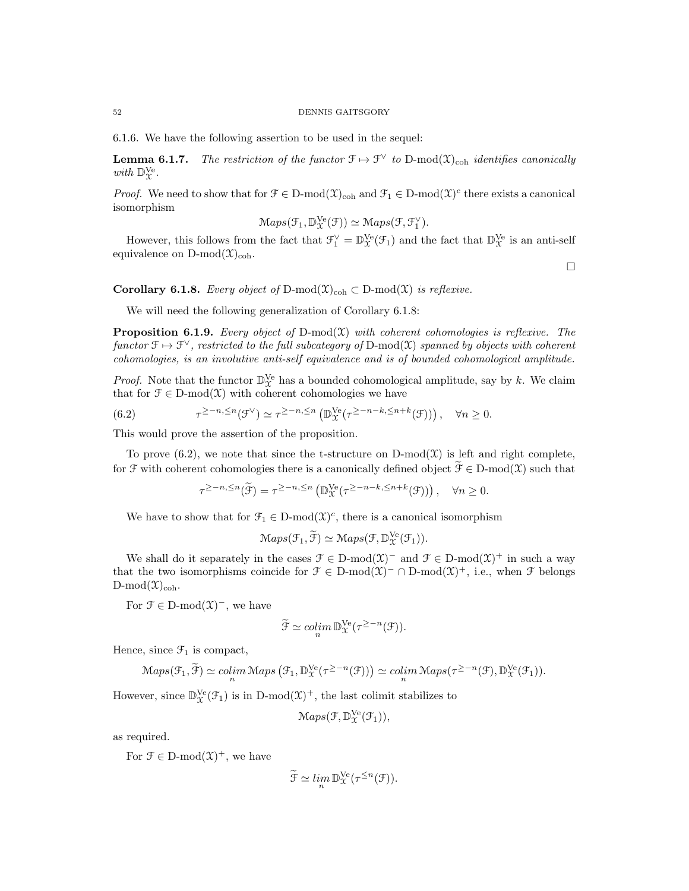6.1.6. We have the following assertion to be used in the sequel:

**Lemma 6.1.7.** *The restriction of the functor $\mathcal{F} \mapsto \mathcal{F}^\vee$ to* $\text{D-mod}(\mathcal{X})_{\text{coh}}$ *identifies canonically with* $\mathbb{D}^{\text{Ve}}_{\mathcal{X}}$.

*Proof.* We need to show that for $\mathcal{F} \in \text{D-mod}(\mathcal{X})_{\text{coh}}$ and $\mathcal{F}_1 \in \text{D-mod}(\mathcal{X})^c$ there exists a canonical isomorphism

$$\mathcal{M}aps(\mathcal{F}_1, \mathbb{D}^{\text{Ve}}_{\mathcal{X}}(\mathcal{F})) \simeq \mathcal{M}aps(\mathcal{F}, \mathcal{F}_1^\vee).$$

However, this follows from the fact that $\mathcal{F}_1^\vee = \mathbb{D}^{\text{Ve}}_{\mathcal{X}}(\mathcal{F}_1)$ and the fact that $\mathbb{D}^{\text{Ve}}_{\mathcal{X}}$ is an anti-self equivalence on $\text{D-mod}(\mathcal{X})_{\text{coh}}$.

□

**Corollary 6.1.8.** *Every object of* $\text{D-mod}(\mathcal{X})_{\text{coh}} \subset \text{D-mod}(\mathcal{X})$ *is reflexive.*

We will need the following generalization of Corollary 6.1.8:

**Proposition 6.1.9.** *Every object of* $\text{D-mod}(\mathcal{X})$ *with coherent cohomologies is reflexive. The functor* $\mathcal{F} \mapsto \mathcal{F}^\vee$*, restricted to the full subcategory of* $\text{D-mod}(\mathcal{X})$ *spanned by objects with coherent cohomologies, is an involutive anti-self equivalence and is of bounded cohomological amplitude.*

*Proof.* Note that the functor $\mathbb{D}^{\text{Ve}}_{\mathcal{X}}$ has a bounded cohomological amplitude, say by $k$. We claim that for $\mathcal{F} \in \text{D-mod}(\mathcal{X})$ with coherent cohomologies we have

$$\tau^{\geq -n, \leq n}(\mathcal{F}^\vee) \simeq \tau^{\geq -n, \leq n}\left(\mathbb{D}^{\text{Ve}}_{\mathcal{X}}(\tau^{\geq -n-k, \leq n+k}(\mathcal{F}))\right), \quad \forall n \geq 0. \tag{6.2}$$

This would prove the assertion of the proposition.

To prove (6.2), we note that since the t-structure on $\text{D-mod}(\mathcal{X})$ is left and right complete, for $\mathcal{F}$ with coherent cohomologies there is a canonically defined object $\widetilde{\mathcal{F}} \in \text{D-mod}(\mathcal{X})$ such that

$$\tau^{\geq -n, \leq n}(\widetilde{\mathcal{F}}) = \tau^{\geq -n, \leq n}\left(\mathbb{D}^{\text{Ve}}_{\mathcal{X}}(\tau^{\geq -n-k, \leq n+k}(\mathcal{F}))\right), \quad \forall n \geq 0.$$

We have to show that for $\mathcal{F}_1 \in \text{D-mod}(\mathcal{X})^c$, there is a canonical isomorphism

$$\mathcal{M}aps(\mathcal{F}_1, \widetilde{\mathcal{F}}) \simeq \mathcal{M}aps(\mathcal{F}, \mathbb{D}^{\text{Ve}}_{\mathcal{X}}(\mathcal{F}_1)).$$

We shall do it separately in the cases $\mathcal{F} \in \text{D-mod}(\mathcal{X})^-$ and $\mathcal{F} \in \text{D-mod}(\mathcal{X})^+$ in such a way that the two isomorphisms coincide for $\mathcal{F} \in \text{D-mod}(\mathcal{X})^- \cap \text{D-mod}(\mathcal{X})^+$, i.e., when $\mathcal{F}$ belongs $\text{D-mod}(\mathcal{X})_{\text{coh}}$.

For $\mathcal{F} \in \text{D-mod}(\mathcal{X})^-$, we have

$$\widetilde{\mathcal{F}} \simeq \underset{n}{colim}\, \mathbb{D}^{\text{Ve}}_{\mathcal{X}}(\tau^{\geq -n}(\mathcal{F})).$$

Hence, since $\mathcal{F}_1$ is compact,

$$\mathcal{M}aps(\mathcal{F}_1, \widetilde{\mathcal{F}}) \simeq \underset{n}{colim}\, \mathcal{M}aps\left(\mathcal{F}_1, \mathbb{D}^{\text{Ve}}_{\mathcal{X}}(\tau^{\geq -n}(\mathcal{F}))\right) \simeq \underset{n}{colim}\, \mathcal{M}aps(\tau^{\geq -n}(\mathcal{F}), \mathbb{D}^{\text{Ve}}_{\mathcal{X}}(\mathcal{F}_1)).$$

However, since $\mathbb{D}^{\text{Ve}}_{\mathcal{X}}(\mathcal{F}_1)$ is in $\text{D-mod}(\mathcal{X})^+$, the last colimit stabilizes to

$$\mathcal{M}aps(\mathcal{F}, \mathbb{D}^{\text{Ve}}_{\mathcal{X}}(\mathcal{F}_1)),$$

as required.

For $\mathcal{F} \in \text{D-mod}(\mathcal{X})^+$, we have

$$\widetilde{\mathcal{F}} \simeq \underset{n}{lim}\, \mathbb{D}^{\text{Ve}}_{\mathcal{X}}(\tau^{\leq n}(\mathcal{F})).$$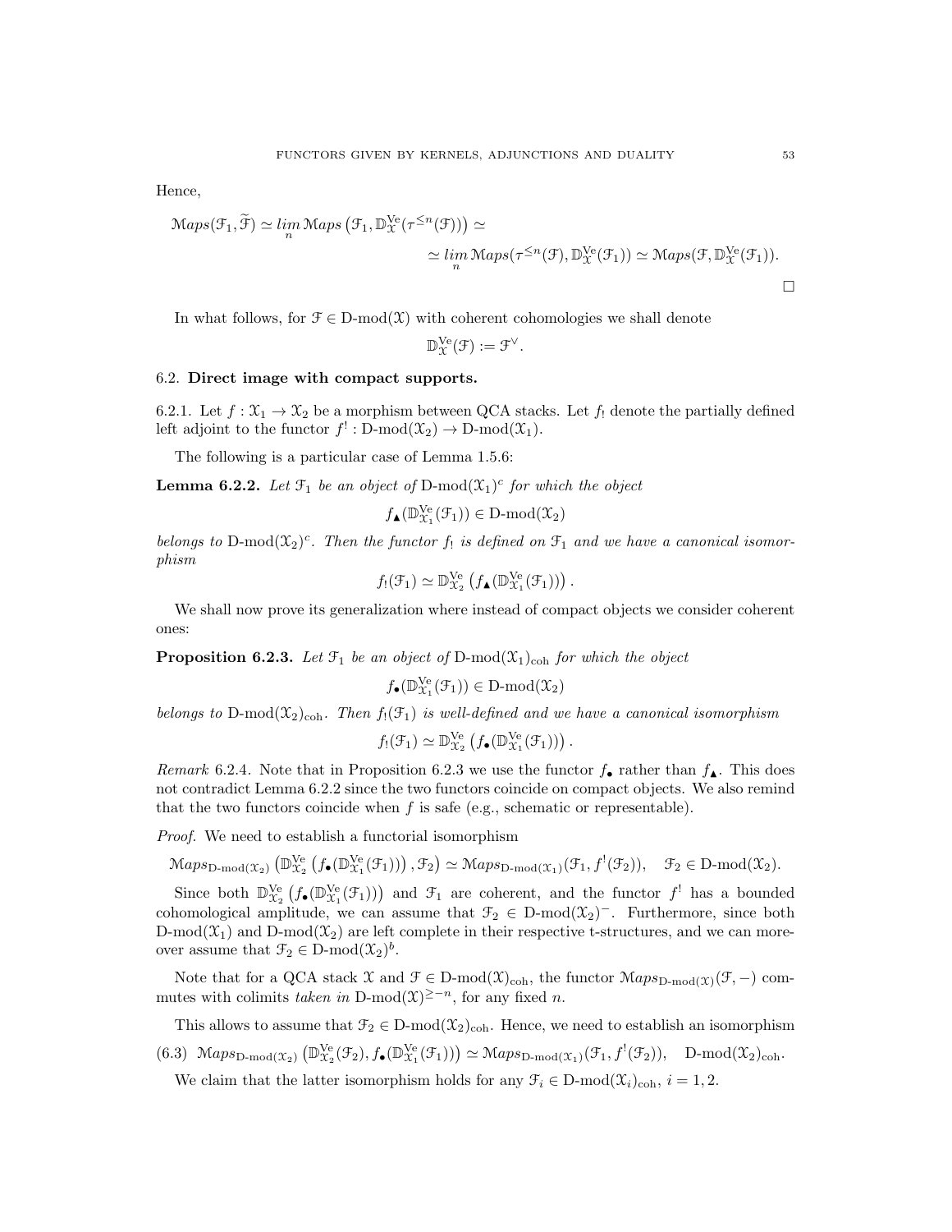Hence,

$$\mathcal{M}aps(\mathcal{F}_1, \widetilde{\mathcal{F}}) \simeq \lim_n \mathcal{M}aps\left(\mathcal{F}_1, \mathbb{D}^{\mathrm{Ve}}_{\mathcal{X}}(\tau^{\leq n}(\mathcal{F}))\right) \simeq$$

$$\simeq \lim_n \mathcal{M}aps(\tau^{\leq n}(\mathcal{F}), \mathbb{D}^{\mathrm{Ve}}_{\mathcal{X}}(\mathcal{F}_1)) \simeq \mathcal{M}aps(\mathcal{F}, \mathbb{D}^{\mathrm{Ve}}_{\mathcal{X}}(\mathcal{F}_1)).$$

□

In what follows, for $\mathcal{F} \in \text{D-mod}(\mathcal{X})$ with coherent cohomologies we shall denote

$$\mathbb{D}^{\mathrm{Ve}}_{\mathcal{X}}(\mathcal{F}) := \mathcal{F}^\vee.$$

## 6.2. Direct image with compact supports.

6.2.1. Let $f : \mathcal{X}_1 \to \mathcal{X}_2$ be a morphism between QCA stacks. Let $f_!$ denote the partially defined left adjoint to the functor $f^! : \text{D-mod}(\mathcal{X}_2) \to \text{D-mod}(\mathcal{X}_1)$.

The following is a particular case of Lemma 1.5.6:

**Lemma 6.2.2.** *Let $\mathcal{F}_1$ be an object of $\text{D-mod}(\mathcal{X}_1)^c$ for which the object*

$$f_\blacktriangle(\mathbb{D}^{\mathrm{Ve}}_{\mathcal{X}_1}(\mathcal{F}_1)) \in \text{D-mod}(\mathcal{X}_2)$$

*belongs to $\text{D-mod}(\mathcal{X}_2)^c$. Then the functor $f_!$ is defined on $\mathcal{F}_1$ and we have a canonical isomorphism*

$$f_!(\mathcal{F}_1) \simeq \mathbb{D}^{\mathrm{Ve}}_{\mathcal{X}_2}\left(f_\blacktriangle(\mathbb{D}^{\mathrm{Ve}}_{\mathcal{X}_1}(\mathcal{F}_1))\right).$$

We shall now prove its generalization where instead of compact objects we consider coherent ones:

**Proposition 6.2.3.** *Let $\mathcal{F}_1$ be an object of $\text{D-mod}(\mathcal{X}_1)_{\mathrm{coh}}$ for which the object*

$$f_\bullet(\mathbb{D}^{\mathrm{Ve}}_{\mathcal{X}_1}(\mathcal{F}_1)) \in \text{D-mod}(\mathcal{X}_2)$$

*belongs to $\text{D-mod}(\mathcal{X}_2)_{\mathrm{coh}}$. Then $f_!(\mathcal{F}_1)$ is well-defined and we have a canonical isomorphism*

$$f_!(\mathcal{F}_1) \simeq \mathbb{D}^{\mathrm{Ve}}_{\mathcal{X}_2}\left(f_\bullet(\mathbb{D}^{\mathrm{Ve}}_{\mathcal{X}_1}(\mathcal{F}_1))\right).$$

*Remark* 6.2.4. Note that in Proposition 6.2.3 we use the functor $f_\bullet$ rather than $f_\blacktriangle$. This does not contradict Lemma 6.2.2 since the two functors coincide on compact objects. We also remind that the two functors coincide when $f$ is safe (e.g., schematic or representable).

*Proof.* We need to establish a functorial isomorphism

$$\mathcal{M}aps_{\text{D-mod}(\mathcal{X}_2)}\left(\mathbb{D}^{\mathrm{Ve}}_{\mathcal{X}_2}\left(f_\bullet(\mathbb{D}^{\mathrm{Ve}}_{\mathcal{X}_1}(\mathcal{F}_1))\right), \mathcal{F}_2\right) \simeq \mathcal{M}aps_{\text{D-mod}(\mathcal{X}_1)}(\mathcal{F}_1, f^!(\mathcal{F}_2)), \quad \mathcal{F}_2 \in \text{D-mod}(\mathcal{X}_2).$$

Since both $\mathbb{D}^{\mathrm{Ve}}_{\mathcal{X}_2}\left(f_\bullet(\mathbb{D}^{\mathrm{Ve}}_{\mathcal{X}_1}(\mathcal{F}_1))\right)$ and $\mathcal{F}_1$ are coherent, and the functor $f^!$ has a bounded cohomological amplitude, we can assume that $\mathcal{F}_2 \in \text{D-mod}(\mathcal{X}_2)^-$. Furthermore, since both $\text{D-mod}(\mathcal{X}_1)$ and $\text{D-mod}(\mathcal{X}_2)$ are left complete in their respective t-structures, and we can moreover assume that $\mathcal{F}_2 \in \text{D-mod}(\mathcal{X}_2)^b$.

Note that for a QCA stack $\mathcal{X}$ and $\mathcal{F} \in \text{D-mod}(\mathcal{X})_{\mathrm{coh}}$, the functor $\mathcal{M}aps_{\text{D-mod}(\mathcal{X})}(\mathcal{F}, -)$ commutes with colimits *taken in* $\text{D-mod}(\mathcal{X})^{\geq -n}$, for any fixed $n$.

This allows to assume that $\mathcal{F}_2 \in \text{D-mod}(\mathcal{X}_2)_{\mathrm{coh}}$. Hence, we need to establish an isomorphism

$$(6.3)\quad \mathcal{M}aps_{\text{D-mod}(\mathcal{X}_2)}\left(\mathbb{D}^{\mathrm{Ve}}_{\mathcal{X}_2}(\mathcal{F}_2), f_\bullet(\mathbb{D}^{\mathrm{Ve}}_{\mathcal{X}_1}(\mathcal{F}_1))\right) \simeq \mathcal{M}aps_{\text{D-mod}(\mathcal{X}_1)}(\mathcal{F}_1, f^!(\mathcal{F}_2)), \quad \text{D-mod}(\mathcal{X}_2)_{\mathrm{coh}}.$$

We claim that the latter isomorphism holds for any $\mathcal{F}_i \in \text{D-mod}(\mathcal{X}_i)_{\mathrm{coh}}$, $i = 1, 2$.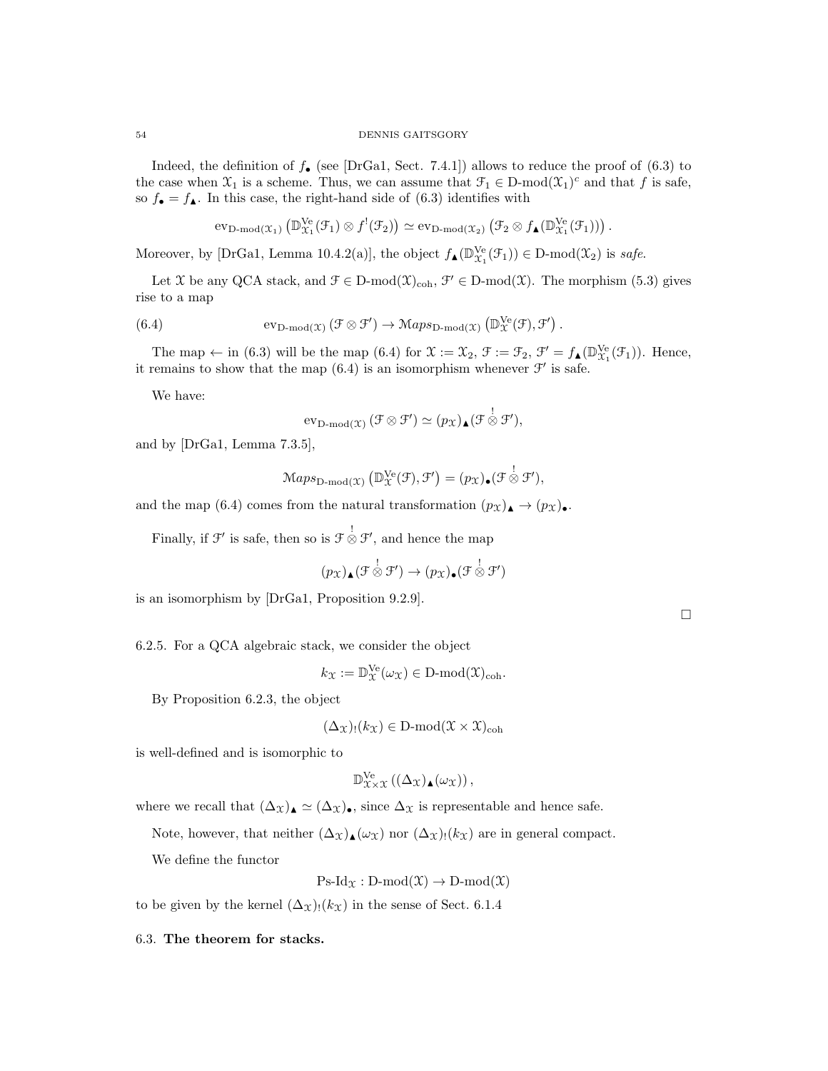Indeed, the definition of $f_\bullet$ (see [DrGa1, Sect. 7.4.1]) allows to reduce the proof of (6.3) to the case when $\mathcal{X}_1$ is a scheme. Thus, we can assume that $\mathcal{F}_1 \in \text{D-mod}(\mathcal{X}_1)^c$ and that $f$ is safe, so $f_\bullet = f_\blacktriangle$. In this case, the right-hand side of (6.3) identifies with

$$\text{ev}_{\text{D-mod}(\mathcal{X}_1)}\left(\mathbb{D}^{\text{Ve}}_{\mathcal{X}_1}(\mathcal{F}_1) \otimes f^!(\mathcal{F}_2)\right) \simeq \text{ev}_{\text{D-mod}(\mathcal{X}_2)}\left(\mathcal{F}_2 \otimes f_\blacktriangle(\mathbb{D}^{\text{Ve}}_{\mathcal{X}_1}(\mathcal{F}_1))\right).$$

Moreover, by [DrGa1, Lemma 10.4.2(a)], the object $f_\blacktriangle(\mathbb{D}^{\text{Ve}}_{\mathcal{X}_1}(\mathcal{F}_1)) \in \text{D-mod}(\mathcal{X}_2)$ is *safe*.

Let $\mathcal{X}$ be any QCA stack, and $\mathcal{F} \in \text{D-mod}(\mathcal{X})_{\text{coh}}$, $\mathcal{F}' \in \text{D-mod}(\mathcal{X})$. The morphism (5.3) gives rise to a map

$$\text{ev}_{\text{D-mod}(\mathcal{X})}\left(\mathcal{F} \otimes \mathcal{F}'\right) \to \mathcal{M}aps_{\text{D-mod}(\mathcal{X})}\left(\mathbb{D}^{\text{Ve}}_{\mathcal{X}}(\mathcal{F}), \mathcal{F}'\right). \tag{6.4}$$

The map $\leftarrow$ in (6.3) will be the map (6.4) for $\mathcal{X} := \mathcal{X}_2$, $\mathcal{F} := \mathcal{F}_2$, $\mathcal{F}' = f_\blacktriangle(\mathbb{D}^{\text{Ve}}_{\mathcal{X}_1}(\mathcal{F}_1))$. Hence, it remains to show that the map (6.4) is an isomorphism whenever $\mathcal{F}'$ is safe.

We have:

$$\text{ev}_{\text{D-mod}(\mathcal{X})}\left(\mathcal{F} \otimes \mathcal{F}'\right) \simeq (p_{\mathcal{X}})_\blacktriangle(\mathcal{F} \overset{!}{\otimes} \mathcal{F}'),$$

and by [DrGa1, Lemma 7.3.5],

$$\mathcal{M}aps_{\text{D-mod}(\mathcal{X})}\left(\mathbb{D}^{\text{Ve}}_{\mathcal{X}}(\mathcal{F}), \mathcal{F}'\right) = (p_{\mathcal{X}})_\bullet(\mathcal{F} \overset{!}{\otimes} \mathcal{F}'),$$

and the map (6.4) comes from the natural transformation $(p_{\mathcal{X}})_\blacktriangle \to (p_{\mathcal{X}})_\bullet$.

Finally, if $\mathcal{F}'$ is safe, then so is $\mathcal{F} \overset{!}{\otimes} \mathcal{F}'$, and hence the map

$$(p_{\mathcal{X}})_\blacktriangle(\mathcal{F} \overset{!}{\otimes} \mathcal{F}') \to (p_{\mathcal{X}})_\bullet(\mathcal{F} \overset{!}{\otimes} \mathcal{F}')$$

is an isomorphism by [DrGa1, Proposition 9.2.9].

□

6.2.5. For a QCA algebraic stack, we consider the object

$$k_{\mathcal{X}} := \mathbb{D}^{\text{Ve}}_{\mathcal{X}}(\omega_{\mathcal{X}}) \in \text{D-mod}(\mathcal{X})_{\text{coh}}.$$

By Proposition 6.2.3, the object

$$(\Delta_{\mathcal{X}})_!(k_{\mathcal{X}}) \in \text{D-mod}(\mathcal{X} \times \mathcal{X})_{\text{coh}}$$

is well-defined and is isomorphic to

$$\mathbb{D}^{\text{Ve}}_{\mathcal{X}\times\mathcal{X}}\left((\Delta_{\mathcal{X}})_\blacktriangle(\omega_{\mathcal{X}})\right),$$

where we recall that $(\Delta_{\mathcal{X}})_\blacktriangle \simeq (\Delta_{\mathcal{X}})_\bullet$, since $\Delta_{\mathcal{X}}$ is representable and hence safe.

Note, however, that neither $(\Delta_{\mathcal{X}})_\blacktriangle(\omega_{\mathcal{X}})$ nor $(\Delta_{\mathcal{X}})_!(k_{\mathcal{X}})$ are in general compact.

We define the functor

$$\text{Ps-Id}_{\mathcal{X}} : \text{D-mod}(\mathcal{X}) \to \text{D-mod}(\mathcal{X})$$

to be given by the kernel $(\Delta_{\mathcal{X}})_!(k_{\mathcal{X}})$ in the sense of Sect. 6.1.4

## 6.3. **The theorem for stacks.**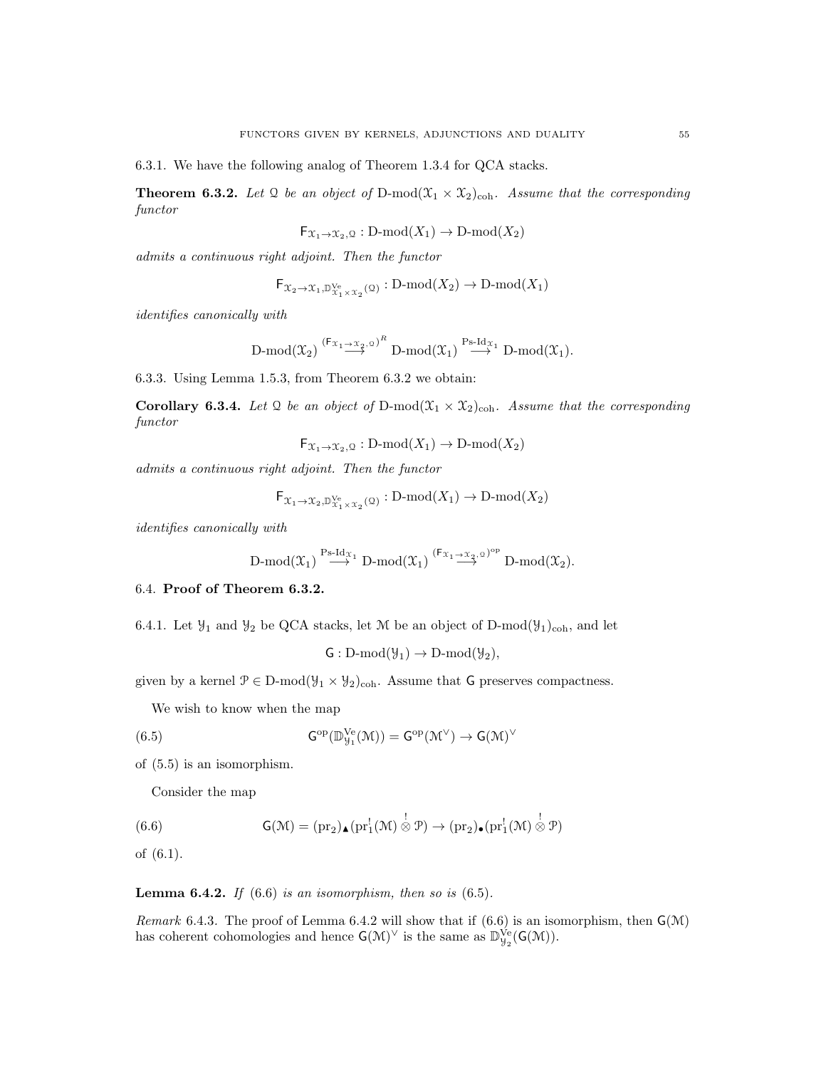6.3.1. We have the following analog of Theorem 1.3.4 for QCA stacks.

**Theorem 6.3.2.** *Let $\mathcal{Q}$ be an object of* $\text{D-mod}(\mathcal{X}_1 \times \mathcal{X}_2)_{\text{coh}}$. *Assume that the corresponding functor*

$$\mathsf{F}_{\mathcal{X}_1 \to \mathcal{X}_2, \mathcal{Q}} : \text{D-mod}(X_1) \to \text{D-mod}(X_2)$$

*admits a continuous right adjoint. Then the functor*

$$\mathsf{F}_{\mathcal{X}_2 \to \mathcal{X}_1, \mathbb{D}^{\text{Ve}}_{\mathcal{X}_1 \times \mathcal{X}_2}(\mathcal{Q})} : \text{D-mod}(X_2) \to \text{D-mod}(X_1)$$

*identifies canonically with*

$$\text{D-mod}(\mathcal{X}_2) \overset{(\mathsf{F}_{\mathcal{X}_1 \to \mathcal{X}_2, \mathcal{Q}})^R}{\longrightarrow} \text{D-mod}(\mathcal{X}_1) \overset{\text{Ps-Id}_{\mathcal{X}_1}}{\longrightarrow} \text{D-mod}(\mathcal{X}_1).$$

6.3.3. Using Lemma 1.5.3, from Theorem 6.3.2 we obtain:

**Corollary 6.3.4.** *Let $\mathcal{Q}$ be an object of* $\text{D-mod}(\mathcal{X}_1 \times \mathcal{X}_2)_{\text{coh}}$. *Assume that the corresponding functor*

$$\mathsf{F}_{\mathcal{X}_1 \to \mathcal{X}_2, \mathcal{Q}} : \text{D-mod}(X_1) \to \text{D-mod}(X_2)$$

*admits a continuous right adjoint. Then the functor*

$$\mathsf{F}_{\mathcal{X}_1 \to \mathcal{X}_2, \mathbb{D}^{\text{Ve}}_{\mathcal{X}_1 \times \mathcal{X}_2}(\mathcal{Q})} : \text{D-mod}(X_1) \to \text{D-mod}(X_2)$$

*identifies canonically with*

$$\text{D-mod}(\mathcal{X}_1) \overset{\text{Ps-Id}_{\mathcal{X}_1}}{\longrightarrow} \text{D-mod}(\mathcal{X}_1) \overset{(\mathsf{F}_{\mathcal{X}_1 \to \mathcal{X}_2, \mathcal{Q}})^{\text{op}}}{\longrightarrow} \text{D-mod}(\mathcal{X}_2).$$

## 6.4. Proof of Theorem 6.3.2.

6.4.1. Let $\mathcal{Y}_1$ and $\mathcal{Y}_2$ be QCA stacks, let $\mathcal{M}$ be an object of $\text{D-mod}(\mathcal{Y}_1)_{\text{coh}}$, and let

$$\mathsf{G} : \text{D-mod}(\mathcal{Y}_1) \to \text{D-mod}(\mathcal{Y}_2),$$

given by a kernel $\mathcal{P} \in \text{D-mod}(\mathcal{Y}_1 \times \mathcal{Y}_2)_{\text{coh}}$. Assume that $\mathsf{G}$ preserves compactness.

We wish to know when the map

$$\mathsf{G}^{\text{op}}(\mathbb{D}^{\text{Ve}}_{\mathcal{Y}_1}(\mathcal{M})) = \mathsf{G}^{\text{op}}(\mathcal{M}^\vee) \to \mathsf{G}(\mathcal{M})^\vee \tag{6.5}$$

of (5.5) is an isomorphism.

Consider the map

$$\mathsf{G}(\mathcal{M}) = (\text{pr}_2)_\blacktriangle(\text{pr}_1^!(\mathcal{M}) \overset{!}{\otimes} \mathcal{P}) \to (\text{pr}_2)_\bullet(\text{pr}_1^!(\mathcal{M}) \overset{!}{\otimes} \mathcal{P}) \tag{6.6}$$

of (6.1).

**Lemma 6.4.2.** *If* (6.6) *is an isomorphism, then so is* (6.5).

*Remark* 6.4.3. The proof of Lemma 6.4.2 will show that if (6.6) is an isomorphism, then $\mathsf{G}(\mathcal{M})$ has coherent cohomologies and hence $\mathsf{G}(\mathcal{M})^\vee$ is the same as $\mathbb{D}^{\text{Ve}}_{\mathcal{Y}_2}(\mathsf{G}(\mathcal{M}))$.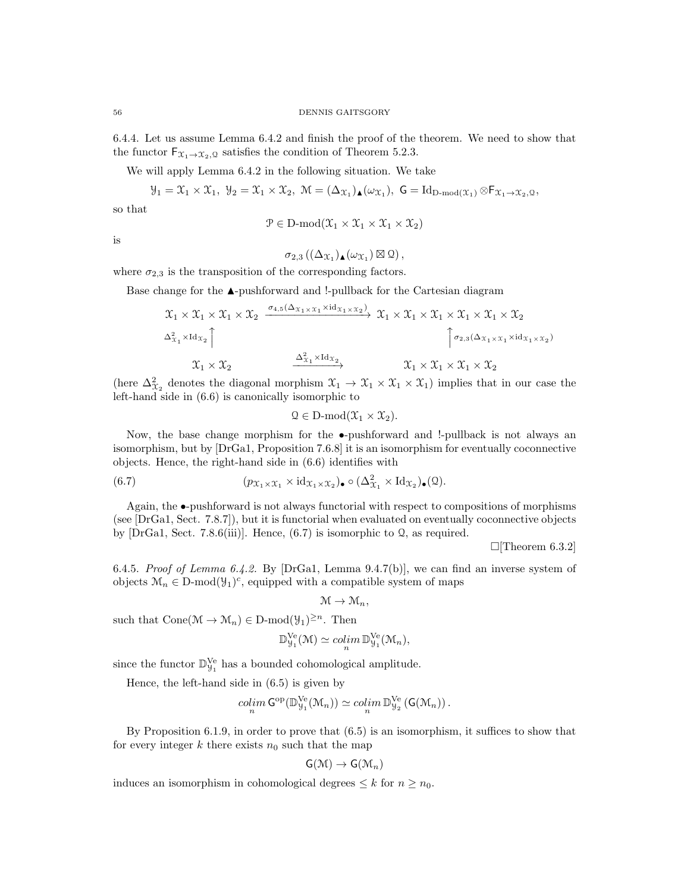6.4.4. Let us assume Lemma 6.4.2 and finish the proof of the theorem. We need to show that the functor $\mathsf{F}_{\mathcal{X}_1\to\mathcal{X}_2,\mathcal{Q}}$ satisfies the condition of Theorem 5.2.3.

We will apply Lemma 6.4.2 in the following situation. We take

$$\mathcal{Y}_1 = \mathcal{X}_1\times\mathcal{X}_1,\ \mathcal{Y}_2 = \mathcal{X}_1\times\mathcal{X}_2,\ \mathcal{M} = (\Delta_{\mathcal{X}_1})_\blacktriangle(\omega_{\mathcal{X}_1}),\ \mathsf{G} = \mathrm{Id}_{\text{D-mod}(\mathcal{X}_1)}\otimes\mathsf{F}_{\mathcal{X}_1\to\mathcal{X}_2,\mathcal{Q}},$$

so that

$$\mathcal{P}\in\text{D-mod}(\mathcal{X}_1\times\mathcal{X}_1\times\mathcal{X}_1\times\mathcal{X}_2)$$

is

$$\sigma_{2,3}\left((\Delta_{\mathcal{X}_1})_\blacktriangle(\omega_{\mathcal{X}_1})\boxtimes\mathcal{Q}\right),$$

where $\sigma_{2,3}$ is the transposition of the corresponding factors.

Base change for the $\blacktriangle$-pushforward and !-pullback for the Cartesian diagram

$$\begin{array}{ccc}
\mathcal{X}_1\times\mathcal{X}_1\times\mathcal{X}_1\times\mathcal{X}_2 & \xrightarrow{\sigma_{4,5}(\Delta_{\mathcal{X}_1\times\mathcal{X}_1}\times\mathrm{id}_{\mathcal{X}_1\times\mathcal{X}_2})} & \mathcal{X}_1\times\mathcal{X}_1\times\mathcal{X}_1\times\mathcal{X}_1\times\mathcal{X}_1\times\mathcal{X}_2\\
{\scriptstyle \Delta^2_{\mathcal{X}_1}\times\mathrm{Id}_{\mathcal{X}_2}}\uparrow & & \uparrow{\scriptstyle \sigma_{2,3}(\Delta_{\mathcal{X}_1\times\mathcal{X}_1}\times\mathrm{id}_{\mathcal{X}_1\times\mathcal{X}_2})}\\
\mathcal{X}_1\times\mathcal{X}_2 & \xrightarrow{\Delta^2_{\mathcal{X}_1}\times\mathrm{Id}_{\mathcal{X}_2}} & \mathcal{X}_1\times\mathcal{X}_1\times\mathcal{X}_1\times\mathcal{X}_2
\end{array}$$

(here $\Delta^2_{\mathcal{X}_2}$ denotes the diagonal morphism $\mathcal{X}_1\to\mathcal{X}_1\times\mathcal{X}_1\times\mathcal{X}_1$) implies that in our case the left-hand side in (6.6) is canonically isomorphic to

$$\mathcal{Q}\in\text{D-mod}(\mathcal{X}_1\times\mathcal{X}_2).$$

Now, the base change morphism for the $\bullet$-pushforward and !-pullback is not always an isomorphism, but by [DrGa1, Proposition 7.6.8] it is an isomorphism for eventually coconnective objects. Hence, the right-hand side in (6.6) identifies with

$$(p_{\mathcal{X}_1\times\mathcal{X}_1}\times\mathrm{id}_{\mathcal{X}_1\times\mathcal{X}_2})_\bullet\circ(\Delta^2_{\mathcal{X}_1}\times\mathrm{Id}_{\mathcal{X}_2})_\bullet(\mathcal{Q}). \tag{6.7}$$

Again, the $\bullet$-pushforward is not always functorial with respect to compositions of morphisms (see [DrGa1, Sect. 7.8.7]), but it is functorial when evaluated on eventually coconnective objects by [DrGa1, Sect. 7.8.6(iii)]. Hence, (6.7) is isomorphic to $\mathcal{Q}$, as required.

□[Theorem 6.3.2]

6.4.5. *Proof of Lemma 6.4.2.* By [DrGa1, Lemma 9.4.7(b)], we can find an inverse system of objects $\mathcal{M}_n\in\text{D-mod}(\mathcal{Y}_1)^c$, equipped with a compatible system of maps

$$\mathcal{M}\to\mathcal{M}_n,$$

such that $\mathrm{Cone}(\mathcal{M}\to\mathcal{M}_n)\in\text{D-mod}(\mathcal{Y}_1)^{\geq n}$. Then

$$\mathbb{D}^{\mathrm{Ve}}_{\mathcal{Y}_1}(\mathcal{M})\simeq \underset{n}{colim}\,\mathbb{D}^{\mathrm{Ve}}_{\mathcal{Y}_1}(\mathcal{M}_n),$$

since the functor $\mathbb{D}^{\mathrm{Ve}}_{\mathcal{Y}_1}$ has a bounded cohomological amplitude.

Hence, the left-hand side in (6.5) is given by

$$\underset{n}{colim}\,\mathsf{G}^{\mathrm{op}}(\mathbb{D}^{\mathrm{Ve}}_{\mathcal{Y}_1}(\mathcal{M}_n))\simeq\underset{n}{colim}\,\mathbb{D}^{\mathrm{Ve}}_{\mathcal{Y}_2}\left(\mathsf{G}(\mathcal{M}_n)\right).$$

By Proposition 6.1.9, in order to prove that (6.5) is an isomorphism, it suffices to show that for every integer $k$ there exists $n_0$ such that the map

$$\mathsf{G}(\mathcal{M})\to\mathsf{G}(\mathcal{M}_n)$$

induces an isomorphism in cohomological degrees $\leq k$ for $n\geq n_0$.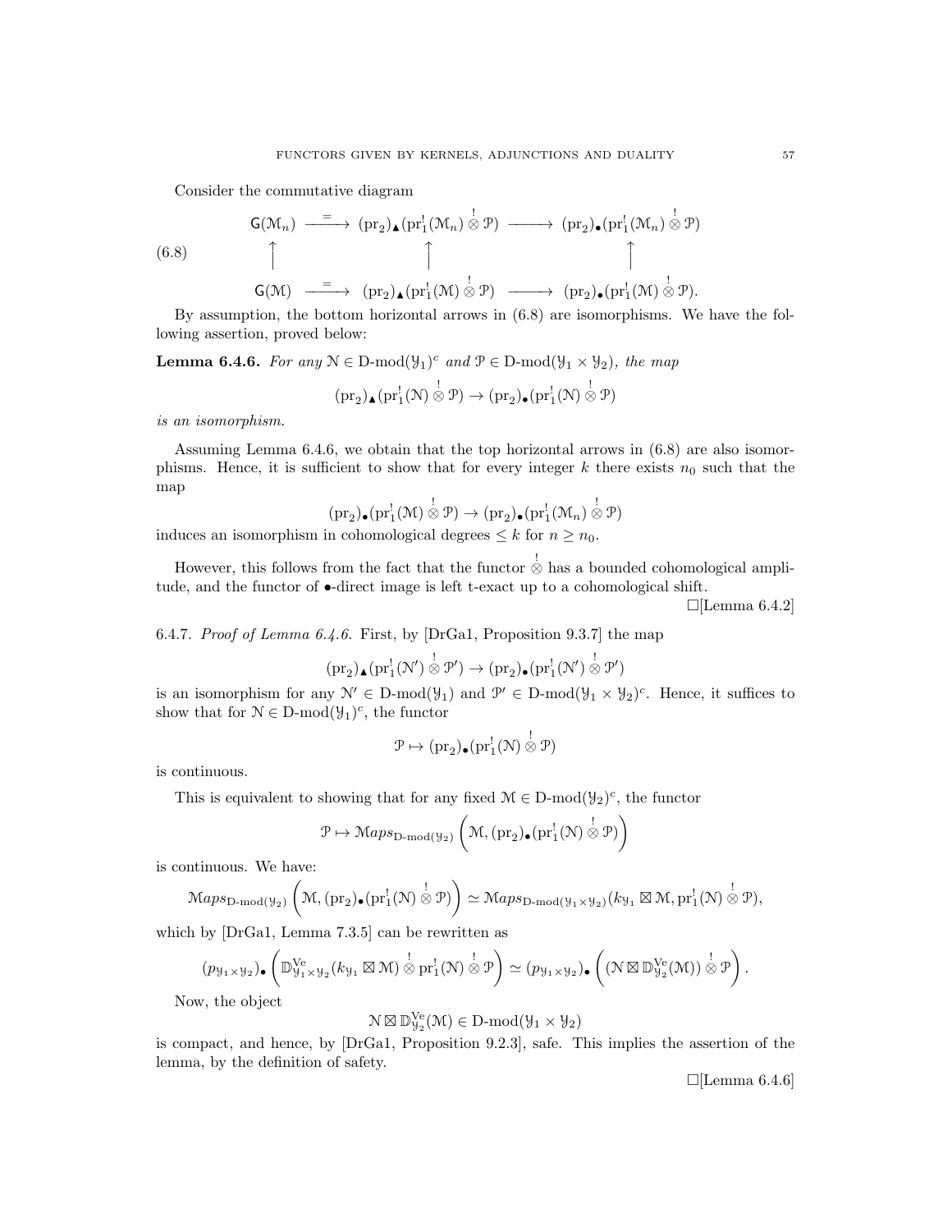Consider the commutative diagram

$$
\begin{array}{ccccc}
\mathsf{G}(\mathcal{M}_n) & \xrightarrow{=} & (\mathrm{pr}_2)_\blacktriangle(\mathrm{pr}_1^!(\mathcal{M}_n) \overset{!}{\otimes} \mathcal{P}) & \longrightarrow & (\mathrm{pr}_2)_\bullet(\mathrm{pr}_1^!(\mathcal{M}_n) \overset{!}{\otimes} \mathcal{P}) \\
\uparrow & & \uparrow & & \uparrow \\
\mathsf{G}(\mathcal{M}) & \xrightarrow{=} & (\mathrm{pr}_2)_\blacktriangle(\mathrm{pr}_1^!(\mathcal{M}) \overset{!}{\otimes} \mathcal{P}) & \longrightarrow & (\mathrm{pr}_2)_\bullet(\mathrm{pr}_1^!(\mathcal{M}) \overset{!}{\otimes} \mathcal{P}).
\end{array} \tag{6.8}
$$

By assumption, the bottom horizontal arrows in (6.8) are isomorphisms. We have the following assertion, proved below:

**Lemma 6.4.6.** *For any $\mathcal{N} \in \text{D-mod}(\mathcal{Y}_1)^c$ and $\mathcal{P} \in \text{D-mod}(\mathcal{Y}_1 \times \mathcal{Y}_2)$, the map*

$$(\mathrm{pr}_2)_\blacktriangle(\mathrm{pr}_1^!(\mathcal{N}) \overset{!}{\otimes} \mathcal{P}) \to (\mathrm{pr}_2)_\bullet(\mathrm{pr}_1^!(\mathcal{N}) \overset{!}{\otimes} \mathcal{P})$$

*is an isomorphism.*

Assuming Lemma 6.4.6, we obtain that the top horizontal arrows in (6.8) are also isomorphisms. Hence, it is sufficient to show that for every integer $k$ there exists $n_0$ such that the map

$$(\mathrm{pr}_2)_\bullet(\mathrm{pr}_1^!(\mathcal{M}) \overset{!}{\otimes} \mathcal{P}) \to (\mathrm{pr}_2)_\bullet(\mathrm{pr}_1^!(\mathcal{M}_n) \overset{!}{\otimes} \mathcal{P})$$

induces an isomorphism in cohomological degrees $\leq k$ for $n \geq n_0$.

However, this follows from the fact that the functor $\overset{!}{\otimes}$ has a bounded cohomological amplitude, and the functor of $\bullet$-direct image is left t-exact up to a cohomological shift.

□[Lemma 6.4.2]

6.4.7. *Proof of Lemma 6.4.6.* First, by [DrGa1, Proposition 9.3.7] the map

$$(\mathrm{pr}_2)_\blacktriangle(\mathrm{pr}_1^!(\mathcal{N}') \overset{!}{\otimes} \mathcal{P}') \to (\mathrm{pr}_2)_\bullet(\mathrm{pr}_1^!(\mathcal{N}') \overset{!}{\otimes} \mathcal{P}')$$

is an isomorphism for any $\mathcal{N}' \in \text{D-mod}(\mathcal{Y}_1)$ and $\mathcal{P}' \in \text{D-mod}(\mathcal{Y}_1 \times \mathcal{Y}_2)^c$. Hence, it suffices to show that for $\mathcal{N} \in \text{D-mod}(\mathcal{Y}_1)^c$, the functor

$$\mathcal{P} \mapsto (\mathrm{pr}_2)_\bullet(\mathrm{pr}_1^!(\mathcal{N}) \overset{!}{\otimes} \mathcal{P})$$

is continuous.

This is equivalent to showing that for any fixed $\mathcal{M} \in \text{D-mod}(\mathcal{Y}_2)^c$, the functor

$$\mathcal{P} \mapsto \mathcal{M}aps_{\text{D-mod}(\mathcal{Y}_2)}\left(\mathcal{M}, (\mathrm{pr}_2)_\bullet(\mathrm{pr}_1^!(\mathcal{N}) \overset{!}{\otimes} \mathcal{P})\right)$$

is continuous. We have:

$$\mathcal{M}aps_{\text{D-mod}(\mathcal{Y}_2)}\left(\mathcal{M}, (\mathrm{pr}_2)_\bullet(\mathrm{pr}_1^!(\mathcal{N}) \overset{!}{\otimes} \mathcal{P})\right) \simeq \mathcal{M}aps_{\text{D-mod}(\mathcal{Y}_1 \times \mathcal{Y}_2)}(k_{\mathcal{Y}_1} \boxtimes \mathcal{M}, \mathrm{pr}_1^!(\mathcal{N}) \overset{!}{\otimes} \mathcal{P}),$$

which by [DrGa1, Lemma 7.3.5] can be rewritten as

$$(p_{\mathcal{Y}_1 \times \mathcal{Y}_2})_\bullet\left(\mathbb{D}^{\text{Ve}}_{\mathcal{Y}_1 \times \mathcal{Y}_2}(k_{\mathcal{Y}_1} \boxtimes \mathcal{M}) \overset{!}{\otimes} \mathrm{pr}_1^!(\mathcal{N}) \overset{!}{\otimes} \mathcal{P}\right) \simeq (p_{\mathcal{Y}_1 \times \mathcal{Y}_2})_\bullet\left((\mathcal{N} \boxtimes \mathbb{D}^{\text{Ve}}_{\mathcal{Y}_2}(\mathcal{M})) \overset{!}{\otimes} \mathcal{P}\right).$$

Now, the object

$$\mathcal{N} \boxtimes \mathbb{D}^{\text{Ve}}_{\mathcal{Y}_2}(\mathcal{M}) \in \text{D-mod}(\mathcal{Y}_1 \times \mathcal{Y}_2)$$

is compact, and hence, by [DrGa1, Proposition 9.2.3], safe. This implies the assertion of the lemma, by the definition of safety.

□[Lemma 6.4.6]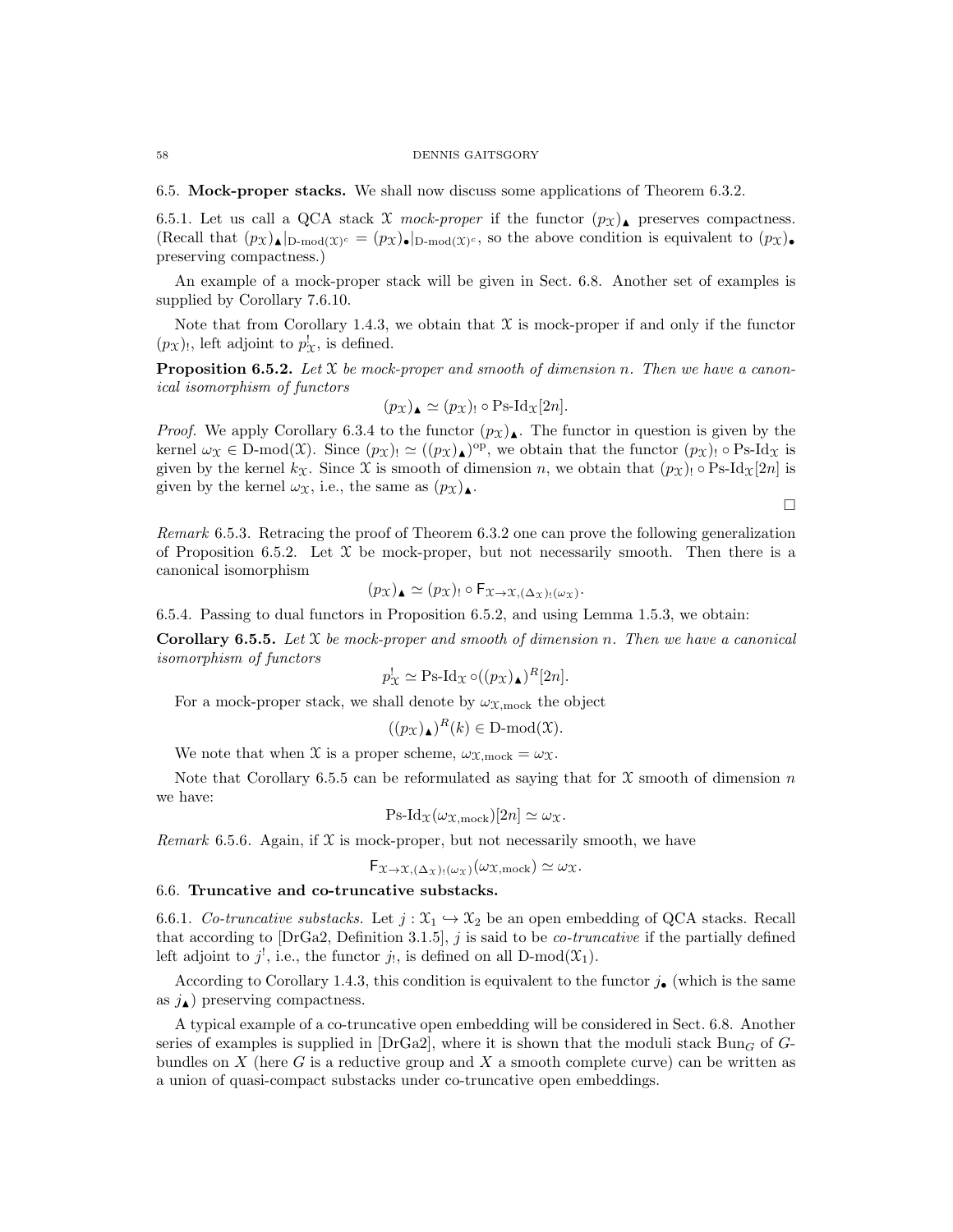## 6.5. Mock-proper stacks.

We shall now discuss some applications of Theorem 6.3.2.

6.5.1. Let us call a QCA stack $\mathcal{X}$ *mock-proper* if the functor $(p_{\mathcal{X}})_\blacktriangle$ preserves compactness. (Recall that $(p_{\mathcal{X}})_\blacktriangle|_{\text{D-mod}(\mathcal{X})^c} = (p_{\mathcal{X}})_\bullet|_{\text{D-mod}(\mathcal{X})^c}$, so the above condition is equivalent to $(p_{\mathcal{X}})_\bullet$ preserving compactness.)

An example of a mock-proper stack will be given in Sect. 6.8. Another set of examples is supplied by Corollary 7.6.10.

Note that from Corollary 1.4.3, we obtain that $\mathcal{X}$ is mock-proper if and only if the functor $(p_{\mathcal{X}})_!$, left adjoint to $p_{\mathcal{X}}^!$, is defined.

**Proposition 6.5.2.** *Let $\mathcal{X}$ be mock-proper and smooth of dimension $n$. Then we have a canonical isomorphism of functors*

$$(p_{\mathcal{X}})_\blacktriangle \simeq (p_{\mathcal{X}})_! \circ \text{Ps-Id}_{\mathcal{X}}[2n].$$

*Proof.* We apply Corollary 6.3.4 to the functor $(p_{\mathcal{X}})_\blacktriangle$. The functor in question is given by the kernel $\omega_{\mathcal{X}} \in \text{D-mod}(\mathcal{X})$. Since $(p_{\mathcal{X}})_! \simeq ((p_{\mathcal{X}})_\blacktriangle)^{\text{op}}$, we obtain that the functor $(p_{\mathcal{X}})_! \circ \text{Ps-Id}_{\mathcal{X}}$ is given by the kernel $k_{\mathcal{X}}$. Since $\mathcal{X}$ is smooth of dimension $n$, we obtain that $(p_{\mathcal{X}})_! \circ \text{Ps-Id}_{\mathcal{X}}[2n]$ is given by the kernel $\omega_{\mathcal{X}}$, i.e., the same as $(p_{\mathcal{X}})_\blacktriangle$.

□

*Remark* 6.5.3. Retracing the proof of Theorem 6.3.2 one can prove the following generalization of Proposition 6.5.2. Let $\mathcal{X}$ be mock-proper, but not necessarily smooth. Then there is a canonical isomorphism

$$(p_{\mathcal{X}})_\blacktriangle \simeq (p_{\mathcal{X}})_! \circ \mathsf{F}_{\mathcal{X}\to\mathcal{X},(\Delta_{\mathcal{X}})_!(\omega_{\mathcal{X}})}.$$

6.5.4. Passing to dual functors in Proposition 6.5.2, and using Lemma 1.5.3, we obtain:

**Corollary 6.5.5.** *Let $\mathcal{X}$ be mock-proper and smooth of dimension $n$. Then we have a canonical isomorphism of functors*

$$p_{\mathcal{X}}^! \simeq \text{Ps-Id}_{\mathcal{X}} \circ ((p_{\mathcal{X}})_\blacktriangle)^R[2n].$$

For a mock-proper stack, we shall denote by $\omega_{\mathcal{X},\text{mock}}$ the object

$$((p_{\mathcal{X}})_\blacktriangle)^R(k) \in \text{D-mod}(\mathcal{X}).$$

We note that when $\mathcal{X}$ is a proper scheme, $\omega_{\mathcal{X},\text{mock}} = \omega_{\mathcal{X}}$.

Note that Corollary 6.5.5 can be reformulated as saying that for $\mathcal{X}$ smooth of dimension $n$ we have:

$$\text{Ps-Id}_{\mathcal{X}}(\omega_{\mathcal{X},\text{mock}})[2n] \simeq \omega_{\mathcal{X}}.$$

*Remark* 6.5.6. Again, if $\mathcal{X}$ is mock-proper, but not necessarily smooth, we have

$$\mathsf{F}_{\mathcal{X}\to\mathcal{X},(\Delta_{\mathcal{X}})_!(\omega_{\mathcal{X}})}(\omega_{\mathcal{X},\text{mock}}) \simeq \omega_{\mathcal{X}}.$$

## 6.6. Truncative and co-truncative substacks.

6.6.1. *Co-truncative substacks.* Let $j : \mathcal{X}_1 \hookrightarrow \mathcal{X}_2$ be an open embedding of QCA stacks. Recall that according to [DrGa2, Definition 3.1.5], $j$ is said to be *co-truncative* if the partially defined left adjoint to $j^!$, i.e., the functor $j_!$, is defined on all $\text{D-mod}(\mathcal{X}_1)$.

According to Corollary 1.4.3, this condition is equivalent to the functor $j_\bullet$ (which is the same as $j_\blacktriangle$) preserving compactness.

A typical example of a co-truncative open embedding will be considered in Sect. 6.8. Another series of examples is supplied in [DrGa2], where it is shown that the moduli stack $\text{Bun}_G$ of $G$-bundles on $X$ (here $G$ is a reductive group and $X$ a smooth complete curve) can be written as a union of quasi-compact substacks under co-truncative open embeddings.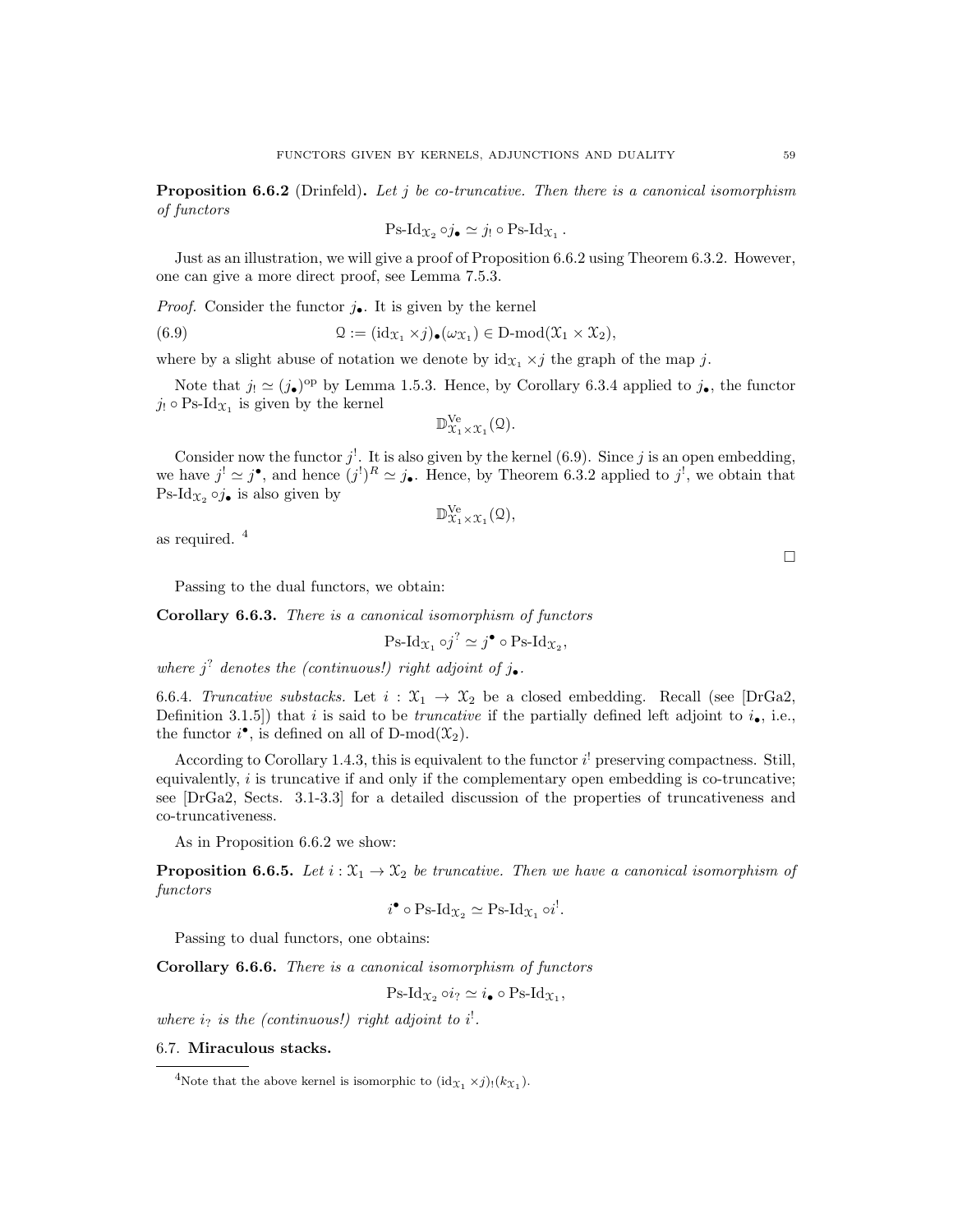**Proposition 6.6.2** (Drinfeld)**.** *Let $j$ be co-truncative. Then there is a canonical isomorphism of functors*

$$\text{Ps-Id}_{\mathcal{X}_2} \circ j_\bullet \simeq j_! \circ \text{Ps-Id}_{\mathcal{X}_1}.$$

Just as an illustration, we will give a proof of Proposition 6.6.2 using Theorem 6.3.2. However, one can give a more direct proof, see Lemma 7.5.3.

*Proof.* Consider the functor $j_\bullet$. It is given by the kernel

$$\mathcal{Q} := (\text{id}_{\mathcal{X}_1} \times j)_\bullet(\omega_{\mathcal{X}_1}) \in \text{D-mod}(\mathcal{X}_1 \times \mathcal{X}_2), \tag{6.9}$$

where by a slight abuse of notation we denote by $\text{id}_{\mathcal{X}_1} \times j$ the graph of the map $j$.

Note that $j_! \simeq (j_\bullet)^{\text{op}}$ by Lemma 1.5.3. Hence, by Corollary 6.3.4 applied to $j_\bullet$, the functor $j_! \circ \text{Ps-Id}_{\mathcal{X}_1}$ is given by the kernel

$$\mathbb{D}^{\text{Ve}}_{\mathcal{X}_1 \times \mathcal{X}_1}(\mathcal{Q}).$$

Consider now the functor $j^!$. It is also given by the kernel (6.9). Since $j$ is an open embedding, we have $j^! \simeq j^\bullet$, and hence $(j^!)^R \simeq j_\bullet$. Hence, by Theorem 6.3.2 applied to $j^!$, we obtain that $\text{Ps-Id}_{\mathcal{X}_2} \circ j_\bullet$ is also given by

$$\mathbb{D}^{\text{Ve}}_{\mathcal{X}_1 \times \mathcal{X}_1}(\mathcal{Q}),$$

as required. [4]

□

Passing to the dual functors, we obtain:

**Corollary 6.6.3.** *There is a canonical isomorphism of functors*

$$\text{Ps-Id}_{\mathcal{X}_1} \circ j^? \simeq j^\bullet \circ \text{Ps-Id}_{\mathcal{X}_2},$$

*where $j^?$ denotes the (continuous!) right adjoint of $j_\bullet$.*

6.6.4. *Truncative substacks.* Let $i : \mathcal{X}_1 \to \mathcal{X}_2$ be a closed embedding. Recall (see [DrGa2, Definition 3.1.5]) that $i$ is said to be *truncative* if the partially defined left adjoint to $i_\bullet$, i.e., the functor $i^\bullet$, is defined on all of $\text{D-mod}(\mathcal{X}_2)$.

According to Corollary 1.4.3, this is equivalent to the functor $i^!$ preserving compactness. Still, equivalently, $i$ is truncative if and only if the complementary open embedding is co-truncative; see [DrGa2, Sects. 3.1-3.3] for a detailed discussion of the properties of truncativeness and co-truncativeness.

As in Proposition 6.6.2 we show:

**Proposition 6.6.5.** *Let $i : \mathcal{X}_1 \to \mathcal{X}_2$ be truncative. Then we have a canonical isomorphism of functors*

$$i^\bullet \circ \text{Ps-Id}_{\mathcal{X}_2} \simeq \text{Ps-Id}_{\mathcal{X}_1} \circ i^!.$$

Passing to dual functors, one obtains:

**Corollary 6.6.6.** *There is a canonical isomorphism of functors*

$$\text{Ps-Id}_{\mathcal{X}_2} \circ i_? \simeq i_\bullet \circ \text{Ps-Id}_{\mathcal{X}_1},$$

*where $i_?$ is the (continuous!) right adjoint to $i^!$.*

## 6.7. **Miraculous stacks.**

---

[4] Note that the above kernel is isomorphic to $(\text{id}_{\mathcal{X}_1} \times j)_!(k_{\mathcal{X}_1})$.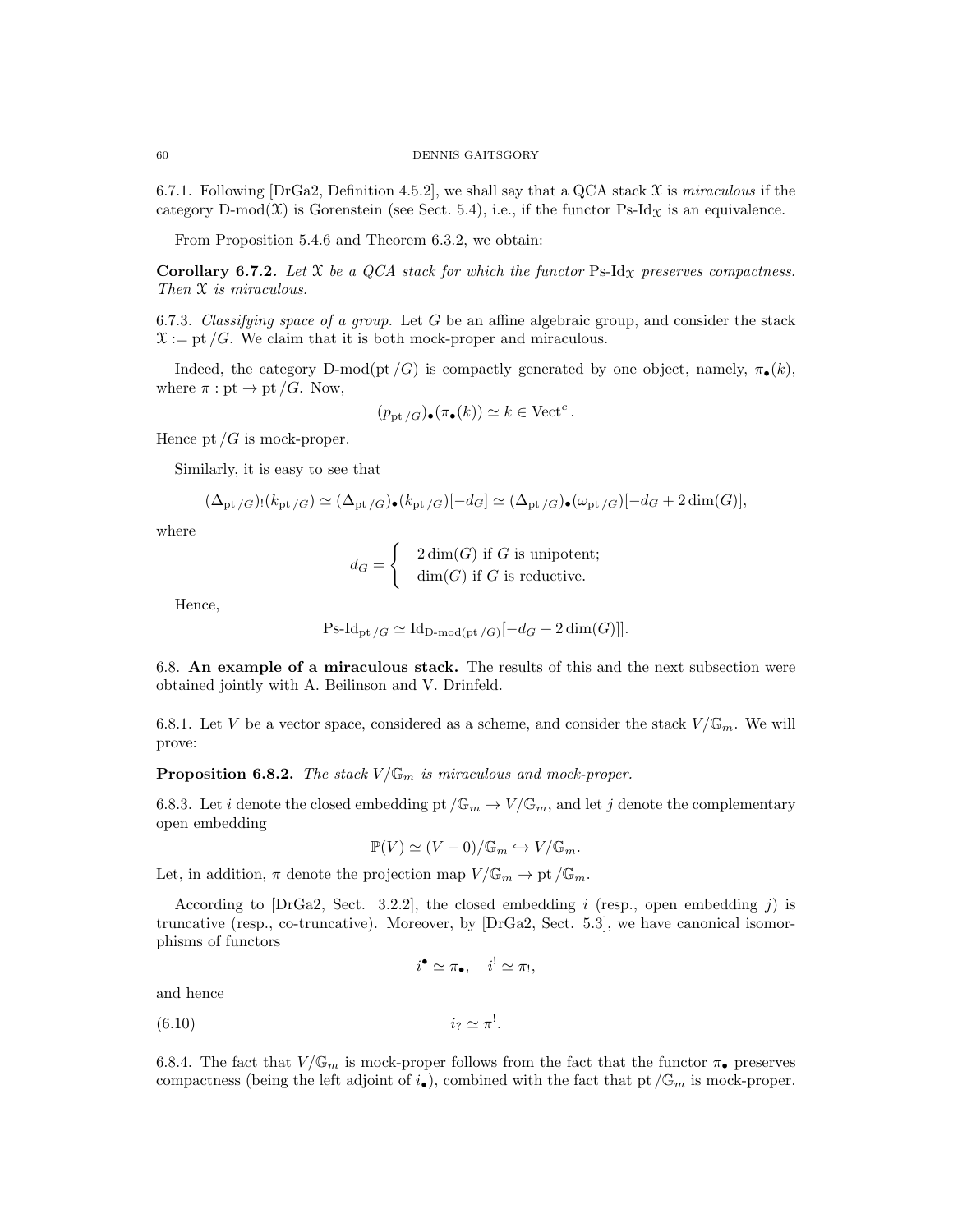6.7.1. Following [DrGa2, Definition 4.5.2], we shall say that a QCA stack $\mathcal{X}$ is *miraculous* if the category D-mod($\mathcal{X}$) is Gorenstein (see Sect. 5.4), i.e., if the functor $\text{Ps-Id}_{\mathcal{X}}$ is an equivalence.

From Proposition 5.4.6 and Theorem 6.3.2, we obtain:

**Corollary 6.7.2.** *Let $\mathcal{X}$ be a QCA stack for which the functor $\text{Ps-Id}_{\mathcal{X}}$ preserves compactness. Then $\mathcal{X}$ is miraculous.*

6.7.3. *Classifying space of a group.* Let $G$ be an affine algebraic group, and consider the stack $\mathcal{X} := \text{pt}/G$. We claim that it is both mock-proper and miraculous.

Indeed, the category $\text{D-mod}(\text{pt}/G)$ is compactly generated by one object, namely, $\pi_\bullet(k)$, where $\pi : \text{pt} \to \text{pt}/G$. Now,

$$(p_{\text{pt}/G})_\bullet(\pi_\bullet(k)) \simeq k \in \text{Vect}^c.$$

Hence $\text{pt}/G$ is mock-proper.

Similarly, it is easy to see that

$$(\Delta_{\text{pt}/G})_!(k_{\text{pt}/G}) \simeq (\Delta_{\text{pt}/G})_\bullet(k_{\text{pt}/G})[-d_G] \simeq (\Delta_{\text{pt}/G})_\bullet(\omega_{\text{pt}/G})[-d_G + 2\dim(G)],$$

where

$$d_G = \begin{cases} 2\dim(G) \text{ if } G \text{ is unipotent;} \\ \dim(G) \text{ if } G \text{ is reductive.} \end{cases}$$

Hence,

$$\text{Ps-Id}_{\text{pt}/G} \simeq \text{Id}_{\text{D-mod}(\text{pt}/G)}[-d_G + 2\dim(G)]].$$

## 6.8. An example of a miraculous stack.

The results of this and the next subsection were obtained jointly with A. Beilinson and V. Drinfeld.

6.8.1. Let $V$ be a vector space, considered as a scheme, and consider the stack $V/\mathbb{G}_m$. We will prove:

**Proposition 6.8.2.** *The stack $V/\mathbb{G}_m$ is miraculous and mock-proper.*

6.8.3. Let $i$ denote the closed embedding $\text{pt}/\mathbb{G}_m \to V/\mathbb{G}_m$, and let $j$ denote the complementary open embedding

$$\mathbb{P}(V) \simeq (V - 0)/\mathbb{G}_m \hookrightarrow V/\mathbb{G}_m.$$

Let, in addition, $\pi$ denote the projection map $V/\mathbb{G}_m \to \text{pt}/\mathbb{G}_m$.

According to [DrGa2, Sect. 3.2.2], the closed embedding $i$ (resp., open embedding $j$) is truncative (resp., co-truncative). Moreover, by [DrGa2, Sect. 5.3], we have canonical isomorphisms of functors

$$i^\bullet \simeq \pi_\bullet, \quad i^! \simeq \pi_!,$$

and hence

$$i_? \simeq \pi^!. \tag{6.10}$$

6.8.4. The fact that $V/\mathbb{G}_m$ is mock-proper follows from the fact that the functor $\pi_\bullet$ preserves compactness (being the left adjoint of $i_\bullet$), combined with the fact that $\text{pt}/\mathbb{G}_m$ is mock-proper.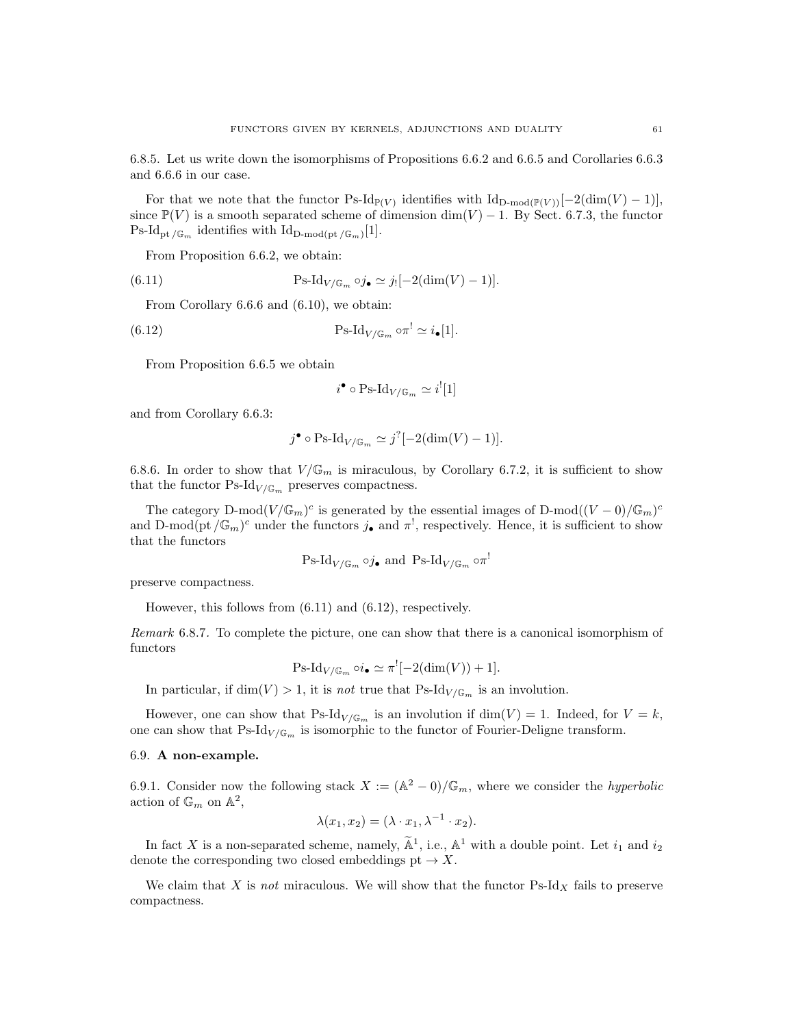6.8.5. Let us write down the isomorphisms of Propositions 6.6.2 and 6.6.5 and Corollaries 6.6.3 and 6.6.6 in our case.

For that we note that the functor $\text{Ps-Id}_{\mathbb{P}(V)}$ identifies with $\text{Id}_{\text{D-mod}(\mathbb{P}(V))}[-2(\dim(V)-1)]$, since $\mathbb{P}(V)$ is a smooth separated scheme of dimension $\dim(V)-1$. By Sect. 6.7.3, the functor $\text{Ps-Id}_{\text{pt}/\mathbb{G}_m}$ identifies with $\text{Id}_{\text{D-mod}(\text{pt}/\mathbb{G}_m)}[1]$.

From Proposition 6.6.2, we obtain:

$$\text{Ps-Id}_{V/\mathbb{G}_m} \circ j_\bullet \simeq j_![-2(\dim(V)-1)]. \tag{6.11}$$

From Corollary 6.6.6 and (6.10), we obtain:

$$\text{Ps-Id}_{V/\mathbb{G}_m} \circ \pi^! \simeq i_\bullet[1]. \tag{6.12}$$

From Proposition 6.6.5 we obtain

$$i^\bullet \circ \text{Ps-Id}_{V/\mathbb{G}_m} \simeq i^![1]$$

and from Corollary 6.6.3:

$$j^\bullet \circ \text{Ps-Id}_{V/\mathbb{G}_m} \simeq j^?[-2(\dim(V)-1)].$$

6.8.6. In order to show that $V/\mathbb{G}_m$ is miraculous, by Corollary 6.7.2, it is sufficient to show that the functor $\text{Ps-Id}_{V/\mathbb{G}_m}$ preserves compactness.

The category $\text{D-mod}(V/\mathbb{G}_m)^c$ is generated by the essential images of $\text{D-mod}((V-0)/\mathbb{G}_m)^c$ and $\text{D-mod}(\text{pt}/\mathbb{G}_m)^c$ under the functors $j_\bullet$ and $\pi^!$, respectively. Hence, it is sufficient to show that the functors

$$\text{Ps-Id}_{V/\mathbb{G}_m} \circ j_\bullet \text{ and } \text{Ps-Id}_{V/\mathbb{G}_m} \circ \pi^!$$

preserve compactness.

However, this follows from (6.11) and (6.12), respectively.

*Remark* 6.8.7. To complete the picture, one can show that there is a canonical isomorphism of functors

$$\text{Ps-Id}_{V/\mathbb{G}_m} \circ i_\bullet \simeq \pi^![-2(\dim(V))+1].$$

In particular, if $\dim(V) > 1$, it is *not* true that $\text{Ps-Id}_{V/\mathbb{G}_m}$ is an involution.

However, one can show that $\text{Ps-Id}_{V/\mathbb{G}_m}$ is an involution if $\dim(V) = 1$. Indeed, for $V = k$, one can show that $\text{Ps-Id}_{V/\mathbb{G}_m}$ is isomorphic to the functor of Fourier-Deligne transform.

### 6.9. **A non-example.**

6.9.1. Consider now the following stack $X := (\mathbb{A}^2 - 0)/\mathbb{G}_m$, where we consider the *hyperbolic* action of $\mathbb{G}_m$ on $\mathbb{A}^2$,

$$\lambda(x_1, x_2) = (\lambda \cdot x_1, \lambda^{-1} \cdot x_2).$$

In fact $X$ is a non-separated scheme, namely, $\widetilde{\mathbb{A}}^1$, i.e., $\mathbb{A}^1$ with a double point. Let $i_1$ and $i_2$ denote the corresponding two closed embeddings $\text{pt} \to X$.

We claim that $X$ is *not* miraculous. We will show that the functor $\text{Ps-Id}_X$ fails to preserve compactness.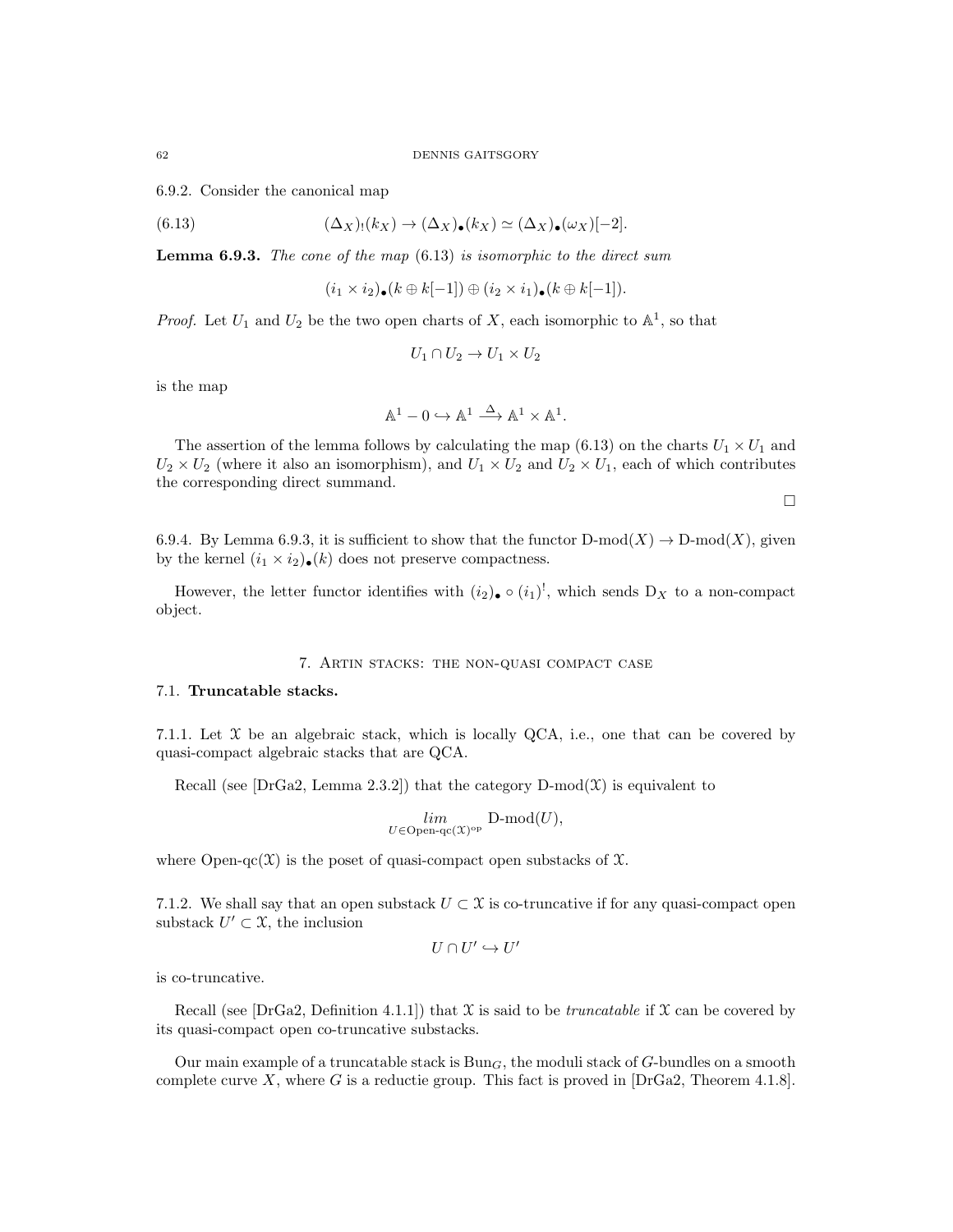6.9.2. Consider the canonical map

$$(\Delta_X)_!(k_X) \to (\Delta_X)_\bullet(k_X) \simeq (\Delta_X)_\bullet(\omega_X)[-2]. \tag{6.13}$$

**Lemma 6.9.3.** *The cone of the map* (6.13) *is isomorphic to the direct sum*

$$(i_1 \times i_2)_\bullet(k \oplus k[-1]) \oplus (i_2 \times i_1)_\bullet(k \oplus k[-1]).$$

*Proof.* Let $U_1$ and $U_2$ be the two open charts of $X$, each isomorphic to $\mathbb{A}^1$, so that

$$U_1 \cap U_2 \to U_1 \times U_2$$

is the map

$$\mathbb{A}^1 - 0 \hookrightarrow \mathbb{A}^1 \xrightarrow{\Delta} \mathbb{A}^1 \times \mathbb{A}^1.$$

The assertion of the lemma follows by calculating the map (6.13) on the charts $U_1 \times U_1$ and $U_2 \times U_2$ (where it also an isomorphism), and $U_1 \times U_2$ and $U_2 \times U_1$, each of which contributes the corresponding direct summand.

□

6.9.4. By Lemma 6.9.3, it is sufficient to show that the functor $\text{D-mod}(X) \to \text{D-mod}(X)$, given by the kernel $(i_1 \times i_2)_\bullet(k)$ does not preserve compactness.

However, the letter functor identifies with $(i_2)_\bullet \circ (i_1)^!$, which sends $\mathrm{D}_X$ to a non-compact object.

## 7. Artin stacks: the non-quasi compact case

### 7.1. **Truncatable stacks.**

7.1.1. Let $\mathcal{X}$ be an algebraic stack, which is locally QCA, i.e., one that can be covered by quasi-compact algebraic stacks that are QCA.

Recall (see [DrGa2, Lemma 2.3.2]) that the category $\text{D-mod}(\mathcal{X})$ is equivalent to

$$\underset{U \in \text{Open-qc}(\mathcal{X})^{\text{op}}}{lim} \text{D-mod}(U),$$

where $\text{Open-qc}(\mathcal{X})$ is the poset of quasi-compact open substacks of $\mathcal{X}$.

7.1.2. We shall say that an open substack $U \subset \mathcal{X}$ is co-truncative if for any quasi-compact open substack $U' \subset \mathcal{X}$, the inclusion

$$U \cap U' \hookrightarrow U'$$

is co-truncative.

Recall (see [DrGa2, Definition 4.1.1]) that $\mathcal{X}$ is said to be *truncatable* if $\mathcal{X}$ can be covered by its quasi-compact open co-truncative substacks.

Our main example of a truncatable stack is $\text{Bun}_G$, the moduli stack of $G$-bundles on a smooth complete curve $X$, where $G$ is a reductie group. This fact is proved in [DrGa2, Theorem 4.1.8].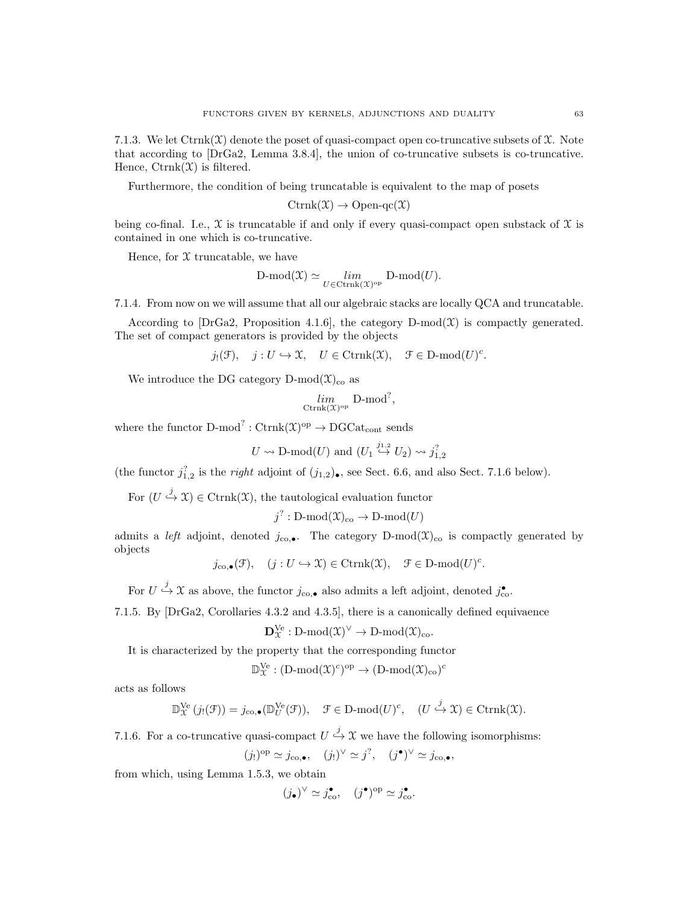7.1.3. We let $\text{Ctrnk}(\mathcal{X})$ denote the poset of quasi-compact open co-truncative subsets of $\mathcal{X}$. Note that according to [DrGa2, Lemma 3.8.4], the union of co-truncative subsets is co-truncative. Hence, $\text{Ctrnk}(\mathcal{X})$ is filtered.

Furthermore, the condition of being truncatable is equivalent to the map of posets

$$\text{Ctrnk}(\mathcal{X}) \to \text{Open-qc}(\mathcal{X})$$

being co-final. I.e., $\mathcal{X}$ is truncatable if and only if every quasi-compact open substack of $\mathcal{X}$ is contained in one which is co-truncative.

Hence, for $\mathcal{X}$ truncatable, we have

$$\text{D-mod}(\mathcal{X}) \simeq \underset{U \in \text{Ctrnk}(\mathcal{X})^{\text{op}}}{\mathit{lim}} \text{D-mod}(U).$$

7.1.4. From now on we will assume that all our algebraic stacks are locally QCA and truncatable.

According to [DrGa2, Proposition 4.1.6], the category $\text{D-mod}(\mathcal{X})$ is compactly generated. The set of compact generators is provided by the objects

$$j_!(\mathcal{F}), \quad j : U \hookrightarrow \mathcal{X}, \quad U \in \text{Ctrnk}(\mathcal{X}), \quad \mathcal{F} \in \text{D-mod}(U)^c.$$

We introduce the DG category $\text{D-mod}(\mathcal{X})_{\text{co}}$ as

$$\underset{\text{Ctrnk}(\mathcal{X})^{\text{op}}}{\mathit{lim}} \text{D-mod}^?,$$

where the functor $\text{D-mod}^? : \text{Ctrnk}(\mathcal{X})^{\text{op}} \to \text{DGCat}_{\text{cont}}$ sends

$$U \rightsquigarrow \text{D-mod}(U) \text{ and } (U_1 \overset{j_{1,2}}{\hookrightarrow} U_2) \rightsquigarrow j_{1,2}^?$$

(the functor $j_{1,2}^?$ is the *right* adjoint of $(j_{1,2})_\bullet$, see Sect. 6.6, and also Sect. 7.1.6 below).

For $(U \overset{j}{\hookrightarrow} \mathcal{X}) \in \text{Ctrnk}(\mathcal{X})$, the tautological evaluation functor

$$j^? : \text{D-mod}(\mathcal{X})_{\text{co}} \to \text{D-mod}(U)$$

admits a *left* adjoint, denoted $j_{\text{co},\bullet}$. The category $\text{D-mod}(\mathcal{X})_{\text{co}}$ is compactly generated by objects

$$j_{\text{co},\bullet}(\mathcal{F}), \quad (j : U \hookrightarrow \mathcal{X}) \in \text{Ctrnk}(\mathcal{X}), \quad \mathcal{F} \in \text{D-mod}(U)^c.$$

For $U \overset{j}{\hookrightarrow} \mathcal{X}$ as above, the functor $j_{\text{co},\bullet}$ also admits a left adjoint, denoted $j_{\text{co}}^\bullet$.

7.1.5. By [DrGa2, Corollaries 4.3.2 and 4.3.5], there is a canonically defined equivaence

$$\mathbf{D}_{\mathcal{X}}^{\text{Ve}} : \text{D-mod}(\mathcal{X})^\vee \to \text{D-mod}(\mathcal{X})_{\text{co}}.$$

It is characterized by the property that the corresponding functor

$$\mathbb{D}_{\mathcal{X}}^{\text{Ve}} : (\text{D-mod}(\mathcal{X})^c)^{\text{op}} \to (\text{D-mod}(\mathcal{X})_{\text{co}})^c$$

acts as follows

$$\mathbb{D}_{\mathcal{X}}^{\text{Ve}} (j_!(\mathcal{F})) = j_{\text{co},\bullet}(\mathbb{D}_U^{\text{Ve}}(\mathcal{F})), \quad \mathcal{F} \in \text{D-mod}(U)^c, \quad (U \overset{j}{\hookrightarrow} \mathcal{X}) \in \text{Ctrnk}(\mathcal{X}).$$

7.1.6. For a co-truncative quasi-compact $U \overset{j}{\hookrightarrow} \mathcal{X}$ we have the following isomorphisms:

$$(j_!)^{\text{op}} \simeq j_{\text{co},\bullet}, \quad (j_!)^\vee \simeq j^?, \quad (j^\bullet)^\vee \simeq j_{\text{co},\bullet},$$

from which, using Lemma 1.5.3, we obtain

$$(j_\bullet)^\vee \simeq j_{\text{co}}^\bullet, \quad (j^\bullet)^{\text{op}} \simeq j_{\text{co}}^\bullet.$$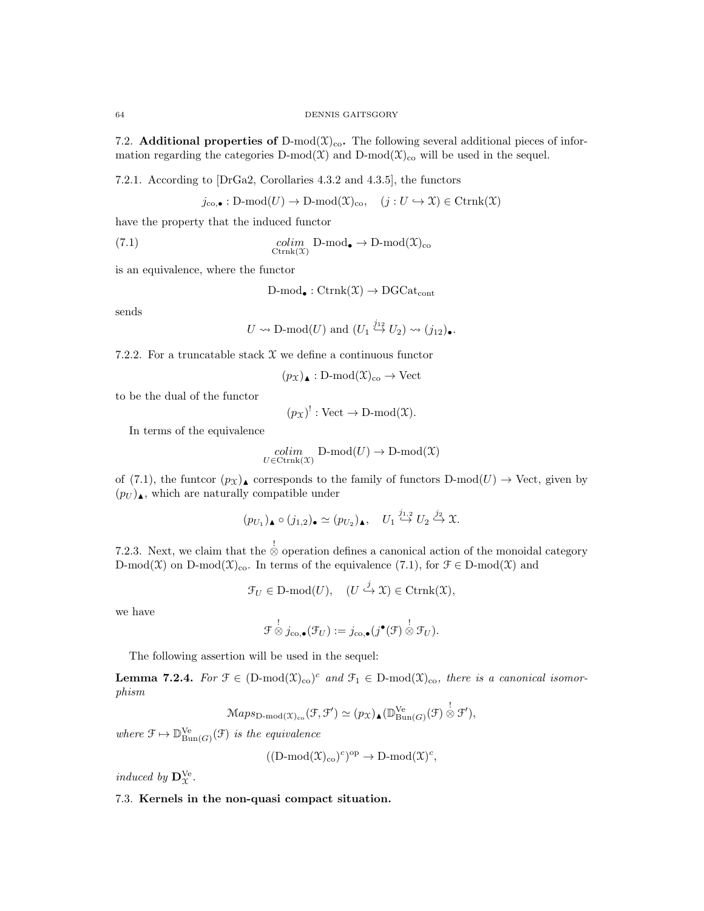7.2. **Additional properties of** $\text{D-mod}(\mathcal{X})_{\text{co}}$**.** The following several additional pieces of information regarding the categories $\text{D-mod}(\mathcal{X})$ and $\text{D-mod}(\mathcal{X})_{\text{co}}$ will be used in the sequel.

7.2.1. According to [DrGa2, Corollaries 4.3.2 and 4.3.5], the functors

$$j_{\text{co},\bullet} : \text{D-mod}(U) \to \text{D-mod}(\mathcal{X})_{\text{co}}, \quad (j : U \hookrightarrow \mathcal{X}) \in \text{Ctrnk}(\mathcal{X})$$

have the property that the induced functor

$$\underset{\text{Ctrnk}(\mathcal{X})}{colim}\ \text{D-mod}_\bullet \to \text{D-mod}(\mathcal{X})_{\text{co}} \tag{7.1}$$

is an equivalence, where the functor

$$\text{D-mod}_\bullet : \text{Ctrnk}(\mathcal{X}) \to \text{DGCat}_{\text{cont}}$$

sends

$$U \rightsquigarrow \text{D-mod}(U) \text{ and } (U_1 \overset{j_{12}}{\hookrightarrow} U_2) \rightsquigarrow (j_{12})_\bullet.$$

7.2.2. For a truncatable stack $\mathcal{X}$ we define a continuous functor

$$(p_{\mathcal{X}})_\blacktriangle : \text{D-mod}(\mathcal{X})_{\text{co}} \to \text{Vect}$$

to be the dual of the functor

$$(p_{\mathcal{X}})^! : \text{Vect} \to \text{D-mod}(\mathcal{X}).$$

In terms of the equivalence

$$\underset{U \in \text{Ctrnk}(\mathcal{X})}{colim}\ \text{D-mod}(U) \to \text{D-mod}(\mathcal{X})$$

of (7.1), the funtcor $(p_{\mathcal{X}})_\blacktriangle$ corresponds to the family of functors $\text{D-mod}(U) \to \text{Vect}$, given by $(p_U)_\blacktriangle$, which are naturally compatible under

$$(p_{U_1})_\blacktriangle \circ (j_{1,2})_\bullet \simeq (p_{U_2})_\blacktriangle, \quad U_1 \overset{j_{1,2}}{\hookrightarrow} U_2 \overset{j_2}{\hookrightarrow} \mathcal{X}.$$

7.2.3. Next, we claim that the $\overset{!}{\otimes}$ operation defines a canonical action of the monoidal category $\text{D-mod}(\mathcal{X})$ on $\text{D-mod}(\mathcal{X})_{\text{co}}$. In terms of the equivalence (7.1), for $\mathcal{F} \in \text{D-mod}(\mathcal{X})$ and

$$\mathcal{F}_U \in \text{D-mod}(U), \quad (U \overset{j}{\hookrightarrow} \mathcal{X}) \in \text{Ctrnk}(\mathcal{X}),$$

we have

$$\mathcal{F} \overset{!}{\otimes} j_{\text{co},\bullet}(\mathcal{F}_U) := j_{\text{co},\bullet}(j^\bullet(\mathcal{F}) \overset{!}{\otimes} \mathcal{F}_U).$$

The following assertion will be used in the sequel:

**Lemma 7.2.4.** *For $\mathcal{F} \in (\text{D-mod}(\mathcal{X})_{\text{co}})^c$ and $\mathcal{F}_1 \in \text{D-mod}(\mathcal{X})_{\text{co}}$, there is a canonical isomorphism*

$$\mathcal{M}aps_{\text{D-mod}(\mathcal{X})_{\text{co}}}(\mathcal{F}, \mathcal{F}') \simeq (p_{\mathcal{X}})_\blacktriangle(\mathbb{D}^{\text{Ve}}_{\text{Bun}(G)}(\mathcal{F}) \overset{!}{\otimes} \mathcal{F}'),$$

*where $\mathcal{F} \mapsto \mathbb{D}^{\text{Ve}}_{\text{Bun}(G)}(\mathcal{F})$ is the equivalence*

$$((\text{D-mod}(\mathcal{X})_{\text{co}})^c)^{\text{op}} \to \text{D-mod}(\mathcal{X})^c,$$

*induced by $\mathbf{D}^{\text{Ve}}_{\mathcal{X}}$.*

7.3. **Kernels in the non-quasi compact situation.**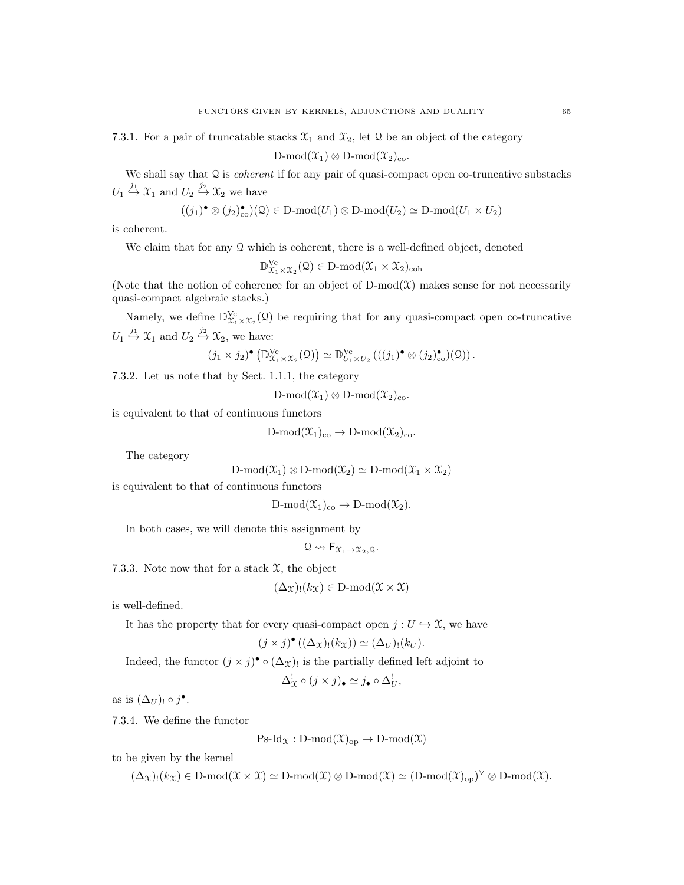7.3.1. For a pair of truncatable stacks $\mathcal{X}_1$ and $\mathcal{X}_2$, let $\mathcal{Q}$ be an object of the category

$$\text{D-mod}(\mathcal{X}_1) \otimes \text{D-mod}(\mathcal{X}_2)_{\text{co}}.$$

We shall say that $\mathcal{Q}$ is *coherent* if for any pair of quasi-compact open co-truncative substacks $U_1 \overset{j_1}{\hookrightarrow} \mathcal{X}_1$ and $U_2 \overset{j_2}{\hookrightarrow} \mathcal{X}_2$ we have

$$((j_1)^\bullet \otimes (j_2)^\bullet_{\text{co}})(\mathcal{Q}) \in \text{D-mod}(U_1) \otimes \text{D-mod}(U_2) \simeq \text{D-mod}(U_1 \times U_2)$$

is coherent.

We claim that for any $\mathcal{Q}$ which is coherent, there is a well-defined object, denoted

$$\mathbb{D}^{\text{Ve}}_{\mathcal{X}_1 \times \mathcal{X}_2}(\mathcal{Q}) \in \text{D-mod}(\mathcal{X}_1 \times \mathcal{X}_2)_{\text{coh}}$$

(Note that the notion of coherence for an object of $\text{D-mod}(\mathcal{X})$ makes sense for not necessarily quasi-compact algebraic stacks.)

Namely, we define $\mathbb{D}^{\text{Ve}}_{\mathcal{X}_1 \times \mathcal{X}_2}(\mathcal{Q})$ be requiring that for any quasi-compact open co-truncative $U_1 \overset{j_1}{\hookrightarrow} \mathcal{X}_1$ and $U_2 \overset{j_2}{\hookrightarrow} \mathcal{X}_2$, we have:

$$(j_1 \times j_2)^\bullet \left(\mathbb{D}^{\text{Ve}}_{\mathcal{X}_1 \times \mathcal{X}_2}(\mathcal{Q})\right) \simeq \mathbb{D}^{\text{Ve}}_{U_1 \times U_2}\left(((j_1)^\bullet \otimes (j_2)^\bullet_{\text{co}})(\mathcal{Q})\right).$$

7.3.2. Let us note that by Sect. 1.1.1, the category

$$\text{D-mod}(\mathcal{X}_1) \otimes \text{D-mod}(\mathcal{X}_2)_{\text{co}}.$$

is equivalent to that of continuous functors

$$\text{D-mod}(\mathcal{X}_1)_{\text{co}} \to \text{D-mod}(\mathcal{X}_2)_{\text{co}}.$$

The category

$$\text{D-mod}(\mathcal{X}_1) \otimes \text{D-mod}(\mathcal{X}_2) \simeq \text{D-mod}(\mathcal{X}_1 \times \mathcal{X}_2)$$

is equivalent to that of continuous functors

$$\text{D-mod}(\mathcal{X}_1)_{\text{co}} \to \text{D-mod}(\mathcal{X}_2).$$

In both cases, we will denote this assignment by

$$\mathcal{Q} \rightsquigarrow \mathsf{F}_{\mathcal{X}_1 \to \mathcal{X}_2, \mathcal{Q}}.$$

7.3.3. Note now that for a stack $\mathcal{X}$, the object

$$(\Delta_{\mathcal{X}})_!(k_{\mathcal{X}}) \in \text{D-mod}(\mathcal{X} \times \mathcal{X})$$

is well-defined.

It has the property that for every quasi-compact open $j : U \hookrightarrow \mathcal{X}$, we have

$$(j \times j)^\bullet\left((\Delta_{\mathcal{X}})_!(k_{\mathcal{X}})\right) \simeq (\Delta_U)_!(k_U).$$

Indeed, the functor $(j \times j)^\bullet \circ (\Delta_{\mathcal{X}})_!$ is the partially defined left adjoint to

$$\Delta^!_{\mathcal{X}} \circ (j \times j)_\bullet \simeq j_\bullet \circ \Delta^!_U,$$

as is $(\Delta_U)_! \circ j^\bullet$.

7.3.4. We define the functor

$$\text{Ps-Id}_{\mathcal{X}} : \text{D-mod}(\mathcal{X})_{\text{op}} \to \text{D-mod}(\mathcal{X})$$

to be given by the kernel

$$(\Delta_{\mathcal{X}})_!(k_{\mathcal{X}}) \in \text{D-mod}(\mathcal{X} \times \mathcal{X}) \simeq \text{D-mod}(\mathcal{X}) \otimes \text{D-mod}(\mathcal{X}) \simeq (\text{D-mod}(\mathcal{X})_{\text{op}})^\vee \otimes \text{D-mod}(\mathcal{X}).$$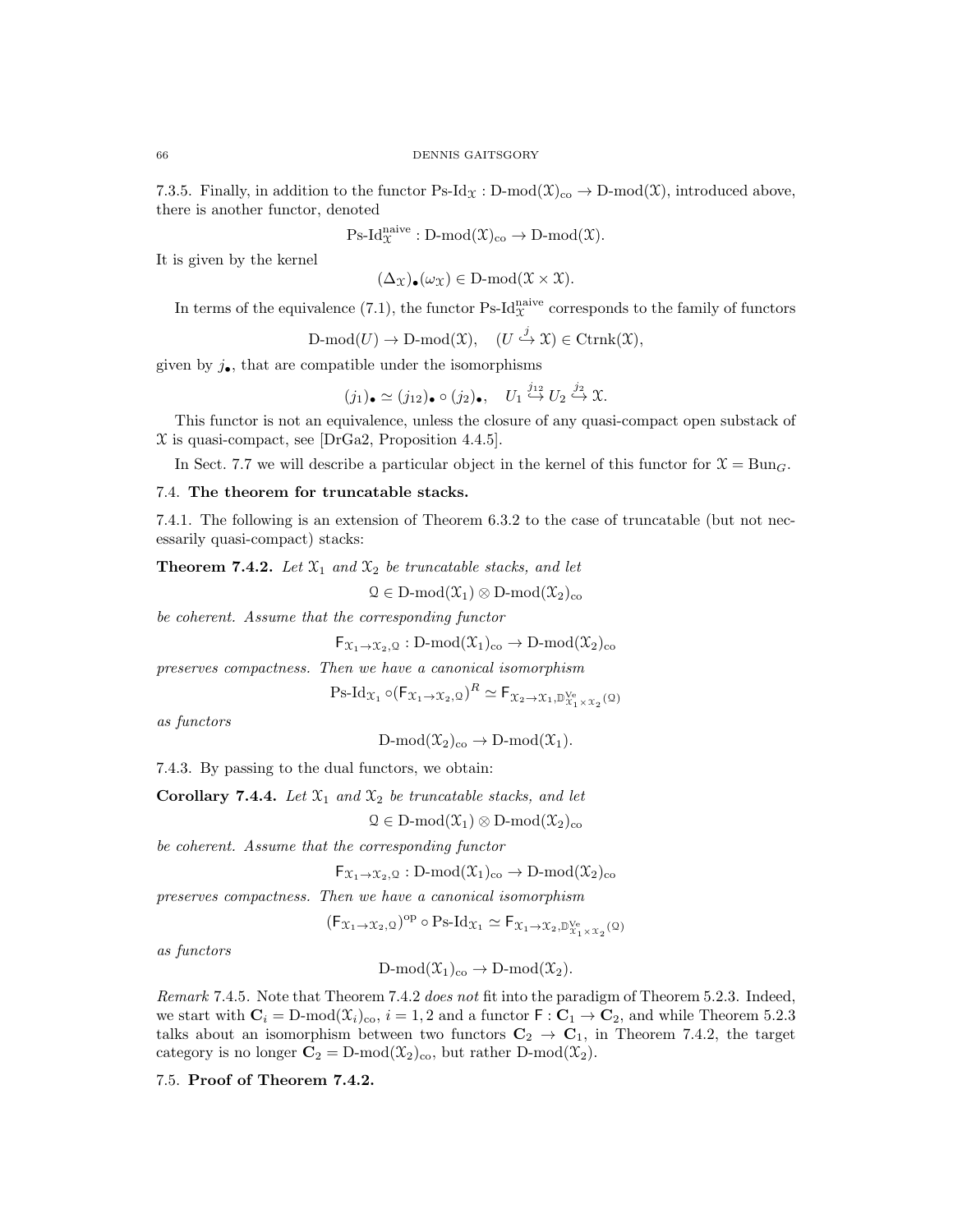7.3.5. Finally, in addition to the functor $\text{Ps-Id}_{\mathcal{X}} : \text{D-mod}(\mathcal{X})_{\text{co}} \to \text{D-mod}(\mathcal{X})$, introduced above, there is another functor, denoted

$$\text{Ps-Id}^{\text{naive}}_{\mathcal{X}} : \text{D-mod}(\mathcal{X})_{\text{co}} \to \text{D-mod}(\mathcal{X}).$$

It is given by the kernel

$$(\Delta_{\mathcal{X}})_\bullet(\omega_{\mathcal{X}}) \in \text{D-mod}(\mathcal{X} \times \mathcal{X}).$$

In terms of the equivalence (7.1), the functor $\text{Ps-Id}^{\text{naive}}_{\mathcal{X}}$ corresponds to the family of functors

$$\text{D-mod}(U) \to \text{D-mod}(\mathcal{X}), \quad (U \overset{j}{\hookrightarrow} \mathcal{X}) \in \text{Ctrnk}(\mathcal{X}),$$

given by $j_\bullet$, that are compatible under the isomorphisms

$$(j_1)_\bullet \simeq (j_{12})_\bullet \circ (j_2)_\bullet, \quad U_1 \overset{j_{12}}{\hookrightarrow} U_2 \overset{j_2}{\hookrightarrow} \mathcal{X}.$$

This functor is not an equivalence, unless the closure of any quasi-compact open substack of $\mathcal{X}$ is quasi-compact, see [DrGa2, Proposition 4.4.5].

In Sect. 7.7 we will describe a particular object in the kernel of this functor for $\mathcal{X} = \text{Bun}_G$.

## 7.4. The theorem for truncatable stacks.

7.4.1. The following is an extension of Theorem 6.3.2 to the case of truncatable (but not necessarily quasi-compact) stacks:

**Theorem 7.4.2.** *Let $\mathcal{X}_1$ and $\mathcal{X}_2$ be truncatable stacks, and let*

$$\mathcal{Q} \in \text{D-mod}(\mathcal{X}_1) \otimes \text{D-mod}(\mathcal{X}_2)_{\text{co}}$$

*be coherent. Assume that the corresponding functor*

$$\mathsf{F}_{\mathcal{X}_1 \to \mathcal{X}_2, \mathcal{Q}} : \text{D-mod}(\mathcal{X}_1)_{\text{co}} \to \text{D-mod}(\mathcal{X}_2)_{\text{co}}$$

*preserves compactness. Then we have a canonical isomorphism*

$$\text{Ps-Id}_{\mathcal{X}_1} \circ (\mathsf{F}_{\mathcal{X}_1 \to \mathcal{X}_2, \mathcal{Q}})^R \simeq \mathsf{F}_{\mathcal{X}_2 \to \mathcal{X}_1, \mathbb{D}^{\text{Ve}}_{\mathcal{X}_1 \times \mathcal{X}_2}(\mathcal{Q})}$$

*as functors*

$$\text{D-mod}(\mathcal{X}_2)_{\text{co}} \to \text{D-mod}(\mathcal{X}_1).$$

7.4.3. By passing to the dual functors, we obtain:

**Corollary 7.4.4.** *Let $\mathcal{X}_1$ and $\mathcal{X}_2$ be truncatable stacks, and let*

$$\mathcal{Q} \in \text{D-mod}(\mathcal{X}_1) \otimes \text{D-mod}(\mathcal{X}_2)_{\text{co}}$$

*be coherent. Assume that the corresponding functor*

$$\mathsf{F}_{\mathcal{X}_1 \to \mathcal{X}_2, \mathcal{Q}} : \text{D-mod}(\mathcal{X}_1)_{\text{co}} \to \text{D-mod}(\mathcal{X}_2)_{\text{co}}$$

*preserves compactness. Then we have a canonical isomorphism*

$$(\mathsf{F}_{\mathcal{X}_1 \to \mathcal{X}_2, \mathcal{Q}})^{\text{op}} \circ \text{Ps-Id}_{\mathcal{X}_1} \simeq \mathsf{F}_{\mathcal{X}_1 \to \mathcal{X}_2, \mathbb{D}^{\text{Ve}}_{\mathcal{X}_1 \times \mathcal{X}_2}(\mathcal{Q})}$$

*as functors*

$$\text{D-mod}(\mathcal{X}_1)_{\text{co}} \to \text{D-mod}(\mathcal{X}_2).$$

*Remark* 7.4.5. Note that Theorem 7.4.2 *does not* fit into the paradigm of Theorem 5.2.3. Indeed, we start with $\mathbf{C}_i = \text{D-mod}(\mathcal{X}_i)_{\text{co}}$, $i = 1, 2$ and a functor $\mathsf{F} : \mathbf{C}_1 \to \mathbf{C}_2$, and while Theorem 5.2.3 talks about an isomorphism between two functors $\mathbf{C}_2 \to \mathbf{C}_1$, in Theorem 7.4.2, the target category is no longer $\mathbf{C}_2 = \text{D-mod}(\mathcal{X}_2)_{\text{co}}$, but rather $\text{D-mod}(\mathcal{X}_2)$.

## 7.5. Proof of Theorem 7.4.2.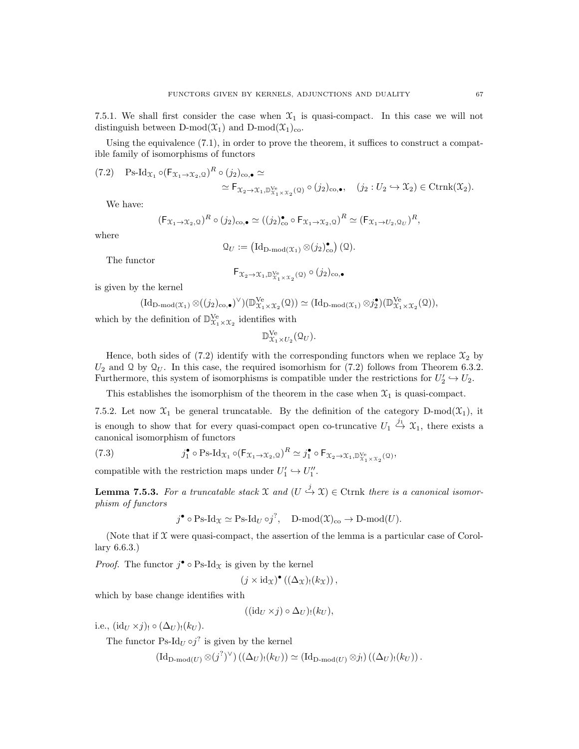7.5.1. We shall first consider the case when $\mathcal{X}_1$ is quasi-compact. In this case we will not distinguish between $\text{D-mod}(\mathcal{X}_1)$ and $\text{D-mod}(\mathcal{X}_1)_{\text{co}}$.

Using the equivalence (7.1), in order to prove the theorem, it suffices to construct a compatible family of isomorphisms of functors

$$\text{(7.2)}\quad \text{Ps-Id}_{\mathcal{X}_1} \circ (\mathsf{F}_{\mathcal{X}_1\to\mathcal{X}_2,\mathcal{Q}})^R \circ (j_2)_{\text{co},\bullet} \simeq \simeq \mathsf{F}_{\mathcal{X}_2\to\mathcal{X}_1,\mathbb{D}^{\text{Ve}}_{\mathcal{X}_1\times\mathcal{X}_2}(\mathcal{Q})} \circ (j_2)_{\text{co},\bullet}, \quad (j_2 : U_2 \hookrightarrow \mathcal{X}_2) \in \text{Ctrnk}(\mathcal{X}_2).$$

We have:

$$(\mathsf{F}_{\mathcal{X}_1\to\mathcal{X}_2,\mathcal{Q}})^R \circ (j_2)_{\text{co},\bullet} \simeq ((j_2)^\bullet_{\text{co}} \circ \mathsf{F}_{\mathcal{X}_1\to\mathcal{X}_2,\mathcal{Q}})^R \simeq (\mathsf{F}_{\mathcal{X}_1\to U_2,\mathcal{Q}_U})^R,$$

where

$$\mathcal{Q}_U := \left(\text{Id}_{\text{D-mod}(\mathcal{X}_1)} \otimes (j_2)^\bullet_{\text{co}}\right)(\mathcal{Q}).$$

The functor

$$\mathsf{F}_{\mathcal{X}_2\to\mathcal{X}_1,\mathbb{D}^{\text{Ve}}_{\mathcal{X}_1\times\mathcal{X}_2}(\mathcal{Q})} \circ (j_2)_{\text{co},\bullet}$$

is given by the kernel

$$(\text{Id}_{\text{D-mod}(\mathcal{X}_1)} \otimes ((j_2)_{\text{co},\bullet})^\vee)(\mathbb{D}^{\text{Ve}}_{\mathcal{X}_1\times\mathcal{X}_2}(\mathcal{Q})) \simeq (\text{Id}_{\text{D-mod}(\mathcal{X}_1)} \otimes j_2^\bullet)(\mathbb{D}^{\text{Ve}}_{\mathcal{X}_1\times\mathcal{X}_2}(\mathcal{Q})),$$

which by the definition of $\mathbb{D}^{\text{Ve}}_{\mathcal{X}_1\times\mathcal{X}_2}$ identifies with

$$\mathbb{D}^{\text{Ve}}_{\mathcal{X}_1\times U_2}(\mathcal{Q}_U).$$

Hence, both sides of (7.2) identify with the corresponding functors when we replace $\mathcal{X}_2$ by $U_2$ and $\mathcal{Q}$ by $\mathcal{Q}_U$. In this case, the required isomorhism for (7.2) follows from Theorem 6.3.2. Furthermore, this system of isomorphisms is compatible under the restrictions for $U_2' \hookrightarrow U_2$.

This establishes the isomorphism of the theorem in the case when $\mathcal{X}_1$ is quasi-compact.

7.5.2. Let now $\mathcal{X}_1$ be general truncatable. By the definition of the category $\text{D-mod}(\mathcal{X}_1)$, it is enough to show that for every quasi-compact open co-truncative $U_1 \overset{j_1}{\hookrightarrow} \mathcal{X}_1$, there exists a canonical isomorphism of functors

$$\text{(7.3)}\qquad j_1^\bullet \circ \text{Ps-Id}_{\mathcal{X}_1} \circ (\mathsf{F}_{\mathcal{X}_1\to\mathcal{X}_2,\mathcal{Q}})^R \simeq j_1^\bullet \circ \mathsf{F}_{\mathcal{X}_2\to\mathcal{X}_1,\mathbb{D}^{\text{Ve}}_{\mathcal{X}_1\times\mathcal{X}_2}(\mathcal{Q})},$$

compatible with the restriction maps under $U_1' \hookrightarrow U_1''$.

**Lemma 7.5.3.** *For a truncatable stack $\mathcal{X}$ and $(U \overset{j}{\hookrightarrow} \mathcal{X}) \in \text{Ctrnk}$ there is a canonical isomorphism of functors*

$$j^\bullet \circ \text{Ps-Id}_{\mathcal{X}} \simeq \text{Ps-Id}_U \circ j^?, \quad \text{D-mod}(\mathcal{X})_{\text{co}} \to \text{D-mod}(U).$$

(Note that if $\mathcal{X}$ were quasi-compact, the assertion of the lemma is a particular case of Corollary 6.6.3.)

*Proof.* The functor $j^\bullet \circ \text{Ps-Id}_{\mathcal{X}}$ is given by the kernel

$$(j \times \text{id}_{\mathcal{X}})^\bullet \left((\Delta_{\mathcal{X}})_!(k_{\mathcal{X}})\right),$$

which by base change identifies with

$$((\text{id}_U \times j) \circ \Delta_U)_!(k_U),$$

i.e., $(\text{id}_U \times j)_! \circ (\Delta_U)_!(k_U)$.

The functor $\text{Ps-Id}_U \circ j^?$ is given by the kernel

$$(\text{Id}_{\text{D-mod}(U)} \otimes (j^?)^\vee)\left((\Delta_U)_!(k_U)\right) \simeq (\text{Id}_{\text{D-mod}(U)} \otimes j_!)\left((\Delta_U)_!(k_U)\right).$$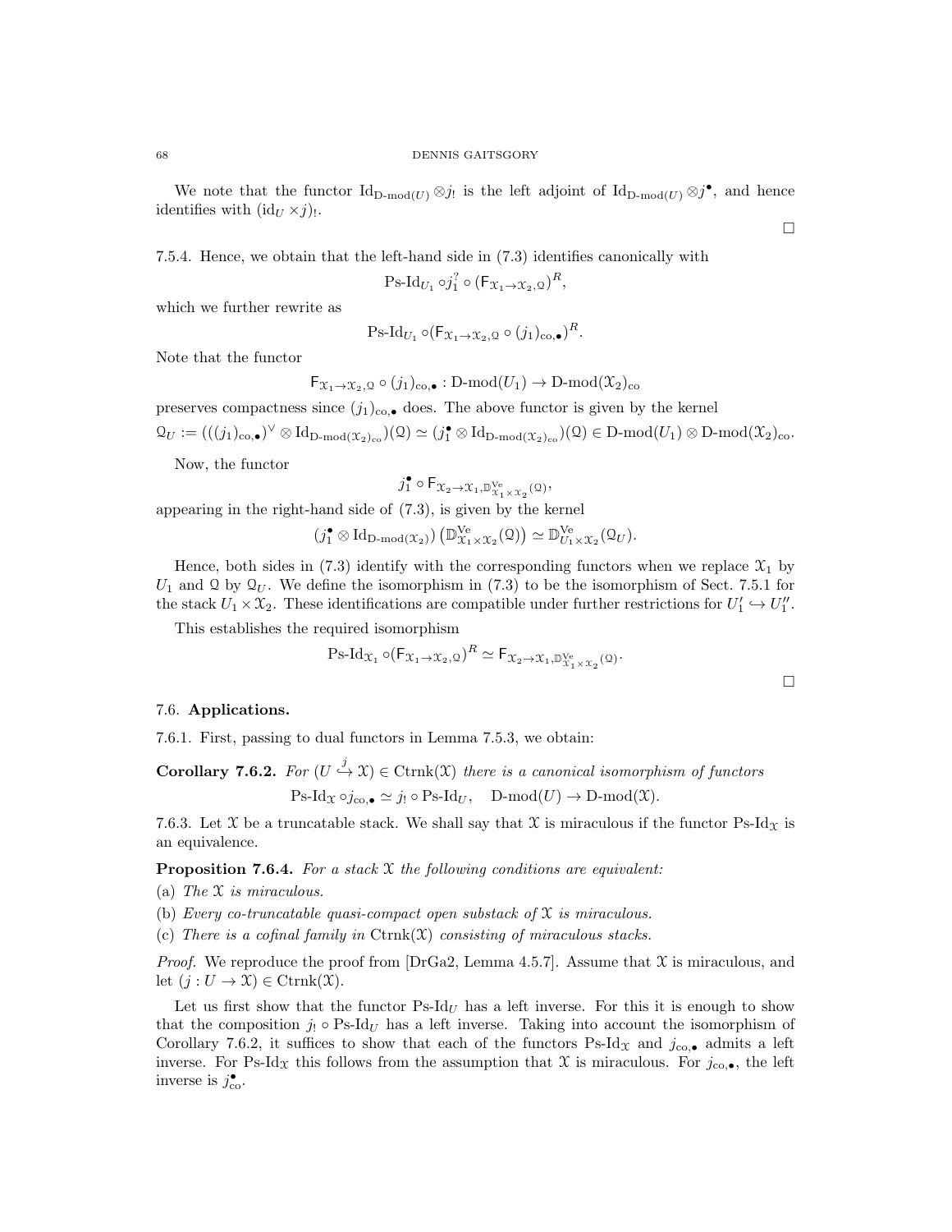We note that the functor $\mathrm{Id}_{\text{D-mod}(U)} \otimes j_!$ is the left adjoint of $\mathrm{Id}_{\text{D-mod}(U)} \otimes j^\bullet$, and hence identifies with $(\mathrm{id}_U \times j)_!$.

□

7.5.4. Hence, we obtain that the left-hand side in (7.3) identifies canonically with

$$\text{Ps-Id}_{U_1} \circ j_1^? \circ (\mathsf{F}_{\mathcal{X}_1 \to \mathcal{X}_2, \mathcal{Q}})^R,$$

which we further rewrite as

$$\text{Ps-Id}_{U_1} \circ (\mathsf{F}_{\mathcal{X}_1 \to \mathcal{X}_2, \mathcal{Q}} \circ (j_1)_{\text{co},\bullet})^R.$$

Note that the functor

$$\mathsf{F}_{\mathcal{X}_1 \to \mathcal{X}_2, \mathcal{Q}} \circ (j_1)_{\text{co},\bullet} : \text{D-mod}(U_1) \to \text{D-mod}(\mathcal{X}_2)_{\text{co}}$$

preserves compactness since $(j_1)_{\text{co},\bullet}$ does. The above functor is given by the kernel

$$\mathcal{Q}_U := (((j_1)_{\text{co},\bullet})^\vee \otimes \mathrm{Id}_{\text{D-mod}(\mathcal{X}_2)_{\text{co}}})(\mathcal{Q}) \simeq (j_1^\bullet \otimes \mathrm{Id}_{\text{D-mod}(\mathcal{X}_2)_{\text{co}}})(\mathcal{Q}) \in \text{D-mod}(U_1) \otimes \text{D-mod}(\mathcal{X}_2)_{\text{co}}.$$

Now, the functor

$$j_1^\bullet \circ \mathsf{F}_{\mathcal{X}_2 \to \mathcal{X}_1, \mathbb{D}^{\text{Ve}}_{\mathcal{X}_1 \times \mathcal{X}_2}(\mathcal{Q})},$$

appearing in the right-hand side of (7.3), is given by the kernel

$$(j_1^\bullet \otimes \mathrm{Id}_{\text{D-mod}(\mathcal{X}_2)}) \left(\mathbb{D}^{\text{Ve}}_{\mathcal{X}_1 \times \mathcal{X}_2}(\mathcal{Q})\right) \simeq \mathbb{D}^{\text{Ve}}_{U_1 \times \mathcal{X}_2}(\mathcal{Q}_U).$$

Hence, both sides in (7.3) identify with the corresponding functors when we replace $\mathcal{X}_1$ by $U_1$ and $\mathcal{Q}$ by $\mathcal{Q}_U$. We define the isomorphism in (7.3) to be the isomorphism of Sect. 7.5.1 for the stack $U_1 \times \mathcal{X}_2$. These identifications are compatible under further restrictions for $U_1' \hookrightarrow U_1''$.

This establishes the required isomorphism

$$\text{Ps-Id}_{\mathcal{X}_1} \circ (\mathsf{F}_{\mathcal{X}_1 \to \mathcal{X}_2, \mathcal{Q}})^R \simeq \mathsf{F}_{\mathcal{X}_2 \to \mathcal{X}_1, \mathbb{D}^{\text{Ve}}_{\mathcal{X}_1 \times \mathcal{X}_2}(\mathcal{Q})}.$$

□

## 7.6. Applications.

7.6.1. First, passing to dual functors in Lemma 7.5.3, we obtain:

**Corollary 7.6.2.** *For $(U \overset{j}{\hookrightarrow} \mathcal{X}) \in \text{Ctrnk}(\mathcal{X})$ there is a canonical isomorphism of functors*

$$\text{Ps-Id}_{\mathcal{X}} \circ j_{\text{co},\bullet} \simeq j_! \circ \text{Ps-Id}_U, \quad \text{D-mod}(U) \to \text{D-mod}(\mathcal{X}).$$

7.6.3. Let $\mathcal{X}$ be a truncatable stack. We shall say that $\mathcal{X}$ is miraculous if the functor $\text{Ps-Id}_{\mathcal{X}}$ is an equivalence.

**Proposition 7.6.4.** *For a stack $\mathcal{X}$ the following conditions are equivalent:*

(a) *The $\mathcal{X}$ is miraculous.*

(b) *Every co-truncatable quasi-compact open substack of $\mathcal{X}$ is miraculous.*

(c) *There is a cofinal family in $\text{Ctrnk}(\mathcal{X})$ consisting of miraculous stacks.*

*Proof.* We reproduce the proof from [DrGa2, Lemma 4.5.7]. Assume that $\mathcal{X}$ is miraculous, and let $(j : U \to \mathcal{X}) \in \text{Ctrnk}(\mathcal{X})$.

Let us first show that the functor $\text{Ps-Id}_U$ has a left inverse. For this it is enough to show that the composition $j_! \circ \text{Ps-Id}_U$ has a left inverse. Taking into account the isomorphism of Corollary 7.6.2, it suffices to show that each of the functors $\text{Ps-Id}_{\mathcal{X}}$ and $j_{\text{co},\bullet}$ admits a left inverse. For $\text{Ps-Id}_{\mathcal{X}}$ this follows from the assumption that $\mathcal{X}$ is miraculous. For $j_{\text{co},\bullet}$, the left inverse is $j^\bullet_{\text{co}}$.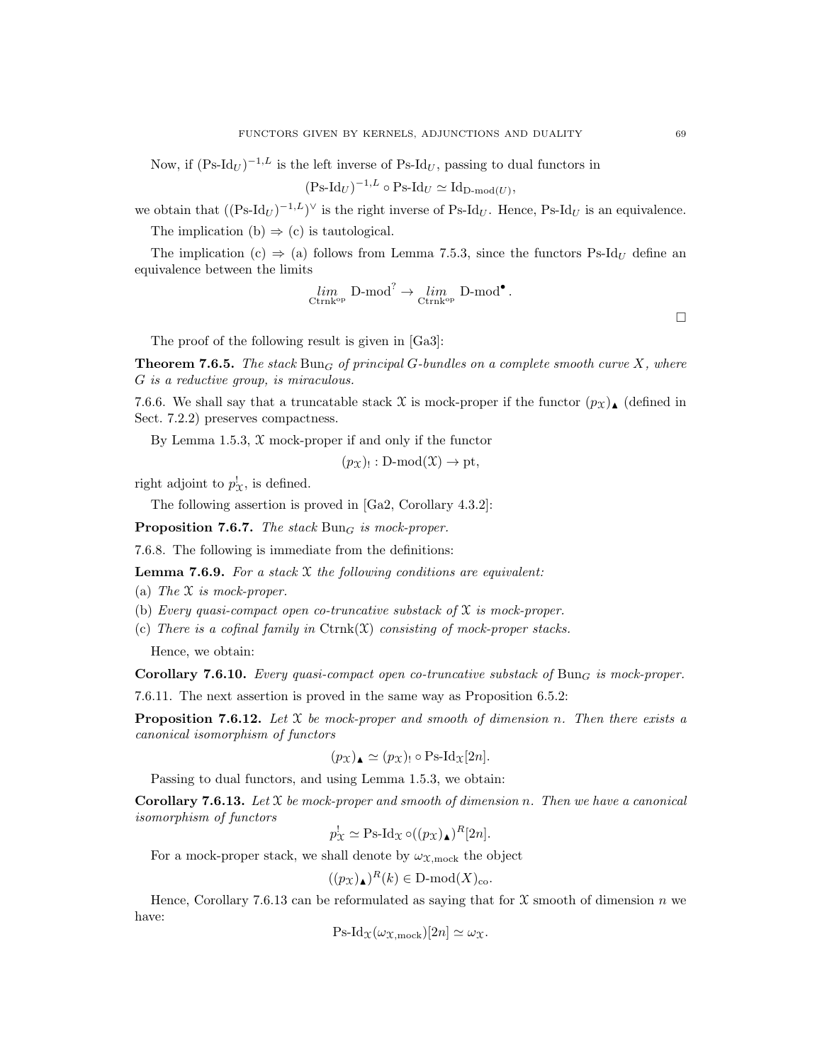Now, if $(\text{Ps-Id}_U)^{-1,L}$ is the left inverse of $\text{Ps-Id}_U$, passing to dual functors in

$$(\text{Ps-Id}_U)^{-1,L} \circ \text{Ps-Id}_U \simeq \text{Id}_{\text{D-mod}(U)},$$

we obtain that $((\text{Ps-Id}_U)^{-1,L})^\vee$ is the right inverse of $\text{Ps-Id}_U$. Hence, $\text{Ps-Id}_U$ is an equivalence.

The implication (b) $\Rightarrow$ (c) is tautological.

The implication (c) $\Rightarrow$ (a) follows from Lemma 7.5.3, since the functors $\text{Ps-Id}_U$ define an equivalence between the limits

$$\underset{\text{Ctrnk}^{\text{op}}}{lim}\ \text{D-mod}^? \to \underset{\text{Ctrnk}^{\text{op}}}{lim}\ \text{D-mod}^\bullet.$$

$\square$

The proof of the following result is given in [Ga3]:

**Theorem 7.6.5.** *The stack $\text{Bun}_G$ of principal $G$-bundles on a complete smooth curve $X$, where $G$ is a reductive group, is miraculous.*

7.6.6. We shall say that a truncatable stack $\mathcal{X}$ is mock-proper if the functor $(p_{\mathcal{X}})_\blacktriangle$ (defined in Sect. 7.2.2) preserves compactness.

By Lemma 1.5.3, $\mathcal{X}$ mock-proper if and only if the functor

$$(p_{\mathcal{X}})_! : \text{D-mod}(\mathcal{X}) \to \text{pt},$$

right adjoint to $p^!_{\mathcal{X}}$, is defined.

The following assertion is proved in [Ga2, Corollary 4.3.2]:

**Proposition 7.6.7.** *The stack $\text{Bun}_G$ is mock-proper.*

7.6.8. The following is immediate from the definitions:

**Lemma 7.6.9.** *For a stack $\mathcal{X}$ the following conditions are equivalent:*

(a) *The $\mathcal{X}$ is mock-proper.*

(b) *Every quasi-compact open co-truncative substack of $\mathcal{X}$ is mock-proper.*

(c) *There is a cofinal family in $\text{Ctrnk}(\mathcal{X})$ consisting of mock-proper stacks.*

Hence, we obtain:

**Corollary 7.6.10.** *Every quasi-compact open co-truncative substack of $\text{Bun}_G$ is mock-proper.*

7.6.11. The next assertion is proved in the same way as Proposition 6.5.2:

**Proposition 7.6.12.** *Let $\mathcal{X}$ be mock-proper and smooth of dimension $n$. Then there exists a canonical isomorphism of functors*

$$(p_{\mathcal{X}})_\blacktriangle \simeq (p_{\mathcal{X}})_! \circ \text{Ps-Id}_{\mathcal{X}}[2n].$$

Passing to dual functors, and using Lemma 1.5.3, we obtain:

**Corollary 7.6.13.** *Let $\mathcal{X}$ be mock-proper and smooth of dimension $n$. Then we have a canonical isomorphism of functors*

$$p^!_{\mathcal{X}} \simeq \text{Ps-Id}_{\mathcal{X}} \circ ((p_{\mathcal{X}})_\blacktriangle)^R[2n].$$

For a mock-proper stack, we shall denote by $\omega_{\mathcal{X},\text{mock}}$ the object

$$((p_{\mathcal{X}})_\blacktriangle)^R(k) \in \text{D-mod}(X)_{\text{co}}.$$

Hence, Corollary 7.6.13 can be reformulated as saying that for $\mathcal{X}$ smooth of dimension $n$ we have:

$$\text{Ps-Id}_{\mathcal{X}}(\omega_{\mathcal{X},\text{mock}})[2n] \simeq \omega_{\mathcal{X}}.$$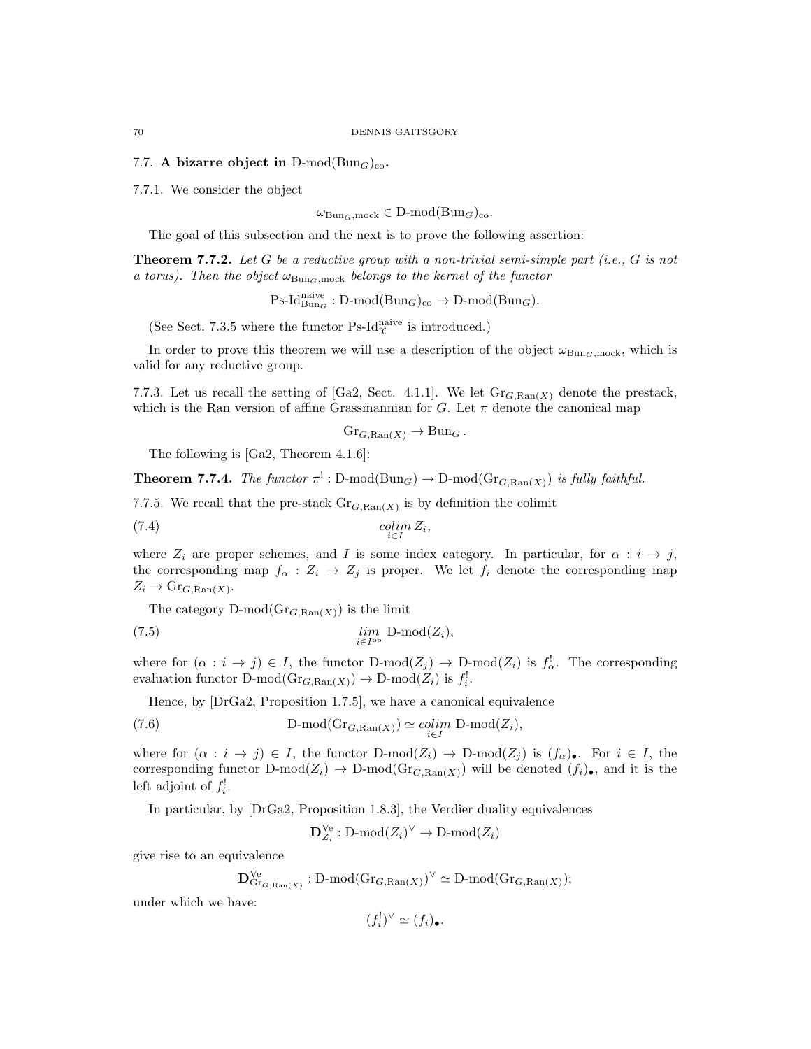### 7.7. **A bizarre object in** $\text{D-mod}(\text{Bun}_G)_{\text{co}}$**.**

7.7.1. We consider the object

$$\omega_{\text{Bun}_G,\text{mock}} \in \text{D-mod}(\text{Bun}_G)_{\text{co}}.$$

The goal of this subsection and the next is to prove the following assertion:

**Theorem 7.7.2.** *Let $G$ be a reductive group with a non-trivial semi-simple part (i.e., $G$ is not a torus). Then the object $\omega_{\text{Bun}_G,\text{mock}}$ belongs to the kernel of the functor*

$$\text{Ps-Id}^{\text{naive}}_{\text{Bun}_G} : \text{D-mod}(\text{Bun}_G)_{\text{co}} \to \text{D-mod}(\text{Bun}_G).$$

(See Sect. 7.3.5 where the functor $\text{Ps-Id}^{\text{naive}}_{\mathcal{X}}$ is introduced.)

In order to prove this theorem we will use a description of the object $\omega_{\text{Bun}_G,\text{mock}}$, which is valid for any reductive group.

7.7.3. Let us recall the setting of [Ga2, Sect. 4.1.1]. We let $\text{Gr}_{G,\text{Ran}(X)}$ denote the prestack, which is the Ran version of affine Grassmannian for $G$. Let $\pi$ denote the canonical map

$$\text{Gr}_{G,\text{Ran}(X)} \to \text{Bun}_G.$$

The following is [Ga2, Theorem 4.1.6]:

**Theorem 7.7.4.** *The functor $\pi^! : \text{D-mod}(\text{Bun}_G) \to \text{D-mod}(\text{Gr}_{G,\text{Ran}(X)})$ is fully faithful.*

7.7.5. We recall that the pre-stack $\text{Gr}_{G,\text{Ran}(X)}$ is by definition the colimit

$$\underset{i\in I}{colim}\, Z_i, \tag{7.4}$$

where $Z_i$ are proper schemes, and $I$ is some index category. In particular, for $\alpha : i \to j$, the corresponding map $f_\alpha : Z_i \to Z_j$ is proper. We let $f_i$ denote the corresponding map $Z_i \to \text{Gr}_{G,\text{Ran}(X)}$.

The category $\text{D-mod}(\text{Gr}_{G,\text{Ran}(X)})$ is the limit

$$\underset{i\in I^{\text{op}}}{lim}\, \text{D-mod}(Z_i), \tag{7.5}$$

where for $(\alpha : i \to j) \in I$, the functor $\text{D-mod}(Z_j) \to \text{D-mod}(Z_i)$ is $f_\alpha^!$. The corresponding evaluation functor $\text{D-mod}(\text{Gr}_{G,\text{Ran}(X)}) \to \text{D-mod}(Z_i)$ is $f_i^!$.

Hence, by [DrGa2, Proposition 1.7.5], we have a canonical equivalence

$$\text{D-mod}(\text{Gr}_{G,\text{Ran}(X)}) \simeq \underset{i\in I}{colim}\, \text{D-mod}(Z_i), \tag{7.6}$$

where for $(\alpha : i \to j) \in I$, the functor $\text{D-mod}(Z_i) \to \text{D-mod}(Z_j)$ is $(f_\alpha)_\bullet$. For $i \in I$, the corresponding functor $\text{D-mod}(Z_i) \to \text{D-mod}(\text{Gr}_{G,\text{Ran}(X)})$ will be denoted $(f_i)_\bullet$, and it is the left adjoint of $f_i^!$.

In particular, by [DrGa2, Proposition 1.8.3], the Verdier duality equivalences

$$\mathbf{D}^{\text{Ve}}_{Z_i} : \text{D-mod}(Z_i)^\vee \to \text{D-mod}(Z_i)$$

give rise to an equivalence

$$\mathbf{D}^{\text{Ve}}_{\text{Gr}_{G,\text{Ran}(X)}} : \text{D-mod}(\text{Gr}_{G,\text{Ran}(X)})^\vee \simeq \text{D-mod}(\text{Gr}_{G,\text{Ran}(X)});$$

under which we have:

$$(f_i^!)^\vee \simeq (f_i)_\bullet.$$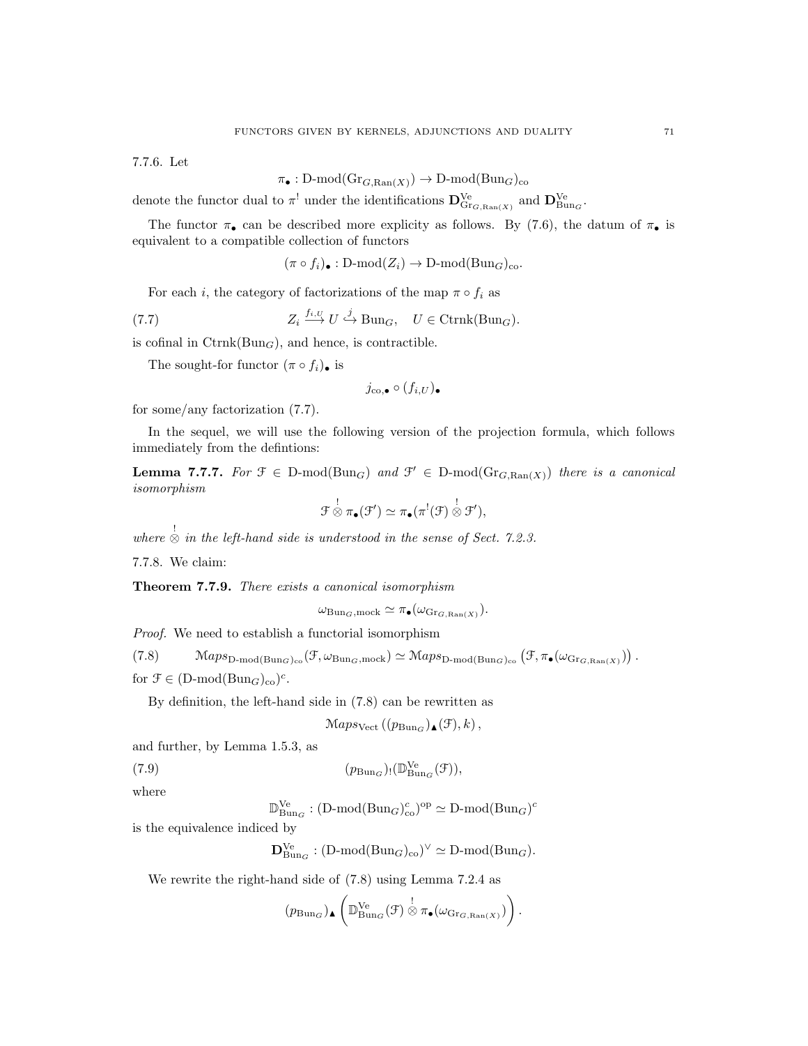7.7.6. Let

$$\pi_\bullet : \text{D-mod}(\text{Gr}_{G,\text{Ran}(X)}) \to \text{D-mod}(\text{Bun}_G)_{\text{co}}$$

denote the functor dual to $\pi^!$ under the identifications $\mathbf{D}^{\text{Ve}}_{\text{Gr}_{G,\text{Ran}(X)}}$ and $\mathbf{D}^{\text{Ve}}_{\text{Bun}_G}$.

The functor $\pi_\bullet$ can be described more explicity as follows. By (7.6), the datum of $\pi_\bullet$ is equivalent to a compatible collection of functors

$$(\pi \circ f_i)_\bullet : \text{D-mod}(Z_i) \to \text{D-mod}(\text{Bun}_G)_{\text{co}}.$$

For each $i$, the category of factorizations of the map $\pi \circ f_i$ as

$$Z_i \xrightarrow{f_{i,U}} U \overset{j}{\hookrightarrow} \text{Bun}_G, \quad U \in \text{Ctrnk}(\text{Bun}_G). \tag{7.7}$$

is cofinal in $\text{Ctrnk}(\text{Bun}_G)$, and hence, is contractible.

The sought-for functor $(\pi \circ f_i)_\bullet$ is

$$j_{\text{co},\bullet} \circ (f_{i,U})_\bullet$$

for some/any factorization (7.7).

In the sequel, we will use the following version of the projection formula, which follows immediately from the defintions:

**Lemma 7.7.7.** *For $\mathcal{F} \in \text{D-mod}(\text{Bun}_G)$ and $\mathcal{F}' \in \text{D-mod}(\text{Gr}_{G,\text{Ran}(X)})$ there is a canonical isomorphism*

$$\mathcal{F} \overset{!}{\otimes} \pi_\bullet(\mathcal{F}') \simeq \pi_\bullet(\pi^!(\mathcal{F}) \overset{!}{\otimes} \mathcal{F}'),$$

*where $\overset{!}{\otimes}$ in the left-hand side is understood in the sense of Sect. 7.2.3.*

7.7.8. We claim:

**Theorem 7.7.9.** *There exists a canonical isomorphism*

$$\omega_{\text{Bun}_G,\text{mock}} \simeq \pi_\bullet(\omega_{\text{Gr}_{G,\text{Ran}(X)}}).$$

*Proof.* We need to establish a functorial isomorphism

$$\mathcal{M}aps_{\text{D-mod}(\text{Bun}_G)_{\text{co}}}(\mathcal{F}, \omega_{\text{Bun}_G,\text{mock}}) \simeq \mathcal{M}aps_{\text{D-mod}(\text{Bun}_G)_{\text{co}}}\left(\mathcal{F}, \pi_\bullet(\omega_{\text{Gr}_{G,\text{Ran}(X)}})\right). \tag{7.8}$$

for $\mathcal{F} \in (\text{D-mod}(\text{Bun}_G)_{\text{co}})^c$.

By definition, the left-hand side in (7.8) can be rewritten as

$$\mathcal{M}aps_{\text{Vect}}\left((p_{\text{Bun}_G})_\blacktriangle(\mathcal{F}), k\right),$$

and further, by Lemma 1.5.3, as

$$(p_{\text{Bun}_G})_!(\mathbb{D}^{\text{Ve}}_{\text{Bun}_G}(\mathcal{F})), \tag{7.9}$$

where

$$\mathbb{D}^{\text{Ve}}_{\text{Bun}_G} : (\text{D-mod}(\text{Bun}_G)^c_{\text{co}})^{\text{op}} \simeq \text{D-mod}(\text{Bun}_G)^c$$

is the equivalence indiced by

$$\mathbf{D}^{\text{Ve}}_{\text{Bun}_G} : (\text{D-mod}(\text{Bun}_G)_{\text{co}})^\vee \simeq \text{D-mod}(\text{Bun}_G).$$

We rewrite the right-hand side of (7.8) using Lemma 7.2.4 as

$$(p_{\text{Bun}_G})_\blacktriangle\left(\mathbb{D}^{\text{Ve}}_{\text{Bun}_G}(\mathcal{F}) \overset{!}{\otimes} \pi_\bullet(\omega_{\text{Gr}_{G,\text{Ran}(X)}})\right).$$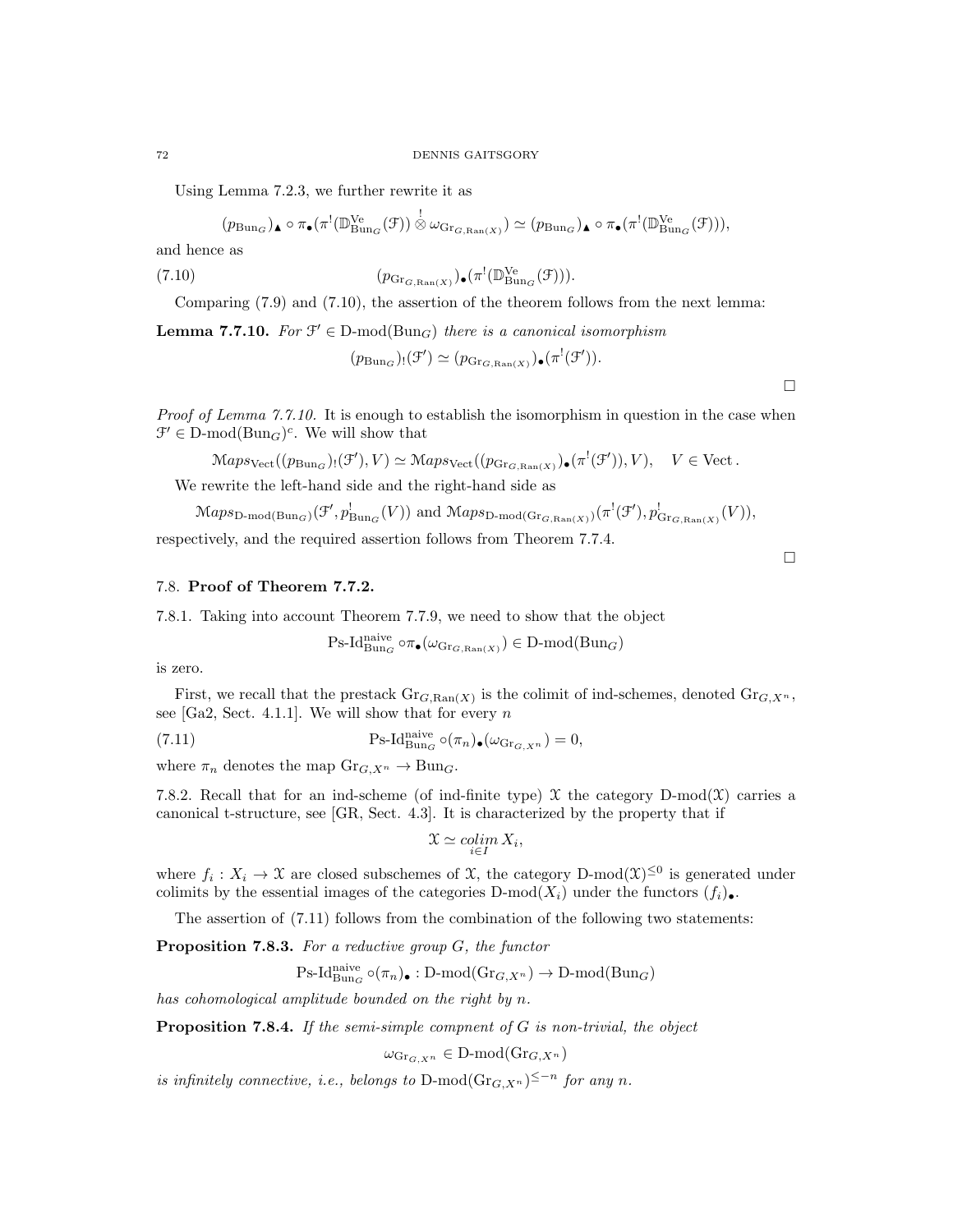Using Lemma 7.2.3, we further rewrite it as

$$(p_{\mathrm{Bun}_G})_{\blacktriangle} \circ \pi_\bullet(\pi^!(\mathbb{D}^{\mathrm{Ve}}_{\mathrm{Bun}_G}(\mathcal{F})) \overset{!}{\otimes} \omega_{\mathrm{Gr}_{G,\mathrm{Ran}(X)}}) \simeq (p_{\mathrm{Bun}_G})_{\blacktriangle} \circ \pi_\bullet(\pi^!(\mathbb{D}^{\mathrm{Ve}}_{\mathrm{Bun}_G}(\mathcal{F}))),$$

and hence as

$$(p_{\mathrm{Gr}_{G,\mathrm{Ran}(X)}})_\bullet(\pi^!(\mathbb{D}^{\mathrm{Ve}}_{\mathrm{Bun}_G}(\mathcal{F}))). \tag{7.10}$$

Comparing (7.9) and (7.10), the assertion of the theorem follows from the next lemma:

**Lemma 7.7.10.** *For $\mathcal{F}' \in \text{D-mod}(\mathrm{Bun}_G)$ there is a canonical isomorphism*

$$(p_{\mathrm{Bun}_G})_!(\mathcal{F}') \simeq (p_{\mathrm{Gr}_{G,\mathrm{Ran}(X)}})_\bullet(\pi^!(\mathcal{F}')).$$

□

*Proof of Lemma 7.7.10.* It is enough to establish the isomorphism in question in the case when $\mathcal{F}' \in \text{D-mod}(\mathrm{Bun}_G)^c$. We will show that

$$\mathcal{M}aps_{\mathrm{Vect}}((p_{\mathrm{Bun}_G})_!(\mathcal{F}'), V) \simeq \mathcal{M}aps_{\mathrm{Vect}}((p_{\mathrm{Gr}_{G,\mathrm{Ran}(X)}})_\bullet(\pi^!(\mathcal{F}')), V), \quad V \in \mathrm{Vect}.$$

We rewrite the left-hand side and the right-hand side as

$$\mathcal{M}aps_{\text{D-mod}(\mathrm{Bun}_G)}(\mathcal{F}', p^!_{\mathrm{Bun}_G}(V)) \text{ and } \mathcal{M}aps_{\text{D-mod}(\mathrm{Gr}_{G,\mathrm{Ran}(X)})}(\pi^!(\mathcal{F}'), p^!_{\mathrm{Gr}_{G,\mathrm{Ran}(X)}}(V)),$$

respectively, and the required assertion follows from Theorem 7.7.4.

□

### 7.8. Proof of Theorem 7.7.2.

7.8.1. Taking into account Theorem 7.7.9, we need to show that the object

$$\text{Ps-Id}^{\mathrm{naive}}_{\mathrm{Bun}_G} \circ \pi_\bullet(\omega_{\mathrm{Gr}_{G,\mathrm{Ran}(X)}}) \in \text{D-mod}(\mathrm{Bun}_G)$$

is zero.

First, we recall that the prestack $\mathrm{Gr}_{G,\mathrm{Ran}(X)}$ is the colimit of ind-schemes, denoted $\mathrm{Gr}_{G,X^n}$, see [Ga2, Sect. 4.1.1]. We will show that for every $n$

$$\text{Ps-Id}^{\mathrm{naive}}_{\mathrm{Bun}_G} \circ (\pi_n)_\bullet(\omega_{\mathrm{Gr}_{G,X^n}}) = 0, \tag{7.11}$$

where $\pi_n$ denotes the map $\mathrm{Gr}_{G,X^n} \to \mathrm{Bun}_G$.

7.8.2. Recall that for an ind-scheme (of ind-finite type) $\mathcal{X}$ the category $\text{D-mod}(\mathcal{X})$ carries a canonical t-structure, see [GR, Sect. 4.3]. It is characterized by the property that if

$$\mathcal{X} \simeq \underset{i \in I}{colim}\, X_i,$$

where $f_i : X_i \to \mathcal{X}$ are closed subschemes of $\mathcal{X}$, the category $\text{D-mod}(\mathcal{X})^{\leq 0}$ is generated under colimits by the essential images of the categories $\text{D-mod}(X_i)$ under the functors $(f_i)_\bullet$.

The assertion of (7.11) follows from the combination of the following two statements:

**Proposition 7.8.3.** *For a reductive group $G$, the functor*

$$\text{Ps-Id}^{\mathrm{naive}}_{\mathrm{Bun}_G} \circ (\pi_n)_\bullet : \text{D-mod}(\mathrm{Gr}_{G,X^n}) \to \text{D-mod}(\mathrm{Bun}_G)$$

*has cohomological amplitude bounded on the right by $n$.*

**Proposition 7.8.4.** *If the semi-simple compnent of $G$ is non-trivial, the object*

$$\omega_{\mathrm{Gr}_{G,X^n}} \in \text{D-mod}(\mathrm{Gr}_{G,X^n})$$

*is infinitely connective, i.e., belongs to $\text{D-mod}(\mathrm{Gr}_{G,X^n})^{\leq -n}$ for any $n$.*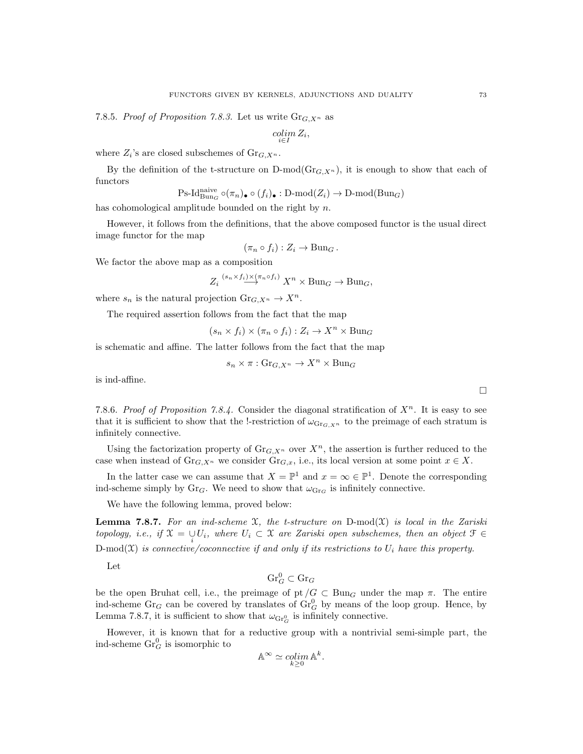7.8.5. *Proof of Proposition 7.8.3.* Let us write $\mathrm{Gr}_{G,X^n}$ as

$$\underset{i\in I}{colim}\, Z_i,$$

where $Z_i$'s are closed subschemes of $\mathrm{Gr}_{G,X^n}$.

By the definition of the t-structure on $\text{D-mod}(\mathrm{Gr}_{G,X^n})$, it is enough to show that each of functors

$$\text{Ps-Id}^{\text{naive}}_{\mathrm{Bun}_G} \circ (\pi_n)_\bullet \circ (f_i)_\bullet : \text{D-mod}(Z_i) \to \text{D-mod}(\mathrm{Bun}_G)$$

has cohomological amplitude bounded on the right by $n$.

However, it follows from the definitions, that the above composed functor is the usual direct image functor for the map

$$(\pi_n \circ f_i) : Z_i \to \mathrm{Bun}_G .$$

We factor the above map as a composition

$$Z_i \overset{(s_n\times f_i)\times(\pi_n\circ f_i)}{\longrightarrow} X^n \times \mathrm{Bun}_G \to \mathrm{Bun}_G,$$

where $s_n$ is the natural projection $\mathrm{Gr}_{G,X^n} \to X^n$.

The required assertion follows from the fact that the map

$$(s_n \times f_i) \times (\pi_n \circ f_i) : Z_i \to X^n \times \mathrm{Bun}_G$$

is schematic and affine. The latter follows from the fact that the map

$$s_n \times \pi : \mathrm{Gr}_{G,X^n} \to X^n \times \mathrm{Bun}_G$$

is ind-affine.

□

7.8.6. *Proof of Proposition 7.8.4.* Consider the diagonal stratification of $X^n$. It is easy to see that it is sufficient to show that the !-restriction of $\omega_{\mathrm{Gr}_{G,X^n}}$ to the preimage of each stratum is infinitely connective.

Using the factorization property of $\mathrm{Gr}_{G,X^n}$ over $X^n$, the assertion is further reduced to the case when instead of $\mathrm{Gr}_{G,X^n}$ we consider $\mathrm{Gr}_{G,x}$, i.e., its local version at some point $x \in X$.

In the latter case we can assume that $X = \mathbb{P}^1$ and $x = \infty \in \mathbb{P}^1$. Denote the corresponding ind-scheme simply by $\mathrm{Gr}_G$. We need to show that $\omega_{\mathrm{Gr}_G}$ is infinitely connective.

We have the following lemma, proved below:

**Lemma 7.8.7.** *For an ind-scheme $\mathcal{X}$, the t-structure on* $\text{D-mod}(\mathcal{X})$ *is local in the Zariski topology, i.e., if $\mathcal{X} = \underset{i}{\cup} U_i$, where $U_i \subset \mathcal{X}$ are Zariski open subschemes, then an object $\mathcal{F} \in$* $\text{D-mod}(\mathcal{X})$ *is connective/coconnective if and only if its restrictions to $U_i$ have this property.*

Let

$$\mathrm{Gr}^0_G \subset \mathrm{Gr}_G$$

be the open Bruhat cell, i.e., the preimage of $\mathrm{pt}/G \subset \mathrm{Bun}_G$ under the map $\pi$. The entire ind-scheme $\mathrm{Gr}_G$ can be covered by translates of $\mathrm{Gr}^0_G$ by means of the loop group. Hence, by Lemma 7.8.7, it is sufficient to show that $\omega_{\mathrm{Gr}^0_G}$ is infinitely connective.

However, it is known that for a reductive group with a nontrivial semi-simple part, the ind-scheme $\mathrm{Gr}^0_G$ is isomorphic to

$$\mathbb{A}^\infty \simeq \underset{k\geq 0}{colim}\, \mathbb{A}^k.$$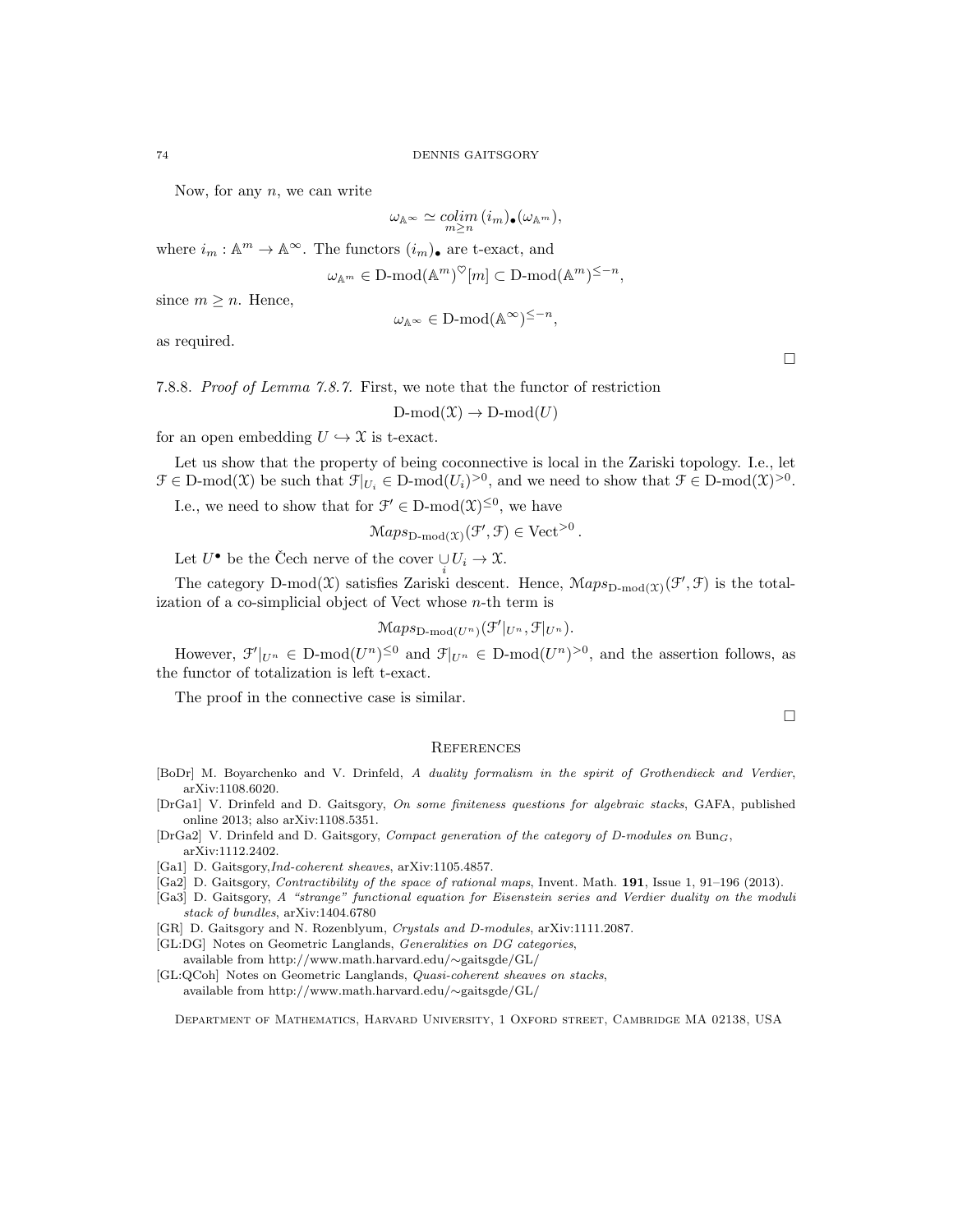Now, for any $n$, we can write

$$\omega_{\mathbb{A}^\infty} \simeq \underset{m \geq n}{colim}\, (i_m)_\bullet(\omega_{\mathbb{A}^m}),$$

where $i_m : \mathbb{A}^m \to \mathbb{A}^\infty$. The functors $(i_m)_\bullet$ are t-exact, and

$$\omega_{\mathbb{A}^m} \in \text{D-mod}(\mathbb{A}^m)^\heartsuit[m] \subset \text{D-mod}(\mathbb{A}^m)^{\leq -n},$$

since $m \geq n$. Hence,

$$\omega_{\mathbb{A}^\infty} \in \text{D-mod}(\mathbb{A}^\infty)^{\leq -n},$$

as required.

□

7.8.8. *Proof of Lemma 7.8.7.* First, we note that the functor of restriction

$$\text{D-mod}(\mathcal{X}) \to \text{D-mod}(U)$$

for an open embedding $U \hookrightarrow \mathcal{X}$ is t-exact.

Let us show that the property of being coconnective is local in the Zariski topology. I.e., let $\mathcal{F} \in \text{D-mod}(\mathcal{X})$ be such that $\mathcal{F}|_{U_i} \in \text{D-mod}(U_i)^{>0}$, and we need to show that $\mathcal{F} \in \text{D-mod}(\mathcal{X})^{>0}$.

I.e., we need to show that for $\mathcal{F}' \in \text{D-mod}(\mathcal{X})^{\leq 0}$, we have

$$\mathcal{M}aps_{\text{D-mod}(\mathcal{X})}(\mathcal{F}', \mathcal{F}) \in \text{Vect}^{>0}.$$

Let $U^\bullet$ be the Čech nerve of the cover $\underset{i}{\cup} U_i \to \mathcal{X}$.

The category $\text{D-mod}(\mathcal{X})$ satisfies Zariski descent. Hence, $\mathcal{M}aps_{\text{D-mod}(\mathcal{X})}(\mathcal{F}', \mathcal{F})$ is the totalization of a co-simplicial object of Vect whose $n$-th term is

$$\mathcal{M}aps_{\text{D-mod}(U^n)}(\mathcal{F}'|_{U^n}, \mathcal{F}|_{U^n}).$$

However, $\mathcal{F}'|_{U^n} \in \text{D-mod}(U^n)^{\leq 0}$ and $\mathcal{F}|_{U^n} \in \text{D-mod}(U^n)^{>0}$, and the assertion follows, as the functor of totalization is left t-exact.

The proof in the connective case is similar.

□

## References

[BoDr] M. Boyarchenko and V. Drinfeld, *A duality formalism in the spirit of Grothendieck and Verdier*, arXiv:1108.6020.

[DrGa1] V. Drinfeld and D. Gaitsgory, *On some finiteness questions for algebraic stacks*, GAFA, published online 2013; also arXiv:1108.5351.

[DrGa2] V. Drinfeld and D. Gaitsgory, *Compact generation of the category of D-modules on* $\text{Bun}_G$, arXiv:1112.2402.

[Ga1] D. Gaitsgory, *Ind-coherent sheaves*, arXiv:1105.4857.

[Ga2] D. Gaitsgory, *Contractibility of the space of rational maps*, Invent. Math. **191**, Issue 1, 91–196 (2013).

[Ga3] D. Gaitsgory, *A "strange" functional equation for Eisenstein series and Verdier duality on the moduli stack of bundles*, arXiv:1404.6780

[GR] D. Gaitsgory and N. Rozenblyum, *Crystals and D-modules*, arXiv:1111.2087.

[GL:DG] Notes on Geometric Langlands, *Generalities on DG categories*, available from http://www.math.harvard.edu/∼gaitsgde/GL/

[GL:QCoh] Notes on Geometric Langlands, *Quasi-coherent sheaves on stacks*, available from http://www.math.harvard.edu/∼gaitsgde/GL/

Department of Mathematics, Harvard University, 1 Oxford street, Cambridge MA 02138, USA